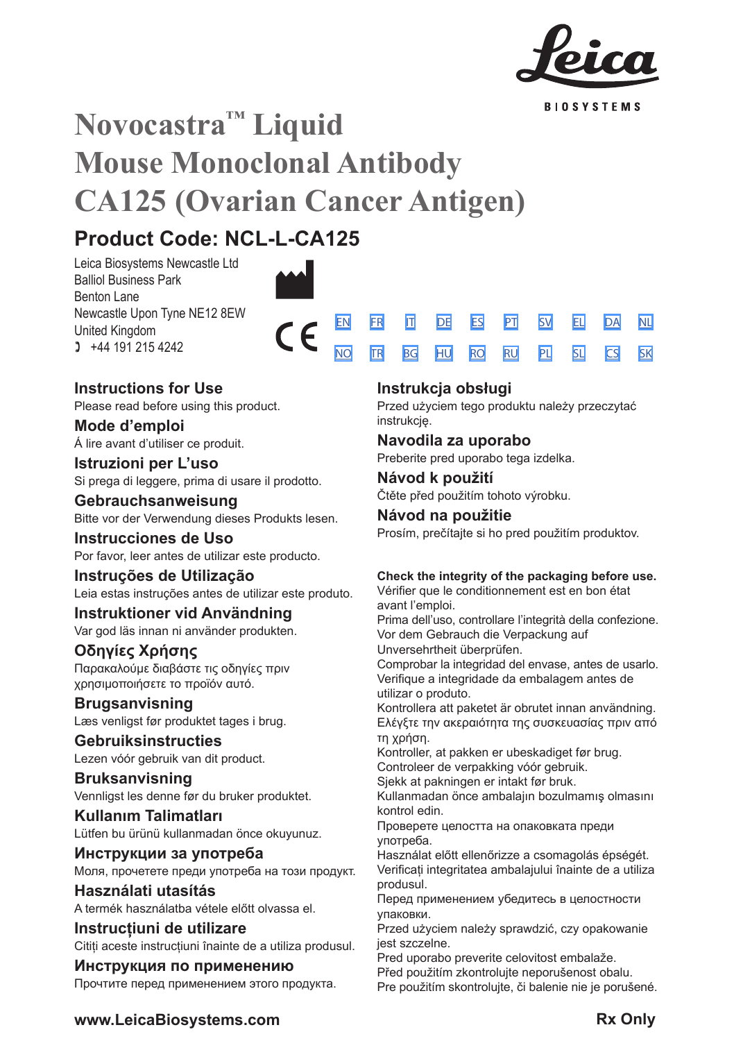# Novocastra™ Liquid Mouse Monoclonal Antibody CA125 (Ovarian Cancer Antigen)

## Product Code: NCL-L-CA125

Leica Biosystems Newcastle Ltd
Balliol Business Park
Benton Lane
Newcastle Upon Tyne NE12 8EW
United Kingdom
+44 191 215 4242

EN FR IT DE ES PT SV EL DA NL
NO TR BG HU RO RU PL SL CS SK

### Instructions for Use
Please read before using this product.

### Mode d'emploi
Á lire avant d'utiliser ce produit.

### Istruzioni per L'uso
Si prega di leggere, prima di usare il prodotto.

### Gebrauchsanweisung
Bitte vor der Verwendung dieses Produkts lesen.

### Instrucciones de Uso
Por favor, leer antes de utilizar este producto.

### Instruções de Utilização
Leia estas instruções antes de utilizar este produto.

### Instruktioner vid Användning
Var god läs innan ni använder produkten.

### Οδηγίες Χρήσης
Παρακαλούμε διαβάστε τις οδηγίες πριν χρησιμοποιήσετε το προϊόν αυτό.

### Brugsanvisning
Læs venligst før produktet tages i brug.

### Gebruiksinstructies
Lezen vóór gebruik van dit product.

### Bruksanvisning
Vennligst les denne før du bruker produktet.

### Kullanım Talimatları
Lütfen bu ürünü kullanmadan önce okuyunuz.

### Инструкции за употреба
Моля, прочетете преди употреба на този продукт.

### Használati utasítás
A termék használatba vétele előtt olvassa el.

### Instrucțiuni de utilizare
Citiți aceste instrucțiuni înainte de a utiliza produsul.

### Инструкция по применению
Прочтите перед применением этого продукта.

### Instrukcja obsługi
Przed użyciem tego produktu należy przeczytać instrukcję.

### Navodila za uporabo
Preberite pred uporabo tega izdelka.

### Návod k použití
Čtěte před použitím tohoto výrobku.

### Návod na použitie
Prosím, prečítajte si ho pred použitím produktov.

**Check the integrity of the packaging before use.**
Vérifier que le conditionnement est en bon état avant l'emploi.
Prima dell'uso, controllare l'integrità della confezione.
Vor dem Gebrauch die Verpackung auf Unversehrtheit überprüfen.
Comprobar la integridad del envase, antes de usarlo.
Verifique a integridade da embalagem antes de utilizar o produto.
Kontrollera att paketet är obrutet innan användning.
Ελέγξτε την ακεραιότητα της συσκευασίας πριν από τη χρήση.
Kontroller, at pakken er ubeskadiget før brug.
Controleer de verpakking vóór gebruik.
Sjekk at pakningen er intakt før bruk.
Kullanmadan önce ambalajın bozulmamış olmasını kontrol edin.
Проверете целостта на опаковката преди употреба.
Használat előtt ellenőrizze a csomagolás épségét.
Verificați integritatea ambalajului înainte de a utiliza produsul.
Перед применением убедитесь в целостности упаковки.
Przed użyciem należy sprawdzić, czy opakowanie jest szczelne.
Pred uporabo preverite celovitost embalaže.
Před použitím zkontrolujte neporušenost obalu.
Pre použitím skontrolujte, či balenie nie je porušené.

**www.LeicaBiosystems.com**

**Rx Only**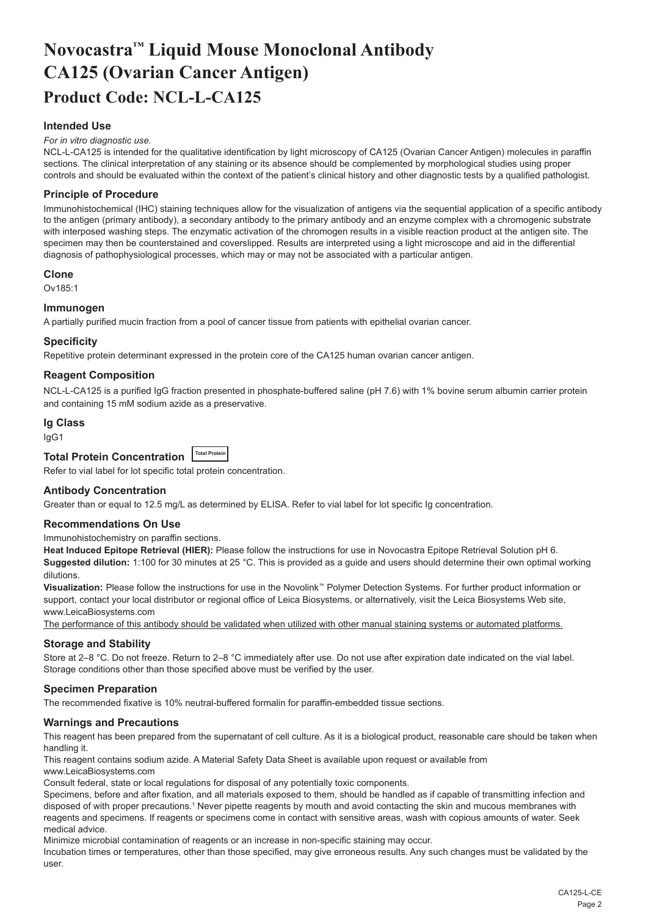# Novocastra™ Liquid Mouse Monoclonal Antibody CA125 (Ovarian Cancer Antigen)

## Product Code: NCL-L-CA125

### Intended Use

*For in vitro diagnostic use.*

NCL-L-CA125 is intended for the qualitative identification by light microscopy of CA125 (Ovarian Cancer Antigen) molecules in paraffin sections. The clinical interpretation of any staining or its absence should be complemented by morphological studies using proper controls and should be evaluated within the context of the patient's clinical history and other diagnostic tests by a qualified pathologist.

### Principle of Procedure

Immunohistochemical (IHC) staining techniques allow for the visualization of antigens via the sequential application of a specific antibody to the antigen (primary antibody), a secondary antibody to the primary antibody and an enzyme complex with a chromogenic substrate with interposed washing steps. The enzymatic activation of the chromogen results in a visible reaction product at the antigen site. The specimen may then be counterstained and coverslipped. Results are interpreted using a light microscope and aid in the differential diagnosis of pathophysiological processes, which may or may not be associated with a particular antigen.

### Clone

Ov185:1

### Immunogen

A partially purified mucin fraction from a pool of cancer tissue from patients with epithelial ovarian cancer.

### Specificity

Repetitive protein determinant expressed in the protein core of the CA125 human ovarian cancer antigen.

### Reagent Composition

NCL-L-CA125 is a purified IgG fraction presented in phosphate-buffered saline (pH 7.6) with 1% bovine serum albumin carrier protein and containing 15 mM sodium azide as a preservative.

### Ig Class

IgG1

### Total Protein Concentration Total Protein

Refer to vial label for lot specific total protein concentration.

### Antibody Concentration

Greater than or equal to 12.5 mg/L as determined by ELISA. Refer to vial label for lot specific Ig concentration.

### Recommendations On Use

Immunohistochemistry on paraffin sections.

**Heat Induced Epitope Retrieval (HIER):** Please follow the instructions for use in Novocastra Epitope Retrieval Solution pH 6.

**Suggested dilution:** 1:100 for 30 minutes at 25 °C. This is provided as a guide and users should determine their own optimal working dilutions.

**Visualization:** Please follow the instructions for use in the Novolink™ Polymer Detection Systems. For further product information or support, contact your local distributor or regional office of Leica Biosystems, or alternatively, visit the Leica Biosystems Web site, www.LeicaBiosystems.com

The performance of this antibody should be validated when utilized with other manual staining systems or automated platforms.

### Storage and Stability

Store at 2–8 °C. Do not freeze. Return to 2–8 °C immediately after use. Do not use after expiration date indicated on the vial label. Storage conditions other than those specified above must be verified by the user.

### Specimen Preparation

The recommended fixative is 10% neutral-buffered formalin for paraffin-embedded tissue sections.

### Warnings and Precautions

This reagent has been prepared from the supernatant of cell culture. As it is a biological product, reasonable care should be taken when handling it.

This reagent contains sodium azide. A Material Safety Data Sheet is available upon request or available from www.LeicaBiosystems.com

Consult federal, state or local regulations for disposal of any potentially toxic components.

Specimens, before and after fixation, and all materials exposed to them, should be handled as if capable of transmitting infection and disposed of with proper precautions.[1] Never pipette reagents by mouth and avoid contacting the skin and mucous membranes with reagents and specimens. If reagents or specimens come in contact with sensitive areas, wash with copious amounts of water. Seek medical advice.

Minimize microbial contamination of reagents or an increase in non-specific staining may occur.

Incubation times or temperatures, other than those specified, may give erroneous results. Any such changes must be validated by the user.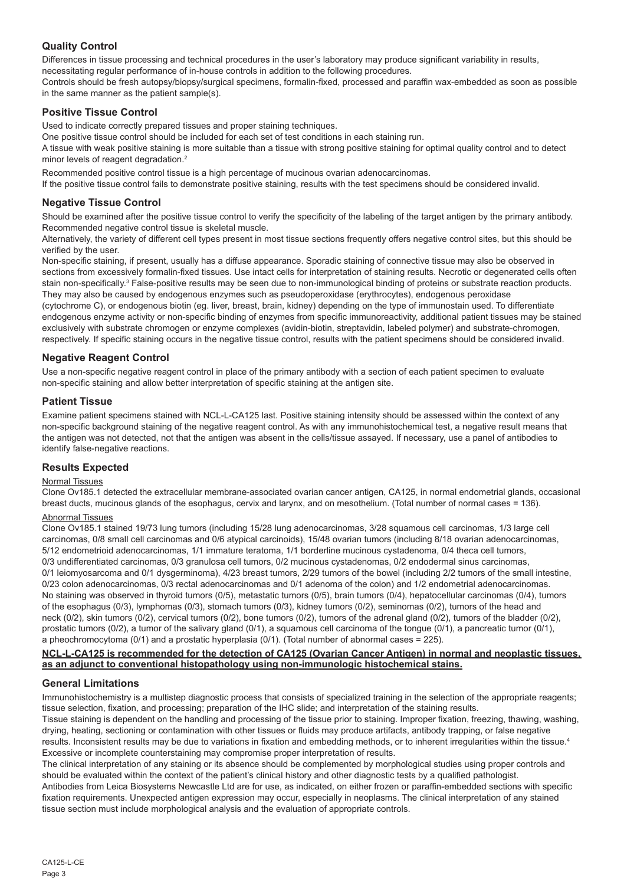## Quality Control

Differences in tissue processing and technical procedures in the user's laboratory may produce significant variability in results, necessitating regular performance of in-house controls in addition to the following procedures.

Controls should be fresh autopsy/biopsy/surgical specimens, formalin-fixed, processed and paraffin wax-embedded as soon as possible in the same manner as the patient sample(s).

## Positive Tissue Control

Used to indicate correctly prepared tissues and proper staining techniques.

One positive tissue control should be included for each set of test conditions in each staining run.

A tissue with weak positive staining is more suitable than a tissue with strong positive staining for optimal quality control and to detect minor levels of reagent degradation.[2]

Recommended positive control tissue is a high percentage of mucinous ovarian adenocarcinomas.

If the positive tissue control fails to demonstrate positive staining, results with the test specimens should be considered invalid.

## Negative Tissue Control

Should be examined after the positive tissue control to verify the specificity of the labeling of the target antigen by the primary antibody.

Recommended negative control tissue is skeletal muscle.

Alternatively, the variety of different cell types present in most tissue sections frequently offers negative control sites, but this should be verified by the user.

Non-specific staining, if present, usually has a diffuse appearance. Sporadic staining of connective tissue may also be observed in sections from excessively formalin-fixed tissues. Use intact cells for interpretation of staining results. Necrotic or degenerated cells often stain non-specifically.[3] False-positive results may be seen due to non-immunological binding of proteins or substrate reaction products. They may also be caused by endogenous enzymes such as pseudoperoxidase (erythrocytes), endogenous peroxidase (cytochrome C), or endogenous biotin (eg. liver, breast, brain, kidney) depending on the type of immunostain used. To differentiate endogenous enzyme activity or non-specific binding of enzymes from specific immunoreactivity, additional patient tissues may be stained exclusively with substrate chromogen or enzyme complexes (avidin-biotin, streptavidin, labeled polymer) and substrate-chromogen, respectively. If specific staining occurs in the negative tissue control, results with the patient specimens should be considered invalid.

## Negative Reagent Control

Use a non-specific negative reagent control in place of the primary antibody with a section of each patient specimen to evaluate non-specific staining and allow better interpretation of specific staining at the antigen site.

## Patient Tissue

Examine patient specimens stained with NCL-L-CA125 last. Positive staining intensity should be assessed within the context of any non-specific background staining of the negative reagent control. As with any immunohistochemical test, a negative result means that the antigen was not detected, not that the antigen was absent in the cells/tissue assayed. If necessary, use a panel of antibodies to identify false-negative reactions.

## Results Expected

Normal Tissues

Clone Ov185.1 detected the extracellular membrane-associated ovarian cancer antigen, CA125, in normal endometrial glands, occasional breast ducts, mucinous glands of the esophagus, cervix and larynx, and on mesothelium. (Total number of normal cases = 136).

Abnormal Tissues

Clone Ov185.1 stained 19/73 lung tumors (including 15/28 lung adenocarcinomas, 3/28 squamous cell carcinomas, 1/3 large cell carcinomas, 0/8 small cell carcinomas and 0/6 atypical carcinoids), 15/48 ovarian tumors (including 8/18 ovarian adenocarcinomas, 5/12 endometrioid adenocarcinomas, 1/1 immature teratoma, 1/1 borderline mucinous cystadenoma, 0/4 theca cell tumors, 0/3 undifferentiated carcinomas, 0/3 granulosa cell tumors, 0/2 mucinous cystadenomas, 0/2 endodermal sinus carcinomas, 0/1 leiomyosarcoma and 0/1 dysgerminoma), 4/23 breast tumors, 2/29 tumors of the bowel (including 2/2 tumors of the small intestine, 0/23 colon adenocarcinomas, 0/3 rectal adenocarcinomas and 0/1 adenoma of the colon) and 1/2 endometrial adenocarcinomas. No staining was observed in thyroid tumors (0/5), metastatic tumors (0/5), brain tumors (0/4), hepatocellular carcinomas (0/4), tumors of the esophagus (0/3), lymphomas (0/3), stomach tumors (0/3), kidney tumors (0/2), seminomas (0/2), tumors of the head and neck (0/2), skin tumors (0/2), cervical tumors (0/2), bone tumors (0/2), tumors of the adrenal gland (0/2), tumors of the bladder (0/2), prostatic tumors (0/2), a tumor of the salivary gland (0/1), a squamous cell carcinoma of the tongue (0/1), a pancreatic tumor (0/1), a pheochromocytoma (0/1) and a prostatic hyperplasia (0/1). (Total number of abnormal cases = 225).

**NCL-L-CA125 is recommended for the detection of CA125 (Ovarian Cancer Antigen) in normal and neoplastic tissues, as an adjunct to conventional histopathology using non-immunologic histochemical stains.**

## General Limitations

Immunohistochemistry is a multistep diagnostic process that consists of specialized training in the selection of the appropriate reagents; tissue selection, fixation, and processing; preparation of the IHC slide; and interpretation of the staining results.

Tissue staining is dependent on the handling and processing of the tissue prior to staining. Improper fixation, freezing, thawing, washing, drying, heating, sectioning or contamination with other tissues or fluids may produce artifacts, antibody trapping, or false negative results. Inconsistent results may be due to variations in fixation and embedding methods, or to inherent irregularities within the tissue.[4]

Excessive or incomplete counterstaining may compromise proper interpretation of results.

The clinical interpretation of any staining or its absence should be complemented by morphological studies using proper controls and should be evaluated within the context of the patient's clinical history and other diagnostic tests by a qualified pathologist.

Antibodies from Leica Biosystems Newcastle Ltd are for use, as indicated, on either frozen or paraffin-embedded sections with specific fixation requirements. Unexpected antigen expression may occur, especially in neoplasms. The clinical interpretation of any stained tissue section must include morphological analysis and the evaluation of appropriate controls.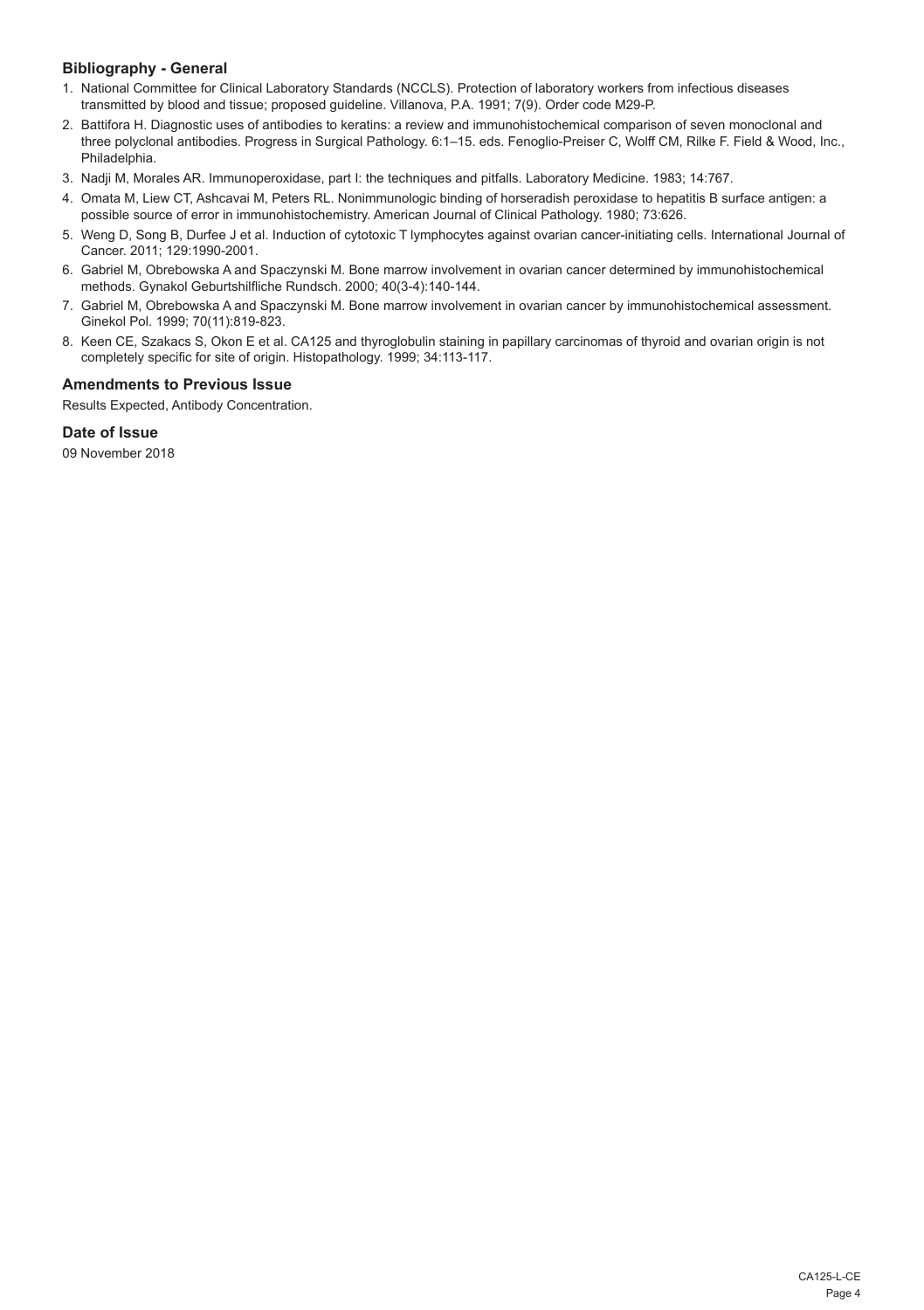### Bibliography - General

1. National Committee for Clinical Laboratory Standards (NCCLS). Protection of laboratory workers from infectious diseases transmitted by blood and tissue; proposed guideline. Villanova, P.A. 1991; 7(9). Order code M29-P.
2. Battifora H. Diagnostic uses of antibodies to keratins: a review and immunohistochemical comparison of seven monoclonal and three polyclonal antibodies. Progress in Surgical Pathology. 6:1–15. eds. Fenoglio-Preiser C, Wolff CM, Rilke F. Field & Wood, Inc., Philadelphia.
3. Nadji M, Morales AR. Immunoperoxidase, part I: the techniques and pitfalls. Laboratory Medicine. 1983; 14:767.
4. Omata M, Liew CT, Ashcavai M, Peters RL. Nonimmunologic binding of horseradish peroxidase to hepatitis B surface antigen: a possible source of error in immunohistochemistry. American Journal of Clinical Pathology. 1980; 73:626.
5. Weng D, Song B, Durfee J et al. Induction of cytotoxic T lymphocytes against ovarian cancer-initiating cells. International Journal of Cancer. 2011; 129:1990-2001.
6. Gabriel M, Obrebowska A and Spaczynski M. Bone marrow involvement in ovarian cancer determined by immunohistochemical methods. Gynakol Geburtshilfliche Rundsch. 2000; 40(3-4):140-144.
7. Gabriel M, Obrebowska A and Spaczynski M. Bone marrow involvement in ovarian cancer by immunohistochemical assessment. Ginekol Pol. 1999; 70(11):819-823.
8. Keen CE, Szakacs S, Okon E et al. CA125 and thyroglobulin staining in papillary carcinomas of thyroid and ovarian origin is not completely specific for site of origin. Histopathology. 1999; 34:113-117.

### Amendments to Previous Issue

Results Expected, Antibody Concentration.

### Date of Issue

09 November 2018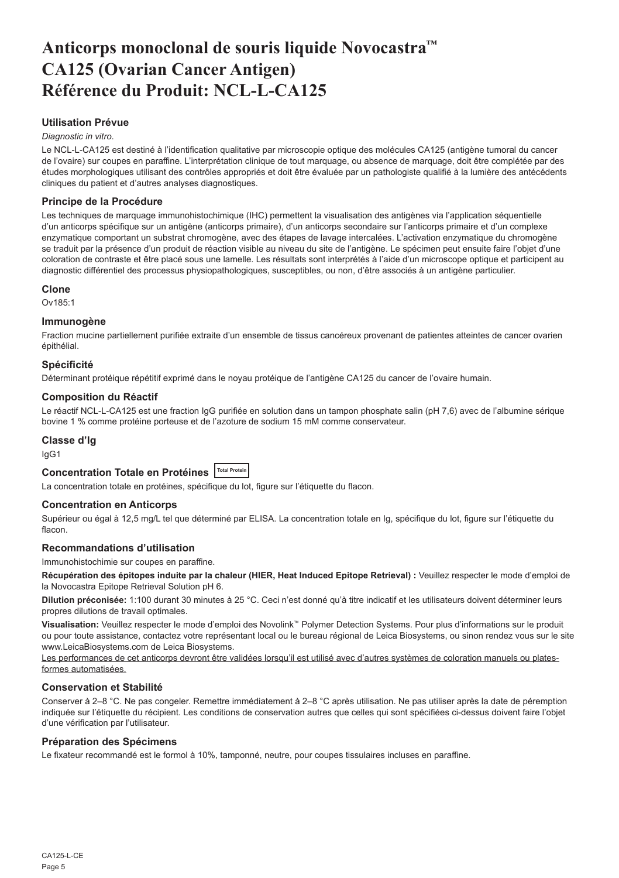# Anticorps monoclonal de souris liquide Novocastra™ CA125 (Ovarian Cancer Antigen) Référence du Produit: NCL-L-CA125

### Utilisation Prévue

*Diagnostic in vitro*.

Le NCL-L-CA125 est destiné à l'identification qualitative par microscopie optique des molécules CA125 (antigène tumoral du cancer de l'ovaire) sur coupes en paraffine. L'interprétation clinique de tout marquage, ou absence de marquage, doit être complétée par des études morphologiques utilisant des contrôles appropriés et doit être évaluée par un pathologiste qualifié à la lumière des antécédents cliniques du patient et d'autres analyses diagnostiques.

### Principe de la Procédure

Les techniques de marquage immunohistochimique (IHC) permettent la visualisation des antigènes via l'application séquentielle d'un anticorps spécifique sur un antigène (anticorps primaire), d'un anticorps secondaire sur l'anticorps primaire et d'un complexe enzymatique comportant un substrat chromogène, avec des étapes de lavage intercalées. L'activation enzymatique du chromogène se traduit par la présence d'un produit de réaction visible au niveau du site de l'antigène. Le spécimen peut ensuite faire l'objet d'une coloration de contraste et être placé sous une lamelle. Les résultats sont interprétés à l'aide d'un microscope optique et participent au diagnostic différentiel des processus physiopathologiques, susceptibles, ou non, d'être associés à un antigène particulier.

### Clone

Ov185:1

### Immunogène

Fraction mucine partiellement purifiée extraite d'un ensemble de tissus cancéreux provenant de patientes atteintes de cancer ovarien épithélial.

### Spécificité

Déterminant protéique répétitif exprimé dans le noyau protéique de l'antigène CA125 du cancer de l'ovaire humain.

### Composition du Réactif

Le réactif NCL-L-CA125 est une fraction IgG purifiée en solution dans un tampon phosphate salin (pH 7,6) avec de l'albumine sérique bovine 1 % comme protéine porteuse et de l'azoture de sodium 15 mM comme conservateur.

### Classe d'Ig

IgG1

### Concentration Totale en Protéines Total Protein

La concentration totale en protéines, spécifique du lot, figure sur l'étiquette du flacon.

### Concentration en Anticorps

Supérieur ou égal à 12,5 mg/L tel que déterminé par ELISA. La concentration totale en Ig, spécifique du lot, figure sur l'étiquette du flacon.

### Recommandations d'utilisation

Immunohistochimie sur coupes en paraffine.

**Récupération des épitopes induite par la chaleur (HIER, Heat Induced Epitope Retrieval) :** Veuillez respecter le mode d'emploi de la Novocastra Epitope Retrieval Solution pH 6.

**Dilution préconisée:** 1:100 durant 30 minutes à 25 °C. Ceci n'est donné qu'à titre indicatif et les utilisateurs doivent déterminer leurs propres dilutions de travail optimales.

**Visualisation:** Veuillez respecter le mode d'emploi des Novolink™ Polymer Detection Systems. Pour plus d'informations sur le produit ou pour toute assistance, contactez votre représentant local ou le bureau régional de Leica Biosystems, ou sinon rendez vous sur le site www.LeicaBiosystems.com de Leica Biosystems.

<u>Les performances de cet anticorps devront être validées lorsqu'il est utilisé avec d'autres systèmes de coloration manuels ou plates-formes automatisées.</u>

### Conservation et Stabilité

Conserver à 2–8 °C. Ne pas congeler. Remettre immédiatement à 2–8 °C après utilisation. Ne pas utiliser après la date de péremption indiquée sur l'étiquette du récipient. Les conditions de conservation autres que celles qui sont spécifiées ci-dessus doivent faire l'objet d'une vérification par l'utilisateur.

### Préparation des Spécimens

Le fixateur recommandé est le formol à 10%, tamponné, neutre, pour coupes tissulaires incluses en paraffine.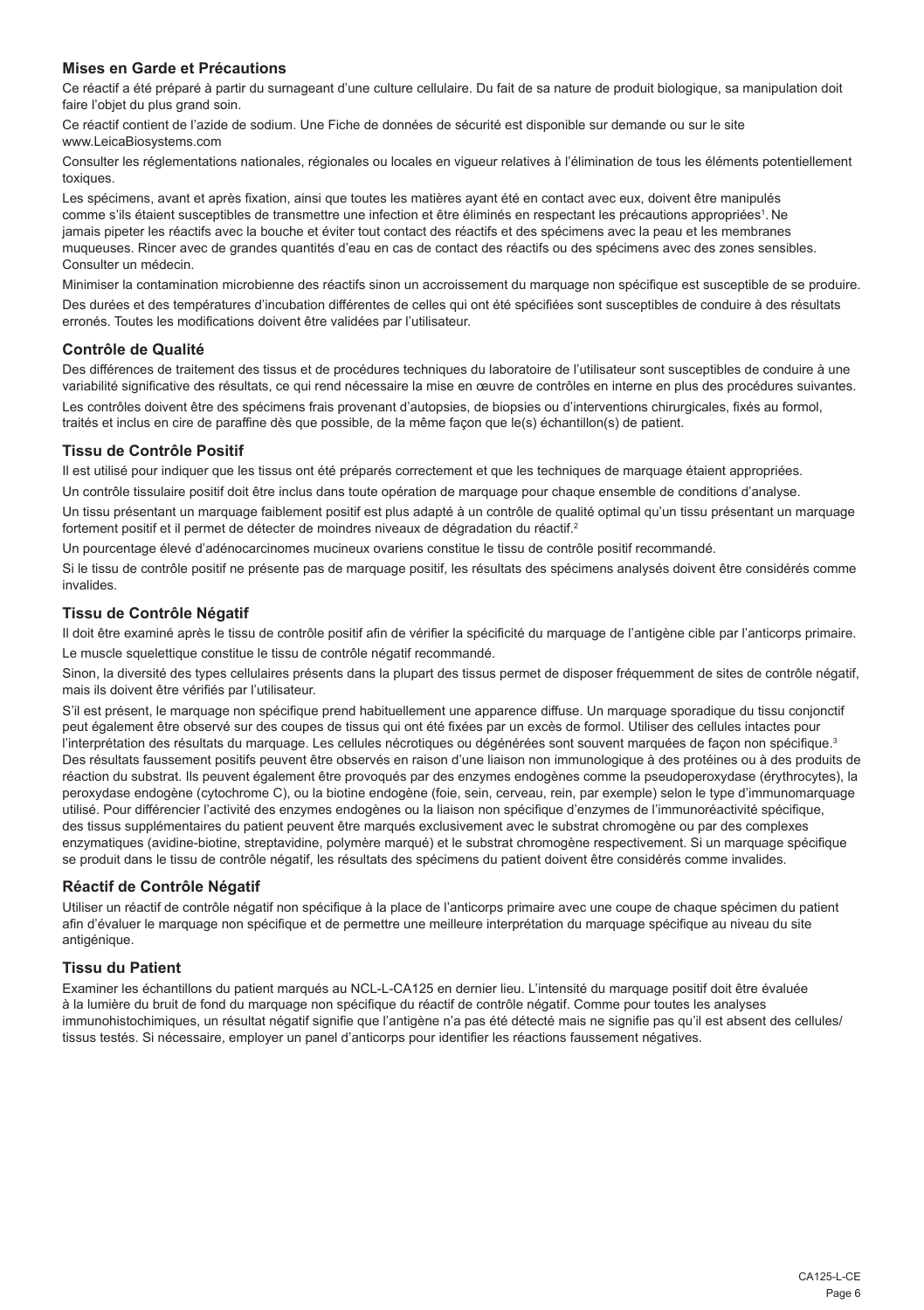### Mises en Garde et Précautions

Ce réactif a été préparé à partir du surnageant d'une culture cellulaire. Du fait de sa nature de produit biologique, sa manipulation doit faire l'objet du plus grand soin.

Ce réactif contient de l'azide de sodium. Une Fiche de données de sécurité est disponible sur demande ou sur le site www.LeicaBiosystems.com

Consulter les réglementations nationales, régionales ou locales en vigueur relatives à l'élimination de tous les éléments potentiellement toxiques.

Les spécimens, avant et après fixation, ainsi que toutes les matières ayant été en contact avec eux, doivent être manipulés comme s'ils étaient susceptibles de transmettre une infection et être éliminés en respectant les précautions appropriées[1]. Ne jamais pipeter les réactifs avec la bouche et éviter tout contact des réactifs et des spécimens avec la peau et les membranes muqueuses. Rincer avec de grandes quantités d'eau en cas de contact des réactifs ou des spécimens avec des zones sensibles. Consulter un médecin.

Minimiser la contamination microbienne des réactifs sinon un accroissement du marquage non spécifique est susceptible de se produire.

Des durées et des températures d'incubation différentes de celles qui ont été spécifiées sont susceptibles de conduire à des résultats erronés. Toutes les modifications doivent être validées par l'utilisateur.

### Contrôle de Qualité

Des différences de traitement des tissus et de procédures techniques du laboratoire de l'utilisateur sont susceptibles de conduire à une variabilité significative des résultats, ce qui rend nécessaire la mise en œuvre de contrôles en interne en plus des procédures suivantes.

Les contrôles doivent être des spécimens frais provenant d'autopsies, de biopsies ou d'interventions chirurgicales, fixés au formol, traités et inclus en cire de paraffine dès que possible, de la même façon que le(s) échantillon(s) de patient.

### Tissu de Contrôle Positif

Il est utilisé pour indiquer que les tissus ont été préparés correctement et que les techniques de marquage étaient appropriées.

Un contrôle tissulaire positif doit être inclus dans toute opération de marquage pour chaque ensemble de conditions d'analyse.

Un tissu présentant un marquage faiblement positif est plus adapté à un contrôle de qualité optimal qu'un tissu présentant un marquage fortement positif et il permet de détecter de moindres niveaux de dégradation du réactif.[2]

Un pourcentage élevé d'adénocarcinomes mucineux ovariens constitue le tissu de contrôle positif recommandé.

Si le tissu de contrôle positif ne présente pas de marquage positif, les résultats des spécimens analysés doivent être considérés comme invalides.

### Tissu de Contrôle Négatif

Il doit être examiné après le tissu de contrôle positif afin de vérifier la spécificité du marquage de l'antigène cible par l'anticorps primaire.

Le muscle squelettique constitue le tissu de contrôle négatif recommandé.

Sinon, la diversité des types cellulaires présents dans la plupart des tissus permet de disposer fréquemment de sites de contrôle négatif, mais ils doivent être vérifiés par l'utilisateur.

S'il est présent, le marquage non spécifique prend habituellement une apparence diffuse. Un marquage sporadique du tissu conjonctif peut également être observé sur des coupes de tissus qui ont été fixées par un excès de formol. Utiliser des cellules intactes pour l'interprétation des résultats du marquage. Les cellules nécrotiques ou dégénérées sont souvent marquées de façon non spécifique.[3] Des résultats faussement positifs peuvent être observés en raison d'une liaison non immunologique à des protéines ou à des produits de réaction du substrat. Ils peuvent également être provoqués par des enzymes endogènes comme la pseudoperoxydase (érythrocytes), la peroxydase endogène (cytochrome C), ou la biotine endogène (foie, sein, cerveau, rein, par exemple) selon le type d'immunomarquage utilisé. Pour différencier l'activité des enzymes endogènes ou la liaison non spécifique d'enzymes de l'immunoréactivité spécifique, des tissus supplémentaires du patient peuvent être marqués exclusivement avec le substrat chromogène ou par des complexes enzymatiques (avidine-biotine, streptavidine, polymère marqué) et le substrat chromogène respectivement. Si un marquage spécifique se produit dans le tissu de contrôle négatif, les résultats des spécimens du patient doivent être considérés comme invalides.

### Réactif de Contrôle Négatif

Utiliser un réactif de contrôle négatif non spécifique à la place de l'anticorps primaire avec une coupe de chaque spécimen du patient afin d'évaluer le marquage non spécifique et de permettre une meilleure interprétation du marquage spécifique au niveau du site antigénique.

### Tissu du Patient

Examiner les échantillons du patient marqués au NCL-L-CA125 en dernier lieu. L'intensité du marquage positif doit être évaluée à la lumière du bruit de fond du marquage non spécifique du réactif de contrôle négatif. Comme pour toutes les analyses immunohistochimiques, un résultat négatif signifie que l'antigène n'a pas été détecté mais ne signifie pas qu'il est absent des cellules/ tissus testés. Si nécessaire, employer un panel d'anticorps pour identifier les réactions faussement négatives.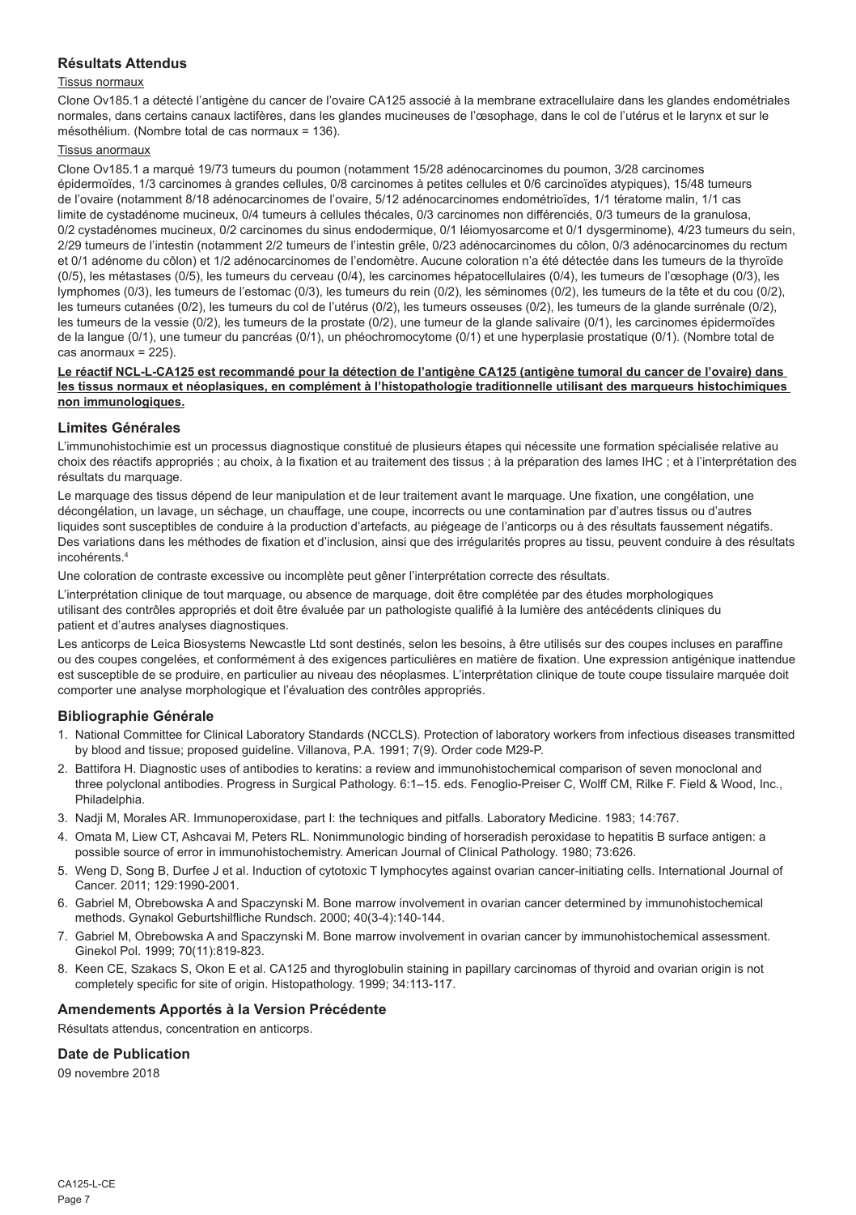## Résultats Attendus

Tissus normaux

Clone Ov185.1 a détecté l'antigène du cancer de l'ovaire CA125 associé à la membrane extracellulaire dans les glandes endométriales normales, dans certains canaux lactifères, dans les glandes mucineuses de l'œsophage, dans le col de l'utérus et le larynx et sur le mésothélium. (Nombre total de cas normaux = 136).

Tissus anormaux

Clone Ov185.1 a marqué 19/73 tumeurs du poumon (notamment 15/28 adénocarcinomes du poumon, 3/28 carcinomes épidermoïdes, 1/3 carcinomes à grandes cellules, 0/8 carcinomes à petites cellules et 0/6 carcinoïdes atypiques), 15/48 tumeurs de l'ovaire (notamment 8/18 adénocarcinomes de l'ovaire, 5/12 adénocarcinomes endométrioïdes, 1/1 tératome malin, 1/1 cas limite de cystadénome mucineux, 0/4 tumeurs à cellules thécales, 0/3 carcinomes non différenciés, 0/3 tumeurs de la granulosa, 0/2 cystadénomes mucineux, 0/2 carcinomes du sinus endodermique, 0/1 léiomyosarcome et 0/1 dysgerminome), 4/23 tumeurs du sein, 2/29 tumeurs de l'intestin (notamment 2/2 tumeurs de l'intestin grêle, 0/23 adénocarcinomes du côlon, 0/3 adénocarcinomes du rectum et 0/1 adénome du côlon) et 1/2 adénocarcinomes de l'endomètre. Aucune coloration n'a été détectée dans les tumeurs de la thyroïde (0/5), les métastases (0/5), les tumeurs du cerveau (0/4), les carcinomes hépatocellulaires (0/4), les tumeurs de l'œsophage (0/3), les lymphomes (0/3), les tumeurs de l'estomac (0/3), les tumeurs du rein (0/2), les séminomes (0/2), les tumeurs de la tête et du cou (0/2), les tumeurs cutanées (0/2), les tumeurs du col de l'utérus (0/2), les tumeurs osseuses (0/2), les tumeurs de la glande surrénale (0/2), les tumeurs de la vessie (0/2), les tumeurs de la prostate (0/2), une tumeur de la glande salivaire (0/1), les carcinomes épidermoïdes de la langue (0/1), une tumeur du pancréas (0/1), un phéochromocytome (0/1) et une hyperplasie prostatique (0/1). (Nombre total de cas anormaux = 225).

**Le réactif NCL-L-CA125 est recommandé pour la détection de l'antigène CA125 (antigène tumoral du cancer de l'ovaire) dans les tissus normaux et néoplasiques, en complément à l'histopathologie traditionnelle utilisant des marqueurs histochimiques non immunologiques.**

## Limites Générales

L'immunohistochimie est un processus diagnostique constitué de plusieurs étapes qui nécessite une formation spécialisée relative au choix des réactifs appropriés ; au choix, à la fixation et au traitement des tissus ; à la préparation des lames IHC ; et à l'interprétation des résultats du marquage.

Le marquage des tissus dépend de leur manipulation et de leur traitement avant le marquage. Une fixation, une congélation, une décongélation, un lavage, un séchage, un chauffage, une coupe, incorrects ou une contamination par d'autres tissus ou d'autres liquides sont susceptibles de conduire à la production d'artefacts, au piégeage de l'anticorps ou à des résultats faussement négatifs. Des variations dans les méthodes de fixation et d'inclusion, ainsi que des irrégularités propres au tissu, peuvent conduire à des résultats incohérents.[4]

Une coloration de contraste excessive ou incomplète peut gêner l'interprétation correcte des résultats.

L'interprétation clinique de tout marquage, ou absence de marquage, doit être complétée par des études morphologiques utilisant des contrôles appropriés et doit être évaluée par un pathologiste qualifié à la lumière des antécédents cliniques du patient et d'autres analyses diagnostiques.

Les anticorps de Leica Biosystems Newcastle Ltd sont destinés, selon les besoins, à être utilisés sur des coupes incluses en paraffine ou des coupes congelées, et conformément à des exigences particulières en matière de fixation. Une expression antigénique inattendue est susceptible de se produire, en particulier au niveau des néoplasmes. L'interprétation clinique de toute coupe tissulaire marquée doit comporter une analyse morphologique et l'évaluation des contrôles appropriés.

## Bibliographie Générale

1. National Committee for Clinical Laboratory Standards (NCCLS). Protection of laboratory workers from infectious diseases transmitted by blood and tissue; proposed guideline. Villanova, P.A. 1991; 7(9). Order code M29-P.
2. Battifora H. Diagnostic uses of antibodies to keratins: a review and immunohistochemical comparison of seven monoclonal and three polyclonal antibodies. Progress in Surgical Pathology. 6:1–15. eds. Fenoglio-Preiser C, Wolff CM, Rilke F. Field & Wood, Inc., Philadelphia.
3. Nadji M, Morales AR. Immunoperoxidase, part I: the techniques and pitfalls. Laboratory Medicine. 1983; 14:767.
4. Omata M, Liew CT, Ashcavai M, Peters RL. Nonimmunologic binding of horseradish peroxidase to hepatitis B surface antigen: a possible source of error in immunohistochemistry. American Journal of Clinical Pathology. 1980; 73:626.
5. Weng D, Song B, Durfee J et al. Induction of cytotoxic T lymphocytes against ovarian cancer-initiating cells. International Journal of Cancer. 2011; 129:1990-2001.
6. Gabriel M, Obrebowska A and Spaczynski M. Bone marrow involvement in ovarian cancer determined by immunohistochemical methods. Gynakol Geburtshilfliche Rundsch. 2000; 40(3-4):140-144.
7. Gabriel M, Obrebowska A and Spaczynski M. Bone marrow involvement in ovarian cancer by immunohistochemical assessment. Ginekol Pol. 1999; 70(11):819-823.
8. Keen CE, Szakacs S, Okon E et al. CA125 and thyroglobulin staining in papillary carcinomas of thyroid and ovarian origin is not completely specific for site of origin. Histopathology. 1999; 34:113-117.

## Amendements Apportés à la Version Précédente

Résultats attendus, concentration en anticorps.

## Date de Publication

09 novembre 2018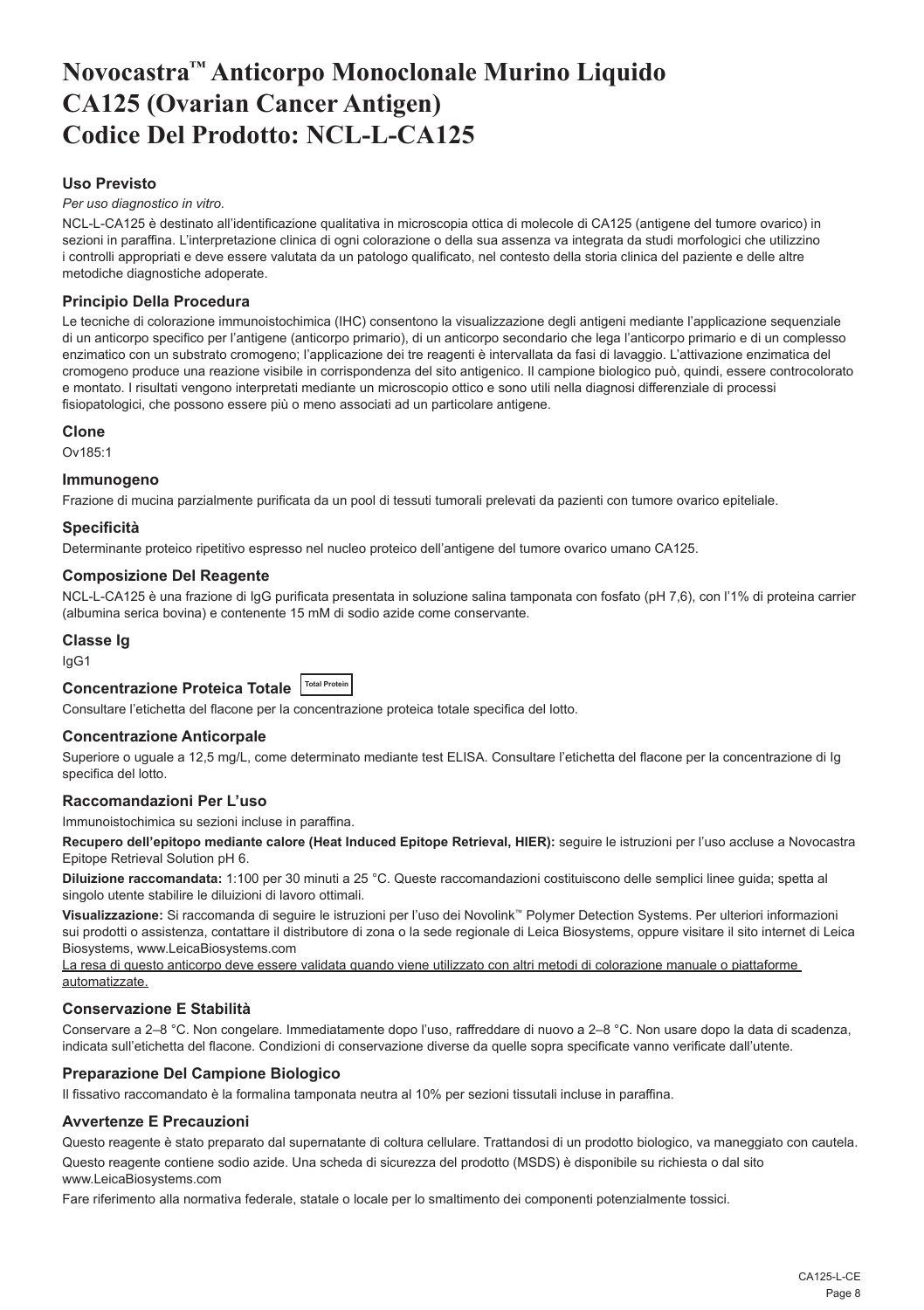# Novocastra™ Anticorpo Monoclonale Murino Liquido CA125 (Ovarian Cancer Antigen) Codice Del Prodotto: NCL-L-CA125

## Uso Previsto

*Per uso diagnostico in vitro.*

NCL-L-CA125 è destinato all'identificazione qualitativa in microscopia ottica di molecole di CA125 (antigene del tumore ovarico) in sezioni in paraffina. L'interpretazione clinica di ogni colorazione o della sua assenza va integrata da studi morfologici che utilizzino i controlli appropriati e deve essere valutata da un patologo qualificato, nel contesto della storia clinica del paziente e delle altre metodiche diagnostiche adoperate.

## Principio Della Procedura

Le tecniche di colorazione immunoistochimica (IHC) consentono la visualizzazione degli antigeni mediante l'applicazione sequenziale di un anticorpo specifico per l'antigene (anticorpo primario), di un anticorpo secondario che lega l'anticorpo primario e di un complesso enzimatico con un substrato cromogeno; l'applicazione dei tre reagenti è intervallata da fasi di lavaggio. L'attivazione enzimatica del cromogeno produce una reazione visibile in corrispondenza del sito antigenico. Il campione biologico può, quindi, essere controcolorato e montato. I risultati vengono interpretati mediante un microscopio ottico e sono utili nella diagnosi differenziale di processi fisiopatologici, che possono essere più o meno associati ad un particolare antigene.

## Clone

Ov185:1

## Immunogeno

Frazione di mucina parzialmente purificata da un pool di tessuti tumorali prelevati da pazienti con tumore ovarico epiteliale.

## Specificità

Determinante proteico ripetitivo espresso nel nucleo proteico dell'antigene del tumore ovarico umano CA125.

## Composizione Del Reagente

NCL-L-CA125 è una frazione di IgG purificata presentata in soluzione salina tamponata con fosfato (pH 7,6), con l'1% di proteina carrier (albumina serica bovina) e contenente 15 mM di sodio azide come conservante.

## Classe Ig

IgG1

## Concentrazione Proteica Totale Total Protein

Consultare l'etichetta del flacone per la concentrazione proteica totale specifica del lotto.

## Concentrazione Anticorpale

Superiore o uguale a 12,5 mg/L, come determinato mediante test ELISA. Consultare l'etichetta del flacone per la concentrazione di Ig specifica del lotto.

## Raccomandazioni Per L'uso

Immunoistochimica su sezioni incluse in paraffina.

**Recupero dell'epitopo mediante calore (Heat Induced Epitope Retrieval, HIER):** seguire le istruzioni per l'uso accluse a Novocastra Epitope Retrieval Solution pH 6.

**Diluizione raccomandata:** 1:100 per 30 minuti a 25 °C. Queste raccomandazioni costituiscono delle semplici linee guida; spetta al singolo utente stabilire le diluizioni di lavoro ottimali.

**Visualizzazione:** Si raccomanda di seguire le istruzioni per l'uso dei Novolink™ Polymer Detection Systems. Per ulteriori informazioni sui prodotti o assistenza, contattare il distributore di zona o la sede regionale di Leica Biosystems, oppure visitare il sito internet di Leica Biosystems, www.LeicaBiosystems.com

<u>La resa di questo anticorpo deve essere validata quando viene utilizzato con altri metodi di colorazione manuale o piattaforme automatizzate.</u>

## Conservazione E Stabilità

Conservare a 2–8 °C. Non congelare. Immediatamente dopo l'uso, raffreddare di nuovo a 2–8 °C. Non usare dopo la data di scadenza, indicata sull'etichetta del flacone. Condizioni di conservazione diverse da quelle sopra specificate vanno verificate dall'utente.

## Preparazione Del Campione Biologico

Il fissativo raccomandato è la formalina tamponata neutra al 10% per sezioni tissutali incluse in paraffina.

## Avvertenze E Precauzioni

Questo reagente è stato preparato dal supernatante di coltura cellulare. Trattandosi di un prodotto biologico, va maneggiato con cautela.

Questo reagente contiene sodio azide. Una scheda di sicurezza del prodotto (MSDS) è disponibile su richiesta o dal sito www.LeicaBiosystems.com

Fare riferimento alla normativa federale, statale o locale per lo smaltimento dei componenti potenzialmente tossici.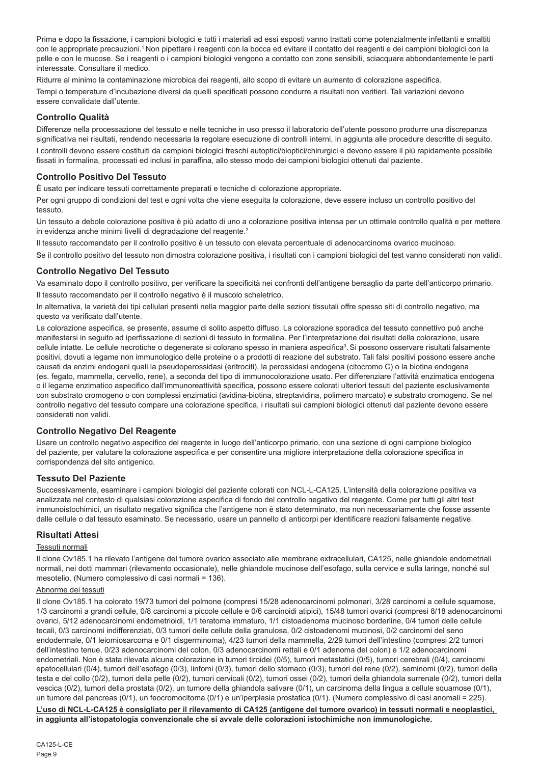Prima e dopo la fissazione, i campioni biologici e tutti i materiali ad essi esposti vanno trattati come potenzialmente infettanti e smaltiti con le appropriate precauzioni.[1] Non pipettare i reagenti con la bocca ed evitare il contatto dei reagenti e dei campioni biologici con la pelle e con le mucose. Se i reagenti o i campioni biologici vengono a contatto con zone sensibili, sciacquare abbondantemente le parti interessate. Consultare il medico.

Ridurre al minimo la contaminazione microbica dei reagenti, allo scopo di evitare un aumento di colorazione aspecifica.

Tempi o temperature d'incubazione diversi da quelli specificati possono condurre a risultati non veritieri. Tali variazioni devono essere convalidate dall'utente.

## Controllo Qualità

Differenze nella processazione del tessuto e nelle tecniche in uso presso il laboratorio dell'utente possono produrre una discrepanza significativa nei risultati, rendendo necessaria la regolare esecuzione di controlli interni, in aggiunta alle procedure descritte di seguito.

I controlli devono essere costituiti da campioni biologici freschi autoptici/bioptici/chirurgici e devono essere il più rapidamente possibile fissati in formalina, processati ed inclusi in paraffina, allo stesso modo dei campioni biologici ottenuti dal paziente.

## Controllo Positivo Del Tessuto

È usato per indicare tessuti correttamente preparati e tecniche di colorazione appropriate.

Per ogni gruppo di condizioni del test e ogni volta che viene eseguita la colorazione, deve essere incluso un controllo positivo del tessuto.

Un tessuto a debole colorazione positiva è più adatto di uno a colorazione positiva intensa per un ottimale controllo qualità e per mettere in evidenza anche minimi livelli di degradazione del reagente.[2]

Il tessuto raccomandato per il controllo positivo è un tessuto con elevata percentuale di adenocarcinoma ovarico mucinoso.

Se il controllo positivo del tessuto non dimostra colorazione positiva, i risultati con i campioni biologici del test vanno considerati non validi.

## Controllo Negativo Del Tessuto

Va esaminato dopo il controllo positivo, per verificare la specificità nei confronti dell'antigene bersaglio da parte dell'anticorpo primario.

Il tessuto raccomandato per il controllo negativo è il muscolo scheletrico.

In alternativa, la varietà dei tipi cellulari presenti nella maggior parte delle sezioni tissutali offre spesso siti di controllo negativo, ma questo va verificato dall'utente.

La colorazione aspecifica, se presente, assume di solito aspetto diffuso. La colorazione sporadica del tessuto connettivo può anche manifestarsi in seguito ad iperfissazione di sezioni di tessuto in formalina. Per l'interpretazione dei risultati della colorazione, usare cellule intatte. Le cellule necrotiche o degenerate si colorano spesso in maniera aspecifica[3]. Si possono osservare risultati falsamente positivi, dovuti a legame non immunologico delle proteine o a prodotti di reazione del substrato. Tali falsi positivi possono essere anche causati da enzimi endogeni quali la pseudoperossidasi (eritrociti), la perossidasi endogena (citocromo C) o la biotina endogena (es. fegato, mammella, cervello, rene), a seconda del tipo di immunocolorazione usato. Per differenziare l'attività enzimatica endogena o il legame enzimatico aspecifico dall'immunoreattività specifica, possono essere colorati ulteriori tessuti del paziente esclusivamente con substrato cromogeno o con complessi enzimatici (avidina-biotina, streptavidina, polimero marcato) e substrato cromogeno. Se nel controllo negativo del tessuto compare una colorazione specifica, i risultati sui campioni biologici ottenuti dal paziente devono essere considerati non validi.

## Controllo Negativo Del Reagente

Usare un controllo negativo aspecifico del reagente in luogo dell'anticorpo primario, con una sezione di ogni campione biologico del paziente, per valutare la colorazione aspecifica e per consentire una migliore interpretazione della colorazione specifica in corrispondenza del sito antigenico.

## Tessuto Del Paziente

Successivamente, esaminare i campioni biologici del paziente colorati con NCL-L-CA125. L'intensità della colorazione positiva va analizzata nel contesto di qualsiasi colorazione aspecifica di fondo del controllo negativo del reagente. Come per tutti gli altri test immunoistochimici, un risultato negativo significa che l'antigene non è stato determinato, ma non necessariamente che fosse assente dalle cellule o dal tessuto esaminato. Se necessario, usare un pannello di anticorpi per identificare reazioni falsamente negative.

## Risultati Attesi

Tessuti normali

Il clone Ov185.1 ha rilevato l'antigene del tumore ovarico associato alle membrane extracellulari, CA125, nelle ghiandole endometriali normali, nei dotti mammari (rilevamento occasionale), nelle ghiandole mucinose dell'esofago, sulla cervice e sulla laringe, nonché sul mesotelio. (Numero complessivo di casi normali = 136).

Abnorme dei tessuti

Il clone Ov185.1 ha colorato 19/73 tumori del polmone (compresi 15/28 adenocarcinomi polmonari, 3/28 carcinomi a cellule squamose, 1/3 carcinomi a grandi cellule, 0/8 carcinomi a piccole cellule e 0/6 carcinoidi atipici), 15/48 tumori ovarici (compresi 8/18 adenocarcinomi ovarici, 5/12 adenocarcinomi endometrioidi, 1/1 teratoma immaturo, 1/1 cistoadenoma mucinoso borderline, 0/4 tumori delle cellule tecali, 0/3 carcinomi indifferenziati, 0/3 tumori delle cellule della granulosa, 0/2 cistoadenomi mucinosi, 0/2 carcinomi del seno endodermale, 0/1 leiomiosarcoma e 0/1 disgerminoma), 4/23 tumori della mammella, 2/29 tumori dell'intestino (compresi 2/2 tumori dell'intestino tenue, 0/23 adenocarcinomi del colon, 0/3 adenocarcinomi rettali e 0/1 adenoma del colon) e 1/2 adenocarcinomi endometriali. Non è stata rilevata alcuna colorazione in tumori tiroidei (0/5), tumori metastatici (0/5), tumori cerebrali (0/4), carcinomi epatocellulari (0/4), tumori dell'esofago (0/3), linfomi (0/3), tumori dello stomaco (0/3), tumori del rene (0/2), seminomi (0/2), tumori della testa e del collo (0/2), tumori della pelle (0/2), tumori cervicali (0/2), tumori ossei (0/2), tumori della ghiandola surrenale (0/2), tumori della vescica (0/2), tumori della prostata (0/2), un tumore della ghiandola salivare (0/1), un carcinoma della lingua a cellule squamose (0/1), un tumore del pancreas (0/1), un feocromocitoma (0/1) e un'iperplasia prostatica (0/1). (Numero complessivo di casi anomali = 225).

**L'uso di NCL-L-CA125 è consigliato per il rilevamento di CA125 (antigene del tumore ovarico) in tessuti normali e neoplastici, in aggiunta all'istopatologia convenzionale che si avvale delle colorazioni istochimiche non immunologiche.**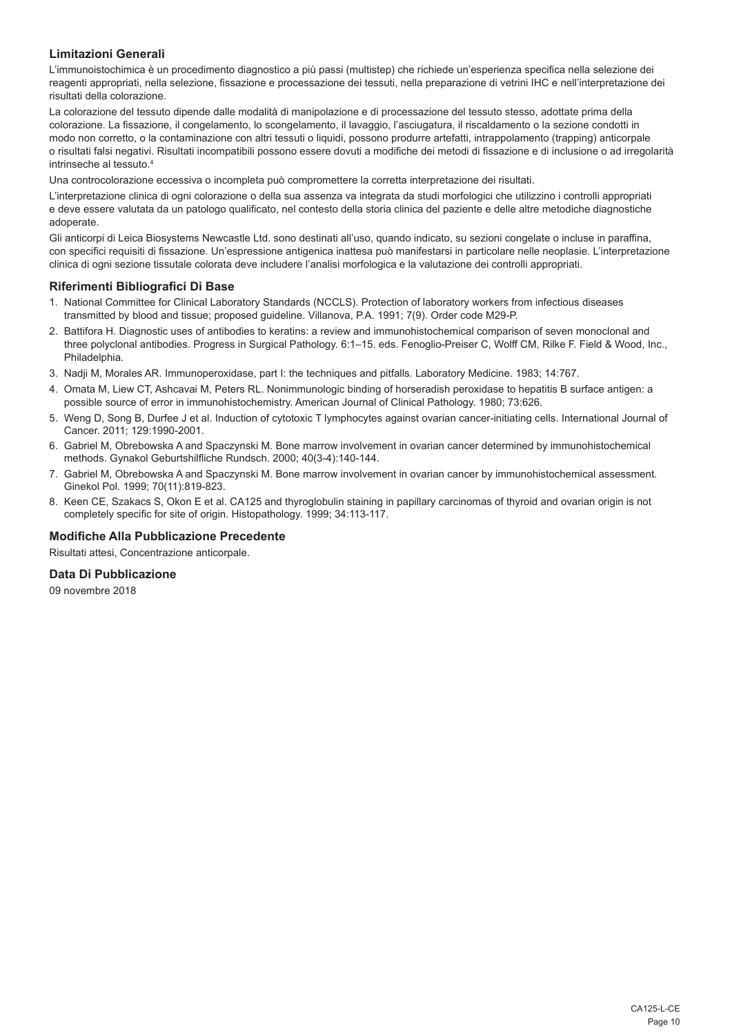## Limitazioni Generali

L'immunoistochimica è un procedimento diagnostico a più passi (multistep) che richiede un'esperienza specifica nella selezione dei reagenti appropriati, nella selezione, fissazione e processazione dei tessuti, nella preparazione di vetrini IHC e nell'interpretazione dei risultati della colorazione.

La colorazione del tessuto dipende dalle modalità di manipolazione e di processazione del tessuto stesso, adottate prima della colorazione. La fissazione, il congelamento, lo scongelamento, il lavaggio, l'asciugatura, il riscaldamento o la sezione condotti in modo non corretto, o la contaminazione con altri tessuti o liquidi, possono produrre artefatti, intrappolamento (trapping) anticorpale o risultati falsi negativi. Risultati incompatibili possono essere dovuti a modifiche dei metodi di fissazione e di inclusione o ad irregolarità intrinseche al tessuto.[4]

Una controcolorazione eccessiva o incompleta può compromettere la corretta interpretazione dei risultati.

L'interpretazione clinica di ogni colorazione o della sua assenza va integrata da studi morfologici che utilizzino i controlli appropriati e deve essere valutata da un patologo qualificato, nel contesto della storia clinica del paziente e delle altre metodiche diagnostiche adoperate.

Gli anticorpi di Leica Biosystems Newcastle Ltd. sono destinati all'uso, quando indicato, su sezioni congelate o incluse in paraffina, con specifici requisiti di fissazione. Un'espressione antigenica inattesa può manifestarsi in particolare nelle neoplasie. L'interpretazione clinica di ogni sezione tissutale colorata deve includere l'analisi morfologica e la valutazione dei controlli appropriati.

## Riferimenti Bibliografici Di Base

1. National Committee for Clinical Laboratory Standards (NCCLS). Protection of laboratory workers from infectious diseases transmitted by blood and tissue; proposed guideline. Villanova, P.A. 1991; 7(9). Order code M29-P.
2. Battifora H. Diagnostic uses of antibodies to keratins: a review and immunohistochemical comparison of seven monoclonal and three polyclonal antibodies. Progress in Surgical Pathology. 6:1–15. eds. Fenoglio-Preiser C, Wolff CM, Rilke F. Field & Wood, Inc., Philadelphia.
3. Nadji M, Morales AR. Immunoperoxidase, part I: the techniques and pitfalls. Laboratory Medicine. 1983; 14:767.
4. Omata M, Liew CT, Ashcavai M, Peters RL. Nonimmunologic binding of horseradish peroxidase to hepatitis B surface antigen: a possible source of error in immunohistochemistry. American Journal of Clinical Pathology. 1980; 73:626.
5. Weng D, Song B, Durfee J et al. Induction of cytotoxic T lymphocytes against ovarian cancer-initiating cells. International Journal of Cancer. 2011; 129:1990-2001.
6. Gabriel M, Obrebowska A and Spaczynski M. Bone marrow involvement in ovarian cancer determined by immunohistochemical methods. Gynakol Geburtshilfliche Rundsch. 2000; 40(3-4):140-144.
7. Gabriel M, Obrebowska A and Spaczynski M. Bone marrow involvement in ovarian cancer by immunohistochemical assessment. Ginekol Pol. 1999; 70(11):819-823.
8. Keen CE, Szakacs S, Okon E et al. CA125 and thyroglobulin staining in papillary carcinomas of thyroid and ovarian origin is not completely specific for site of origin. Histopathology. 1999; 34:113-117.

## Modifiche Alla Pubblicazione Precedente

Risultati attesi, Concentrazione anticorpale.

## Data Di Pubblicazione

09 novembre 2018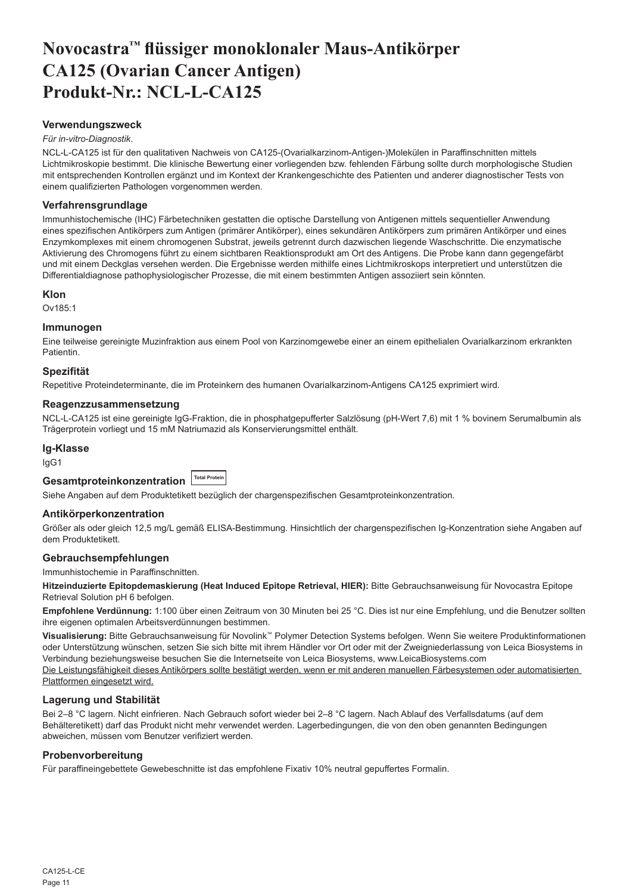# Novocastra™ flüssiger monoklonaler Maus-Antikörper CA125 (Ovarian Cancer Antigen) Produkt-Nr.: NCL-L-CA125

### Verwendungszweck

*Für in-vitro-Diagnostik*.

NCL-L-CA125 ist für den qualitativen Nachweis von CA125-(Ovarialkarzinom-Antigen-)Molekülen in Paraffinschnitten mittels Lichtmikroskopie bestimmt. Die klinische Bewertung einer vorliegenden bzw. fehlenden Färbung sollte durch morphologische Studien mit entsprechenden Kontrollen ergänzt und im Kontext der Krankengeschichte des Patienten und anderer diagnostischer Tests von einem qualifizierten Pathologen vorgenommen werden.

### Verfahrensgrundlage

Immunhistochemische (IHC) Färbetechniken gestatten die optische Darstellung von Antigenen mittels sequentieller Anwendung eines spezifischen Antikörpers zum Antigen (primärer Antikörper), eines sekundären Antikörpers zum primären Antikörper und eines Enzymkomplexes mit einem chromogenen Substrat, jeweils getrennt durch dazwischen liegende Waschschritte. Die enzymatische Aktivierung des Chromogens führt zu einem sichtbaren Reaktionsprodukt am Ort des Antigens. Die Probe kann dann gegengefärbt und mit einem Deckglas versehen werden. Die Ergebnisse werden mithilfe eines Lichtmikroskops interpretiert und unterstützen die Differentialdiagnose pathophysiologischer Prozesse, die mit einem bestimmten Antigen assoziiert sein könnten.

### Klon

Ov185:1

### Immunogen

Eine teilweise gereinigte Muzinfraktion aus einem Pool von Karzinomgewebe einer an einem epithelialen Ovarialkarzinom erkrankten Patientin.

### Spezifität

Repetitive Proteindeterminante, die im Proteinkern des humanen Ovarialkarzinom-Antigens CA125 exprimiert wird.

### Reagenzzusammensetzung

NCL-L-CA125 ist eine gereinigte IgG-Fraktion, die in phosphatgepufferter Salzlösung (pH-Wert 7,6) mit 1 % bovinem Serumalbumin als Trägerprotein vorliegt und 15 mM Natriumazid als Konservierungsmittel enthält.

### Ig-Klasse

IgG1

### Gesamtproteinkonzentration Total Protein

Siehe Angaben auf dem Produktetikett bezüglich der chargenspezifischen Gesamtproteinkonzentration.

### Antikörperkonzentration

Größer als oder gleich 12,5 mg/L gemäß ELISA-Bestimmung. Hinsichtlich der chargenspezifischen Ig-Konzentration siehe Angaben auf dem Produktetikett.

### Gebrauchsempfehlungen

Immunhistochemie in Paraffinschnitten.

**Hitzeinduzierte Epitopdemaskierung (Heat Induced Epitope Retrieval, HIER):** Bitte Gebrauchsanweisung für Novocastra Epitope Retrieval Solution pH 6 befolgen.

**Empfohlene Verdünnung:** 1:100 über einen Zeitraum von 30 Minuten bei 25 °C. Dies ist nur eine Empfehlung, und die Benutzer sollten ihre eigenen optimalen Arbeitsverdünnungen bestimmen.

**Visualisierung:** Bitte Gebrauchsanweisung für Novolink™ Polymer Detection Systems befolgen. Wenn Sie weitere Produktinformationen oder Unterstützung wünschen, setzen Sie sich bitte mit ihrem Händler vor Ort oder mit der Zweigniederlassung von Leica Biosystems in Verbindung beziehungsweise besuchen Sie die Internetseite von Leica Biosystems, www.LeicaBiosystems.com

<u>Die Leistungsfähigkeit dieses Antikörpers sollte bestätigt werden, wenn er mit anderen manuellen Färbesystemen oder automatisierten Plattformen eingesetzt wird.</u>

### Lagerung und Stabilität

Bei 2–8 °C lagern. Nicht einfrieren. Nach Gebrauch sofort wieder bei 2–8 °C lagern. Nach Ablauf des Verfallsdatums (auf dem Behälteretikett) darf das Produkt nicht mehr verwendet werden. Lagerbedingungen, die von den oben genannten Bedingungen abweichen, müssen vom Benutzer verifiziert werden.

### Probenvorbereitung

Für paraffineingebettete Gewebeschnitte ist das empfohlene Fixativ 10% neutral gepuffertes Formalin.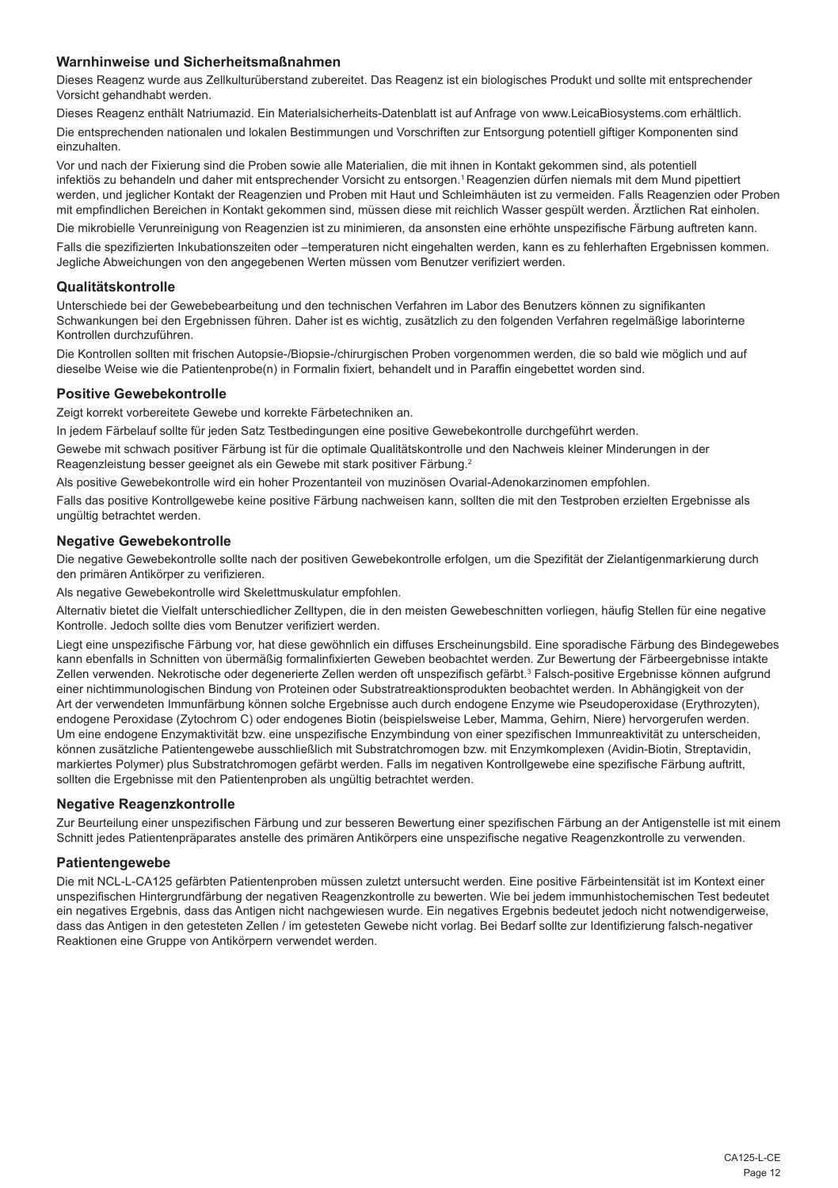## Warnhinweise und Sicherheitsmaßnahmen

Dieses Reagenz wurde aus Zellkulturüberstand zubereitet. Das Reagenz ist ein biologisches Produkt und sollte mit entsprechender Vorsicht gehandhabt werden.

Dieses Reagenz enthält Natriumazid. Ein Materialsicherheits-Datenblatt ist auf Anfrage von www.LeicaBiosystems.com erhältlich.

Die entsprechenden nationalen und lokalen Bestimmungen und Vorschriften zur Entsorgung potentiell giftiger Komponenten sind einzuhalten.

Vor und nach der Fixierung sind die Proben sowie alle Materialien, die mit ihnen in Kontakt gekommen sind, als potentiell infektiös zu behandeln und daher mit entsprechender Vorsicht zu entsorgen.[1] Reagenzien dürfen niemals mit dem Mund pipettiert werden, und jeglicher Kontakt der Reagenzien und Proben mit Haut und Schleimhäuten ist zu vermeiden. Falls Reagenzien oder Proben mit empfindlichen Bereichen in Kontakt gekommen sind, müssen diese mit reichlich Wasser gespült werden. Ärztlichen Rat einholen.

Die mikrobielle Verunreinigung von Reagenzien ist zu minimieren, da ansonsten eine erhöhte unspezifische Färbung auftreten kann.

Falls die spezifizierten Inkubationszeiten oder –temperaturen nicht eingehalten werden, kann es zu fehlerhaften Ergebnissen kommen. Jegliche Abweichungen von den angegebenen Werten müssen vom Benutzer verifiziert werden.

## Qualitätskontrolle

Unterschiede bei der Gewebebearbeitung und den technischen Verfahren im Labor des Benutzers können zu signifikanten Schwankungen bei den Ergebnissen führen. Daher ist es wichtig, zusätzlich zu den folgenden Verfahren regelmäßige laborinterne Kontrollen durchzuführen.

Die Kontrollen sollten mit frischen Autopsie-/Biopsie-/chirurgischen Proben vorgenommen werden, die so bald wie möglich und auf dieselbe Weise wie die Patientenprobe(n) in Formalin fixiert, behandelt und in Paraffin eingebettet worden sind.

## Positive Gewebekontrolle

Zeigt korrekt vorbereitete Gewebe und korrekte Färbetechniken an.

In jedem Färbelauf sollte für jeden Satz Testbedingungen eine positive Gewebekontrolle durchgeführt werden.

Gewebe mit schwach positiver Färbung ist für die optimale Qualitätskontrolle und den Nachweis kleiner Minderungen in der Reagenzleistung besser geeignet als ein Gewebe mit stark positiver Färbung.[2]

Als positive Gewebekontrolle wird ein hoher Prozentanteil von muzinösen Ovarial-Adenokarzinomen empfohlen.

Falls das positive Kontrollgewebe keine positive Färbung nachweisen kann, sollten die mit den Testproben erzielten Ergebnisse als ungültig betrachtet werden.

## Negative Gewebekontrolle

Die negative Gewebekontrolle sollte nach der positiven Gewebekontrolle erfolgen, um die Spezifität der Zielantigenmarkierung durch den primären Antikörper zu verifizieren.

Als negative Gewebekontrolle wird Skelettmuskulatur empfohlen.

Alternativ bietet die Vielfalt unterschiedlicher Zelltypen, die in den meisten Gewebeschnitten vorliegen, häufig Stellen für eine negative Kontrolle. Jedoch sollte dies vom Benutzer verifiziert werden.

Liegt eine unspezifische Färbung vor, hat diese gewöhnlich ein diffuses Erscheinungsbild. Eine sporadische Färbung des Bindegewebes kann ebenfalls in Schnitten von übermäßig formalinfixierten Geweben beobachtet werden. Zur Bewertung der Färbeergebnisse intakte Zellen verwenden. Nekrotische oder degenerierte Zellen werden oft unspezifisch gefärbt.[3] Falsch-positive Ergebnisse können aufgrund einer nichtimmunologischen Bindung von Proteinen oder Substratreaktionsprodukten beobachtet werden. In Abhängigkeit von der Art der verwendeten Immunfärbung können solche Ergebnisse auch durch endogene Enzyme wie Pseudoperoxidase (Erythrozyten), endogene Peroxidase (Zytochrom C) oder endogenes Biotin (beispielsweise Leber, Mamma, Gehirn, Niere) hervorgerufen werden. Um eine endogene Enzymaktivität bzw. eine unspezifische Enzymbindung von einer spezifischen Immunreaktivität zu unterscheiden, können zusätzliche Patientengewebe ausschließlich mit Substratchromogen bzw. mit Enzymkomplexen (Avidin-Biotin, Streptavidin, markiertes Polymer) plus Substratchromogen gefärbt werden. Falls im negativen Kontrollgewebe eine spezifische Färbung auftritt, sollten die Ergebnisse mit den Patientenproben als ungültig betrachtet werden.

## Negative Reagenzkontrolle

Zur Beurteilung einer unspezifischen Färbung und zur besseren Bewertung einer spezifischen Färbung an der Antigenstelle ist mit einem Schnitt jedes Patientenpräparates anstelle des primären Antikörpers eine unspezifische negative Reagenzkontrolle zu verwenden.

## Patientengewebe

Die mit NCL-L-CA125 gefärbten Patientenproben müssen zuletzt untersucht werden. Eine positive Färbeintensität ist im Kontext einer unspezifischen Hintergrundfärbung der negativen Reagenzkontrolle zu bewerten. Wie bei jedem immunhistochemischen Test bedeutet ein negatives Ergebnis, dass das Antigen nicht nachgewiesen wurde. Ein negatives Ergebnis bedeutet jedoch nicht notwendigerweise, dass das Antigen in den getesteten Zellen / im getesteten Gewebe nicht vorlag. Bei Bedarf sollte zur Identifizierung falsch-negativer Reaktionen eine Gruppe von Antikörpern verwendet werden.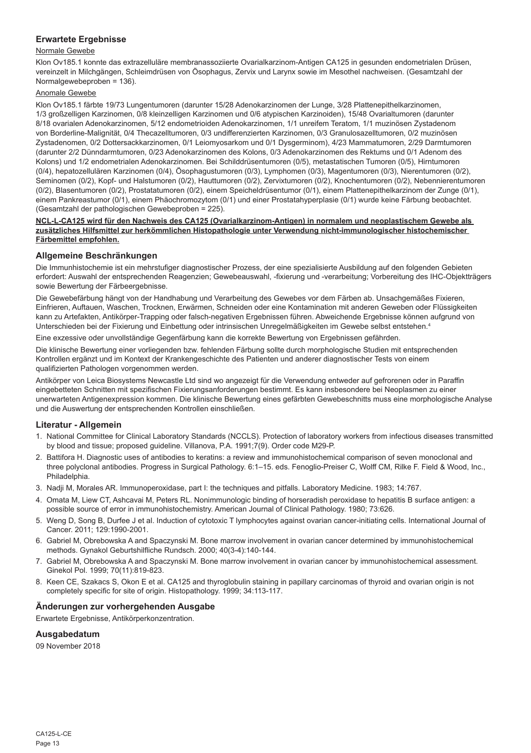## Erwartete Ergebnisse

Normale Gewebe

Klon Ov185.1 konnte das extrazelluläre membranassoziierte Ovarialkarzinom-Antigen CA125 in gesunden endometrialen Drüsen, vereinzelt in Milchgängen, Schleimdrüsen von Ösophagus, Zervix und Larynx sowie im Mesothel nachweisen. (Gesamtzahl der Normalgewebeproben = 136).

Anomale Gewebe

Klon Ov185.1 färbte 19/73 Lungentumoren (darunter 15/28 Adenokarzinomen der Lunge, 3/28 Plattenepithelkarzinomen, 1/3 großzelligen Karzinomen, 0/8 kleinzelligen Karzinomen und 0/6 atypischen Karzinoiden), 15/48 Ovarialtumoren (darunter 8/18 ovarialen Adenokarzinomen, 5/12 endometrioiden Adenokarzinomen, 1/1 unreifem Teratom, 1/1 muzinösen Zystadenom von Borderline-Malignität, 0/4 Thecazelltumoren, 0/3 undifferenzierten Karzinomen, 0/3 Granulosazelltumoren, 0/2 muzinösen Zystadenomen, 0/2 Dottersackkarzinomen, 0/1 Leiomyosarkom und 0/1 Dysgerminom), 4/23 Mammatumoren, 2/29 Darmtumoren (darunter 2/2 Dünndarmtumoren, 0/23 Adenokarzinomen des Kolons, 0/3 Adenokarzinomen des Rektums und 0/1 Adenom des Kolons) und 1/2 endometrialen Adenokarzinomen. Bei Schilddrüsentumoren (0/5), metastatischen Tumoren (0/5), Hirntumoren (0/4), hepatozellulären Karzinomen (0/4), Ösophagustumoren (0/3), Lymphomen (0/3), Magentumoren (0/3), Nierentumoren (0/2), Seminomen (0/2), Kopf- und Halstumoren (0/2), Hauttumoren (0/2), Zervixtumoren (0/2), Knochentumoren (0/2), Nebennierentumoren (0/2), Blasentumoren (0/2), Prostatatumoren (0/2), einem Speicheldrüsentumor (0/1), einem Plattenepithelkarzinom der Zunge (0/1), einem Pankreastumor (0/1), einem Phäochromozytom (0/1) und einer Prostatahyperplasie (0/1) wurde keine Färbung beobachtet. (Gesamtzahl der pathologischen Gewebeproben = 225).

**NCL-L-CA125 wird für den Nachweis des CA125 (Ovarialkarzinom-Antigen) in normalem und neoplastischem Gewebe als zusätzliches Hilfsmittel zur herkömmlichen Histopathologie unter Verwendung nicht-immunologischer histochemischer Färbemittel empfohlen.**

## Allgemeine Beschränkungen

Die Immunhistochemie ist ein mehrstufiger diagnostischer Prozess, der eine spezialisierte Ausbildung auf den folgenden Gebieten erfordert: Auswahl der entsprechenden Reagenzien; Gewebeauswahl, -fixierung und -verarbeitung; Vorbereitung des IHC-Objektträgers sowie Bewertung der Färbeergebnisse.

Die Gewebefärbung hängt von der Handhabung und Verarbeitung des Gewebes vor dem Färben ab. Unsachgemäßes Fixieren, Einfrieren, Auftauen, Waschen, Trocknen, Erwärmen, Schneiden oder eine Kontamination mit anderen Geweben oder Flüssigkeiten kann zu Artefakten, Antikörper-Trapping oder falsch-negativen Ergebnissen führen. Abweichende Ergebnisse können aufgrund von Unterschieden bei der Fixierung und Einbettung oder intrinsischen Unregelmäßigkeiten im Gewebe selbst entstehen.[4]

Eine exzessive oder unvollständige Gegenfärbung kann die korrekte Bewertung von Ergebnissen gefährden.

Die klinische Bewertung einer vorliegenden bzw. fehlenden Färbung sollte durch morphologische Studien mit entsprechenden Kontrollen ergänzt und im Kontext der Krankengeschichte des Patienten und anderer diagnostischer Tests von einem qualifizierten Pathologen vorgenommen werden.

Antikörper von Leica Biosystems Newcastle Ltd sind wo angezeigt für die Verwendung entweder auf gefrorenen oder in Paraffin eingebetteten Schnitten mit spezifischen Fixierungsanforderungen bestimmt. Es kann insbesondere bei Neoplasmen zu einer unerwarteten Antigenexpression kommen. Die klinische Bewertung eines gefärbten Gewebeschnitts muss eine morphologische Analyse und die Auswertung der entsprechenden Kontrollen einschließen.

## Literatur - Allgemein

1. National Committee for Clinical Laboratory Standards (NCCLS). Protection of laboratory workers from infectious diseases transmitted by blood and tissue; proposed guideline. Villanova, P.A. 1991;7(9). Order code M29-P.
2. Battifora H. Diagnostic uses of antibodies to keratins: a review and immunohistochemical comparison of seven monoclonal and three polyclonal antibodies. Progress in Surgical Pathology. 6:1–15. eds. Fenoglio-Preiser C, Wolff CM, Rilke F. Field & Wood, Inc., Philadelphia.
3. Nadji M, Morales AR. Immunoperoxidase, part I: the techniques and pitfalls. Laboratory Medicine. 1983; 14:767.
4. Omata M, Liew CT, Ashcavai M, Peters RL. Nonimmunologic binding of horseradish peroxidase to hepatitis B surface antigen: a possible source of error in immunohistochemistry. American Journal of Clinical Pathology. 1980; 73:626.
5. Weng D, Song B, Durfee J et al. Induction of cytotoxic T lymphocytes against ovarian cancer-initiating cells. International Journal of Cancer. 2011; 129:1990-2001.
6. Gabriel M, Obrebowska A and Spaczynski M. Bone marrow involvement in ovarian cancer determined by immunohistochemical methods. Gynakol Geburtshilfliche Rundsch. 2000; 40(3-4):140-144.
7. Gabriel M, Obrebowska A and Spaczynski M. Bone marrow involvement in ovarian cancer by immunohistochemical assessment. Ginekol Pol. 1999; 70(11):819-823.
8. Keen CE, Szakacs S, Okon E et al. CA125 and thyroglobulin staining in papillary carcinomas of thyroid and ovarian origin is not completely specific for site of origin. Histopathology. 1999; 34:113-117.

## Änderungen zur vorhergehenden Ausgabe

Erwartete Ergebnisse, Antikörperkonzentration.

## Ausgabedatum

09 November 2018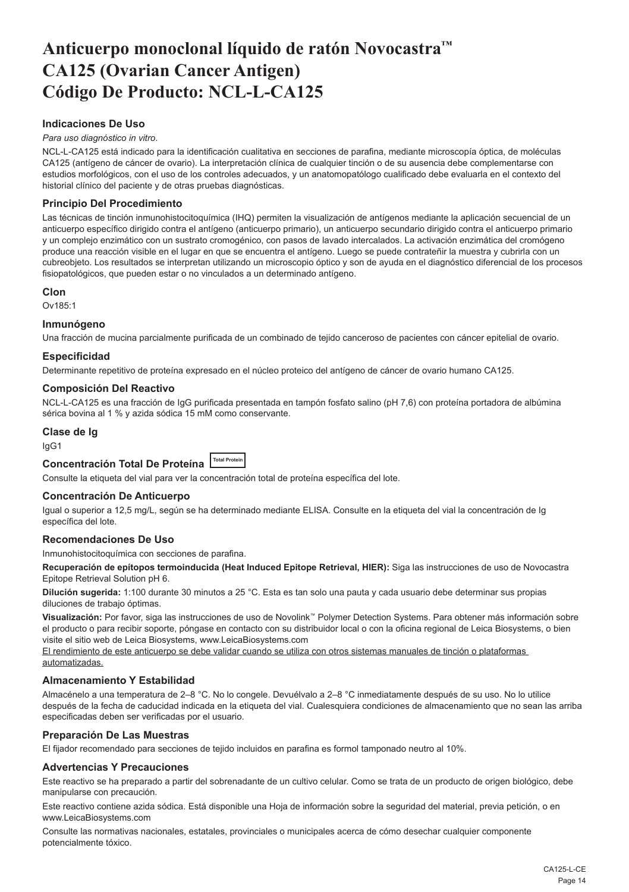# Anticuerpo monoclonal líquido de ratón Novocastra™ CA125 (Ovarian Cancer Antigen) Código De Producto: NCL-L-CA125

### Indicaciones De Uso

*Para uso diagnóstico in vitro*.

NCL-L-CA125 está indicado para la identificación cualitativa en secciones de parafina, mediante microscopía óptica, de moléculas CA125 (antígeno de cáncer de ovario). La interpretación clínica de cualquier tinción o de su ausencia debe complementarse con estudios morfológicos, con el uso de los controles adecuados, y un anatomopatólogo cualificado debe evaluarla en el contexto del historial clínico del paciente y de otras pruebas diagnósticas.

### Principio Del Procedimiento

Las técnicas de tinción inmunohistocitoquímica (IHQ) permiten la visualización de antígenos mediante la aplicación secuencial de un anticuerpo específico dirigido contra el antígeno (anticuerpo primario), un anticuerpo secundario dirigido contra el anticuerpo primario y un complejo enzimático con un sustrato cromogénico, con pasos de lavado intercalados. La activación enzimática del cromógeno produce una reacción visible en el lugar en que se encuentra el antígeno. Luego se puede contrateñir la muestra y cubrirla con un cubreobjeto. Los resultados se interpretan utilizando un microscopio óptico y son de ayuda en el diagnóstico diferencial de los procesos fisiopatológicos, que pueden estar o no vinculados a un determinado antígeno.

### Clon

Ov185:1

### Inmunógeno

Una fracción de mucina parcialmente purificada de un combinado de tejido canceroso de pacientes con cáncer epitelial de ovario.

### Especificidad

Determinante repetitivo de proteína expresado en el núcleo proteico del antígeno de cáncer de ovario humano CA125.

### Composición Del Reactivo

NCL-L-CA125 es una fracción de IgG purificada presentada en tampón fosfato salino (pH 7,6) con proteína portadora de albúmina sérica bovina al 1 % y azida sódica 15 mM como conservante.

### Clase de Ig

IgG1

### Concentración Total De Proteína Total Protein

Consulte la etiqueta del vial para ver la concentración total de proteína específica del lote.

### Concentración De Anticuerpo

Igual o superior a 12,5 mg/L, según se ha determinado mediante ELISA. Consulte en la etiqueta del vial la concentración de Ig específica del lote.

### Recomendaciones De Uso

Inmunohistocitoquímica con secciones de parafina.

**Recuperación de epítopos termoinducida (Heat Induced Epitope Retrieval, HIER):** Siga las instrucciones de uso de Novocastra Epitope Retrieval Solution pH 6.

**Dilución sugerida:** 1:100 durante 30 minutos a 25 °C. Esta es tan solo una pauta y cada usuario debe determinar sus propias diluciones de trabajo óptimas.

**Visualización:** Por favor, siga las instrucciones de uso de Novolink™ Polymer Detection Systems. Para obtener más información sobre el producto o para recibir soporte, póngase en contacto con su distribuidor local o con la oficina regional de Leica Biosystems, o bien visite el sitio web de Leica Biosystems, www.LeicaBiosystems.com

El rendimiento de este anticuerpo se debe validar cuando se utiliza con otros sistemas manuales de tinción o plataformas automatizadas.

### Almacenamiento Y Estabilidad

Almacénelo a una temperatura de 2–8 °C. No lo congele. Devuélvalo a 2–8 °C inmediatamente después de su uso. No lo utilice después de la fecha de caducidad indicada en la etiqueta del vial. Cualesquiera condiciones de almacenamiento que no sean las arriba especificadas deben ser verificadas por el usuario.

### Preparación De Las Muestras

El fijador recomendado para secciones de tejido incluidos en parafina es formol tamponado neutro al 10%.

### Advertencias Y Precauciones

Este reactivo se ha preparado a partir del sobrenadante de un cultivo celular. Como se trata de un producto de origen biológico, debe manipularse con precaución.

Este reactivo contiene azida sódica. Está disponible una Hoja de información sobre la seguridad del material, previa petición, o en www.LeicaBiosystems.com

Consulte las normativas nacionales, estatales, provinciales o municipales acerca de cómo desechar cualquier componente potencialmente tóxico.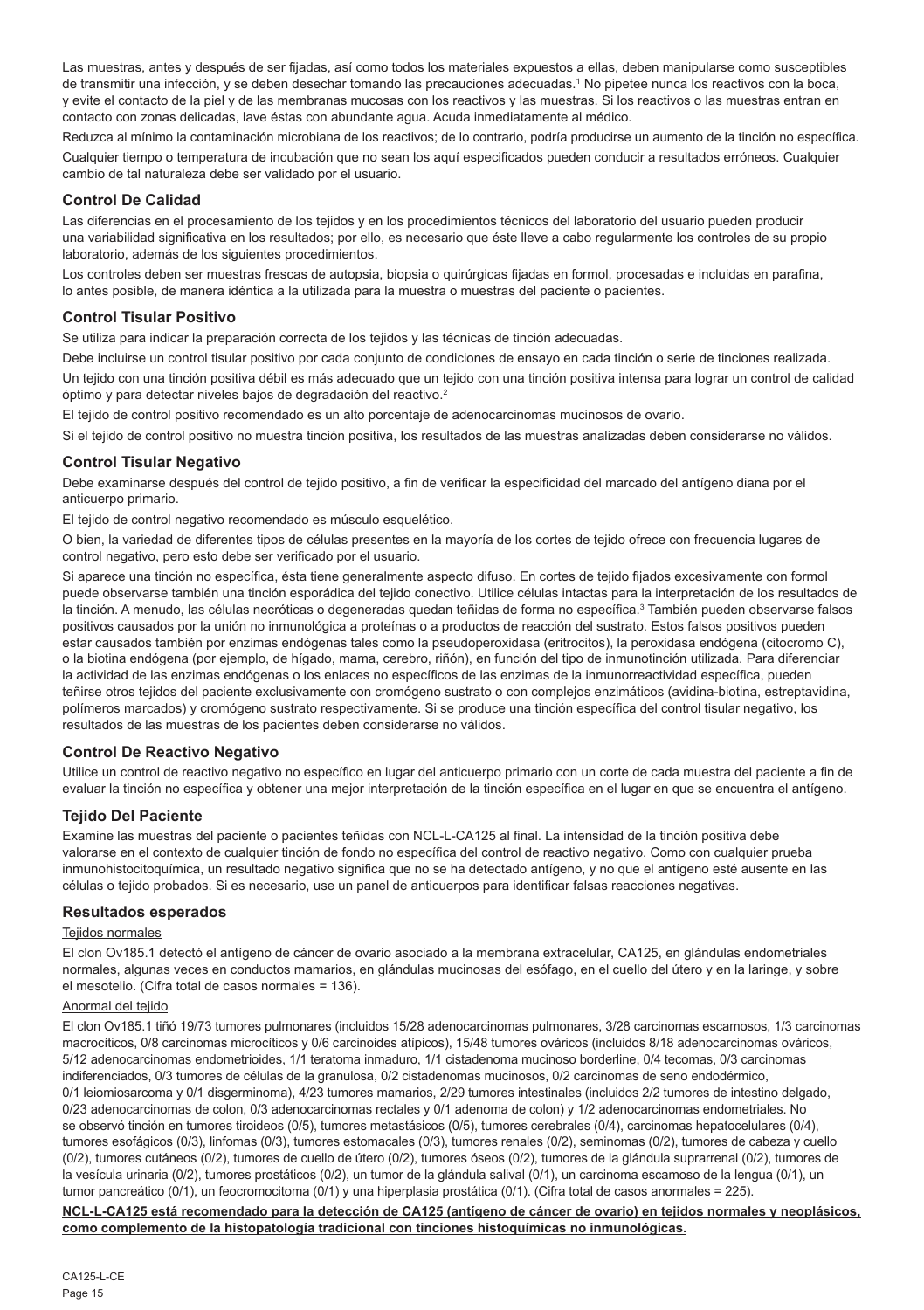Las muestras, antes y después de ser fijadas, así como todos los materiales expuestos a ellas, deben manipularse como susceptibles de transmitir una infección, y se deben desechar tomando las precauciones adecuadas.[1] No pipetee nunca los reactivos con la boca, y evite el contacto de la piel y de las membranas mucosas con los reactivos y las muestras. Si los reactivos o las muestras entran en contacto con zonas delicadas, lave éstas con abundante agua. Acuda inmediatamente al médico.

Reduzca al mínimo la contaminación microbiana de los reactivos; de lo contrario, podría producirse un aumento de la tinción no específica.

Cualquier tiempo o temperatura de incubación que no sean los aquí especificados pueden conducir a resultados erróneos. Cualquier cambio de tal naturaleza debe ser validado por el usuario.

## Control De Calidad

Las diferencias en el procesamiento de los tejidos y en los procedimientos técnicos del laboratorio del usuario pueden producir una variabilidad significativa en los resultados; por ello, es necesario que éste lleve a cabo regularmente los controles de su propio laboratorio, además de los siguientes procedimientos.

Los controles deben ser muestras frescas de autopsia, biopsia o quirúrgicas fijadas en formol, procesadas e incluidas en parafina, lo antes posible, de manera idéntica a la utilizada para la muestra o muestras del paciente o pacientes.

## Control Tisular Positivo

Se utiliza para indicar la preparación correcta de los tejidos y las técnicas de tinción adecuadas.

Debe incluirse un control tisular positivo por cada conjunto de condiciones de ensayo en cada tinción o serie de tinciones realizada.

Un tejido con una tinción positiva débil es más adecuado que un tejido con una tinción positiva intensa para lograr un control de calidad óptimo y para detectar niveles bajos de degradación del reactivo.[2]

El tejido de control positivo recomendado es un alto porcentaje de adenocarcinomas mucinosos de ovario.

Si el tejido de control positivo no muestra tinción positiva, los resultados de las muestras analizadas deben considerarse no válidos.

## Control Tisular Negativo

Debe examinarse después del control de tejido positivo, a fin de verificar la especificidad del marcado del antígeno diana por el anticuerpo primario.

El tejido de control negativo recomendado es músculo esquelético.

O bien, la variedad de diferentes tipos de células presentes en la mayoría de los cortes de tejido ofrece con frecuencia lugares de control negativo, pero esto debe ser verificado por el usuario.

Si aparece una tinción no específica, ésta tiene generalmente aspecto difuso. En cortes de tejido fijados excesivamente con formol puede observarse también una tinción esporádica del tejido conectivo. Utilice células intactas para la interpretación de los resultados de la tinción. A menudo, las células necróticas o degeneradas quedan teñidas de forma no específica.[3] También pueden observarse falsos positivos causados por la unión no inmunológica a proteínas o a productos de reacción del sustrato. Estos falsos positivos pueden estar causados también por enzimas endógenas tales como la pseudoperoxidasa (eritrocitos), la peroxidasa endógena (citocromo C), o la biotina endógena (por ejemplo, de hígado, mama, cerebro, riñón), en función del tipo de inmunotinción utilizada. Para diferenciar la actividad de las enzimas endógenas o los enlaces no específicos de las enzimas de la inmunorreactividad específica, pueden teñirse otros tejidos del paciente exclusivamente con cromógeno sustrato o con complejos enzimáticos (avidina-biotina, estreptavidina, polímeros marcados) y cromógeno sustrato respectivamente. Si se produce una tinción específica del control tisular negativo, los resultados de las muestras de los pacientes deben considerarse no válidos.

## Control De Reactivo Negativo

Utilice un control de reactivo negativo no específico en lugar del anticuerpo primario con un corte de cada muestra del paciente a fin de evaluar la tinción no específica y obtener una mejor interpretación de la tinción específica en el lugar en que se encuentra el antígeno.

## Tejido Del Paciente

Examine las muestras del paciente o pacientes teñidas con NCL-L-CA125 al final. La intensidad de la tinción positiva debe valorarse en el contexto de cualquier tinción de fondo no específica del control de reactivo negativo. Como con cualquier prueba inmunohistocitoquímica, un resultado negativo significa que no se ha detectado antígeno, y no que el antígeno esté ausente en las células o tejido probados. Si es necesario, use un panel de anticuerpos para identificar falsas reacciones negativas.

## Resultados esperados

Tejidos normales

El clon Ov185.1 detectó el antígeno de cáncer de ovario asociado a la membrana extracelular, CA125, en glándulas endometriales normales, algunas veces en conductos mamarios, en glándulas mucinosas del esófago, en el cuello del útero y en la laringe, y sobre el mesotelio. (Cifra total de casos normales = 136).

Anormal del tejido

El clon Ov185.1 tiñó 19/73 tumores pulmonares (incluidos 15/28 adenocarcinomas pulmonares, 3/28 carcinomas escamosos, 1/3 carcinomas macrocíticos, 0/8 carcinomas microcíticos y 0/6 carcinoides atípicos), 15/48 tumores ováricos (incluidos 8/18 adenocarcinomas ováricos, 5/12 adenocarcinomas endometrioides, 1/1 teratoma inmaduro, 1/1 cistadenoma mucinoso borderline, 0/4 tecomas, 0/3 carcinomas indiferenciados, 0/3 tumores de células de la granulosa, 0/2 cistadenomas mucinosos, 0/2 carcinomas de seno endodérmico, 0/1 leiomiosarcoma y 0/1 disgerminoma), 4/23 tumores mamarios, 2/29 tumores intestinales (incluidos 2/2 tumores de intestino delgado, 0/23 adenocarcinomas de colon, 0/3 adenocarcinomas rectales y 0/1 adenoma de colon) y 1/2 adenocarcinomas endometriales. No se observó tinción en tumores tiroideos (0/5), tumores metastásicos (0/5), tumores cerebrales (0/4), carcinomas hepatocelulares (0/4), tumores esofágicos (0/3), linfomas (0/3), tumores estomacales (0/3), tumores renales (0/2), seminomas (0/2), tumores de cabeza y cuello (0/2), tumores cutáneos (0/2), tumores de cuello de útero (0/2), tumores óseos (0/2), tumores de la glándula suprarrenal (0/2), tumores de la vesícula urinaria (0/2), tumores prostáticos (0/2), un tumor de la glándula salival (0/1), un carcinoma escamoso de la lengua (0/1), un tumor pancreático (0/1), un feocromocitoma (0/1) y una hiperplasia prostática (0/1). (Cifra total de casos anormales = 225).

**NCL-L-CA125 está recomendado para la detección de CA125 (antígeno de cáncer de ovario) en tejidos normales y neoplásicos, como complemento de la histopatología tradicional con tinciones histoquímicas no inmunológicas.**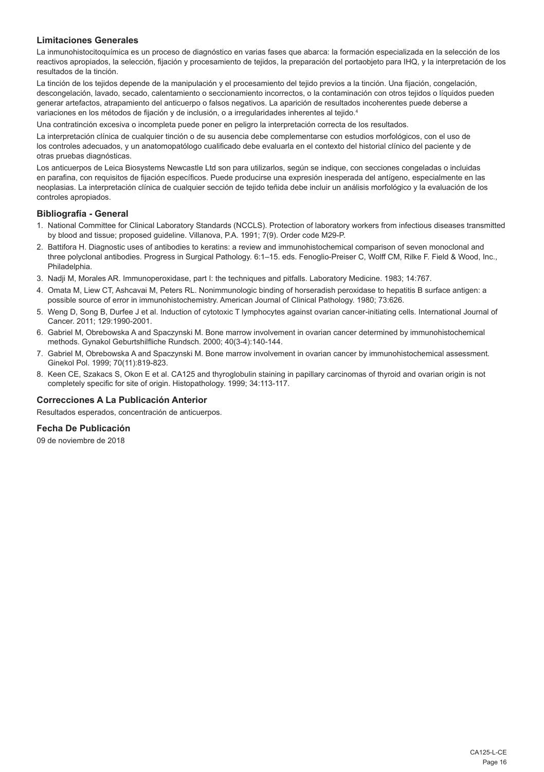## Limitaciones Generales

La inmunohistocitoquímica es un proceso de diagnóstico en varias fases que abarca: la formación especializada en la selección de los reactivos apropiados, la selección, fijación y procesamiento de tejidos, la preparación del portaobjeto para IHQ, y la interpretación de los resultados de la tinción.

La tinción de los tejidos depende de la manipulación y el procesamiento del tejido previos a la tinción. Una fijación, congelación, descongelación, lavado, secado, calentamiento o seccionamiento incorrectos, o la contaminación con otros tejidos o líquidos pueden generar artefactos, atrapamiento del anticuerpo o falsos negativos. La aparición de resultados incoherentes puede deberse a variaciones en los métodos de fijación y de inclusión, o a irregularidades inherentes al tejido.[4]

Una contratinción excesiva o incompleta puede poner en peligro la interpretación correcta de los resultados.

La interpretación clínica de cualquier tinción o de su ausencia debe complementarse con estudios morfológicos, con el uso de los controles adecuados, y un anatomopatólogo cualificado debe evaluarla en el contexto del historial clínico del paciente y de otras pruebas diagnósticas.

Los anticuerpos de Leica Biosystems Newcastle Ltd son para utilizarlos, según se indique, con secciones congeladas o incluidas en parafina, con requisitos de fijación específicos. Puede producirse una expresión inesperada del antígeno, especialmente en las neoplasias. La interpretación clínica de cualquier sección de tejido teñida debe incluir un análisis morfológico y la evaluación de los controles apropiados.

## Bibliografía - General

1. National Committee for Clinical Laboratory Standards (NCCLS). Protection of laboratory workers from infectious diseases transmitted by blood and tissue; proposed guideline. Villanova, P.A. 1991; 7(9). Order code M29-P.
2. Battifora H. Diagnostic uses of antibodies to keratins: a review and immunohistochemical comparison of seven monoclonal and three polyclonal antibodies. Progress in Surgical Pathology. 6:1–15. eds. Fenoglio-Preiser C, Wolff CM, Rilke F. Field & Wood, Inc., Philadelphia.
3. Nadji M, Morales AR. Immunoperoxidase, part I: the techniques and pitfalls. Laboratory Medicine. 1983; 14:767.
4. Omata M, Liew CT, Ashcavai M, Peters RL. Nonimmunologic binding of horseradish peroxidase to hepatitis B surface antigen: a possible source of error in immunohistochemistry. American Journal of Clinical Pathology. 1980; 73:626.
5. Weng D, Song B, Durfee J et al. Induction of cytotoxic T lymphocytes against ovarian cancer-initiating cells. International Journal of Cancer. 2011; 129:1990-2001.
6. Gabriel M, Obrebowska A and Spaczynski M. Bone marrow involvement in ovarian cancer determined by immunohistochemical methods. Gynakol Geburtshilfliche Rundsch. 2000; 40(3-4):140-144.
7. Gabriel M, Obrebowska A and Spaczynski M. Bone marrow involvement in ovarian cancer by immunohistochemical assessment. Ginekol Pol. 1999; 70(11):819-823.
8. Keen CE, Szakacs S, Okon E et al. CA125 and thyroglobulin staining in papillary carcinomas of thyroid and ovarian origin is not completely specific for site of origin. Histopathology. 1999; 34:113-117.

## Correcciones A La Publicación Anterior

Resultados esperados, concentración de anticuerpos.

## Fecha De Publicación

09 de noviembre de 2018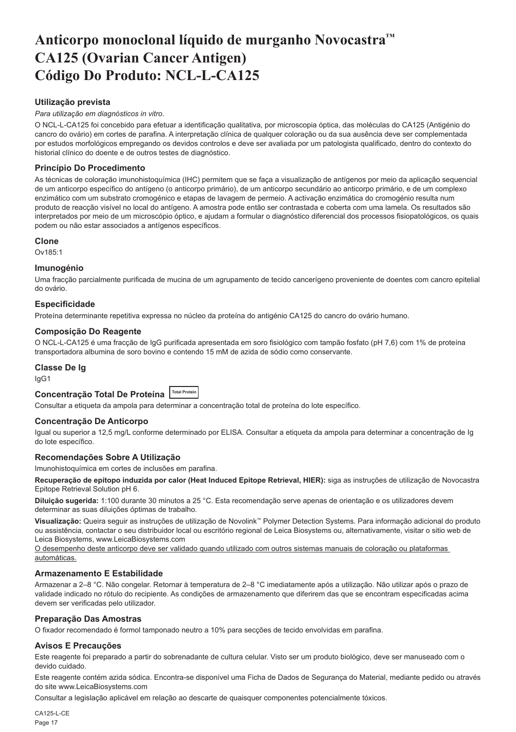# Anticorpo monoclonal líquido de murganho Novocastra™ CA125 (Ovarian Cancer Antigen) Código Do Produto: NCL-L-CA125

## Utilização prevista

*Para utilização em diagnósticos in vitro*.

O NCL-L-CA125 foi concebido para efetuar a identificação qualitativa, por microscopia óptica, das moléculas do CA125 (Antigénio do cancro do ovário) em cortes de parafina. A interpretação clínica de qualquer coloração ou da sua ausência deve ser complementada por estudos morfológicos empregando os devidos controlos e deve ser avaliada por um patologista qualificado, dentro do contexto do historial clínico do doente e de outros testes de diagnóstico.

## Princípio Do Procedimento

As técnicas de coloração imunohistoquímica (IHC) permitem que se faça a visualização de antígenos por meio da aplicação sequencial de um anticorpo específico do antígeno (o anticorpo primário), de um anticorpo secundário ao anticorpo primário, e de um complexo enzimático com um substrato cromogénico e etapas de lavagem de permeio. A activação enzimática do cromogénio resulta num produto de reacção visível no local do antígeno. A amostra pode então ser contrastada e coberta com uma lamela. Os resultados são interpretados por meio de um microscópio óptico, e ajudam a formular o diagnóstico diferencial dos processos fisiopatológicos, os quais podem ou não estar associados a antígenos específicos.

## Clone

Ov185:1

## Imunogénio

Uma fracção parcialmente purificada de mucina de um agrupamento de tecido cancerígeno proveniente de doentes com cancro epitelial do ovário.

## Especificidade

Proteína determinante repetitiva expressa no núcleo da proteína do antigénio CA125 do cancro do ovário humano.

## Composição Do Reagente

O NCL-L-CA125 é uma fracção de IgG purificada apresentada em soro fisiológico com tampão fosfato (pH 7,6) com 1% de proteína transportadora albumina de soro bovino e contendo 15 mM de azida de sódio como conservante.

## Classe De Ig

IgG1

## Concentração Total De Proteína Total Protein

Consultar a etiqueta da ampola para determinar a concentração total de proteína do lote específico.

## Concentração De Anticorpo

Igual ou superior a 12,5 mg/L conforme determinado por ELISA. Consultar a etiqueta da ampola para determinar a concentração de Ig do lote específico.

## Recomendações Sobre A Utilização

Imunohistoquímica em cortes de inclusões em parafina.

**Recuperação de epítopo induzida por calor (Heat Induced Epitope Retrieval, HIER):** siga as instruções de utilização de Novocastra Epitope Retrieval Solution pH 6.

**Diluição sugerida:** 1:100 durante 30 minutos a 25 °C. Esta recomendação serve apenas de orientação e os utilizadores devem determinar as suas diluições óptimas de trabalho.

**Visualização:** Queira seguir as instruções de utilização de Novolink™ Polymer Detection Systems. Para informação adicional do produto ou assistência, contactar o seu distribuidor local ou escritório regional de Leica Biosystems ou, alternativamente, visitar o sitio web de Leica Biosystems, www.LeicaBiosystems.com

<u>O desempenho deste anticorpo deve ser validado quando utilizado com outros sistemas manuais de coloração ou plataformas automáticas.</u>

## Armazenamento E Estabilidade

Armazenar a 2–8 °C. Não congelar. Retornar à temperatura de 2–8 °C imediatamente após a utilização. Não utilizar após o prazo de validade indicado no rótulo do recipiente. As condições de armazenamento que diferirem das que se encontram especificadas acima devem ser verificadas pelo utilizador.

## Preparação Das Amostras

O fixador recomendado é formol tamponado neutro a 10% para secções de tecido envolvidas em parafina.

## Avisos E Precauções

Este reagente foi preparado a partir do sobrenadante de cultura celular. Visto ser um produto biológico, deve ser manuseado com o devido cuidado.

Este reagente contém azida sódica. Encontra-se disponível uma Ficha de Dados de Segurança do Material, mediante pedido ou através do site www.LeicaBiosystems.com

Consultar a legislação aplicável em relação ao descarte de quaisquer componentes potencialmente tóxicos.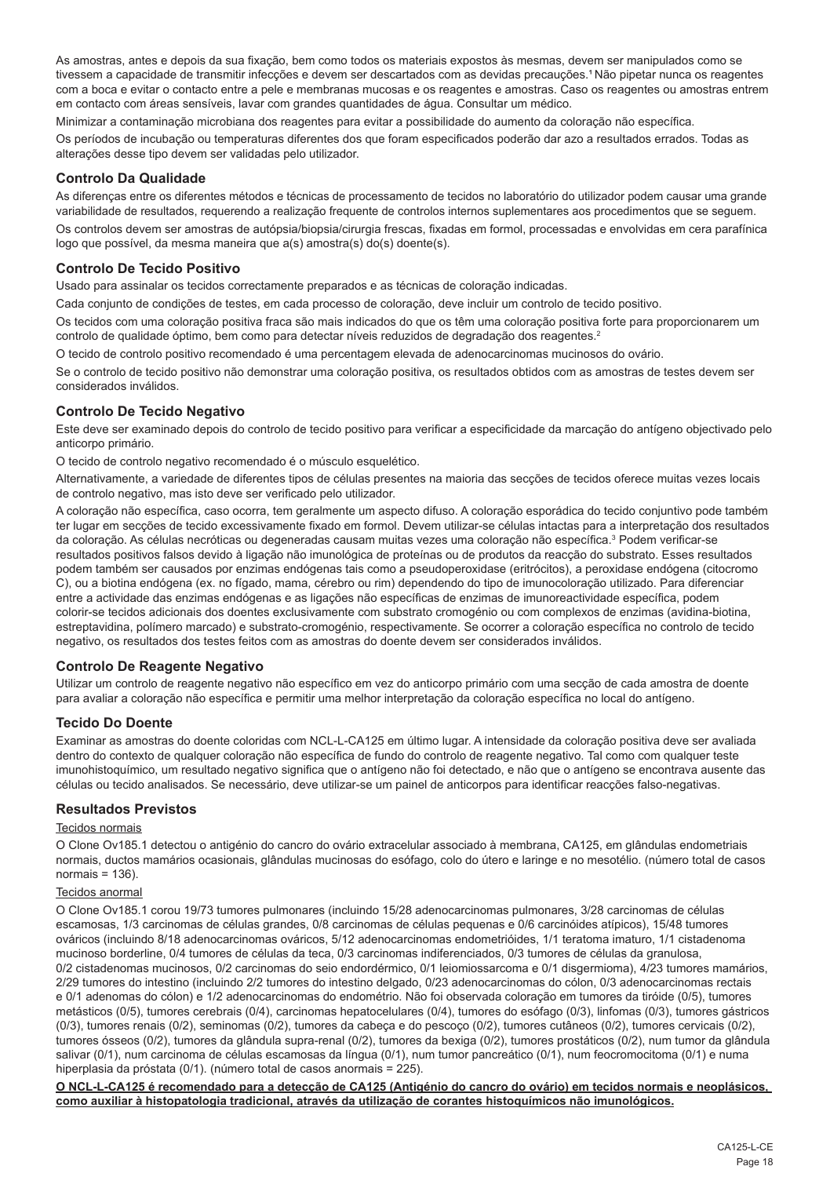As amostras, antes e depois da sua fixação, bem como todos os materiais expostos às mesmas, devem ser manipulados como se tivessem a capacidade de transmitir infecções e devem ser descartados com as devidas precauções.[1] Não pipetar nunca os reagentes com a boca e evitar o contacto entre a pele e membranas mucosas e os reagentes e amostras. Caso os reagentes ou amostras entrem em contacto com áreas sensíveis, lavar com grandes quantidades de água. Consultar um médico.

Minimizar a contaminação microbiana dos reagentes para evitar a possibilidade do aumento da coloração não específica.

Os períodos de incubação ou temperaturas diferentes dos que foram especificados poderão dar azo a resultados errados. Todas as alterações desse tipo devem ser validadas pelo utilizador.

## Controlo Da Qualidade

As diferenças entre os diferentes métodos e técnicas de processamento de tecidos no laboratório do utilizador podem causar uma grande variabilidade de resultados, requerendo a realização frequente de controlos internos suplementares aos procedimentos que se seguem.

Os controlos devem ser amostras de autópsia/biopsia/cirurgia frescas, fixadas em formol, processadas e envolvidas em cera parafínica logo que possível, da mesma maneira que a(s) amostra(s) do(s) doente(s).

## Controlo De Tecido Positivo

Usado para assinalar os tecidos correctamente preparados e as técnicas de coloração indicadas.

Cada conjunto de condições de testes, em cada processo de coloração, deve incluir um controlo de tecido positivo.

Os tecidos com uma coloração positiva fraca são mais indicados do que os têm uma coloração positiva forte para proporcionarem um controlo de qualidade óptimo, bem como para detectar níveis reduzidos de degradação dos reagentes.[2]

O tecido de controlo positivo recomendado é uma percentagem elevada de adenocarcinomas mucinosos do ovário.

Se o controlo de tecido positivo não demonstrar uma coloração positiva, os resultados obtidos com as amostras de testes devem ser considerados inválidos.

## Controlo De Tecido Negativo

Este deve ser examinado depois do controlo de tecido positivo para verificar a especificidade da marcação do antígeno objectivado pelo anticorpo primário.

O tecido de controlo negativo recomendado é o músculo esquelético.

Alternativamente, a variedade de diferentes tipos de células presentes na maioria das secções de tecidos oferece muitas vezes locais de controlo negativo, mas isto deve ser verificado pelo utilizador.

A coloração não específica, caso ocorra, tem geralmente um aspecto difuso. A coloração esporádica do tecido conjuntivo pode também ter lugar em secções de tecido excessivamente fixado em formol. Devem utilizar-se células intactas para a interpretação dos resultados da coloração. As células necróticas ou degeneradas causam muitas vezes uma coloração não específica.[3] Podem verificar-se resultados positivos falsos devido à ligação não imunológica de proteínas ou de produtos da reacção do substrato. Esses resultados podem também ser causados por enzimas endógenas tais como a pseudoperoxidase (eritrócitos), a peroxidase endógena (citocromo C), ou a biotina endógena (ex. no fígado, mama, cérebro ou rim) dependendo do tipo de imunocoloração utilizado. Para diferenciar entre a actividade das enzimas endógenas e as ligações não específicas de enzimas de imunoreactividade específica, podem colorir-se tecidos adicionais dos doentes exclusivamente com substrato cromogénio ou com complexos de enzimas (avidina-biotina, estreptavidina, polímero marcado) e substrato-cromogénio, respectivamente. Se ocorrer a coloração específica no controlo de tecido negativo, os resultados dos testes feitos com as amostras do doente devem ser considerados inválidos.

## Controlo De Reagente Negativo

Utilizar um controlo de reagente negativo não específico em vez do anticorpo primário com uma secção de cada amostra de doente para avaliar a coloração não específica e permitir uma melhor interpretação da coloração específica no local do antígeno.

## Tecido Do Doente

Examinar as amostras do doente coloridas com NCL-L-CA125 em último lugar. A intensidade da coloração positiva deve ser avaliada dentro do contexto de qualquer coloração não específica de fundo do controlo de reagente negativo. Tal como com qualquer teste imunohistoquímico, um resultado negativo significa que o antígeno não foi detectado, e não que o antígeno se encontrava ausente das células ou tecido analisados. Se necessário, deve utilizar-se um painel de anticorpos para identificar reacções falso-negativas.

## Resultados Previstos

Tecidos normais

O Clone Ov185.1 detectou o antigénio do cancro do ovário extracelular associado à membrana, CA125, em glândulas endometriais normais, ductos mamários ocasionais, glândulas mucinosas do esófago, colo do útero e laringe e no mesotélio. (número total de casos normais = 136).

Tecidos anormal

O Clone Ov185.1 corou 19/73 tumores pulmonares (incluindo 15/28 adenocarcinomas pulmonares, 3/28 carcinomas de células escamosas, 1/3 carcinomas de células grandes, 0/8 carcinomas de células pequenas e 0/6 carcinóides atípicos), 15/48 tumores ováricos (incluindo 8/18 adenocarcinomas ováricos, 5/12 adenocarcinomas endometrióides, 1/1 teratoma imaturo, 1/1 cistadenoma mucinoso borderline, 0/4 tumores de células da teca, 0/3 carcinomas indiferenciados, 0/3 tumores de células da granulosa, 0/2 cistadenomas mucinosos, 0/2 carcinomas do seio endordérmico, 0/1 leiomiossarcoma e 0/1 disgermioma), 4/23 tumores mamários, 2/29 tumores do intestino (incluindo 2/2 tumores do intestino delgado, 0/23 adenocarcinomas do cólon, 0/3 adenocarcinomas rectais e 0/1 adenomas do cólon) e 1/2 adenocarcinomas do endométrio. Não foi observada coloração em tumores da tiróide (0/5), tumores metásticos (0/5), tumores cerebrais (0/4), carcinomas hepatocelulares (0/4), tumores do esófago (0/3), linfomas (0/3), tumores gástricos (0/3), tumores renais (0/2), seminomas (0/2), tumores da cabeça e do pescoço (0/2), tumores cutâneos (0/2), tumores cervicais (0/2), tumores ósseos (0/2), tumores da glândula supra-renal (0/2), tumores da bexiga (0/2), tumores prostáticos (0/2), num tumor da glândula salivar (0/1), num carcinoma de células escamosas da língua (0/1), num tumor pancreático (0/1), num feocromocitoma (0/1) e numa hiperplasia da próstata (0/1). (número total de casos anormais = 225).

**O NCL-L-CA125 é recomendado para a detecção de CA125 (Antigénio do cancro do ovário) em tecidos normais e neoplásicos, como auxiliar à histopatologia tradicional, através da utilização de corantes histoquímicos não imunológicos.**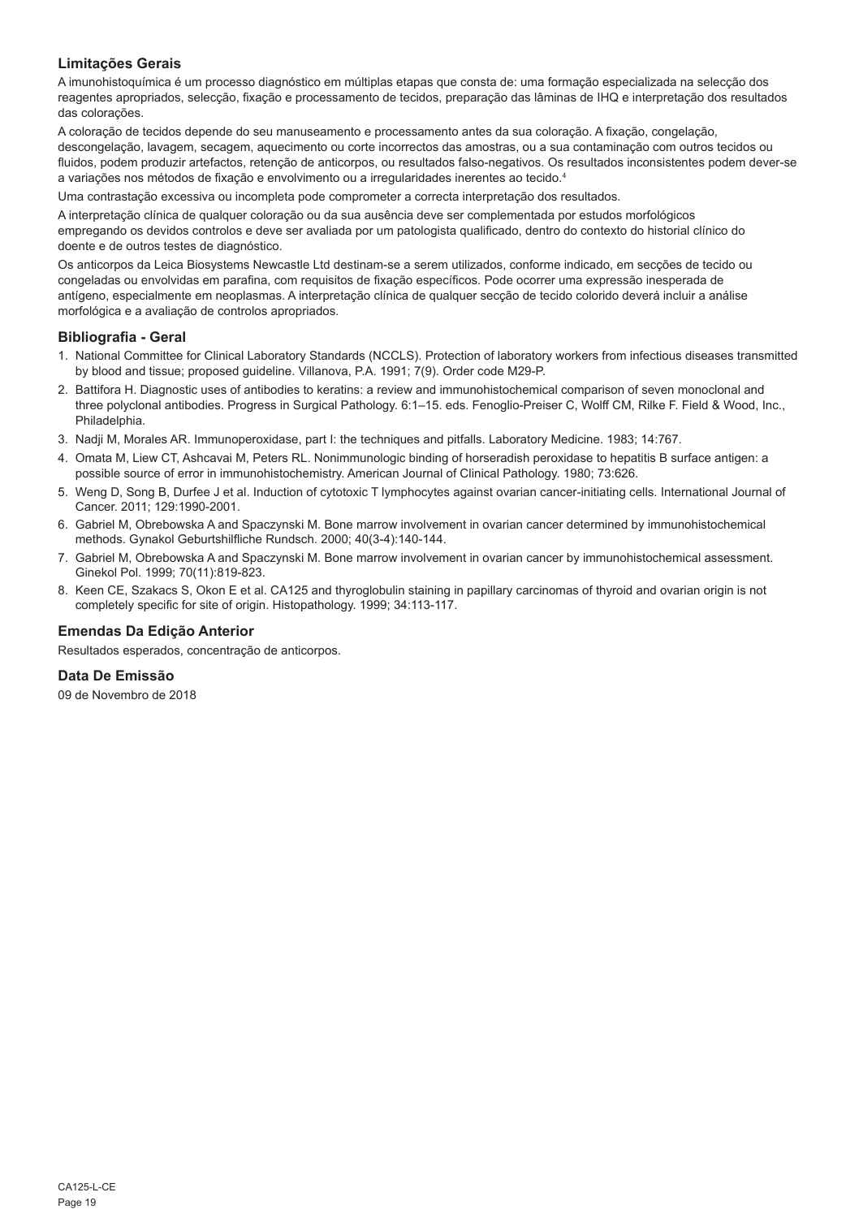### Limitações Gerais

A imunohistoquímica é um processo diagnóstico em múltiplas etapas que consta de: uma formação especializada na selecção dos reagentes apropriados, selecção, fixação e processamento de tecidos, preparação das lâminas de IHQ e interpretação dos resultados das colorações.

A coloração de tecidos depende do seu manuseamento e processamento antes da sua coloração. A fixação, congelação, descongelação, lavagem, secagem, aquecimento ou corte incorrectos das amostras, ou a sua contaminação com outros tecidos ou fluidos, podem produzir artefactos, retenção de anticorpos, ou resultados falso-negativos. Os resultados inconsistentes podem dever-se a variações nos métodos de fixação e envolvimento ou a irregularidades inerentes ao tecido.[4]

Uma contrastação excessiva ou incompleta pode comprometer a correcta interpretação dos resultados.

A interpretação clínica de qualquer coloração ou da sua ausência deve ser complementada por estudos morfológicos empregando os devidos controlos e deve ser avaliada por um patologista qualificado, dentro do contexto do historial clínico do doente e de outros testes de diagnóstico.

Os anticorpos da Leica Biosystems Newcastle Ltd destinam-se a serem utilizados, conforme indicado, em secções de tecido ou congeladas ou envolvidas em parafina, com requisitos de fixação específicos. Pode ocorrer uma expressão inesperada de antígeno, especialmente em neoplasmas. A interpretação clínica de qualquer secção de tecido colorido deverá incluir a análise morfológica e a avaliação de controlos apropriados.

### Bibliografia - Geral

1. National Committee for Clinical Laboratory Standards (NCCLS). Protection of laboratory workers from infectious diseases transmitted by blood and tissue; proposed guideline. Villanova, P.A. 1991; 7(9). Order code M29-P.
2. Battifora H. Diagnostic uses of antibodies to keratins: a review and immunohistochemical comparison of seven monoclonal and three polyclonal antibodies. Progress in Surgical Pathology. 6:1–15. eds. Fenoglio-Preiser C, Wolff CM, Rilke F. Field & Wood, Inc., Philadelphia.
3. Nadji M, Morales AR. Immunoperoxidase, part I: the techniques and pitfalls. Laboratory Medicine. 1983; 14:767.
4. Omata M, Liew CT, Ashcavai M, Peters RL. Nonimmunologic binding of horseradish peroxidase to hepatitis B surface antigen: a possible source of error in immunohistochemistry. American Journal of Clinical Pathology. 1980; 73:626.
5. Weng D, Song B, Durfee J et al. Induction of cytotoxic T lymphocytes against ovarian cancer-initiating cells. International Journal of Cancer. 2011; 129:1990-2001.
6. Gabriel M, Obrebowska A and Spaczynski M. Bone marrow involvement in ovarian cancer determined by immunohistochemical methods. Gynakol Geburtshilfliche Rundsch. 2000; 40(3-4):140-144.
7. Gabriel M, Obrebowska A and Spaczynski M. Bone marrow involvement in ovarian cancer by immunohistochemical assessment. Ginekol Pol. 1999; 70(11):819-823.
8. Keen CE, Szakacs S, Okon E et al. CA125 and thyroglobulin staining in papillary carcinomas of thyroid and ovarian origin is not completely specific for site of origin. Histopathology. 1999; 34:113-117.

### Emendas Da Edição Anterior

Resultados esperados, concentração de anticorpos.

### Data De Emissão

09 de Novembro de 2018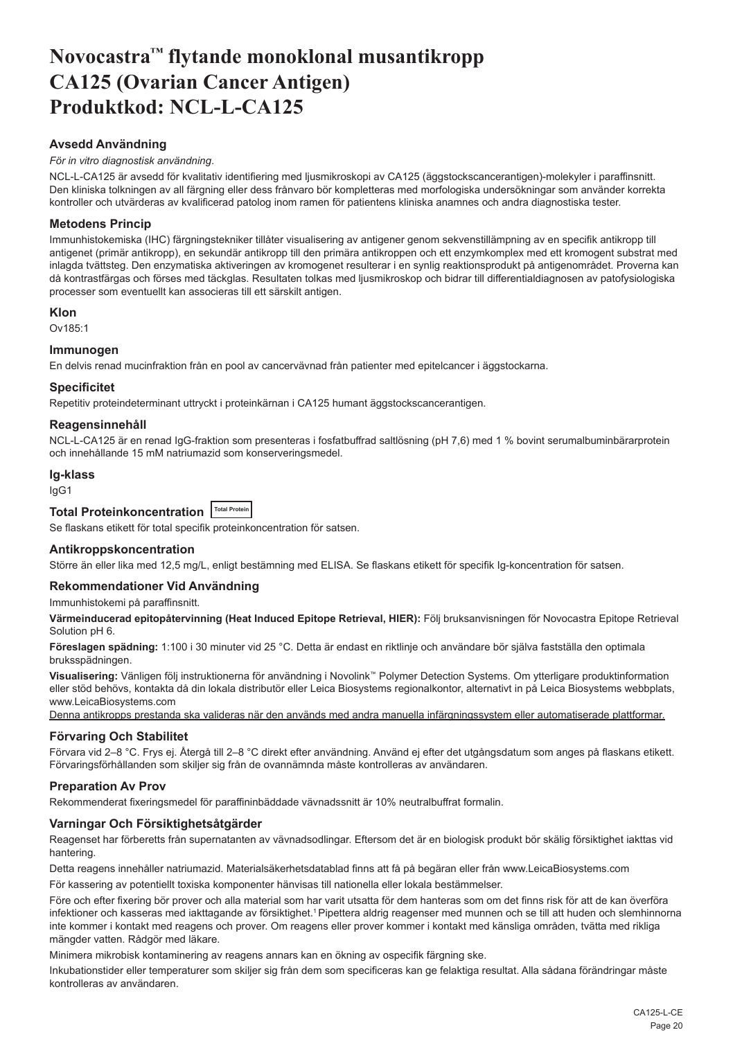# Novocastra™ flytande monoklonal musantikropp CA125 (Ovarian Cancer Antigen) Produktkod: NCL-L-CA125

### Avsedd Användning

*För in vitro diagnostisk användning*.

NCL-L-CA125 är avsedd för kvalitativ identifiering med ljusmikroskopi av CA125 (äggstockscancerantigen)-molekyler i paraffinsnitt. Den kliniska tolkningen av all färgning eller dess frånvaro bör kompletteras med morfologiska undersökningar som använder korrekta kontroller och utvärderas av kvalificerad patolog inom ramen för patientens kliniska anamnes och andra diagnostiska tester.

### Metodens Princip

Immunhistokemiska (IHC) färgningstekniker tillåter visualisering av antigener genom sekvenstillämpning av en specifik antikropp till antigenet (primär antikropp), en sekundär antikropp till den primära antikroppen och ett enzymkomplex med ett kromogent substrat med inlagda tvättsteg. Den enzymatiska aktiveringen av kromogenet resulterar i en synlig reaktionsprodukt på antigenområdet. Proverna kan då kontrastfärgas och förses med täckglas. Resultaten tolkas med ljusmikroskop och bidrar till differentialdiagnosen av patofysiologiska processer som eventuellt kan associeras till ett särskilt antigen.

### Klon

Ov185:1

### Immunogen

En delvis renad mucinfraktion från en pool av cancervävnad från patienter med epitelcancer i äggstockarna.

### Specificitet

Repetitiv proteindeterminant uttryckt i proteinkärnan i CA125 humant äggstockscancerantigen.

### Reagensinnehåll

NCL-L-CA125 är en renad IgG-fraktion som presenteras i fosfatbuffrad saltlösning (pH 7,6) med 1 % bovint serumalbuminbärarprotein och innehållande 15 mM natriumazid som konserveringsmedel.

### Ig-klass

IgG1

### Total Proteinkoncentration Total Protein

Se flaskans etikett för total specifik proteinkoncentration för satsen.

### Antikroppskoncentration

Större än eller lika med 12,5 mg/L, enligt bestämning med ELISA. Se flaskans etikett för specifik Ig-koncentration för satsen.

### Rekommendationer Vid Användning

Immunhistokemi på paraffinsnitt.

**Värmeinducerad epitopåtervinning (Heat Induced Epitope Retrieval, HIER):** Följ bruksanvisningen för Novocastra Epitope Retrieval Solution pH 6.

**Föreslagen spädning:** 1:100 i 30 minuter vid 25 °C. Detta är endast en riktlinje och användare bör själva fastställa den optimala bruksspädningen.

**Visualisering:** Vänligen följ instruktionerna för användning i Novolink™ Polymer Detection Systems. Om ytterligare produktinformation eller stöd behövs, kontakta då din lokala distributör eller Leica Biosystems regionalkontor, alternativt in på Leica Biosystems webbplats, www.LeicaBiosystems.com

Denna antikropps prestanda ska valideras när den används med andra manuella infärgningssystem eller automatiserade plattformar.

### Förvaring Och Stabilitet

Förvara vid 2–8 °C. Frys ej. Återgå till 2–8 °C direkt efter användning. Använd ej efter det utgångsdatum som anges på flaskans etikett. Förvaringsförhållanden som skiljer sig från de ovannämnda måste kontrolleras av användaren.

### Preparation Av Prov

Rekommenderat fixeringsmedel för paraffininbäddade vävnadssnitt är 10% neutralbuffrat formalin.

### Varningar Och Försiktighetsåtgärder

Reagenset har förberetts från supernatanten av vävnadsodlingar. Eftersom det är en biologisk produkt bör skälig försiktighet iakttas vid hantering.

Detta reagens innehåller natriumazid. Materialsäkerhetsdatablad finns att få på begäran eller från www.LeicaBiosystems.com

För kassering av potentiellt toxiska komponenter hänvisas till nationella eller lokala bestämmelser.

Före och efter fixering bör prover och alla material som har varit utsatta för dem hanteras som om det finns risk för att de kan överföra infektioner och kasseras med iakttagande av försiktighet.[1] Pipettera aldrig reagenser med munnen och se till att huden och slemhinnorna inte kommer i kontakt med reagens och prover. Om reagens eller prover kommer i kontakt med känsliga områden, tvätta med rikliga mängder vatten. Rådgör med läkare.

Minimera mikrobisk kontaminering av reagens annars kan en ökning av ospecifik färgning ske.

Inkubationstider eller temperaturer som skiljer sig från dem som specificeras kan ge felaktiga resultat. Alla sådana förändringar måste kontrolleras av användaren.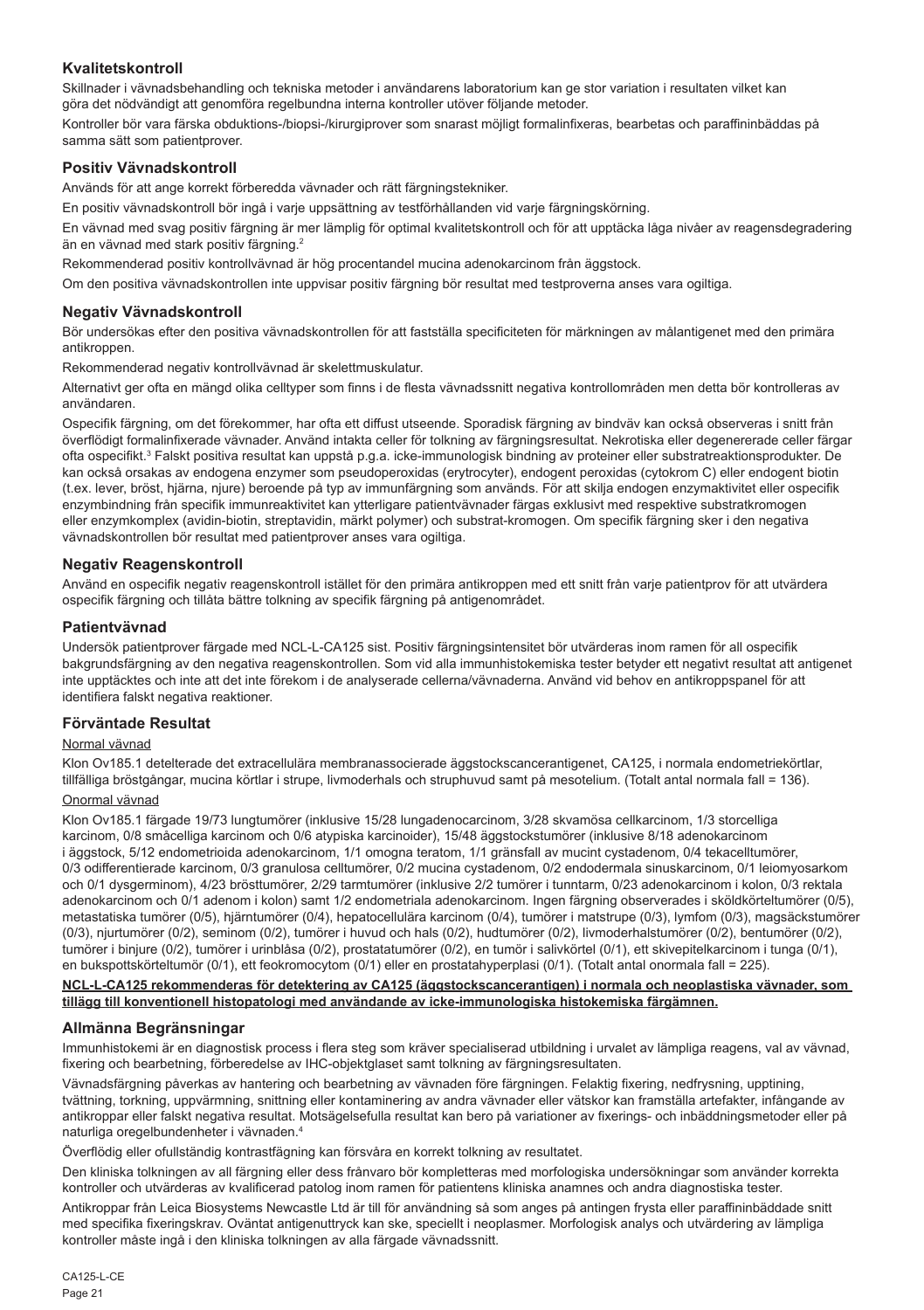## Kvalitetskontroll

Skillnader i vävnadsbehandling och tekniska metoder i användarens laboratorium kan ge stor variation i resultaten vilket kan göra det nödvändigt att genomföra regelbundna interna kontroller utöver följande metoder.

Kontroller bör vara färska obduktions-/biopsi-/kirurgiprover som snarast möjligt formalinfixeras, bearbetas och paraffininbäddas på samma sätt som patientprover.

## Positiv Vävnadskontroll

Används för att ange korrekt förberedda vävnader och rätt färgningstekniker.

En positiv vävnadskontroll bör ingå i varje uppsättning av testförhållanden vid varje färgningskörning.

En vävnad med svag positiv färgning är mer lämplig för optimal kvalitetskontroll och för att upptäcka låga nivåer av reagensdegradering än en vävnad med stark positiv färgning.[2]

Rekommenderad positiv kontrollvävnad är hög procentandel mucina adenokarcinom från äggstock.

Om den positiva vävnadskontrollen inte uppvisar positiv färgning bör resultat med testproverna anses vara ogiltiga.

## Negativ Vävnadskontroll

Bör undersökas efter den positiva vävnadskontrollen för att fastställa specificiteten för märkningen av målantigenet med den primära antikroppen.

Rekommenderad negativ kontrollvävnad är skelettmuskulatur.

Alternativt ger ofta en mängd olika celltyper som finns i de flesta vävnadssnitt negativa kontrollområden men detta bör kontrolleras av användaren.

Ospecifik färgning, om det förekommer, har ofta ett diffust utseende. Sporadisk färgning av bindväv kan också observeras i snitt från överflödigt formalinfixerade vävnader. Använd intakta celler för tolkning av färgningsresultat. Nekrotiska eller degenererade celler färgar ofta ospecifikt.[3] Falskt positiva resultat kan uppstå p.g.a. icke-immunologisk bindning av proteiner eller substratreaktionsprodukter. De kan också orsakas av endogena enzymer som pseudoperoxidas (erytrocyter), endogent peroxidas (cytokrom C) eller endogent biotin (t.ex. lever, bröst, hjärna, njure) beroende på typ av immunfärgning som används. För att skilja endogen enzymaktivitet eller ospecifik enzymbindning från specifik immunreaktivitet kan ytterligare patientvävnader färgas exklusivt med respektive substratkromogen eller enzymkomplex (avidin-biotin, streptavidin, märkt polymer) och substrat-kromogen. Om specifik färgning sker i den negativa vävnadskontrollen bör resultat med patientprover anses vara ogiltiga.

## Negativ Reagenskontroll

Använd en ospecifik negativ reagenskontroll istället för den primära antikroppen med ett snitt från varje patientprov för att utvärdera ospecifik färgning och tillåta bättre tolkning av specifik färgning på antigenområdet.

## Patientvävnad

Undersök patientprover färgade med NCL-L-CA125 sist. Positiv färgningsintensitet bör utvärderas inom ramen för all ospecifik bakgrundsfärgning av den negativa reagenskontrollen. Som vid alla immunhistokemiska tester betyder ett negativt resultat att antigenet inte upptäcktes och inte att det inte förekom i de analyserade cellerna/vävnaderna. Använd vid behov en antikroppspanel för att identifiera falskt negativa reaktioner.

## Förväntade Resultat

Normal vävnad

Klon Ov185.1 detelterade det extracellulära membranassocierade äggstockscancerantigenet, CA125, i normala endometriekörtlar, tillfälliga bröstgångar, mucina körtlar i strupe, livmoderhals och struphuvud samt på mesotelium. (Totalt antal normala fall = 136).

Onormal vävnad

Klon Ov185.1 färgade 19/73 lungtumörer (inklusive 15/28 lungadenocarcinom, 3/28 skvamösa cellkarcinom, 1/3 storcelliga karcinom, 0/8 småcelliga karcinom och 0/6 atypiska karcinoider), 15/48 äggstockstumörer (inklusive 8/18 adenokarcinom i äggstock, 5/12 endometrioida adenokarcinom, 1/1 omogna teratom, 1/1 gränsfall av mucint cystadenom, 0/4 tekacelltumörer, 0/3 odifferentierade karcinom, 0/3 granulosa celltumörer, 0/2 mucina cystadenom, 0/2 endodermala sinuskarcinom, 0/1 leiomyosarkom och 0/1 dysgerminom), 4/23 brösttumörer, 2/29 tarmtumörer (inklusive 2/2 tumörer i tunntarm, 0/23 adenokarcinom i kolon, 0/3 rektala adenokarcinom och 0/1 adenom i kolon) samt 1/2 endometriala adenokarcinom. Ingen färgning observerades i sköldkörteltumörer (0/5), metastatiska tumörer (0/5), hjärntumörer (0/4), hepatocellulära karcinom (0/4), tumörer i matstrupe (0/3), lymfom (0/3), magsäckstumörer (0/3), njurtumörer (0/2), seminom (0/2), tumörer i huvud och hals (0/2), hudtumörer (0/2), livmoderhalstumörer (0/2), bentumörer (0/2), tumörer i binjure (0/2), tumörer i urinblåsa (0/2), prostatatumörer (0/2), en tumör i salivkörtel (0/1), ett skivepitelkarcinom i tunga (0/1), en bukspottskörteltumör (0/1), ett feokromocytom (0/1) eller en prostatahyperplasi (0/1). (Totalt antal onormala fall = 225).

**NCL-L-CA125 rekommenderas för detektering av CA125 (äggstockscancerantigen) i normala och neoplastiska vävnader, som tillägg till konventionell histopatologi med användande av icke-immunologiska histokemiska färgämnen.**

## Allmänna Begränsningar

Immunhistokemi är en diagnostisk process i flera steg som kräver specialiserad utbildning i urvalet av lämpliga reagens, val av vävnad, fixering och bearbetning, förberedelse av IHC-objektglaset samt tolkning av färgningsresultaten.

Vävnadsfärgning påverkas av hantering och bearbetning av vävnaden före färgningen. Felaktig fixering, nedfrysning, upptining, tvättning, torkning, uppvärmning, snittning eller kontaminering av andra vävnader eller vätskor kan framställa artefakter, infångande av antikroppar eller falskt negativa resultat. Motsägelsefulla resultat kan bero på variationer av fixerings- och inbäddningsmetoder eller på naturliga oregelbundenheter i vävnaden.[4]

Överflödig eller ofullständig kontrastfägning kan försvåra en korrekt tolkning av resultatet.

Den kliniska tolkningen av all färgning eller dess frånvaro bör kompletteras med morfologiska undersökningar som använder korrekta kontroller och utvärderas av kvalificerad patolog inom ramen för patientens kliniska anamnes och andra diagnostiska tester.

Antikroppar från Leica Biosystems Newcastle Ltd är till för användning så som anges på antingen frysta eller paraffininbäddade snitt med specifika fixeringskrav. Oväntat antigenuttryck kan ske, speciellt i neoplasmer. Morfologisk analys och utvärdering av lämpliga kontroller måste ingå i den kliniska tolkningen av alla färgade vävnadssnitt.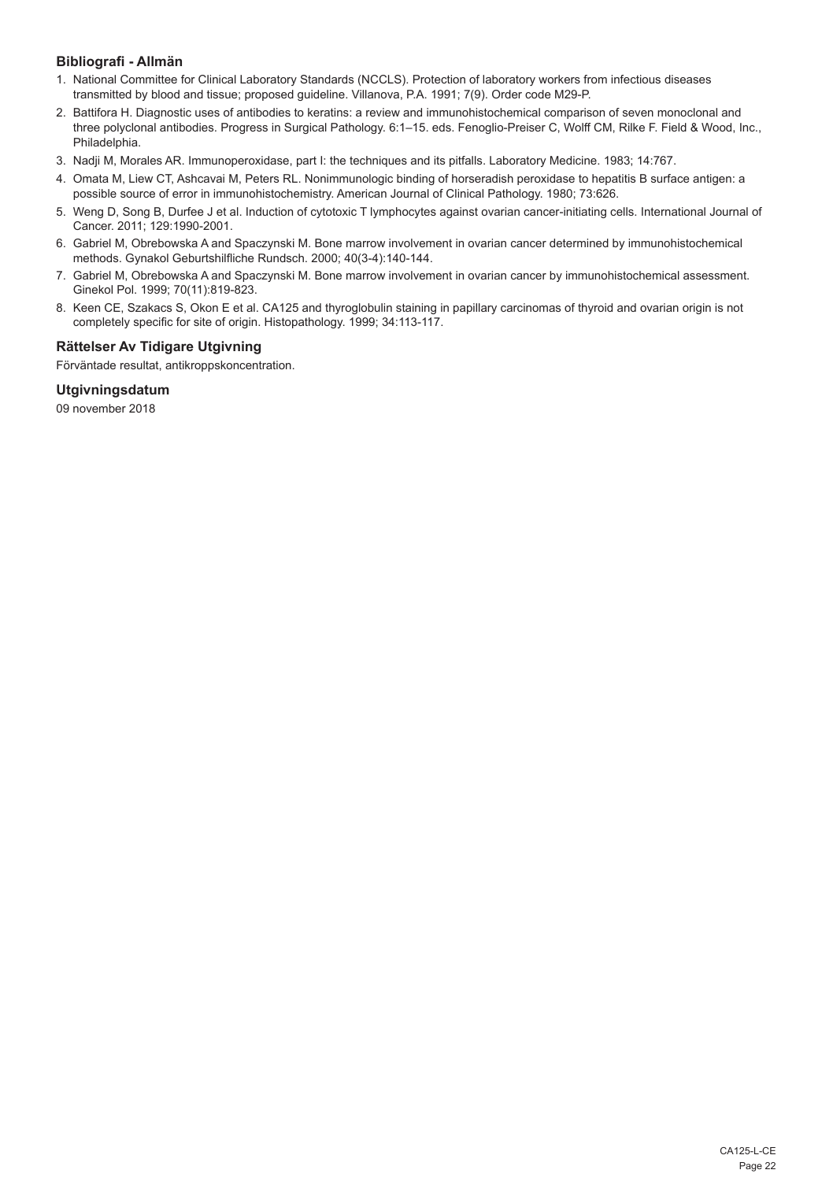## Bibliografi - Allmän

1. National Committee for Clinical Laboratory Standards (NCCLS). Protection of laboratory workers from infectious diseases transmitted by blood and tissue; proposed guideline. Villanova, P.A. 1991; 7(9). Order code M29-P.
2. Battifora H. Diagnostic uses of antibodies to keratins: a review and immunohistochemical comparison of seven monoclonal and three polyclonal antibodies. Progress in Surgical Pathology. 6:1–15. eds. Fenoglio-Preiser C, Wolff CM, Rilke F. Field & Wood, Inc., Philadelphia.
3. Nadji M, Morales AR. Immunoperoxidase, part I: the techniques and its pitfalls. Laboratory Medicine. 1983; 14:767.
4. Omata M, Liew CT, Ashcavai M, Peters RL. Nonimmunologic binding of horseradish peroxidase to hepatitis B surface antigen: a possible source of error in immunohistochemistry. American Journal of Clinical Pathology. 1980; 73:626.
5. Weng D, Song B, Durfee J et al. Induction of cytotoxic T lymphocytes against ovarian cancer-initiating cells. International Journal of Cancer. 2011; 129:1990-2001.
6. Gabriel M, Obrebowska A and Spaczynski M. Bone marrow involvement in ovarian cancer determined by immunohistochemical methods. Gynakol Geburtshilfliche Rundsch. 2000; 40(3-4):140-144.
7. Gabriel M, Obrebowska A and Spaczynski M. Bone marrow involvement in ovarian cancer by immunohistochemical assessment. Ginekol Pol. 1999; 70(11):819-823.
8. Keen CE, Szakacs S, Okon E et al. CA125 and thyroglobulin staining in papillary carcinomas of thyroid and ovarian origin is not completely specific for site of origin. Histopathology. 1999; 34:113-117.

## Rättelser Av Tidigare Utgivning

Förväntade resultat, antikroppskoncentration.

## Utgivningsdatum

09 november 2018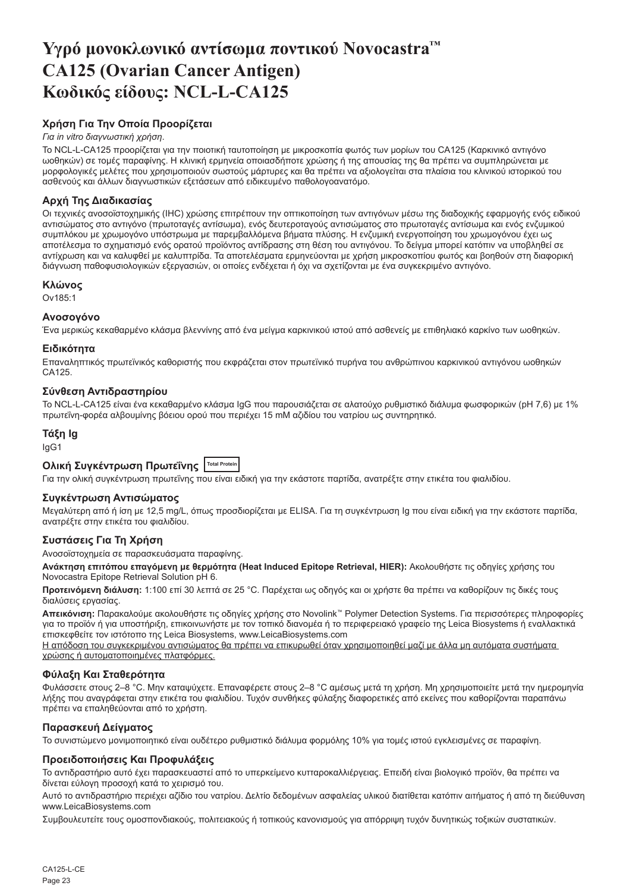# Υγρό μονοκλωνικό αντίσωμα ποντικού Novocastra™ CA125 (Ovarian Cancer Antigen) Κωδικός είδους: NCL-L-CA125

## Χρήση Για Την Οποία Προορίζεται

*Για in vitro διαγνωστική χρήση.*

Το NCL-L-CA125 προορίζεται για την ποιοτική ταυτοποίηση με μικροσκοπία φωτός των μορίων του CA125 (Καρκινικό αντιγόνο ωοθηκών) σε τομές παραφίνης. Η κλινική ερμηνεία οποιασδήποτε χρώσης ή της απουσίας της θα πρέπει να συμπληρώνεται με μορφολογικές μελέτες που χρησιμοποιούν σωστούς μάρτυρες και θα πρέπει να αξιολογείται στα πλαίσια του κλινικού ιστορικού του ασθενούς και άλλων διαγνωστικών εξετάσεων από ειδικευμένο παθολογοανατόμο.

## Αρχή Της Διαδικασίας

Οι τεχνικές ανοσοϊστοχημικής (IHC) χρώσης επιτρέπουν την οπτικοποίηση των αντιγόνων μέσω της διαδοχικής εφαρμογής ενός ειδικού αντισώματος στο αντιγόνο (πρωτοταγές αντίσωμα), ενός δευτεροταγούς αντισώματος στο πρωτοταγές αντίσωμα και ενός ενζυμικού συμπλόκου με χρωμογόνο υπόστρωμα με παρεμβαλλόμενα βήματα πλύσης. Η ενζυμική ενεργοποίηση του χρωμογόνου έχει ως αποτέλεσμα το σχηματισμό ενός ορατού προϊόντος αντίδρασης στη θέση του αντιγόνου. Το δείγμα μπορεί κατόπιν να υποβληθεί σε αντίχρωση και να καλυφθεί με καλυπτρίδα. Τα αποτελέσματα ερμηνεύονται με χρήση μικροσκοπίου φωτός και βοηθούν στη διαφορική διάγνωση παθοφυσιολογικών εξεργασιών, οι οποίες ενδέχεται ή όχι να σχετίζονται με ένα συγκεκριμένο αντιγόνο.

## Κλώνος

Ov185:1

## Ανοσογόνο

Ένα μερικώς κεκαθαρμένο κλάσμα βλεννίνης από ένα μείγμα καρκινικού ιστού από ασθενείς με επιθηλιακό καρκίνο των ωοθηκών.

## Ειδικότητα

Επαναληπτικός πρωτεϊνικός καθοριστής που εκφράζεται στον πρωτεϊνικό πυρήνα του ανθρώπινου καρκινικού αντιγόνου ωοθηκών CA125.

## Σύνθεση Αντιδραστηρίου

Το NCL-L-CA125 είναι ένα κεκαθαρμένο κλάσμα IgG που παρουσιάζεται σε αλατούχο ρυθμιστικό διάλυμα φωσφορικών (pH 7,6) με 1% πρωτεΐνη-φορέα αλβουμίνης βόειου ορού που περιέχει 15 mM αζιδίου του νατρίου ως συντηρητικό.

## Τάξη Ig

IgG1

## Ολική Συγκέντρωση Πρωτεΐνης Total Protein

Για την ολική συγκέντρωση πρωτεΐνης που είναι ειδική για την εκάστοτε παρτίδα, ανατρέξτε στην ετικέτα του φιαλιδίου.

## Συγκέντρωση Αντισώματος

Μεγαλύτερη από ή ίση με 12,5 mg/L, όπως προσδιορίζεται με ELISA. Για τη συγκέντρωση Ig που είναι ειδική για την εκάστοτε παρτίδα, ανατρέξτε στην ετικέτα του φιαλιδίου.

## Συστάσεις Για Τη Χρήση

Ανοσοϊστοχημεία σε παρασκευάσματα παραφίνης.

**Ανάκτηση επιτόπου επαγόμενη με θερμότητα (Heat Induced Epitope Retrieval, HIER):** Ακολουθήστε τις οδηγίες χρήσης του Novocastra Epitope Retrieval Solution pH 6.

**Προτεινόμενη διάλυση:** 1:100 επί 30 λεπτά σε 25 °C. Παρέχεται ως οδηγός και οι χρήστες θα πρέπει να καθορίζουν τις δικές τους διαλύσεις εργασίας.

**Απεικόνιση:** Παρακαλούμε ακολουθήστε τις οδηγίες χρήσης στο Novolink™ Polymer Detection Systems. Για περισσότερες πληροφορίες για το προϊόν ή για υποστήριξη, επικοινωνήστε με τον τοπικό διανομέα ή το περιφερειακό γραφείο της Leica Biosystems ή εναλλακτικά επισκεφθείτε τον ιστότοπο της Leica Biosystems, www.LeicaBiosystems.com

Η απόδοση του συγκεκριμένου αντισώματος θα πρέπει να επικυρωθεί όταν χρησιμοποιηθεί μαζί με άλλα μη αυτόματα συστήματα χρώσης ή αυτοματοποιημένες πλατφόρμες.

## Φύλαξη Και Σταθερότητα

Φυλάσσετε στους 2–8 °C. Μην καταψύχετε. Επαναφέρετε στους 2–8 °C αμέσως μετά τη χρήση. Μη χρησιμοποιείτε μετά την ημερομηνία λήξης που αναγράφεται στην ετικέτα του φιαλιδίου. Τυχόν συνθήκες φύλαξης διαφορετικές από εκείνες που καθορίζονται παραπάνω πρέπει να επαληθεύονται από το χρήστη.

## Παρασκευή Δείγματος

Το συνιστώμενο μονιμοποιητικό είναι ουδέτερο ρυθμιστικό διάλυμα φορμόλης 10% για τομές ιστού εγκλεισμένες σε παραφίνη.

## Προειδοποιήσεις Και Προφυλάξεις

Το αντιδραστήριο αυτό έχει παρασκευαστεί από το υπερκείμενο κυτταροκαλλιέργειας. Επειδή είναι βιολογικό προϊόν, θα πρέπει να δίνεται εύλογη προσοχή κατά το χειρισμό του.

Αυτό το αντιδραστήριο περιέχει αζίδιο του νατρίου. Δελτίο δεδομένων ασφαλείας υλικού διατίθεται κατόπιν αιτήματος ή από τη διεύθυνση www.LeicaBiosystems.com

Συμβουλευτείτε τους ομοσπονδιακούς, πολιτειακούς ή τοπικούς κανονισμούς για απόρριψη τυχόν δυνητικώς τοξικών συστατικών.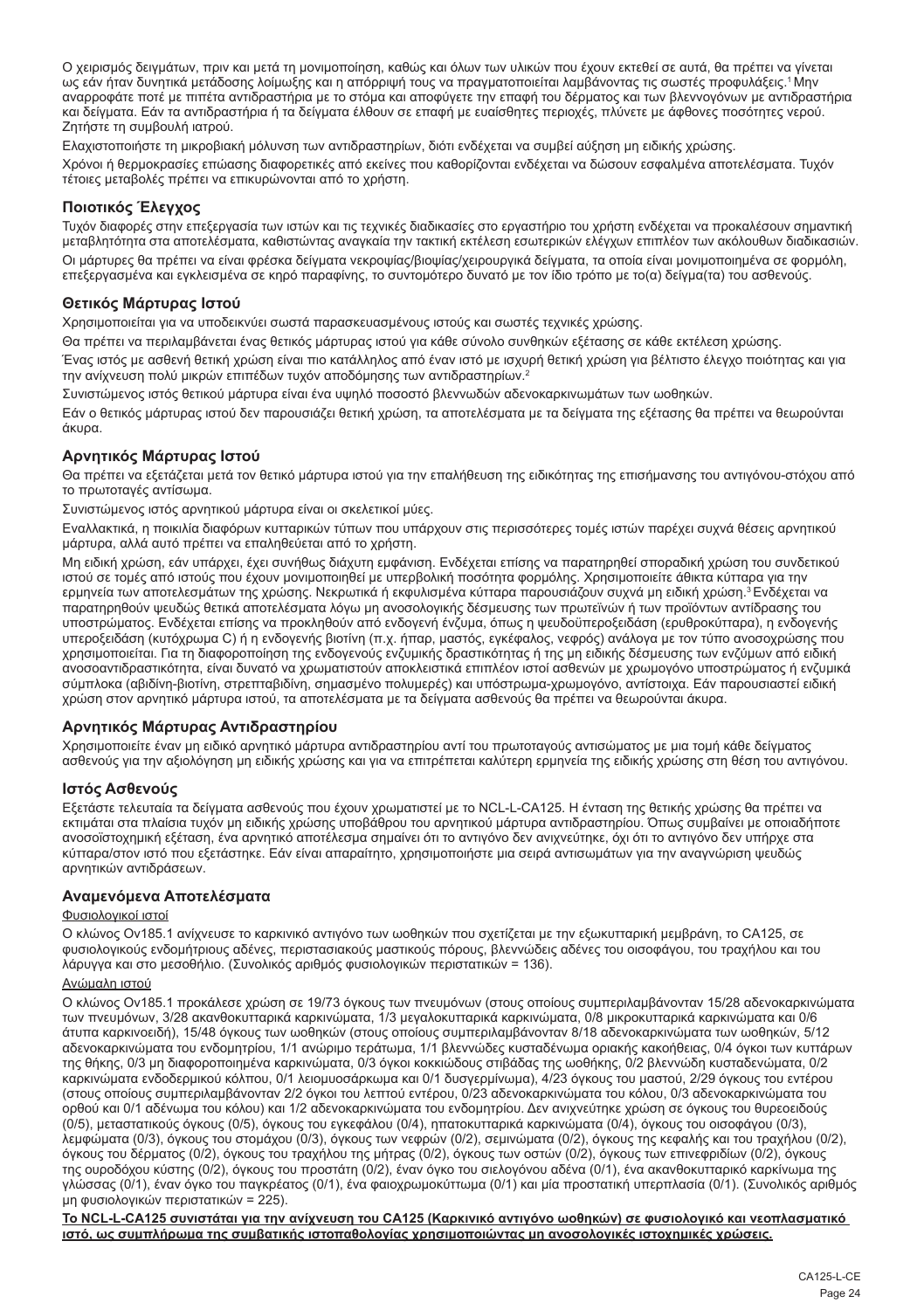Ο χειρισμός δειγμάτων, πριν και μετά τη μονιμοποίηση, καθώς και όλων των υλικών που έχουν εκτεθεί σε αυτά, θα πρέπει να γίνεται ως εάν ήταν δυνητικά μετάδοσης λοίμωξης και η απόρριψή τους να πραγματοποιείται λαμβάνοντας τις σωστές προφυλάξεις.[1] Μην αναρροφάτε ποτέ με πιπέτα αντιδραστήρια με το στόμα και αποφύγετε την επαφή του δέρματος και των βλεννογόνων με αντιδραστήρια και δείγματα. Εάν τα αντιδραστήρια ή τα δείγματα έλθουν σε επαφή με ευαίσθητες περιοχές, πλύνετε με άφθονες ποσότητες νερού. Ζητήστε τη συμβουλή ιατρού.

Ελαχιστοποιήστε τη μικροβιακή μόλυνση των αντιδραστηρίων, διότι ενδέχεται να συμβεί αύξηση μη ειδικής χρώσης.

Χρόνοι ή θερμοκρασίες επώασης διαφορετικές από εκείνες που καθορίζονται ενδέχεται να δώσουν εσφαλμένα αποτελέσματα. Τυχόν τέτοιες μεταβολές πρέπει να επικυρώνονται από το χρήστη.

## Ποιοτικός Έλεγχος

Τυχόν διαφορές στην επεξεργασία των ιστών και τις τεχνικές διαδικασίες στο εργαστήριο του χρήστη ενδέχεται να προκαλέσουν σημαντική μεταβλητότητα στα αποτελέσματα, καθιστώντας αναγκαία την τακτική εκτέλεση εσωτερικών ελέγχων επιπλέον των ακόλουθων διαδικασιών.

Οι μάρτυρες θα πρέπει να είναι φρέσκα δείγματα νεκροψίας/βιοψίας/χειρουργικά δείγματα, τα οποία είναι μονιμοποιημένα σε φορμόλη, επεξεργασμένα και εγκλεισμένα σε κηρό παραφίνης, το συντομότερο δυνατό με τον ίδιο τρόπο με το(α) δείγμα(τα) του ασθενούς.

## Θετικός Μάρτυρας Ιστού

Χρησιμοποιείται για να υποδεικνύει σωστά παρασκευασμένους ιστούς και σωστές τεχνικές χρώσης.

Θα πρέπει να περιλαμβάνεται ένας θετικός μάρτυρας ιστού για κάθε σύνολο συνθηκών εξέτασης σε κάθε εκτέλεση χρώσης.

Ένας ιστός με ασθενή θετική χρώση είναι πιο κατάλληλος από έναν ιστό με ισχυρή θετική χρώση για βέλτιστο έλεγχο ποιότητας και για την ανίχνευση πολύ μικρών επιπέδων τυχόν αποδόμησης των αντιδραστηρίων.[2]

Συνιστώμενος ιστός θετικού μάρτυρα είναι ένα υψηλό ποσοστό βλεννωδών αδενοκαρκινωμάτων των ωοθηκών.

Εάν ο θετικός μάρτυρας ιστού δεν παρουσιάζει θετική χρώση, τα αποτελέσματα με τα δείγματα της εξέτασης θα πρέπει να θεωρούνται άκυρα.

## Αρνητικός Μάρτυρας Ιστού

Θα πρέπει να εξετάζεται μετά τον θετικό μάρτυρα ιστού για την επαλήθευση της ειδικότητας της επισήμανσης του αντιγόνου-στόχου από το πρωτοταγές αντίσωμα.

Συνιστώμενος ιστός αρνητικού μάρτυρα είναι οι σκελετικοί μύες.

Εναλλακτικά, η ποικιλία διαφόρων κυτταρικών τύπων που υπάρχουν στις περισσότερες τομές ιστών παρέχει συχνά θέσεις αρνητικού μάρτυρα, αλλά αυτό πρέπει να επαληθεύεται από το χρήστη.

Μη ειδική χρώση, εάν υπάρχει, έχει συνήθως διάχυτη εμφάνιση. Ενδέχεται επίσης να παρατηρηθεί σποραδική χρώση του συνδετικού ιστού σε τομές από ιστούς που έχουν μονιμοποιηθεί με υπερβολική ποσότητα φορμόλης. Χρησιμοποιείτε άθικτα κύτταρα για την ερμηνεία των αποτελεσμάτων της χρώσης. Νεκρωτικά ή εκφυλισμένα κύτταρα παρουσιάζουν συχνά μη ειδική χρώση.[3] Ενδέχεται να παρατηρηθούν ψευδώς θετικά αποτελέσματα λόγω μη ανοσολογικής δέσμευσης των πρωτεϊνών ή των προϊόντων αντίδρασης του υποστρώματος. Ενδέχεται επίσης να προκληθούν από ενδογενή ένζυμα, όπως η ψευδοϋπεροξειδάση (ερυθροκύτταρα), η ενδογενής υπεροξειδάση (κυτόχρωμα C) ή η ενδογενής βιοτίνη (π.χ. ήπαρ, μαστός, εγκέφαλος, νεφρός) ανάλογα με τον τύπο ανοσοχρώσης που χρησιμοποιείται. Για τη διαφοροποίηση της ενδογενούς ενζυμικής δραστικότητας ή της μη ειδικής δέσμευσης των ενζύμων από ειδική ανοσοαντιδραστικότητα, είναι δυνατό να χρωματιστούν αποκλειστικά επιπλέον ιστοί ασθενών με χρωμογόνο υποστρώματος ή ενζυμικά σύμπλοκα (αβιδίνη-βιοτίνη, στρεπταβιδίνη, σημασμένο πολυμερές) και υπόστρωμα-χρωμογόνο, αντίστοιχα. Εάν παρουσιαστεί ειδική χρώση στον αρνητικό μάρτυρα ιστού, τα αποτελέσματα με τα δείγματα ασθενούς θα πρέπει να θεωρούνται άκυρα.

## Αρνητικός Μάρτυρας Αντιδραστηρίου

Χρησιμοποιείτε έναν μη ειδικό αρνητικό μάρτυρα αντιδραστηρίου αντί του πρωτοταγούς αντισώματος με μια τομή κάθε δείγματος ασθενούς για την αξιολόγηση μη ειδικής χρώσης και για να επιτρέπεται καλύτερη ερμηνεία της ειδικής χρώσης στη θέση του αντιγόνου.

## Ιστός Ασθενούς

Εξετάστε τελευταία τα δείγματα ασθενούς που έχουν χρωματιστεί με το NCL-L-CA125. Η ένταση της θετικής χρώσης θα πρέπει να εκτιμάται στα πλαίσια τυχόν μη ειδικής χρώσης υποβάθρου του αρνητικού μάρτυρα αντιδραστηρίου. Όπως συμβαίνει με οποιαδήποτε ανοσοϊστοχημική εξέταση, ένα αρνητικό αποτέλεσμα σημαίνει ότι το αντιγόνο δεν ανιχνεύτηκε, όχι ότι το αντιγόνο δεν υπήρχε στα κύτταρα/στον ιστό που εξετάστηκε. Εάν είναι απαραίτητο, χρησιμοποιήστε μια σειρά αντισωμάτων για την αναγνώριση ψευδώς αρνητικών αντιδράσεων.

## Αναμενόμενα Αποτελέσματα

Φυσιολογικοί ιστοί

Ο κλώνος Ov185.1 ανίχνευσε το καρκινικό αντιγόνο των ωοθηκών που σχετίζεται με την εξωκυτταρική μεμβράνη, το CA125, σε φυσιολογικούς ενδομήτριους αδένες, περιστασιακούς μαστικούς πόρους, βλεννώδεις αδένες του οισοφάγου, του τραχήλου και του λάρυγγα και στο μεσοθήλιο. (Συνολικός αριθμός φυσιολογικών περιστατικών = 136).

Ανώμαλη ιστού

Ο κλώνος Ov185.1 προκάλεσε χρώση σε 19/73 όγκους των πνευμόνων (στους οποίους συμπεριλαμβάνονταν 15/28 αδενοκαρκινώματα των πνευμόνων, 3/28 ακανθοκυτταρικά καρκινώματα, 1/3 μεγαλοκυτταρικά καρκινώματα, 0/8 μικροκυτταρικά καρκινώματα και 0/6 άτυπα καρκινοειδή), 15/48 όγκους των ωοθηκών (στους οποίους συμπεριλαμβάνονταν 8/18 αδενοκαρκινώματα των ωοθηκών, 5/12 αδενοκαρκινώματα του ενδομητρίου, 1/1 ανώριμο τεράτωμα, 1/1 βλεννώδες κυσταδένωμα οριακής κακοήθειας, 0/4 όγκοι των κυττάρων της θήκης, 0/3 μη διαφοροποιημένα καρκινώματα, 0/3 όγκοι κοκκιώδους στιβάδας της ωοθήκης, 0/2 βλεννώδη κυσταδενώματα, 0/2 καρκινώματα ενδοδερμικού κόλπου, 0/1 λειομυοσάρκωμα και 0/1 δυσγερμίνωμα), 4/23 όγκους του μαστού, 2/29 όγκους του εντέρου (στους οποίους συμπεριλαμβάνονταν 2/2 όγκοι του λεπτού εντέρου, 0/23 αδενοκαρκινώματα του κόλου, 0/3 αδενοκαρκινώματα του ορθού και 0/1 αδένωμα του κόλου) και 1/2 αδενοκαρκινώματα του ενδομητρίου. Δεν ανιχνεύτηκε χρώση σε όγκους του θυρεοειδούς (0/5), μεταστατικούς όγκους (0/5), όγκους του εγκεφάλου (0/4), ηπατοκυτταρικά καρκινώματα (0/4), όγκους του οισοφάγου (0/3), λεμφώματα (0/3), όγκους του στομάχου (0/3), όγκους των νεφρών (0/2), σεμινώματα (0/2), όγκους της κεφαλής και του τραχήλου (0/2), όγκους του δέρματος (0/2), όγκους του τραχήλου της μήτρας (0/2), όγκους των οστών (0/2), όγκους των επινεφριδίων (0/2), όγκους της ουροδόχου κύστης (0/2), όγκους του προστάτη (0/2), έναν όγκο του σιελογόνου αδένα (0/1), ένα ακανθοκυτταρικό καρκίνωμα της γλώσσας (0/1), έναν όγκο του παγκρέατος (0/1), ένα φαιοχρωμοκύττωμα (0/1) και μία προστατική υπερπλασία (0/1). (Συνολικός αριθμός μη φυσιολογικών περιστατικών = 225).

**Το NCL-L-CA125 συνιστάται για την ανίχνευση του CA125 (Καρκινικό αντιγόνο ωοθηκών) σε φυσιολογικό και νεοπλασματικό ιστό, ως συμπλήρωμα της συμβατικής ιστοπαθολογίας χρησιμοποιώντας μη ανοσολογικές ιστοχημικές χρώσεις.**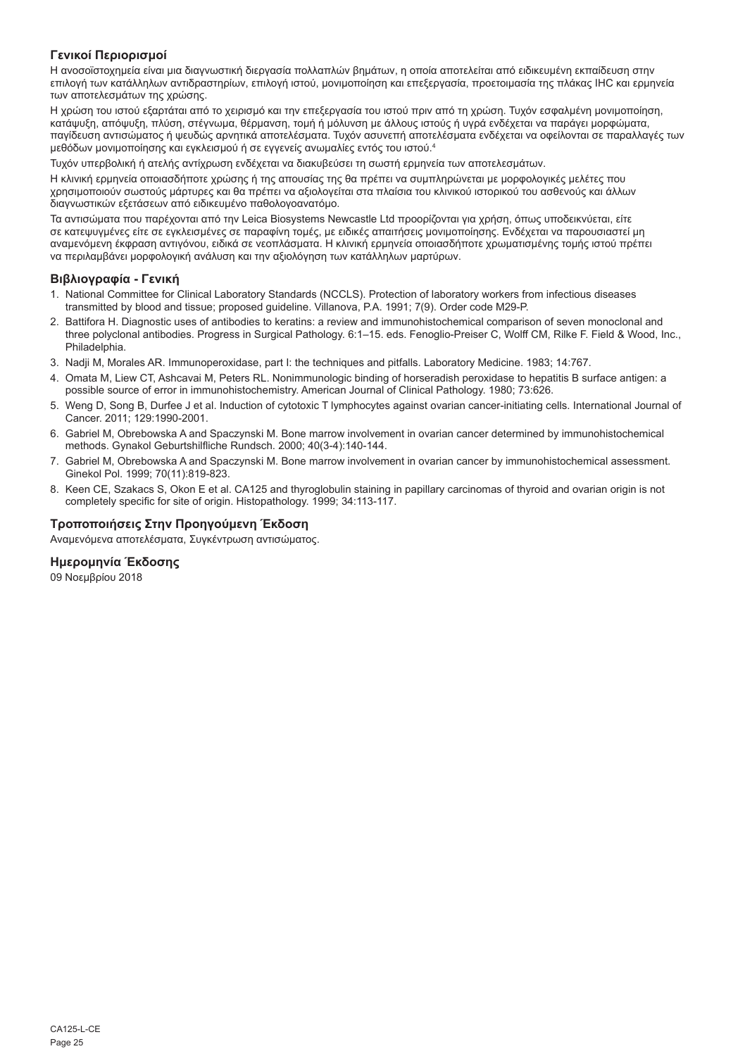### Γενικοί Περιορισμοί

Η ανοσοϊστοχημεία είναι μια διαγνωστική διεργασία πολλαπλών βημάτων, η οποία αποτελείται από ειδικευμένη εκπαίδευση στην επιλογή των κατάλληλων αντιδραστηρίων, επιλογή ιστού, μονιμοποίηση και επεξεργασία, προετοιμασία της πλάκας IHC και ερμηνεία των αποτελεσμάτων της χρώσης.

Η χρώση του ιστού εξαρτάται από το χειρισμό και την επεξεργασία του ιστού πριν από τη χρώση. Τυχόν εσφαλμένη μονιμοποίηση, κατάψυξη, απόψυξη, πλύση, στέγνωμα, θέρμανση, τομή ή μόλυνση με άλλους ιστούς ή υγρά ενδέχεται να παράγει μορφώματα, παγίδευση αντισώματος ή ψευδώς αρνητικά αποτελέσματα. Τυχόν ασυνεπή αποτελέσματα ενδέχεται να οφείλονται σε παραλλαγές των μεθόδων μονιμοποίησης και εγκλεισμού ή σε εγγενείς ανωμαλίες εντός του ιστού.[4]

Τυχόν υπερβολική ή ατελής αντίχρωση ενδέχεται να διακυβεύσει τη σωστή ερμηνεία των αποτελεσμάτων.

Η κλινική ερμηνεία οποιασδήποτε χρώσης ή της απουσίας της θα πρέπει να συμπληρώνεται με μορφολογικές μελέτες που χρησιμοποιούν σωστούς μάρτυρες και θα πρέπει να αξιολογείται στα πλαίσια του κλινικού ιστορικού του ασθενούς και άλλων διαγνωστικών εξετάσεων από ειδικευμένο παθολογοανατόμο.

Τα αντισώματα που παρέχονται από την Leica Biosystems Newcastle Ltd προορίζονται για χρήση, όπως υποδεικνύεται, είτε σε κατεψυγμένες είτε σε εγκλεισμένες σε παραφίνη τομές, με ειδικές απαιτήσεις μονιμοποίησης. Ενδέχεται να παρουσιαστεί μη αναμενόμενη έκφραση αντιγόνου, ειδικά σε νεοπλάσματα. Η κλινική ερμηνεία οποιασδήποτε χρωματισμένης τομής ιστού πρέπει να περιλαμβάνει μορφολογική ανάλυση και την αξιολόγηση των κατάλληλων μαρτύρων.

### Βιβλιογραφία - Γενική

1. National Committee for Clinical Laboratory Standards (NCCLS). Protection of laboratory workers from infectious diseases transmitted by blood and tissue; proposed guideline. Villanova, P.A. 1991; 7(9). Order code M29-P.
2. Battifora H. Diagnostic uses of antibodies to keratins: a review and immunohistochemical comparison of seven monoclonal and three polyclonal antibodies. Progress in Surgical Pathology. 6:1–15. eds. Fenoglio-Preiser C, Wolff CM, Rilke F. Field & Wood, Inc., Philadelphia.
3. Nadji M, Morales AR. Immunoperoxidase, part I: the techniques and pitfalls. Laboratory Medicine. 1983; 14:767.
4. Omata M, Liew CT, Ashcavai M, Peters RL. Nonimmunologic binding of horseradish peroxidase to hepatitis B surface antigen: a possible source of error in immunohistochemistry. American Journal of Clinical Pathology. 1980; 73:626.
5. Weng D, Song B, Durfee J et al. Induction of cytotoxic T lymphocytes against ovarian cancer-initiating cells. International Journal of Cancer. 2011; 129:1990-2001.
6. Gabriel M, Obrebowska A and Spaczynski M. Bone marrow involvement in ovarian cancer determined by immunohistochemical methods. Gynakol Geburtshilfliche Rundsch. 2000; 40(3-4):140-144.
7. Gabriel M, Obrebowska A and Spaczynski M. Bone marrow involvement in ovarian cancer by immunohistochemical assessment. Ginekol Pol. 1999; 70(11):819-823.
8. Keen CE, Szakacs S, Okon E et al. CA125 and thyroglobulin staining in papillary carcinomas of thyroid and ovarian origin is not completely specific for site of origin. Histopathology. 1999; 34:113-117.

### Τροποποιήσεις Στην Προηγούμενη Έκδοση

Αναμενόμενα αποτελέσματα, Συγκέντρωση αντισώματος.

### Ημερομηνία Έκδοσης

09 Νοεμβρίου 2018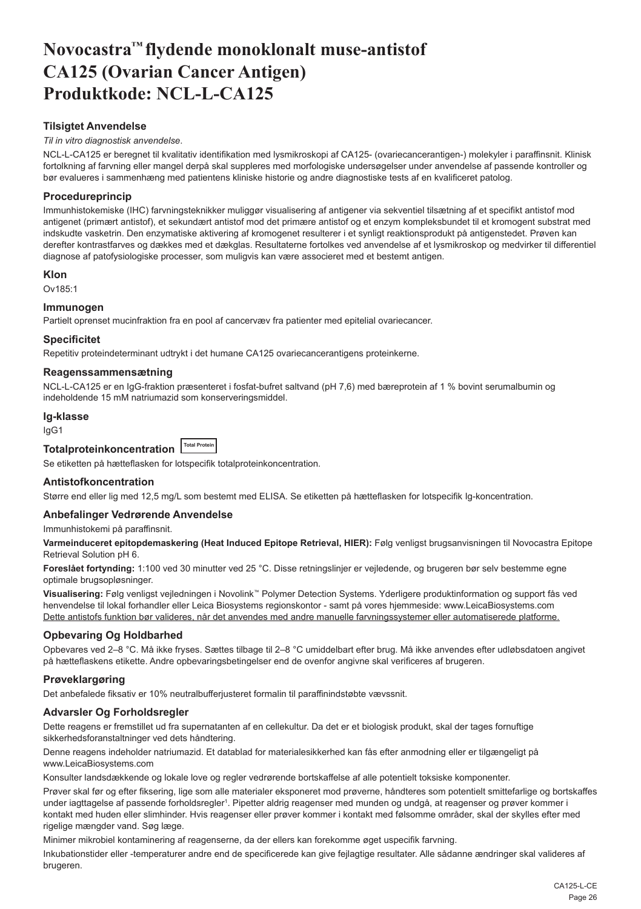# Novocastra™ flydende monoklonalt muse-antistof CA125 (Ovarian Cancer Antigen) Produktkode: NCL-L-CA125

### Tilsigtet Anvendelse

*Til in vitro diagnostisk anvendelse*.

NCL-L-CA125 er beregnet til kvalitativ identifikation med lysmikroskopi af CA125- (ovariecancerantigen-) molekyler i paraffinsnit. Klinisk fortolkning af farvning eller mangel derpå skal suppleres med morfologiske undersøgelser under anvendelse af passende kontroller og bør evalueres i sammenhæng med patientens kliniske historie og andre diagnostiske tests af en kvalificeret patolog.

### Procedureprincip

Immunhistokemiske (IHC) farvningsteknikker muliggør visualisering af antigener via sekventiel tilsætning af et specifikt antistof mod antigenet (primært antistof), et sekundært antistof mod det primære antistof og et enzym kompleksbundet til et kromogent substrat med indskudte vasketrin. Den enzymatiske aktivering af kromogenet resulterer i et synligt reaktionsprodukt på antigenstedet. Prøven kan derefter kontrastfarves og dækkes med et dækglas. Resultaterne fortolkes ved anvendelse af et lysmikroskop og medvirker til differentiel diagnose af patofysiologiske processer, som muligvis kan være associeret med et bestemt antigen.

### Klon

Ov185:1

### Immunogen

Partielt oprenset mucinfraktion fra en pool af cancervæv fra patienter med epitelial ovariecancer.

### Specificitet

Repetitiv proteindeterminant udtrykt i det humane CA125 ovariecancerantigens proteinkerne.

### Reagenssammensætning

NCL-L-CA125 er en IgG-fraktion præsenteret i fosfat-bufret saltvand (pH 7,6) med bæreprotein af 1 % bovint serumalbumin og indeholdende 15 mM natriumazid som konserveringsmiddel.

### Ig-klasse

IgG1

### Totalproteinkoncentration Total Protein

Se etiketten på hætteflasken for lotspecifik totalproteinkoncentration.

### Antistofkoncentration

Større end eller lig med 12,5 mg/L som bestemt med ELISA. Se etiketten på hætteflasken for lotspecifik Ig-koncentration.

### Anbefalinger Vedrørende Anvendelse

Immunhistokemi på paraffinsnit.

**Varmeinduceret epitopdemaskering (Heat Induced Epitope Retrieval, HIER):** Følg venligst brugsanvisningen til Novocastra Epitope Retrieval Solution pH 6.

**Foreslået fortynding:** 1:100 ved 30 minutter ved 25 °C. Disse retningslinjer er vejledende, og brugeren bør selv bestemme egne optimale brugsopløsninger.

**Visualisering:** Følg venligst vejledningen i Novolink™ Polymer Detection Systems. Yderligere produktinformation og support fås ved henvendelse til lokal forhandler eller Leica Biosystems regionskontor - samt på vores hjemmeside: www.LeicaBiosystems.com

Dette antistofs funktion bør valideres, når det anvendes med andre manuelle farvningssystemer eller automatiserede platforme.

### Opbevaring Og Holdbarhed

Opbevares ved 2–8 °C. Må ikke fryses. Sættes tilbage til 2–8 °C umiddelbart efter brug. Må ikke anvendes efter udløbsdatoen angivet på hætteflaskens etikette. Andre opbevaringsbetingelser end de ovenfor angivne skal verificeres af brugeren.

### Prøveklargøring

Det anbefalede fiksativ er 10% neutralbufferjusteret formalin til paraffinindstøbte vævssnit.

### Advarsler Og Forholdsregler

Dette reagens er fremstillet ud fra supernatanten af en cellekultur. Da det er et biologisk produkt, skal der tages fornuftige sikkerhedsforanstaltninger ved dets håndtering.

Denne reagens indeholder natriumazid. Et datablad for materialesikkerhed kan fås efter anmodning eller er tilgængeligt på www.LeicaBiosystems.com

Konsulter landsdækkende og lokale love og regler vedrørende bortskaffelse af alle potentielt toksiske komponenter.

Prøver skal før og efter fiksering, lige som alle materialer eksponeret mod prøverne, håndteres som potentielt smittefarlige og bortskaffes under iagttagelse af passende forholdsregler[1]. Pipetter aldrig reagenser med munden og undgå, at reagenser og prøver kommer i kontakt med huden eller slimhinder. Hvis reagenser eller prøver kommer i kontakt med følsomme områder, skal der skylles efter med rigelige mængder vand. Søg læge.

Minimer mikrobiel kontaminering af reagenserne, da der ellers kan forekomme øget uspecifik farvning.

Inkubationstider eller -temperaturer andre end de specificerede kan give fejlagtige resultater. Alle sådanne ændringer skal valideres af brugeren.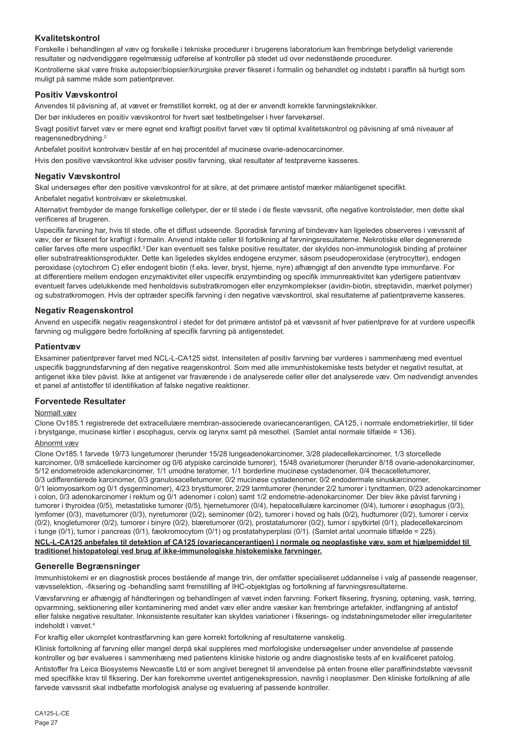## Kvalitetskontrol

Forskelle i behandlingen af væv og forskelle i tekniske procedurer i brugerens laboratorium kan frembringe betydeligt varierende resultater og nødvendiggøre regelmæssig udførelse af kontroller på stedet ud over nedenstående procedurer.

Kontrollerne skal være friske autopsier/biopsier/kirurgiske prøver fikseret i formalin og behandlet og indstøbt i paraffin så hurtigt som muligt på samme måde som patientprøver.

## Positiv Vævskontrol

Anvendes til påvisning af, at vævet er fremstillet korrekt, og at der er anvendt korrekte farvningsteknikker.

Der bør inkluderes en positiv vævskontrol for hvert sæt testbetingelser i hver farvekørsel.

Svagt positivt farvet væv er mere egnet end kraftigt positivt farvet væv til optimal kvalitetskontrol og påvisning af små niveauer af reagensnedbrydning.[2]

Anbefalet positivt kontrolvæv består af en høj procentdel af mucinøse ovarie-adenocarcinomer.

Hvis den positive vævskontrol ikke udviser positiv farvning, skal resultater af testprøverne kasseres.

## Negativ Vævskontrol

Skal undersøges efter den positive vævskontrol for at sikre, at det primære antistof mærker målantigenet specifikt.

Anbefalet negativt kontrolvæv er skeletmuskel.

Alternativt frembyder de mange forskellige celletyper, der er til stede i de fleste vævssnit, ofte negative kontrolsteder, men dette skal verificeres af brugeren.

Uspecifik farvning har, hvis til stede, ofte et diffust udseende. Sporadisk farvning af bindevæv kan ligeledes observeres i vævssnit af væv, der er fikseret for kraftigt i formalin. Anvend intakte celler til fortolkning af farvningsresultaterne. Nekrotiske eller degenererede celler farves ofte mere uspecifikt.[3] Der kan eventuelt ses falske positive resultater, der skyldes non-immunologisk binding af proteiner eller substratreaktionsprodukter. Dette kan ligeledes skyldes endogene enzymer, såsom pseudoperoxidase (erytrocytter), endogen peroxidase (cytochrom C) eller endogent biotin (f.eks. lever, bryst, hjerne, nyre) afhængigt af den anvendte type immunfarve. For at differentiere mellem endogen enzymaktivitet eller uspecifik enzymbinding og specifik immunreaktivitet kan yderligere patientvæv eventuelt farves udelukkende med henholdsvis substratkromogen eller enzymkomplekser (avidin-biotin, streptavidin, mærket polymer) og substratkromogen. Hvis der optræder specifik farvning i den negative vævskontrol, skal resultaterne af patientprøverne kasseres.

## Negativ Reagenskontrol

Anvend en uspecifik negativ reagenskontrol i stedet for det primære antistof på et vævssnit af hver patientprøve for at vurdere uspecifik farvning og muliggøre bedre fortolkning af specifik farvning på antigenstedet.

## Patientvæv

Eksaminer patientprøver farvet med NCL-L-CA125 sidst. Intensiteten af positiv farvning bør vurderes i sammenhæng med eventuel uspecifik baggrundsfarvning af den negative reagenskontrol. Som med alle immunhistokemiske tests betyder et negativt resultat, at antigenet ikke blev påvist. Ikke at antigenet var fraværende i de analyserede celler eller det analyserede væv. Om nødvendigt anvendes et panel af antistoffer til identifikation af falske negative reaktioner.

## Forventede Resultater

Normalt væv

Clone Ov185.1 registrerede det extracellulære membran-associerede ovariecancerantigen, CA125, i normale endometriekirtler, til tider i brystgange, mucinøse kirtler i øsophagus, cervix og larynx samt på mesothel. (Samlet antal normale tilfælde = 136).

Abnormt væv

Clone Ov185.1 farvede 19/73 lungetumorer (herunder 15/28 lungeadenokarcinomer, 3/28 pladecellekarcinomer, 1/3 storcellede karcinomer, 0/8 småcellede karcinomer og 0/6 atypiske carcinoide tumorer), 15/48 ovarietumorer (herunder 8/18 ovarie-adenokarcinomer, 5/12 endometroide adenokarcinomer, 1/1 umodne teratomer, 1/1 borderline mucinøse cystadenomer, 0/4 thecacelletumorer, 0/3 udifferentierede karcinomer, 0/3 granulosacelletumorer, 0/2 mucinøse cystadenomer, 0/2 endodermale sinuskarcinomer, 0/1 leiomyosarkom og 0/1 dysgerminomer), 4/23 brysttumorer, 2/29 tarmtumorer (herunder 2/2 tumorer i tyndtarmen, 0/23 adenokarcinomer i colon, 0/3 adenokarcinomer i rektum og 0/1 adenomer i colon) samt 1/2 endometrie-adenokarcinomer. Der blev ikke påvist farvning i tumorer i thyroidea (0/5), metastatiske tumorer (0/5), hjernetumorer (0/4), hepatocellulære karcinomer (0/4), tumorer i øsophagus (0/3), lymfomer (0/3), mavetumorer (0/3), nyretumorer (0/2), seminomer (0/2), tumorer i hoved og hals (0/2), hudtumorer (0/2), tumorer i cervix (0/2), knogletumorer (0/2), tumorer i binyre (0/2), blæretumorer (0/2), prostatatumorer (0/2), tumor i spytkirtel (0/1), pladecellekarcinom i tunge (0/1), tumor i pancreas (0/1), fæokromocytom (0/1) og prostatahyperplasi (0/1). (Samlet antal unormale tilfælde = 225).

**NCL-L-CA125 anbefales til detektion af CA125 (ovariecancerantigen) i normale og neoplastiske væv, som et hjælpemiddel til traditionel histopatologi ved brug af ikke-immunologiske histokemiske farvninger.**

## Generelle Begrænsninger

Immunhistokemi er en diagnostisk proces bestående af mange trin, der omfatter specialiseret uddannelse i valg af passende reagenser, vævsselektion, -fiksering og -behandling samt fremstilling af IHC-objektglas og fortolkning af farvningsresultaterne.

Vævsfarvning er afhængig af håndteringen og behandlingen af vævet inden farvning. Forkert fiksering, frysning, optøning, vask, tørring, opvarmning, sektionering eller kontaminering med andet væv eller andre væsker kan frembringe artefakter, indfangning af antistof eller falske negative resultater. Inkonsistente resultater kan skyldes variationer i fikserings- og indstøbningsmetoder eller irregulariteter indeholdt i vævet.[4]

For kraftig eller ukomplet kontrastfarvning kan gøre korrekt fortolkning af resultaterne vanskelig.

Klinisk fortolkning af farvning eller mangel derpå skal suppleres med morfologiske undersøgelser under anvendelse af passende kontroller og bør evalueres i sammenhæng med patientens kliniske historie og andre diagnostiske tests af en kvalificeret patolog.

Antistoffer fra Leica Biosystems Newcastle Ltd er som angivet beregnet til anvendelse på enten frosne eller paraffinindstøbte vævssnit med specifikke krav til fiksering. Der kan forekomme uventet antigenekspression, navnlig i neoplasmer. Den kliniske fortolkning af alle farvede vævssnit skal indbefatte morfologisk analyse og evaluering af passende kontroller.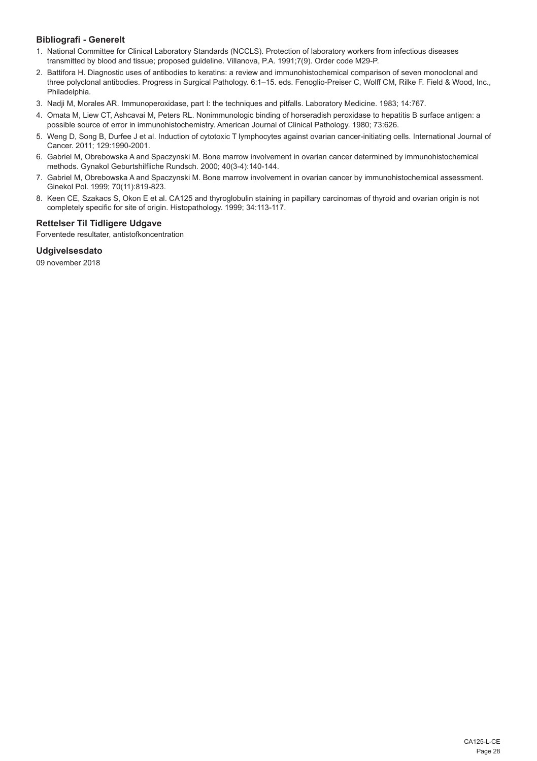### Bibliografi - Generelt

1. National Committee for Clinical Laboratory Standards (NCCLS). Protection of laboratory workers from infectious diseases transmitted by blood and tissue; proposed guideline. Villanova, P.A. 1991;7(9). Order code M29-P.
2. Battifora H. Diagnostic uses of antibodies to keratins: a review and immunohistochemical comparison of seven monoclonal and three polyclonal antibodies. Progress in Surgical Pathology. 6:1–15. eds. Fenoglio-Preiser C, Wolff CM, Rilke F. Field & Wood, Inc., Philadelphia.
3. Nadji M, Morales AR. Immunoperoxidase, part I: the techniques and pitfalls. Laboratory Medicine. 1983; 14:767.
4. Omata M, Liew CT, Ashcavai M, Peters RL. Nonimmunologic binding of horseradish peroxidase to hepatitis B surface antigen: a possible source of error in immunohistochemistry. American Journal of Clinical Pathology. 1980; 73:626.
5. Weng D, Song B, Durfee J et al. Induction of cytotoxic T lymphocytes against ovarian cancer-initiating cells. International Journal of Cancer. 2011; 129:1990-2001.
6. Gabriel M, Obrebowska A and Spaczynski M. Bone marrow involvement in ovarian cancer determined by immunohistochemical methods. Gynakol Geburtshilfliche Rundsch. 2000; 40(3-4):140-144.
7. Gabriel M, Obrebowska A and Spaczynski M. Bone marrow involvement in ovarian cancer by immunohistochemical assessment. Ginekol Pol. 1999; 70(11):819-823.
8. Keen CE, Szakacs S, Okon E et al. CA125 and thyroglobulin staining in papillary carcinomas of thyroid and ovarian origin is not completely specific for site of origin. Histopathology. 1999; 34:113-117.

### Rettelser Til Tidligere Udgave

Forventede resultater, antistofkoncentration

### Udgivelsesdato

09 november 2018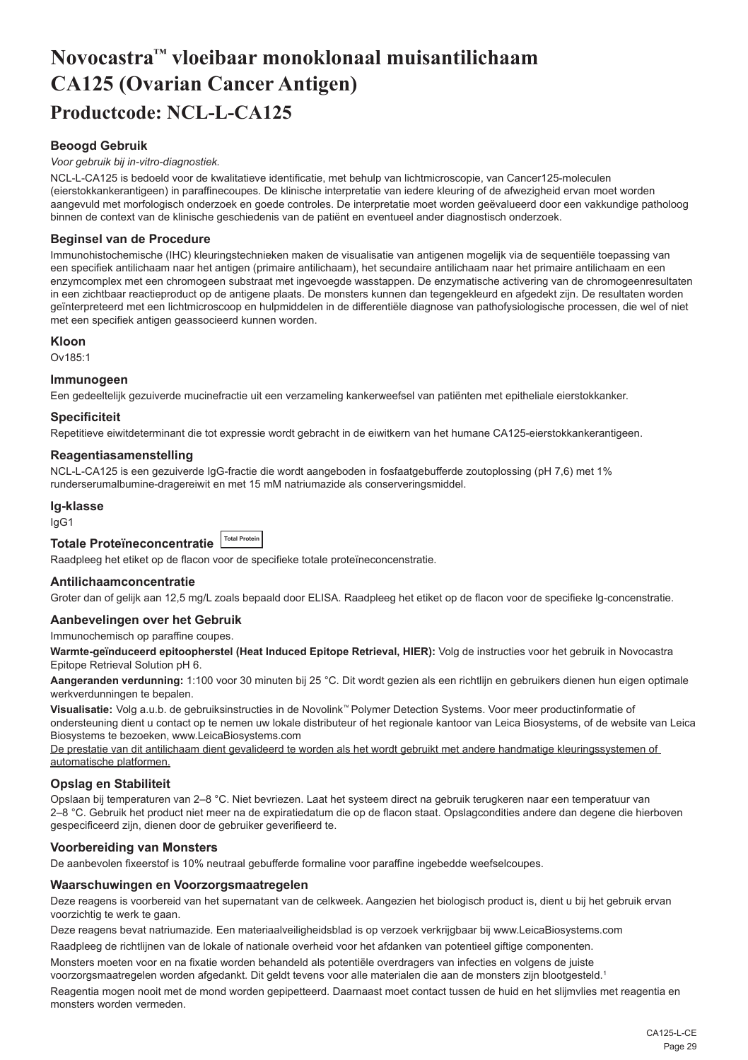# Novocastra™ vloeibaar monoklonaal muisantilichaam CA125 (Ovarian Cancer Antigen)

## Productcode: NCL-L-CA125

### Beoogd Gebruik

*Voor gebruik bij in-vitro-diagnostiek.*

NCL-L-CA125 is bedoeld voor de kwalitatieve identificatie, met behulp van lichtmicroscopie, van Cancer125-moleculen (eierstokkankerantigeen) in paraffinecoupes. De klinische interpretatie van iedere kleuring of de afwezigheid ervan moet worden aangevuld met morfologisch onderzoek en goede controles. De interpretatie moet worden geëvalueerd door een vakkundige patholoog binnen de context van de klinische geschiedenis van de patiënt en eventueel ander diagnostisch onderzoek.

### Beginsel van de Procedure

Immunohistochemische (IHC) kleuringstechnieken maken de visualisatie van antigenen mogelijk via de sequentiële toepassing van een specifiek antilichaam naar het antigen (primaire antilichaam), het secundaire antilichaam naar het primaire antilichaam en een enzymcomplex met een chromogeen substraat met ingevoegde wasstappen. De enzymatische activering van de chromogeenresultaten in een zichtbaar reactieproduct op de antigene plaats. De monsters kunnen dan tegengekleurd en afgedekt zijn. De resultaten worden geïnterpreteerd met een lichtmicroscoop en hulpmiddelen in de differentiële diagnose van pathofysiologische processen, die wel of niet met een specifiek antigen geassocieerd kunnen worden.

### Kloon

Ov185:1

### Immunogeen

Een gedeeltelijk gezuiverde mucinefractie uit een verzameling kankerweefsel van patiënten met epitheliale eierstokkanker.

### Specificiteit

Repetitieve eiwitdeterminant die tot expressie wordt gebracht in de eiwitkern van het humane CA125-eierstokkankerantigeen.

### Reagentiasamenstelling

NCL-L-CA125 is een gezuiverde IgG-fractie die wordt aangeboden in fosfaatgebufferde zoutoplossing (pH 7,6) met 1% runderserumalbumine-dragereiwit en met 15 mM natriumazide als conserveringsmiddel.

### Ig-klasse

IgG1

### Totale Proteïneconcentratie Total Protein

Raadpleeg het etiket op de flacon voor de specifieke totale proteïneconcentratie.

### Antilichaamconcentratie

Groter dan of gelijk aan 12,5 mg/L zoals bepaald door ELISA. Raadpleeg het etiket op de flacon voor de specifieke lg-concentratie.

### Aanbevelingen over het Gebruik

Immunochemisch op paraffine coupes.

**Warmte-geïnduceerd epitoopherstel (Heat Induced Epitope Retrieval, HIER):** Volg de instructies voor het gebruik in Novocastra Epitope Retrieval Solution pH 6.

**Aangeranden verdunning:** 1:100 voor 30 minuten bij 25 °C. Dit wordt gezien als een richtlijn en gebruikers dienen hun eigen optimale werkverdunningen te bepalen.

**Visualisatie:** Volg a.u.b. de gebruiksinstructies in de Novolink™ Polymer Detection Systems. Voor meer productinformatie of ondersteuning dient u contact op te nemen uw lokale distributeur of het regionale kantoor van Leica Biosystems, of de website van Leica Biosystems te bezoeken, www.LeicaBiosystems.com

<u>De prestatie van dit antilichaam dient gevalideerd te worden als het wordt gebruikt met andere handmatige kleuringssystemen of automatische platformen.</u>

### Opslag en Stabiliteit

Opslaan bij temperaturen van 2–8 °C. Niet bevriezen. Laat het systeem direct na gebruik terugkeren naar een temperatuur van 2–8 °C. Gebruik het product niet meer na de expiratiedatum die op de flacon staat. Opslagcondities andere dan degene die hierboven gespecificeerd zijn, dienen door de gebruiker geverifieerd te.

### Voorbereiding van Monsters

De aanbevolen fixeerstof is 10% neutraal gebufferde formaline voor paraffine ingebedde weefselcoupes.

### Waarschuwingen en Voorzorgsmaatregelen

Deze reagens is voorbereid van het supernatant van de celkweek. Aangezien het biologisch product is, dient u bij het gebruik ervan voorzichtig te werk te gaan.

Deze reagens bevat natriumazide. Een materiaalveiligheidsblad is op verzoek verkrijgbaar bij www.LeicaBiosystems.com

Raadpleeg de richtlijnen van de lokale of nationale overheid voor het afdanken van potentieel giftige componenten.

Monsters moeten voor en na fixatie worden behandeld als potentiële overdragers van infecties en volgens de juiste voorzorgsmaatregelen worden afgedankt. Dit geldt tevens voor alle materialen die aan de monsters zijn blootgesteld.[1]

Reagentia mogen nooit met de mond worden gepipetteerd. Daarnaast moet contact tussen de huid en het slijmvlies met reagentia en monsters worden vermeden.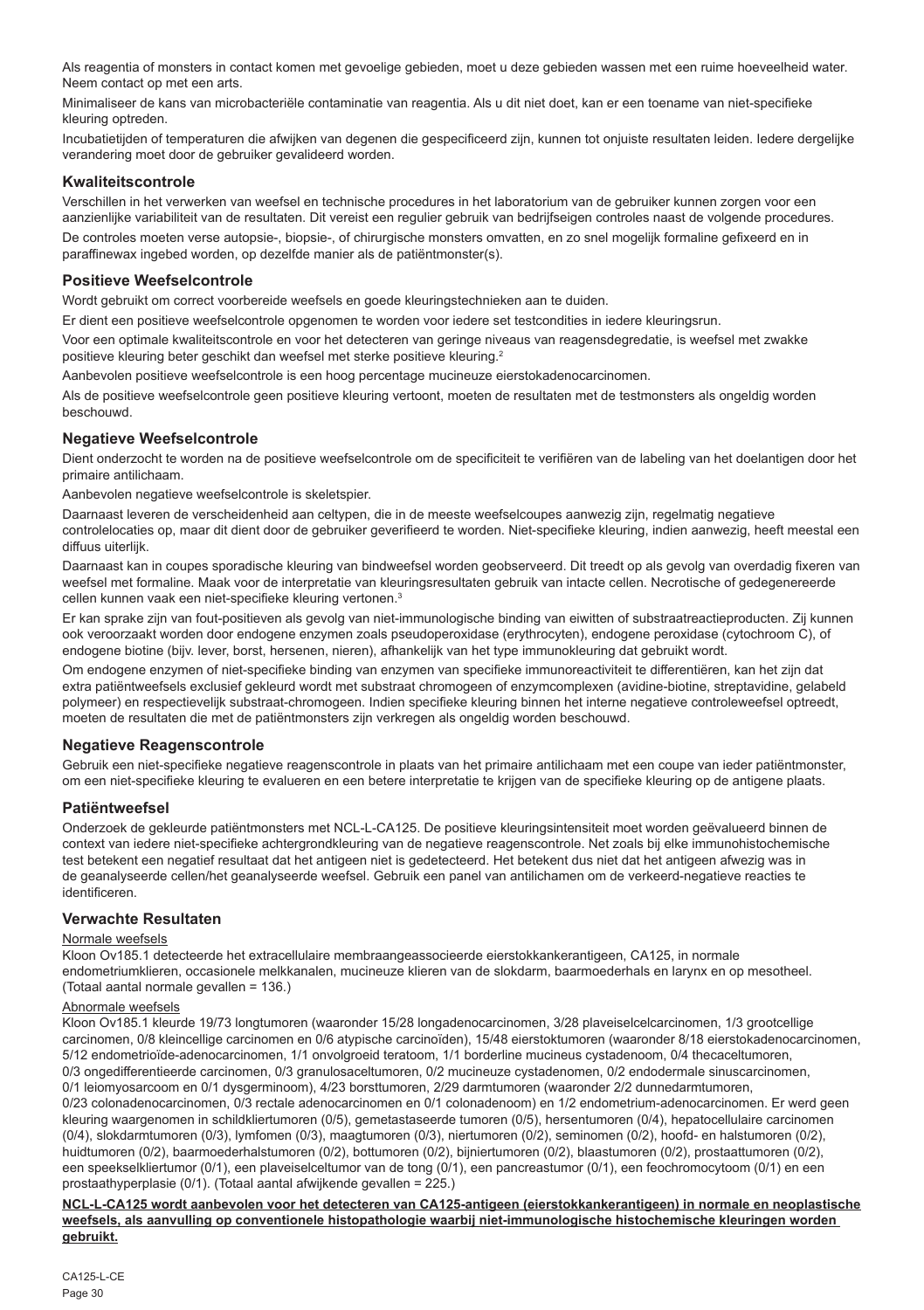Als reagentia of monsters in contact komen met gevoelige gebieden, moet u deze gebieden wassen met een ruime hoeveelheid water. Neem contact op met een arts.

Minimaliseer de kans van microbacteriële contaminatie van reagentia. Als u dit niet doet, kan er een toename van niet-specifieke kleuring optreden.

Incubatietijden of temperaturen die afwijken van degenen die gespecificeerd zijn, kunnen tot onjuiste resultaten leiden. Iedere dergelijke verandering moet door de gebruiker gevalideerd worden.

## Kwaliteitscontrole

Verschillen in het verwerken van weefsel en technische procedures in het laboratorium van de gebruiker kunnen zorgen voor een aanzienlijke variabiliteit van de resultaten. Dit vereist een regulier gebruik van bedrijfseigen controles naast de volgende procedures.

De controles moeten verse autopsie-, biopsie-, of chirurgische monsters omvatten, en zo snel mogelijk formaline gefixeerd en in paraffinewax ingebed worden, op dezelfde manier als de patiëntmonster(s).

## Positieve Weefselcontrole

Wordt gebruikt om correct voorbereide weefsels en goede kleuringstechnieken aan te duiden.

Er dient een positieve weefselcontrole opgenomen te worden voor iedere set testcondities in iedere kleuringsrun.

Voor een optimale kwaliteitscontrole en voor het detecteren van geringe niveaus van reagensdegradatie, is weefsel met zwakke positieve kleuring beter geschikt dan weefsel met sterke positieve kleuring.[2]

Aanbevolen positieve weefselcontrole is een hoog percentage mucineuze eierstokadenocarcinomen.

Als de positieve weefselcontrole geen positieve kleuring vertoont, moeten de resultaten met de testmonsters als ongeldig worden beschouwd.

## Negatieve Weefselcontrole

Dient onderzocht te worden na de positieve weefselcontrole om de specificiteit te verifiëren van de labeling van het doelantigen door het primaire antilichaam.

Aanbevolen negatieve weefselcontrole is skeletspier.

Daarnaast leveren de verscheidenheid aan celtypen, die in de meeste weefselcoupes aanwezig zijn, regelmatig negatieve controlelocaties op, maar dit dient door de gebruiker geverifieerd te worden. Niet-specifieke kleuring, indien aanwezig, heeft meestal een diffuus uiterlijk.

Daarnaast kan in coupes sporadische kleuring van bindweefsel worden geobserveerd. Dit treedt op als gevolg van overdadig fixeren van weefsel met formaline. Maak voor de interpretatie van kleuringsresultaten gebruik van intacte cellen. Necrotische of gedegenereerde cellen kunnen vaak een niet-specifieke kleuring vertonen.[3]

Er kan sprake zijn van fout-positieven als gevolg van niet-immunologische binding van eiwitten of substraatreactieproducten. Zij kunnen ook veroorzaakt worden door endogene enzymen zoals pseudoperoxidase (erythrocyten), endogene peroxidase (cytochroom C), of endogene biotine (bijv. lever, borst, hersenen, nieren), afhankelijk van het type immunokleuring dat gebruikt wordt.

Om endogene enzymen of niet-specifieke binding van enzymen van specifieke immunoreactiviteit te differentiëren, kan het zijn dat extra patiëntweefsels exclusief gekleurd wordt met substraat chromogeen of enzymcomplexen (avidine-biotine, streptavidine, gelabeld polymeer) en respectievelijk substraat-chromogeen. Indien specifieke kleuring binnen het interne negatieve controleweefsel optreedt, moeten de resultaten die met de patiëntmonsters zijn verkregen als ongeldig worden beschouwd.

## Negatieve Reagenscontrole

Gebruik een niet-specifieke negatieve reagenscontrole in plaats van het primaire antilichaam met een coupe van ieder patiëntmonster, om een niet-specifieke kleuring te evalueren en een betere interpretatie te krijgen van de specifieke kleuring op de antigene plaats.

## Patiëntweefsel

Onderzoek de gekleurde patiëntmonsters met NCL-L-CA125. De positieve kleuringsintensiteit moet worden geëvalueerd binnen de context van iedere niet-specifieke achtergrondkleuring van de negatieve reagenscontrole. Net zoals bij elke immunohistochemische test betekent een negatief resultaat dat het antigeen niet is gedetecteerd. Het betekent dus niet dat het antigeen afwezig was in de geanalyseerde cellen/het geanalyseerde weefsel. Gebruik een panel van antilichamen om de verkeerd-negatieve reacties te identificeren.

## Verwachte Resultaten

Normale weefsels

Kloon Ov185.1 detecteerde het extracellulaire membraangeassocieerde eierstokkankerantigeen, CA125, in normale endometriumklieren, occasionele melkkanalen, mucineuze klieren van de slokdarm, baarmoederhals en larynx en op mesotheel. (Totaal aantal normale gevallen = 136.)

Abnormale weefsels

Kloon Ov185.1 kleurde 19/73 longtumoren (waaronder 15/28 longadenocarcinomen, 3/28 plaveiselcelcarcinomen, 1/3 grootcellige carcinomen, 0/8 kleincellige carcinomen en 0/6 atypische carcinoïden), 15/48 eierstoktumoren (waaronder 8/18 eierstokadenocarcinomen, 5/12 endometrioïde-adenocarcinomen, 1/1 onvolgroeid teratoom, 1/1 borderline mucineus cystadenoom, 0/4 thecaceltumoren, 0/3 ongedifferentieerde carcinomen, 0/3 granulosaceltumoren, 0/2 mucineuze cystadenomen, 0/2 endodermale sinuscarcinomen, 0/1 leiomyosarcoom en 0/1 dysgerminoom), 4/23 borsttumoren, 2/29 darmtumoren (waaronder 2/2 dunnedarmtumoren, 0/23 colonadenocarcinomen, 0/3 rectale adenocarcinomen en 0/1 colonadenoom) en 1/2 endometrium-adenocarcinomen. Er werd geen kleuring waargenomen in schildkliertumoren (0/5), gemetastaseerde tumoren (0/5), hersentumoren (0/4), hepatocellulaire carcinomen (0/4), slokdarmtumoren (0/3), lymfomen (0/3), maagtumoren (0/3), niertumoren (0/2), seminomen (0/2), hoofd- en halstumoren (0/2), huidtumoren (0/2), baarmoederhalstumoren (0/2), bottumoren (0/2), bijniertumoren (0/2), blaastumoren (0/2), prostaattumoren (0/2), een speekselkliertumor (0/1), een plaveiselceltumor van de tong (0/1), een pancreastumor (0/1), een feochromocytoom (0/1) en een prostaathyperplasie (0/1). (Totaal aantal afwijkende gevallen = 225.)

**NCL-L-CA125 wordt aanbevolen voor het detecteren van CA125-antigeen (eierstokkankerantigeen) in normale en neoplastische weefsels, als aanvulling op conventionele histopathologie waarbij niet-immunologische histochemische kleuringen worden gebruikt.**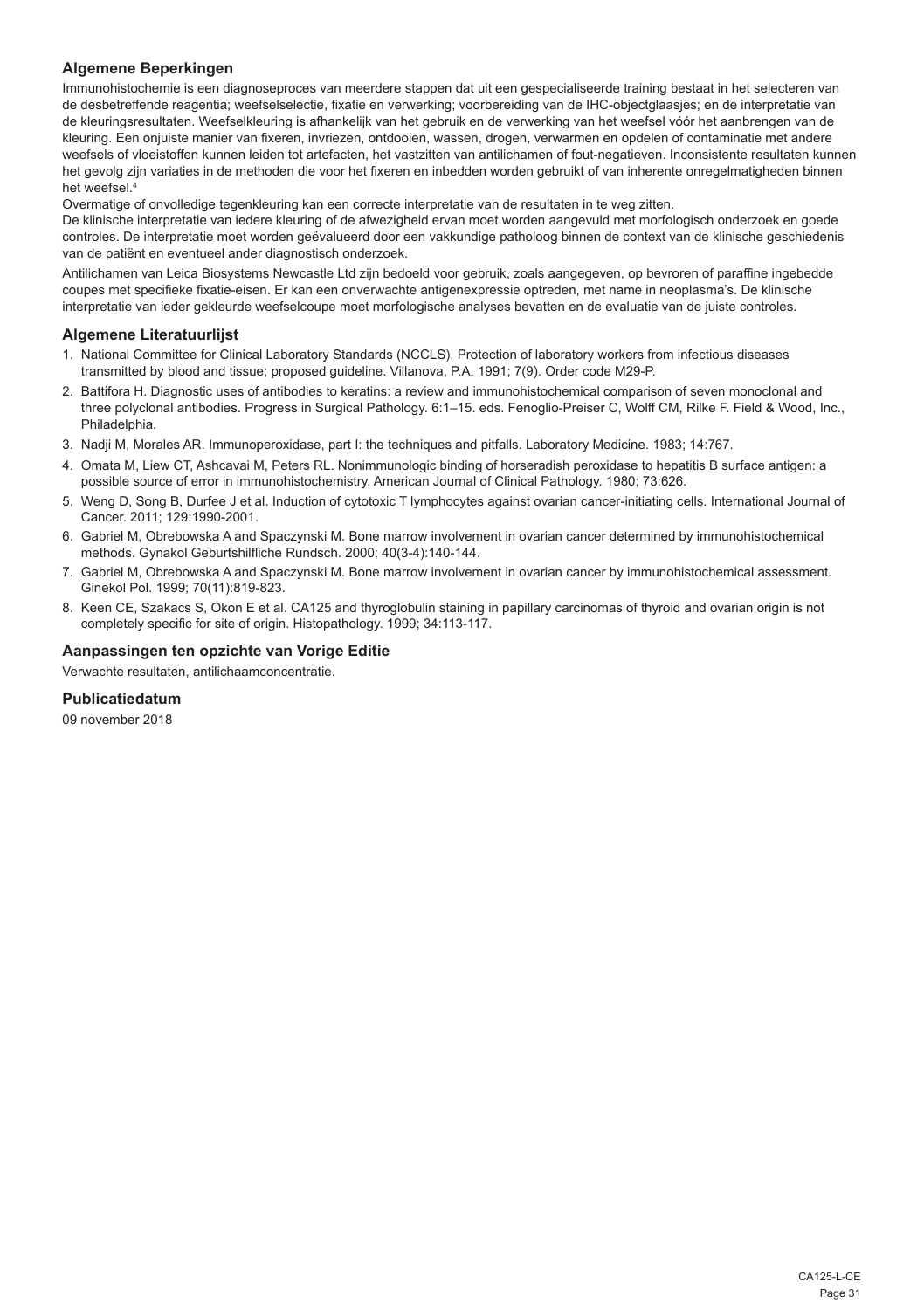### Algemene Beperkingen

Immunohistochemie is een diagnoseproces van meerdere stappen dat uit een gespecialiseerde training bestaat in het selecteren van de desbetreffende reagentia; weefselselectie, fixatie en verwerking; voorbereiding van de IHC-objectglaasjes; en de interpretatie van de kleuringsresultaten. Weefselkleuring is afhankelijk van het gebruik en de verwerking van het weefsel vóór het aanbrengen van de kleuring. Een onjuiste manier van fixeren, invriezen, ontdooien, wassen, drogen, verwarmen en opdelen of contaminatie met andere weefsels of vloeistoffen kunnen leiden tot artefacten, het vastzitten van antilichamen of fout-negatieven. Inconsistente resultaten kunnen het gevolg zijn variaties in de methoden die voor het fixeren en inbedden worden gebruikt of van inherente onregelmatigheden binnen het weefsel.[4]

Overmatige of onvolledige tegenkleuring kan een correcte interpretatie van de resultaten in te weg zitten.

De klinische interpretatie van iedere kleuring of de afwezigheid ervan moet worden aangevuld met morfologisch onderzoek en goede controles. De interpretatie moet worden geëvalueerd door een vakkundige patholoog binnen de context van de klinische geschiedenis van de patiënt en eventueel ander diagnostisch onderzoek.

Antilichamen van Leica Biosystems Newcastle Ltd zijn bedoeld voor gebruik, zoals aangegeven, op bevroren of paraffine ingebedde coupes met specifieke fixatie-eisen. Er kan een onverwachte antigenexpressie optreden, met name in neoplasma's. De klinische interpretatie van ieder gekleurde weefselcoupe moet morfologische analyses bevatten en de evaluatie van de juiste controles.

### Algemene Literatuurlijst

1. National Committee for Clinical Laboratory Standards (NCCLS). Protection of laboratory workers from infectious diseases transmitted by blood and tissue; proposed guideline. Villanova, P.A. 1991; 7(9). Order code M29-P.
2. Battifora H. Diagnostic uses of antibodies to keratins: a review and immunohistochemical comparison of seven monoclonal and three polyclonal antibodies. Progress in Surgical Pathology. 6:1–15. eds. Fenoglio-Preiser C, Wolff CM, Rilke F. Field & Wood, Inc., Philadelphia.
3. Nadji M, Morales AR. Immunoperoxidase, part I: the techniques and pitfalls. Laboratory Medicine. 1983; 14:767.
4. Omata M, Liew CT, Ashcavai M, Peters RL. Nonimmunologic binding of horseradish peroxidase to hepatitis B surface antigen: a possible source of error in immunohistochemistry. American Journal of Clinical Pathology. 1980; 73:626.
5. Weng D, Song B, Durfee J et al. Induction of cytotoxic T lymphocytes against ovarian cancer-initiating cells. International Journal of Cancer. 2011; 129:1990-2001.
6. Gabriel M, Obrebowska A and Spaczynski M. Bone marrow involvement in ovarian cancer determined by immunohistochemical methods. Gynakol Geburtshilfliche Rundsch. 2000; 40(3-4):140-144.
7. Gabriel M, Obrebowska A and Spaczynski M. Bone marrow involvement in ovarian cancer by immunohistochemical assessment. Ginekol Pol. 1999; 70(11):819-823.
8. Keen CE, Szakacs S, Okon E et al. CA125 and thyroglobulin staining in papillary carcinomas of thyroid and ovarian origin is not completely specific for site of origin. Histopathology. 1999; 34:113-117.

### Aanpassingen ten opzichte van Vorige Editie

Verwachte resultaten, antilichaamconcentratie.

### Publicatiedatum

09 november 2018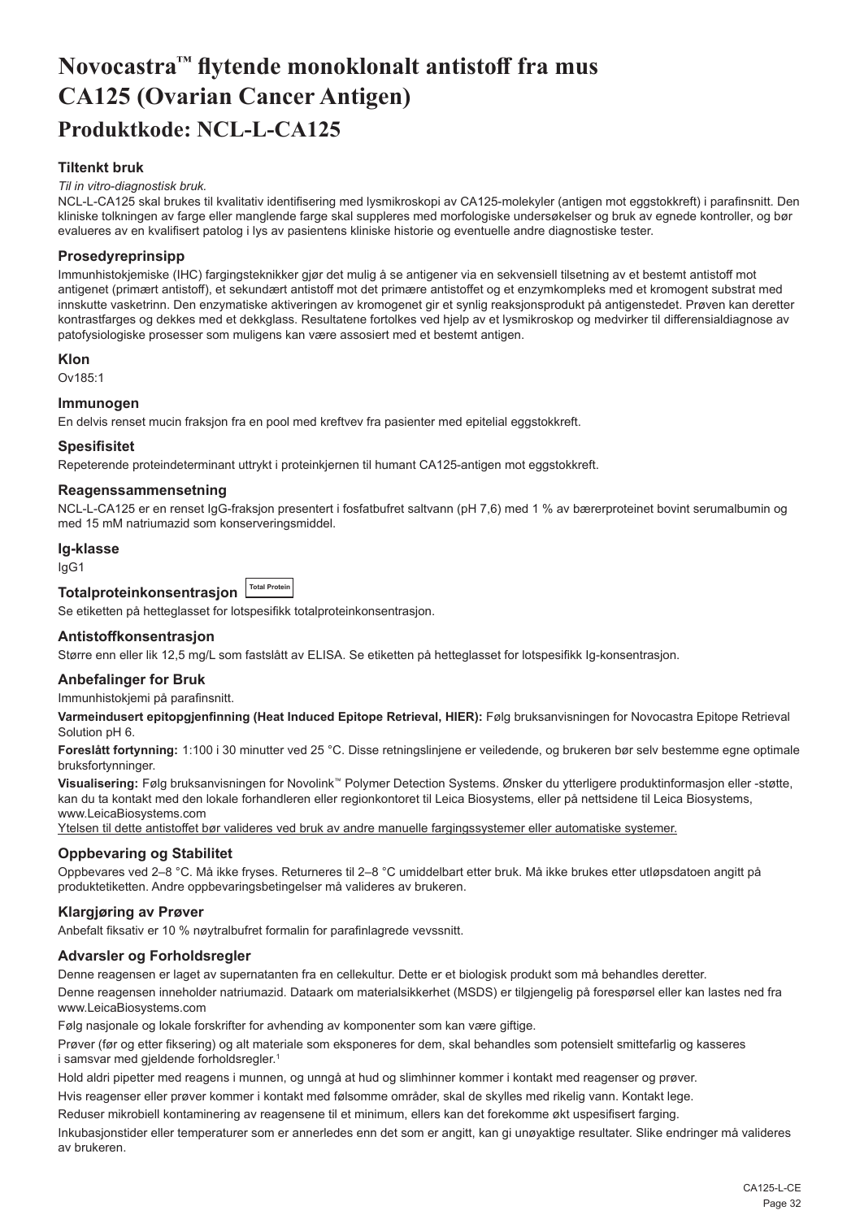# Novocastra™ flytende monoklonalt antistoff fra mus CA125 (Ovarian Cancer Antigen)

## Produktkode: NCL-L-CA125

### Tiltenkt bruk

*Til in vitro-diagnostisk bruk.*

NCL-L-CA125 skal brukes til kvalitativ identifisering med lysmikroskopi av CA125-molekyler (antigen mot eggstokkreft) i parafinsnitt. Den kliniske tolkningen av farge eller manglende farge skal suppleres med morfologiske undersøkelser og bruk av egnede kontroller, og bør evalueres av en kvalifisert patolog i lys av pasientens kliniske historie og eventuelle andre diagnostiske tester.

### Prosedyreprinsipp

Immunhistokjemiske (IHC) fargingsteknikker gjør det mulig å se antigener via en sekvensiell tilsetning av et bestemt antistoff mot antigenet (primært antistoff), et sekundært antistoff mot det primære antistoffet og et enzymkompleks med et kromogent substrat med innskutte vasketrinn. Den enzymatiske aktiveringen av kromogenet gir et synlig reaksjonsprodukt på antigenstedet. Prøven kan deretter kontrastfarges og dekkes med et dekkglass. Resultatene fortolkes ved hjelp av et lysmikroskop og medvirker til differensialdiagnose av patofysiologiske prosesser som muligens kan være assosiert med et bestemt antigen.

### Klon

Ov185:1

### Immunogen

En delvis renset mucin fraksjon fra en pool med kreftvev fra pasienter med epitelial eggstokkreft.

### Spesifisitet

Repeterende proteindeterminant uttrykt i proteinkjernen til humant CA125-antigen mot eggstokkreft.

### Reagenssammensetning

NCL-L-CA125 er en renset IgG-fraksjon presentert i fosfatbufret saltvann (pH 7,6) med 1 % av bærerproteinet bovint serumalbumin og med 15 mM natriumazid som konserveringsmiddel.

### Ig-klasse

IgG1

### Totalproteinkonsentrasjon Total Protein

Se etiketten på hetteglasset for lotspesifikk totalproteinkonsentrasjon.

### Antistoffkonsentrasjon

Større enn eller lik 12,5 mg/L som fastslått av ELISA. Se etiketten på hetteglasset for lotspesifikk Ig-konsentrasjon.

### Anbefalinger for Bruk

Immunhistokjemi på parafinsnitt.

**Varmeindusert epitopgjenfinning (Heat Induced Epitope Retrieval, HIER):** Følg bruksanvisningen for Novocastra Epitope Retrieval Solution pH 6.

**Foreslått fortynning:** 1:100 i 30 minutter ved 25 °C. Disse retningslinjene er veiledende, og brukeren bør selv bestemme egne optimale bruksfortynninger.

**Visualisering:** Følg bruksanvisningen for Novolink™ Polymer Detection Systems. Ønsker du ytterligere produktinformasjon eller -støtte, kan du ta kontakt med den lokale forhandleren eller regionkontoret til Leica Biosystems, eller på nettsidene til Leica Biosystems, www.LeicaBiosystems.com

Ytelsen til dette antistoffet bør valideres ved bruk av andre manuelle fargingssystemer eller automatiske systemer.

### Oppbevaring og Stabilitet

Oppbevares ved 2–8 °C. Må ikke fryses. Returneres til 2–8 °C umiddelbart etter bruk. Må ikke brukes etter utløpsdatoen angitt på produktetiketten. Andre oppbevaringsbetingelser må valideres av brukeren.

### Klargjøring av Prøver

Anbefalt fiksativ er 10 % nøytralbufret formalin for parafinlagrede vevssnitt.

### Advarsler og Forholdsregler

Denne reagensen er laget av supernatanten fra en cellekultur. Dette er et biologisk produkt som må behandles deretter.

Denne reagensen inneholder natriumazid. Dataark om materialsikkerhet (MSDS) er tilgjengelig på forespørsel eller kan lastes ned fra www.LeicaBiosystems.com

Følg nasjonale og lokale forskrifter for avhending av komponenter som kan være giftige.

Prøver (før og etter fiksering) og alt materiale som eksponeres for dem, skal behandles som potensielt smittefarlig og kasseres i samsvar med gjeldende forholdsregler.[1]

Hold aldri pipetter med reagens i munnen, og unngå at hud og slimhinner kommer i kontakt med reagenser og prøver.

Hvis reagenser eller prøver kommer i kontakt med følsomme områder, skal de skylles med rikelig vann. Kontakt lege.

Reduser mikrobiell kontaminering av reagensene til et minimum, ellers kan det forekomme økt uspesifisert farging.

Inkubasjonstider eller temperaturer som er annerledes enn det som er angitt, kan gi unøyaktige resultater. Slike endringer må valideres av brukeren.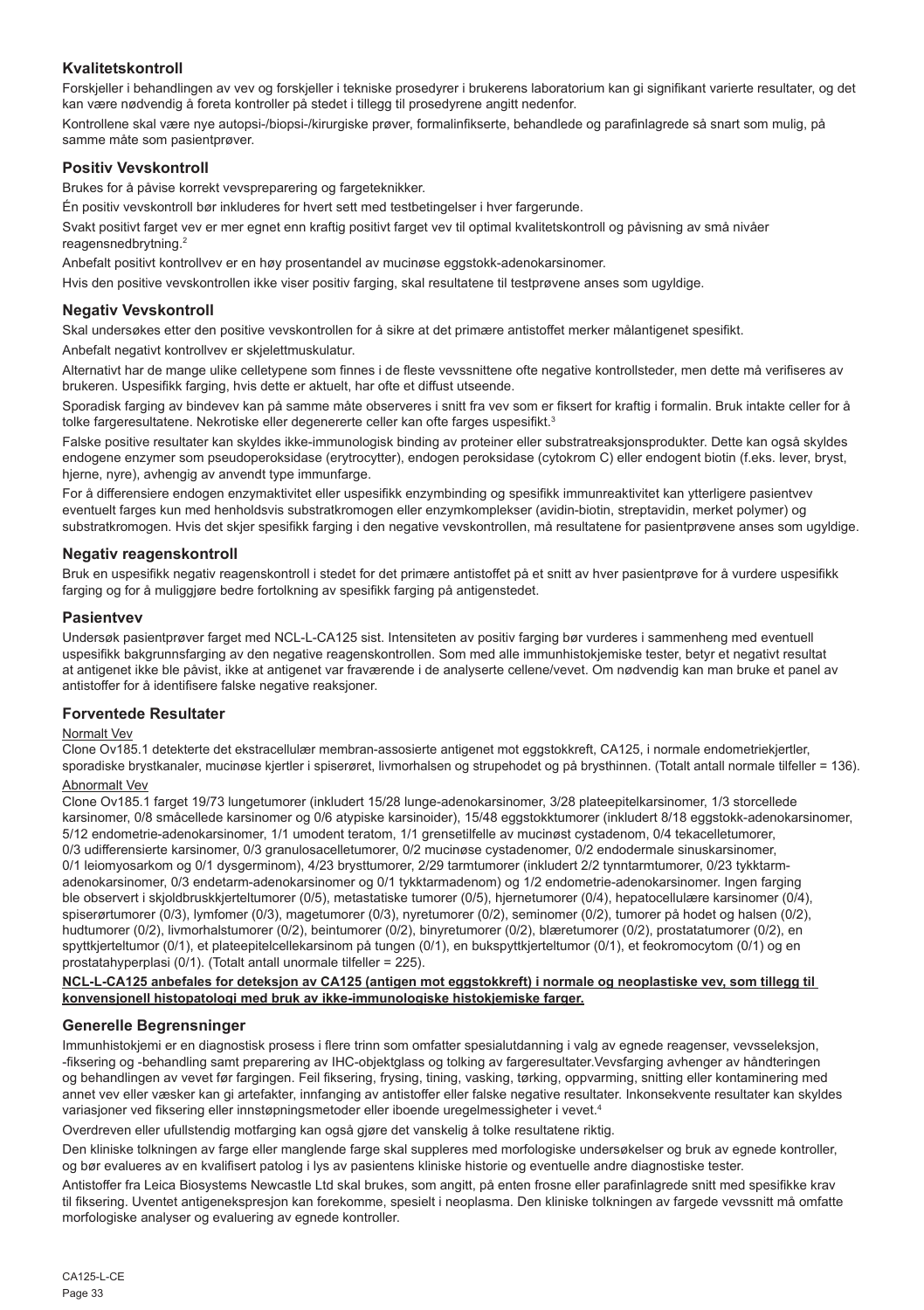## Kvalitetskontroll

Forskjeller i behandlingen av vev og forskjeller i tekniske prosedyrer i brukerens laboratorium kan gi signifikant varierte resultater, og det kan være nødvendig å foreta kontroller på stedet i tillegg til prosedyrene angitt nedenfor.

Kontrollene skal være nye autopsi-/biopsi-/kirurgiske prøver, formalinfikserte, behandlede og parafinlagrede så snart som mulig, på samme måte som pasientprøver.

## Positiv Vevskontroll

Brukes for å påvise korrekt vevspreparering og fargeteknikker.

Én positiv vevskontroll bør inkluderes for hvert sett med testbetingelser i hver fargerunde.

Svakt positivt farget vev er mer egnet enn kraftig positivt farget vev til optimal kvalitetskontroll og påvisning av små nivåer reagensnedbrytning.[2]

Anbefalt positivt kontrollvev er en høy prosentandel av mucinøse eggstokk-adenokarsinomer.

Hvis den positive vevskontrollen ikke viser positiv farging, skal resultatene til testprøvene anses som ugyldige.

## Negativ Vevskontroll

Skal undersøkes etter den positive vevskontrollen for å sikre at det primære antistoffet merker målantigenet spesifikt.

Anbefalt negativt kontrollvev er skjelettmuskulatur.

Alternativt har de mange ulike celletypene som finnes i de fleste vevssnittene ofte negative kontrollsteder, men dette må verifiseres av brukeren. Uspesifikk farging, hvis dette er aktuelt, har ofte et diffust utseende.

Sporadisk farging av bindevev kan på samme måte observeres i snitt fra vev som er fiksert for kraftig i formalin. Bruk intakte celler for å tolke fargeresultatene. Nekrotiske eller degenererte celler kan ofte farges uspesifikt.[3]

Falske positive resultater kan skyldes ikke-immunologisk binding av proteiner eller substratreaksjonsprodukter. Dette kan også skyldes endogene enzymer som pseudoperoksidase (erytrocytter), endogen peroksidase (cytokrom C) eller endogent biotin (f.eks. lever, bryst, hjerne, nyre), avhengig av anvendt type immunfarge.

For å differensiere endogen enzymaktivitet eller uspesifikk enzymbinding og spesifikk immunreaktivitet kan ytterligere pasientvev eventuelt farges kun med henholdsvis substratkromogen eller enzymkomplekser (avidin-biotin, streptavidin, merket polymer) og substratkromogen. Hvis det skjer spesifikk farging i den negative vevskontrollen, må resultatene for pasientprøvene anses som ugyldige.

## Negativ reagenskontroll

Bruk en uspesifikk negativ reagenskontroll i stedet for det primære antistoffet på et snitt av hver pasientprøve for å vurdere uspesifikk farging og for å muliggjøre bedre fortolkning av spesifikk farging på antigenstedet.

## Pasientvev

Undersøk pasientprøver farget med NCL-L-CA125 sist. Intensiteten av positiv farging bør vurderes i sammenheng med eventuell uspesifikk bakgrunnsfarging av den negative reagenskontrollen. Som med alle immunhistokjemiske tester, betyr et negativt resultat at antigenet ikke ble påvist, ikke at antigenet var fraværende i de analyserte cellene/vevet. Om nødvendig kan man bruke et panel av antistoffer for å identifisere falske negative reaksjoner.

## Forventede Resultater

Normalt Vev

Clone Ov185.1 detekterte det ekstracellulær membran-assosierte antigenet mot eggstokkreft, CA125, i normale endometriekjertler, sporadiske brystkanaler, mucinøse kjertler i spiserøret, livmorhalsen og strupehodet og på brysthinnen. (Totalt antall normale tilfeller = 136).

Abnormalt Vev

Clone Ov185.1 farget 19/73 lungetumorer (inkludert 15/28 lunge-adenokarsinomer, 3/28 plateepitelkarsinomer, 1/3 storcellede karsinomer, 0/8 småcellede karsinomer og 0/6 atypiske karsinoider), 15/48 eggstokktumorer (inkludert 8/18 eggstokk-adenokarsinomer, 5/12 endometrie-adenokarsinomer, 1/1 umodent teratom, 1/1 grensetilfelle av mucinøst cystadenom, 0/4 tekacelletumorer, 0/3 udifferenserte karsinomer, 0/3 granulosacelletumorer, 0/2 mucinøse cystadenomer, 0/2 endodermale sinuskarsinomer, 0/1 leiomyosarkom og 0/1 dysgerminom), 4/23 brysttumorer, 2/29 tarmtumorer (inkludert 2/2 tynntarmtumorer, 0/23 tykktarm-adenokarsinomer, 0/3 endetarm-adenokarsinomer og 0/1 tykktarmadenom) og 1/2 endometrie-adenokarsinomer. Ingen farging ble observert i skjoldbruskkjerteltumorer (0/5), metastatiske tumorer (0/5), hjernetumorer (0/4), hepatocellulære karsinomer (0/4), spiserørtumorer (0/3), lymfomer (0/3), magetumorer (0/3), nyretumorer (0/2), seminomer (0/2), tumorer på hodet og halsen (0/2), hudtumorer (0/2), livmorhalstumorer (0/2), beintumorer (0/2), binyretumorer (0/2), blæretumorer (0/2), prostatatumorer (0/2), en spyttkjerteltumor (0/1), et plateepitelcellekarsinom på tungen (0/1), en bukspyttkjerteltumor (0/1), et feokromocytom (0/1) og en prostatahyperplasi (0/1). (Totalt antall unormale tilfeller = 225).

**NCL-L-CA125 anbefales for deteksjon av CA125 (antigen mot eggstokkreft) i normale og neoplastiske vev, som tillegg til konvensjonell histopatologi med bruk av ikke-immunologiske histokjemiske farger.**

## Generelle Begrensninger

Immunhistokjemi er en diagnostisk prosess i flere trinn som omfatter spesialutdanning i valg av egnede reagenser, vevsseleksjon, -fiksering og -behandling samt preparering av IHC-objektglass og tolking av fargeresultater.Vevsfarging avhenger av håndteringen og behandlingen av vevet før fargingen. Feil fiksering, frysing, tining, vasking, tørking, oppvarming, snitting eller kontaminering med annet vev eller væsker kan gi artefakter, innfanging av antistoffer eller falske negative resultater. Inkonsekvente resultater kan skyldes variasjoner ved fiksering eller innstøpningsmetoder eller iboende uregelmessigheter i vevet.[4]

Overdreven eller ufullstendig motfarging kan også gjøre det vanskelig å tolke resultatene riktig.

Den kliniske tolkningen av farge eller manglende farge skal suppleres med morfologiske undersøkelser og bruk av egnede kontroller, og bør evalueres av en kvalifisert patolog i lys av pasientens kliniske historie og eventuelle andre diagnostiske tester.

Antistoffer fra Leica Biosystems Newcastle Ltd skal brukes, som angitt, på enten frosne eller parafinlagrede snitt med spesifikke krav til fiksering. Uventet antigenekspresjon kan forekomme, spesielt i neoplasma. Den kliniske tolkningen av fargede vevssnitt må omfatte morfologiske analyser og evaluering av egnede kontroller.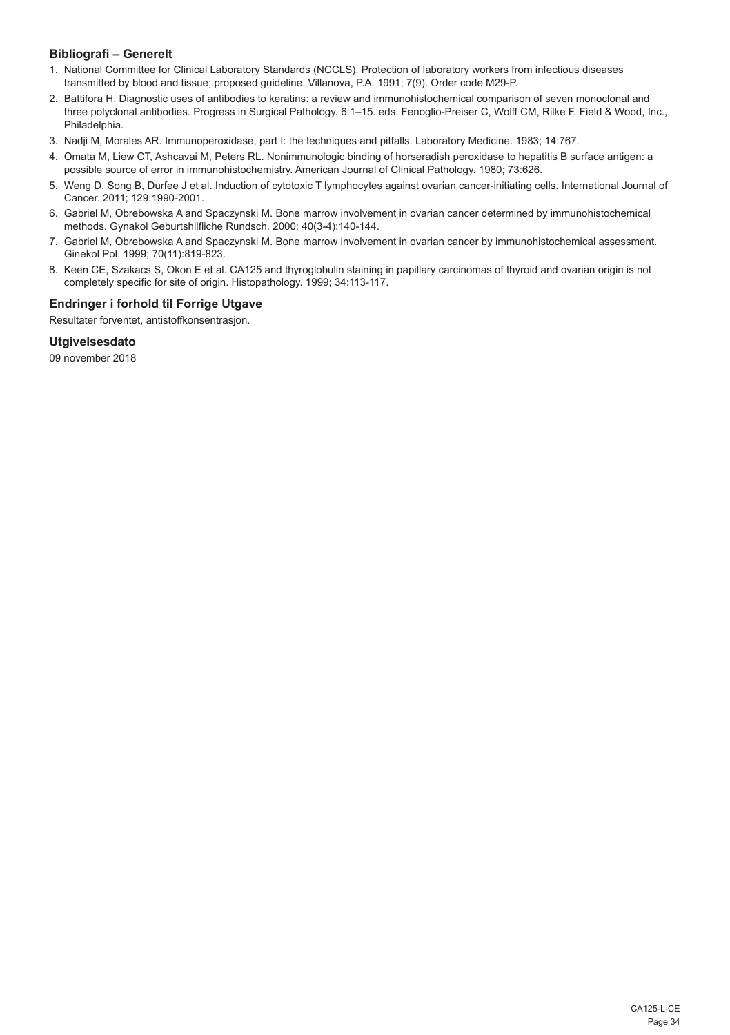### Bibliografi – Generelt

1. National Committee for Clinical Laboratory Standards (NCCLS). Protection of laboratory workers from infectious diseases transmitted by blood and tissue; proposed guideline. Villanova, P.A. 1991; 7(9). Order code M29-P.
2. Battifora H. Diagnostic uses of antibodies to keratins: a review and immunohistochemical comparison of seven monoclonal and three polyclonal antibodies. Progress in Surgical Pathology. 6:1–15. eds. Fenoglio-Preiser C, Wolff CM, Rilke F. Field & Wood, Inc., Philadelphia.
3. Nadji M, Morales AR. Immunoperoxidase, part I: the techniques and pitfalls. Laboratory Medicine. 1983; 14:767.
4. Omata M, Liew CT, Ashcavai M, Peters RL. Nonimmunologic binding of horseradish peroxidase to hepatitis B surface antigen: a possible source of error in immunohistochemistry. American Journal of Clinical Pathology. 1980; 73:626.
5. Weng D, Song B, Durfee J et al. Induction of cytotoxic T lymphocytes against ovarian cancer-initiating cells. International Journal of Cancer. 2011; 129:1990-2001.
6. Gabriel M, Obrebowska A and Spaczynski M. Bone marrow involvement in ovarian cancer determined by immunohistochemical methods. Gynakol Geburtshilfliche Rundsch. 2000; 40(3-4):140-144.
7. Gabriel M, Obrebowska A and Spaczynski M. Bone marrow involvement in ovarian cancer by immunohistochemical assessment. Ginekol Pol. 1999; 70(11):819-823.
8. Keen CE, Szakacs S, Okon E et al. CA125 and thyroglobulin staining in papillary carcinomas of thyroid and ovarian origin is not completely specific for site of origin. Histopathology. 1999; 34:113-117.

### Endringer i forhold til Forrige Utgave

Resultater forventet, antistoffkonsentrasjon.

### Utgivelsesdato

09 november 2018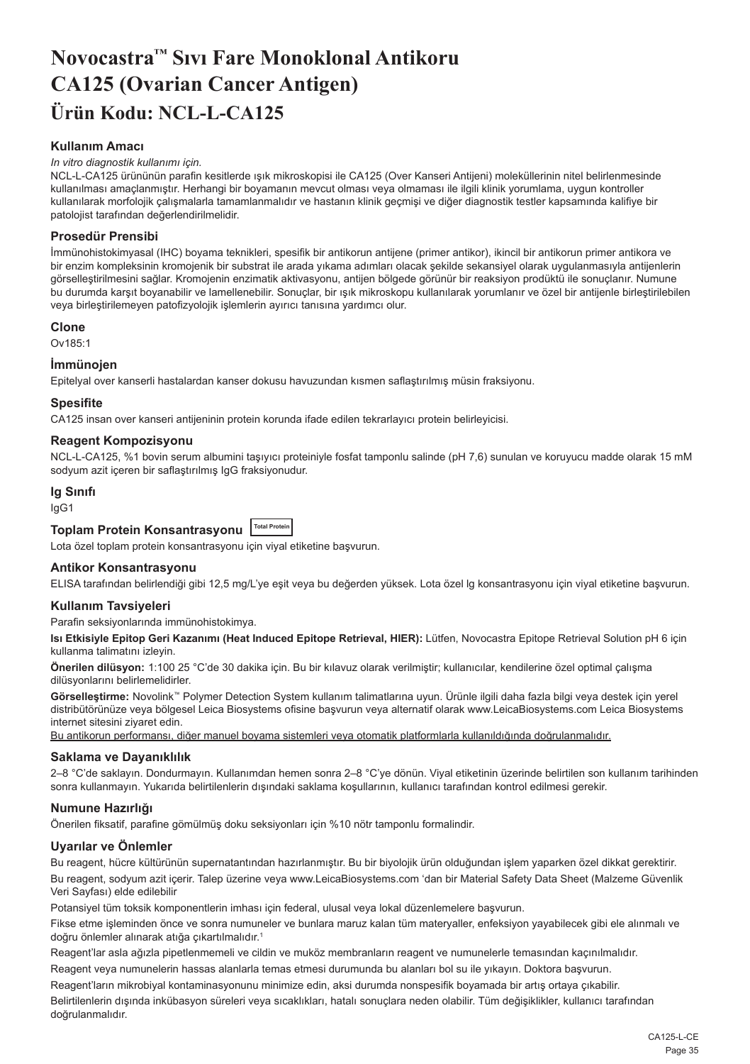# Novocastra™ Sıvı Fare Monoklonal Antikoru CA125 (Ovarian Cancer Antigen)
# Ürün Kodu: NCL-L-CA125

### Kullanım Amacı

*In vitro diagnostik kullanımı için.*

NCL-L-CA125 ürününün parafin kesitlerde ışık mikroskopisi ile CA125 (Over Kanseri Antijeni) moleküllerinin nitel belirlenmesinde kullanılması amaçlanmıştır. Herhangi bir boyamanın mevcut olması veya olmaması ile ilgili klinik yorumlama, uygun kontroller kullanılarak morfolojik çalışmalarla tamamlanmalıdır ve hastanın klinik geçmişi ve diğer diagnostik testler kapsamında kalifiye bir patolojist tarafından değerlendirilmelidir.

### Prosedür Prensibi

İmmünohistokimyasal (IHC) boyama teknikleri, spesifik bir antikorun antijene (primer antikor), ikincil bir antikorun primer antikora ve bir enzim kompleksinin kromojenik bir substrat ile arada yıkama adımları olacak şekilde sekansiyel olarak uygulanmasıyla antijenlerin görselleştirilmesini sağlar. Kromojenin enzimatik aktivasyonu, antijen bölgede görünür bir reaksiyon prodüktü ile sonuçlanır. Numune bu durumda karşıt boyanabilir ve lamellenebilir. Sonuçlar, bir ışık mikroskopu kullanılarak yorumlanır ve özel bir antijenle birleştirilebilen veya birleştirilemeyen patofizyolojik işlemlerin ayırıcı tanısına yardımcı olur.

### Clone

Ov185:1

### İmmünojen

Epitelyal over kanserli hastalardan kanser dokusu havuzundan kısmen saflaştırılmış müsin fraksiyonu.

### Spesifite

CA125 insan over kanseri antijeninin protein korunda ifade edilen tekrarlayıcı protein belirleyicisi.

### Reagent Kompozisyonu

NCL-L-CA125, %1 bovin serum albumini taşıyıcı proteiniyle fosfat tamponlu salinde (pH 7,6) sunulan ve koruyucu madde olarak 15 mM sodyum azit içeren bir saflaştırılmış IgG fraksiyonudur.

### Ig Sınıfı

IgG1

### Toplam Protein Konsantrasyonu Total Protein

Lota özel toplam protein konsantrasyonu için viyal etiketine başvurun.

### Antikor Konsantrasyonu

ELISA tarafından belirlendiği gibi 12,5 mg/L'ye eşit veya bu değerden yüksek. Lota özel lg konsantrasyonu için viyal etiketine başvurun.

### Kullanım Tavsiyeleri

Parafin seksiyonlarında immünohistokimya.

**Isı Etkisiyle Epitop Geri Kazanımı (Heat Induced Epitope Retrieval, HIER):** Lütfen, Novocastra Epitope Retrieval Solution pH 6 için kullanma talimatını izleyin.

**Önerilen dilüsyon:** 1:100 25 °C'de 30 dakika için. Bu bir kılavuz olarak verilmiştir; kullanıcılar, kendilerine özel optimal çalışma dilüsyonlarını belirlemelidirler.

**Görselleştirme:** Novolink™ Polymer Detection System kullanım talimatlarına uyun. Ürünle ilgili daha fazla bilgi veya destek için yerel distribütörünüze veya bölgesel Leica Biosystems ofisine başvurun veya alternatif olarak www.LeicaBiosystems.com Leica Biosystems internet sitesini ziyaret edin.

Bu antikorun performansı, diğer manuel boyama sistemleri veya otomatik platformlarla kullanıldığında doğrulanmalıdır.

### Saklama ve Dayanıklılık

2–8 °C'de saklayın. Dondurmayın. Kullanımdan hemen sonra 2–8 °C'ye dönün. Viyal etiketinin üzerinde belirtilen son kullanım tarihinden sonra kullanmayın. Yukarıda belirtilenlerin dışındaki saklama koşullarının, kullanıcı tarafından kontrol edilmesi gerekir.

### Numune Hazırlığı

Önerilen fiksatif, parafine gömülmüş doku seksiyonları için %10 nötr tamponlu formalindir.

### Uyarılar ve Önlemler

Bu reagent, hücre kültürünün supernatantından hazırlanmıştır. Bu bir biyolojik ürün olduğundan işlem yaparken özel dikkat gerektirir.

Bu reagent, sodyum azit içerir. Talep üzerine veya www.LeicaBiosystems.com 'dan bir Material Safety Data Sheet (Malzeme Güvenlik Veri Sayfası) elde edilebilir

Potansiyel tüm toksik komponentlerin imhası için federal, ulusal veya lokal düzenlemelere başvurun.

Fikse etme işleminden önce ve sonra numuneler ve bunlara maruz kalan tüm materyaller, enfeksiyon yayabilecek gibi ele alınmalı ve doğru önlemler alınarak atığa çıkartılmalıdır.[1]

Reagent'lar asla ağızla pipetlenmemeli ve cildin ve muköz membranların reagent ve numunelerle temasından kaçınılmalıdır.

Reagent veya numunelerin hassas alanlarla temas etmesi durumunda bu alanları bol su ile yıkayın. Doktora başvurun.

Reagent'ların mikrobiyal kontaminasyonunu minimize edin, aksi durumda nonspesifik boyamada bir artış ortaya çıkabilir.

Belirtilenlerin dışında inkübasyon süreleri veya sıcaklıkları, hatalı sonuçlara neden olabilir. Tüm değişiklikler, kullanıcı tarafından doğrulanmalıdır.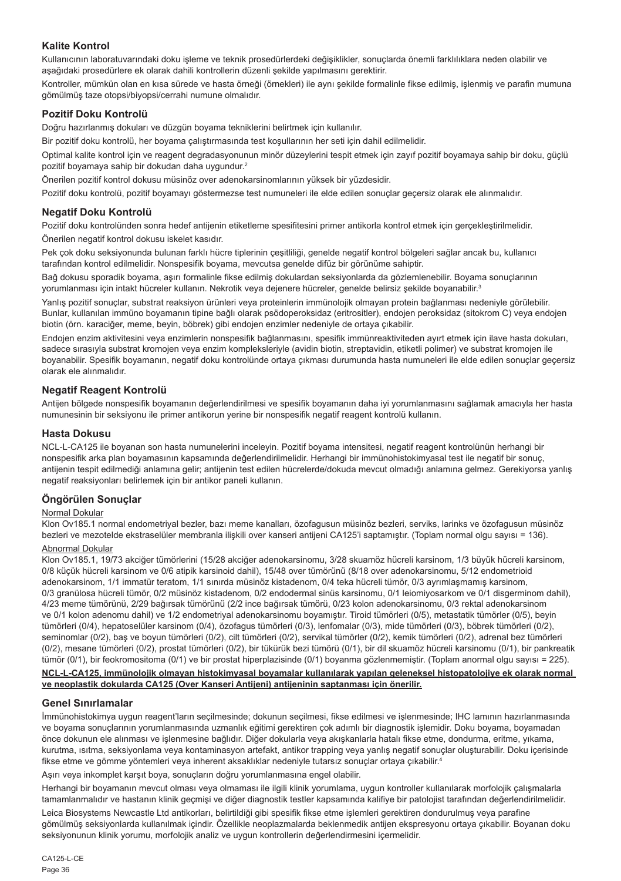## Kalite Kontrol

Kullanıcının laboratuvarındaki doku işleme ve teknik prosedürlerdeki değişiklikler, sonuçlarda önemli farklılıklara neden olabilir ve aşağıdaki prosedürlere ek olarak dahili kontrollerin düzenli şekilde yapılmasını gerektirir.

Kontroller, mümkün olan en kısa sürede ve hasta örneği (örnekleri) ile aynı şekilde formalinle fikse edilmiş, işlenmiş ve parafin mumuna gömülmüş taze otopsi/biyopsi/cerrahi numune olmalıdır.

## Pozitif Doku Kontrolü

Doğru hazırlanmış dokuları ve düzgün boyama tekniklerini belirtmek için kullanılır.

Bir pozitif doku kontrolü, her boyama çalıştırmasında test koşullarının her seti için dahil edilmelidir.

Optimal kalite kontrol için ve reagent degradasyonunun minör düzeylerini tespit etmek için zayıf pozitif boyamaya sahip bir doku, güçlü pozitif boyamaya sahip bir dokudan daha uygundur.[2]

Önerilen pozitif kontrol dokusu müsinöz over adenokarsinomlarının yüksek bir yüzdesidir.

Pozitif doku kontrolü, pozitif boyamayı göstermezse test numuneleri ile elde edilen sonuçlar geçersiz olarak ele alınmalıdır.

## Negatif Doku Kontrolü

Pozitif doku kontrolünden sonra hedef antijenin etiketleme spesifitesini primer antikorla kontrol etmek için gerçekleştirilmelidir.

Önerilen negatif kontrol dokusu iskelet kasıdır.

Pek çok doku seksiyonunda bulunan farklı hücre tiplerinin çeşitliliği, genelde negatif kontrol bölgeleri sağlar ancak bu, kullanıcı tarafından kontrol edilmelidir. Nonspesifik boyama, mevcutsa genelde difüz bir görünüme sahiptir.

Bağ dokusu sporadik boyama, aşırı formalinle fikse edilmiş dokulardan seksiyonlarda da gözlemlenebilir. Boyama sonuçlarının yorumlanması için intakt hücreler kullanın. Nekrotik veya dejenere hücreler, genelde belirsiz şekilde boyanabilir.[3]

Yanlış pozitif sonuçlar, substrat reaksiyon ürünleri veya proteinlerin immünolojik olmayan protein bağlanması nedeniyle görülebilir. Bunlar, kullanılan immüno boyamanın tipine bağlı olarak psödoperoksidaz (eritrositler), endojen peroksidaz (sitokrom C) veya endojen biotin (örn. karaciğer, meme, beyin, böbrek) gibi endojen enzimler nedeniyle de ortaya çıkabilir.

Endojen enzim aktivitesini veya enzimlerin nonspesifik bağlanmasını, spesifik immünreaktiviteden ayırt etmek için ilave hasta dokuları, sadece sırasıyla substrat kromojen veya enzim kompleksleriyle (avidin biotin, streptavidin, etiketli polimer) ve substrat kromojen ile boyanabilir. Spesifik boyamanın, negatif doku kontrolünde ortaya çıkması durumunda hasta numuneleri ile elde edilen sonuçlar geçersiz olarak ele alınmalıdır.

## Negatif Reagent Kontrolü

Antijen bölgede nonspesifik boyamanın değerlendirilmesi ve spesifik boyamanın daha iyi yorumlanmasını sağlamak amacıyla her hasta numunesinin bir seksiyonu ile primer antikorun yerine bir nonspesifik negatif reagent kontrolü kullanın.

## Hasta Dokusu

NCL-L-CA125 ile boyanan son hasta numunelerini inceleyin. Pozitif boyama intensitesi, negatif reagent kontrolünün herhangi bir nonspesifik arka plan boyamasının kapsamında değerlendirilmelidir. Herhangi bir immünohistokimyasal test ile negatif bir sonuç, antijenin tespit edilmediği anlamına gelir; antijenin test edilen hücrelerde/dokuda mevcut olmadığı anlamına gelmez. Gerekiyorsa yanlış negatif reaksiyonları belirlemek için bir antikor paneli kullanın.

## Öngörülen Sonuçlar

Normal Dokular

Klon Ov185.1 normal endometriyal bezler, bazı meme kanalları, özofagusun müsinöz bezleri, serviks, larinks ve özofagusun müsinöz bezleri ve mezotelde ekstraselüler membranla ilişkili over kanseri antijeni CA125'i saptamıştır. (Toplam normal olgu sayısı = 136).

Abnormal Dokular

Klon Ov185.1, 19/73 akciğer tümörlerini (15/28 akciğer adenokarsinomu, 3/28 skuamöz hücreli karsinom, 1/3 büyük hücreli karsinom, 0/8 küçük hücreli karsinom ve 0/6 atipik karsinoid dahil), 15/48 over tümörünü (8/18 over adenokarsinomu, 5/12 endometrioid adenokarsinom, 1/1 immatür teratom, 1/1 sınırda müsinöz kistadenom, 0/4 teka hücreli tümör, 0/3 ayrımlaşmamış karsinom, 0/3 granülosa hücreli tümör, 0/2 müsinöz kistadenom, 0/2 endodermal sinüs karsinomu, 0/1 leiomiyosarkom ve 0/1 disgerminom dahil), 4/23 meme tümörünü, 2/29 bağırsak tümörünü (2/2 ince bağırsak tümörü, 0/23 kolon adenokarsinomu, 0/3 rektal adenokarsinom ve 0/1 kolon adenomu dahil) ve 1/2 endometriyal adenokarsinomu boyamıştır. Tiroid tümörleri (0/5), metastatik tümörler (0/5), beyin tümörleri (0/4), hepatoselüler karsinom (0/4), özofagus tümörleri (0/3), lenfomalar (0/3), mide tümörleri (0/3), böbrek tümörleri (0/2), seminomlar (0/2), baş ve boyun tümörleri (0/2), cilt tümörleri (0/2), servikal tümörler (0/2), kemik tümörleri (0/2), adrenal bez tümörleri (0/2), mesane tümörleri (0/2), prostat tümörleri (0/2), bir tükürük bezi tümörü (0/1), bir dil skuamöz hücreli karsinomu (0/1), bir pankreatik tümör (0/1), bir feokromositoma (0/1) ve bir prostat hiperplazisinde (0/1) boyanma gözlenmemiştir. (Toplam anormal olgu sayısı = 225).

**NCL-L-CA125, immünolojik olmayan histokimyasal boyamalar kullanılarak yapılan geleneksel histopatolojiye ek olarak normal ve neoplastik dokularda CA125 (Over Kanseri Antijeni) antijeninin saptanması için önerilir.**

## Genel Sınırlamalar

İmmünohistokimya uygun reagent'ların seçilmesinde; dokunun seçilmesi, fikse edilmesi ve işlenmesinde; IHC lamının hazırlanmasında ve boyama sonuçlarının yorumlanmasında uzmanlık eğitimi gerektiren çok adımlı bir diagnostik işlemidir. Doku boyama, boyamadan önce dokunun ele alınması ve işlenmesine bağlıdır. Diğer dokularla veya akışkanlarla hatalı fikse etme, dondurma, eritme, yıkama, kurutma, ısıtma, seksiyonlama veya kontaminasyon artefakt, antikor trapping veya yanlış negatif sonuçlar oluşturabilir. Doku içerisinde fikse etme ve gömme yöntemleri veya inherent aksaklıklar nedeniyle tutarsız sonuçlar ortaya çıkabilir.[4]

Aşırı veya inkomplet karşıt boya, sonuçların doğru yorumlanmasına engel olabilir.

Herhangi bir boyamanın mevcut olması veya olmaması ile ilgili klinik yorumlama, uygun kontroller kullanılarak morfolojik çalışmalarla tamamlanmalıdır ve hastanın klinik geçmişi ve diğer diagnostik testler kapsamında kalifiye bir patolojist tarafından değerlendirilmelidir.

Leica Biosystems Newcastle Ltd antikorları, belirtildiği gibi spesifik fikse etme işlemleri gerektiren dondurulmuş veya parafine gömülmüş seksiyonlarda kullanılmak içindir. Özellikle neoplazmalarda beklenmedik antijen ekspresyonu ortaya çıkabilir. Boyanan doku seksiyonunun klinik yorumu, morfolojik analiz ve uygun kontrollerin değerlendirmesini içermelidir.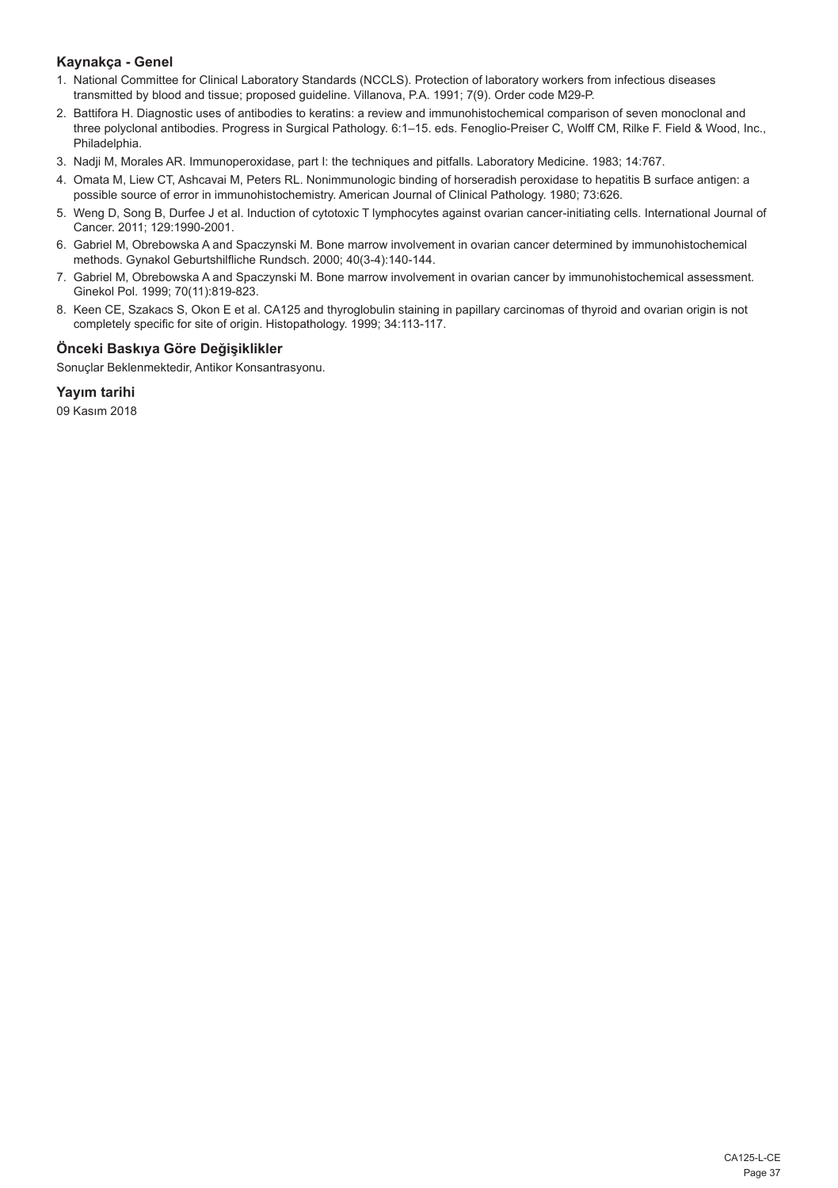### Kaynakça - Genel

1. National Committee for Clinical Laboratory Standards (NCCLS). Protection of laboratory workers from infectious diseases transmitted by blood and tissue; proposed guideline. Villanova, P.A. 1991; 7(9). Order code M29-P.
2. Battifora H. Diagnostic uses of antibodies to keratins: a review and immunohistochemical comparison of seven monoclonal and three polyclonal antibodies. Progress in Surgical Pathology. 6:1–15. eds. Fenoglio-Preiser C, Wolff CM, Rilke F. Field & Wood, Inc., Philadelphia.
3. Nadji M, Morales AR. Immunoperoxidase, part I: the techniques and pitfalls. Laboratory Medicine. 1983; 14:767.
4. Omata M, Liew CT, Ashcavai M, Peters RL. Nonimmunologic binding of horseradish peroxidase to hepatitis B surface antigen: a possible source of error in immunohistochemistry. American Journal of Clinical Pathology. 1980; 73:626.
5. Weng D, Song B, Durfee J et al. Induction of cytotoxic T lymphocytes against ovarian cancer-initiating cells. International Journal of Cancer. 2011; 129:1990-2001.
6. Gabriel M, Obrebowska A and Spaczynski M. Bone marrow involvement in ovarian cancer determined by immunohistochemical methods. Gynakol Geburtshilfliche Rundsch. 2000; 40(3-4):140-144.
7. Gabriel M, Obrebowska A and Spaczynski M. Bone marrow involvement in ovarian cancer by immunohistochemical assessment. Ginekol Pol. 1999; 70(11):819-823.
8. Keen CE, Szakacs S, Okon E et al. CA125 and thyroglobulin staining in papillary carcinomas of thyroid and ovarian origin is not completely specific for site of origin. Histopathology. 1999; 34:113-117.

### Önceki Baskıya Göre Değişiklikler

Sonuçlar Beklenmektedir, Antikor Konsantrasyonu.

### Yayım tarihi

09 Kasım 2018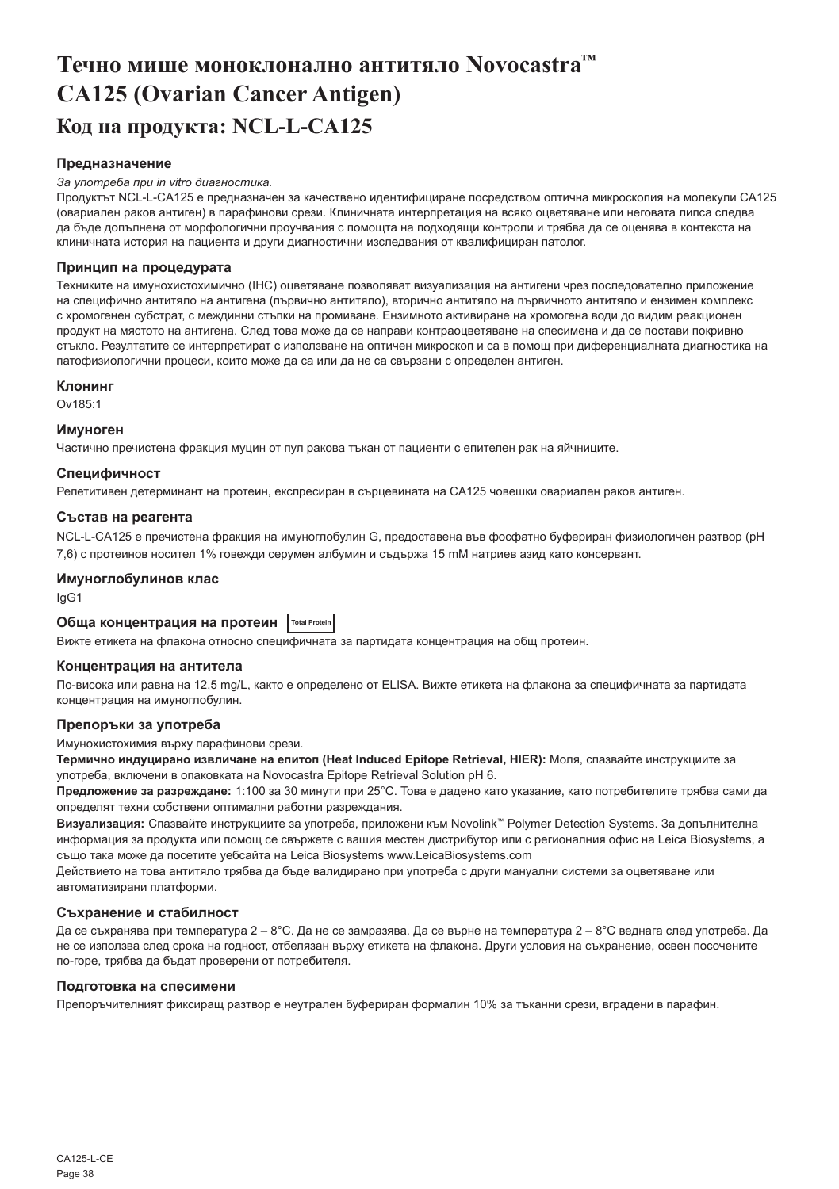# Течно мише моноклонално антитяло Novocastra™ CA125 (Ovarian Cancer Antigen)

## Код на продукта: NCL-L-CA125

### Предназначение

*За употреба при in vitro диагностика.*

Продуктът NCL-L-CA125 е предназначен за качествено идентифициране посредством оптична микроскопия на молекули CA125 (овариален раков антиген) в парафинови срези. Клиничната интерпретация на всяко оцветяване или неговата липса следва да бъде допълнена от морфологични проучвания с помощта на подходящи контроли и трябва да се оценява в контекста на клиничната история на пациента и други диагностични изследвания от квалифициран патолог.

### Принцип на процедурата

Техниките на имунохистохимично (IHC) оцветяване позволяват визуализация на антигени чрез последователно приложение на специфично антитяло на антигена (първично антитяло), вторично антитяло на първичното антитяло и ензимен комплекс с хромогенен субстрат, с междинни стъпки на промиване. Ензимното активиране на хромогена води до видим реакционен продукт на мястото на антигена. След това може да се направи контраоцветяване на спесимена и да се постави покривно стъкло. Резултатите се интерпретират с използване на оптичен микроскоп и са в помощ при диференциалната диагностика на патофизиологични процеси, които може да са или да не са свързани с определен антиген.

### Клонинг

Ov185:1

### Имуноген

Частично пречистена фракция муцин от пул ракова тъкан от пациенти с епителен рак на яйчниците.

### Специфичност

Репетитивен детерминант на протеин, експресиран в сърцевината на CA125 човешки овариален раков антиген.

### Състав на реагента

NCL-L-CA125 е пречистена фракция на имуноглобулин G, предоставена във фосфатно буфериран физиологичен разтвор (pH 7,6) с протеинов носител 1% говежди серумен албумин и съдържа 15 mM натриев азид като консервант.

### Имуноглобулинов клас

IgG1

### Обща концентрация на протеин Total Protein

Вижте етикета на флакона относно специфичната за партидата концентрация на общ протеин.

### Концентрация на антитела

По-висока или равна на 12,5 mg/L, както е определено от ELISA. Вижте етикета на флакона за специфичната за партидата концентрация на имуноглобулин.

### Препоръки за употреба

Имунохистохимия върху парафинови срези.

**Термично индуцирано извличане на епитоп (Heat Induced Epitope Retrieval, HIER):** Моля, спазвайте инструкциите за употреба, включени в опаковката на Novocastra Epitope Retrieval Solution pH 6.

**Предложение за разреждане:** 1:100 за 30 минути при 25°C. Това е дадено като указание, като потребителите трябва сами да определят техни собствени оптимални работни разреждания.

**Визуализация:** Спазвайте инструкциите за употреба, приложени към Novolink™ Polymer Detection Systems. За допълнителна информация за продукта или помощ се свържете с вашия местен дистрибутор или с регионалния офис на Leica Biosystems, а също така може да посетите уебсайта на Leica Biosystems www.LeicaBiosystems.com

Действието на това антитяло трябва да бъде валидирано при употреба с други мануални системи за оцветяване или автоматизирани платформи.

### Съхранение и стабилност

Да се съхранява при температура 2 – 8°C. Да не се замразява. Да се върне на температура 2 – 8°C веднага след употреба. Да не се използва след срока на годност, отбелязан върху етикета на флакона. Други условия на съхранение, освен посочените по-горе, трябва да бъдат проверени от потребителя.

### Подготовка на спесимени

Препоръчителният фиксиращ разтвор е неутрален буфериран формалин 10% за тъканни срези, вградени в парафин.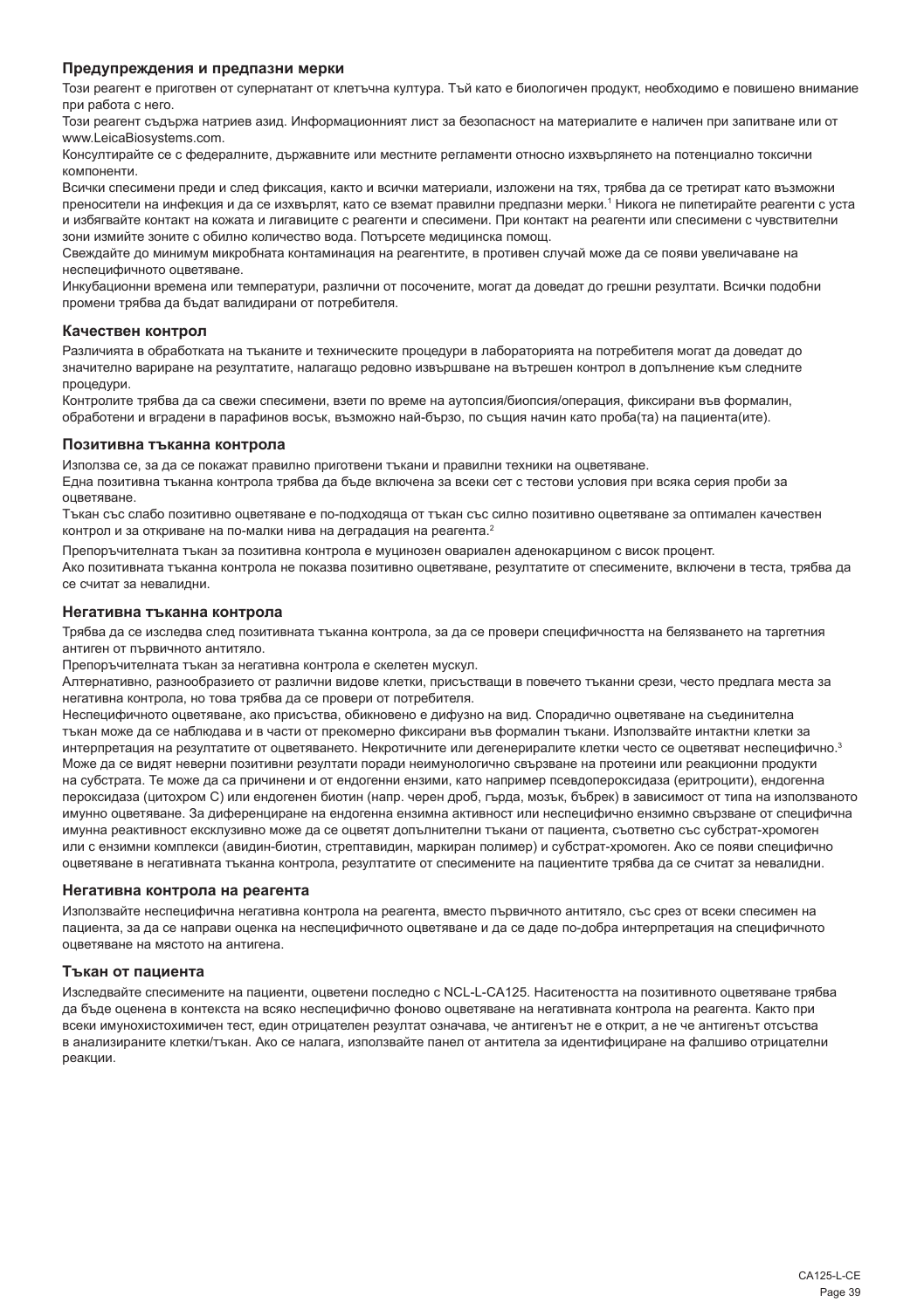### Предупреждения и предпазни мерки

Този реагент е приготвен от супернатант от клетъчна култура. Тъй като е биологичен продукт, необходимо е повишено внимание при работа с него.

Този реагент съдържа натриев азид. Информационният лист за безопасност на материалите е наличен при запитване или от www.LeicaBiosystems.com.

Консултирайте се с федералните, държавните или местните регламенти относно изхвърлянето на потенциално токсични компоненти.

Всички спесимени преди и след фиксация, както и всички материали, изложени на тях, трябва да се третират като възможни преносители на инфекция и да се изхвърлят, като се вземат правилни предпазни мерки.[1] Никога не пипетирайте реагенти с уста и избягвайте контакт на кожата и лигавиците с реагенти и спесимени. При контакт на реагенти или спесимени с чувствителни зони измийте зоните с обилно количество вода. Потърсете медицинска помощ.

Свеждайте до минимум микробната контаминация на реагентите, в противен случай може да се появи увеличаване на неспецифичното оцветяване.

Инкубационни времена или температури, различни от посочените, могат да доведат до грешни резултати. Всички подобни промени трябва да бъдат валидирани от потребителя.

### Качествен контрол

Различията в обработката на тъканите и техническите процедури в лабораторията на потребителя могат да доведат до значително вариране на резултатите, налагащо редовно извършване на вътрешен контрол в допълнение към следните процедури.

Контролите трябва да са свежи спесимени, взети по време на аутопсия/биопсия/операция, фиксирани във формалин, обработени и вградени в парафинов восък, възможно най-бързо, по същия начин като проба(та) на пациента(ите).

### Позитивна тъканна контрола

Използва се, за да се покажат правилно приготвени тъкани и правилни техники на оцветяване.

Една позитивна тъканна контрола трябва да бъде включена за всеки сет с тестови условия при всяка серия проби за оцветяване.

Тъкан със слабо позитивно оцветяване е по-подходяща от тъкан със силно позитивно оцветяване за оптимален качествен контрол и за откриване на по-малки нива на деградация на реагента.[2]

Препоръчителната тъкан за позитивна контрола е муцинозен овариален аденокарцином с висок процент.

Ако позитивната тъканна контрола не показва позитивно оцветяване, резултатите от спесимените, включени в теста, трябва да се считат за невалидни.

### Негативна тъканна контрола

Трябва да се изследва след позитивната тъканна контрола, за да се провери специфичността на белязването на таргетния антиген от първичното антитяло.

Препоръчителната тъкан за негативна контрола е скелетен мускул.

Алтернативно, разнообразието от различни видове клетки, присъстващи в повечето тъканни срези, често предлага места за негативна контрола, но това трябва да се провери от потребителя.

Неспецифичното оцветяване, ако присъства, обикновено е дифузно на вид. Спорадично оцветяване на съединителна тъкан може да се наблюдава и в части от прекомерно фиксирани във формалин тъкани. Използвайте интактни клетки за интерпретация на резултатите от оцветяването. Некротичните или дегенериралите клетки често се оцветяват неспецифично.[3] Може да се видят неверни позитивни резултати поради неимунологично свързване на протеини или реакционни продукти на субстрата. Те може да са причинени и от ендогенни ензими, като например псевдопероксидаза (еритроцити), ендогенна пероксидаза (цитохром C) или ендогенен биотин (напр. черен дроб, гърда, мозък, бъбрек) в зависимост от типа на използваното имунно оцветяване. За диференциране на ендогенна ензимна активност или неспецифично ензимно свързване от специфична имунна реактивност ексклузивно може да се оцветят допълнителни тъкани от пациента, съответно със субстрат-хромоген или с ензимни комплекси (авидин-биотин, стрептавидин, маркиран полимер) и субстрат-хромоген. Ако се появи специфично оцветяване в негативната тъканна контрола, резултатите от спесимените на пациентите трябва да се считат за невалидни.

### Негативна контрола на реагента

Използвайте неспецифична негативна контрола на реагента, вместо първичното антитяло, със срез от всеки спесимен на пациента, за да се направи оценка на неспецифичното оцветяване и да се даде по-добра интерпретация на специфичното оцветяване на мястото на антигена.

### Тъкан от пациента

Изследвайте спесимените на пациенти, оцветени последно с NCL-L-CA125. Наситеността на позитивното оцветяване трябва да бъде оценена в контекста на всяко неспецифично фоново оцветяване на негативната контрола на реагента. Както при всеки имунохистохимичен тест, един отрицателен резултат означава, че антигенът не е открит, а не че антигенът отсъства в анализираните клетки/тъкан. Ако се налага, използвайте панел от антитела за идентифициране на фалшиво отрицателни реакции.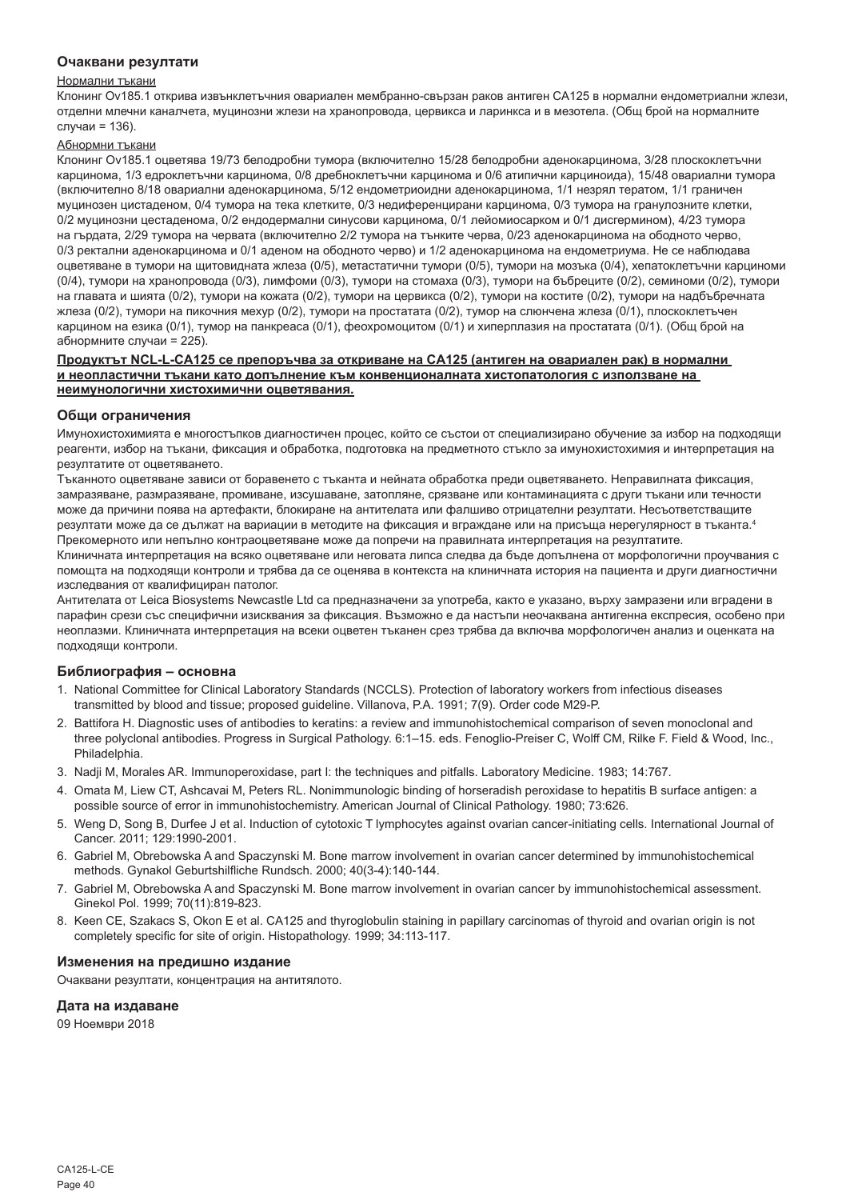### Очаквани резултати

#### Нормални тъкани

Клонинг Ov185.1 открива извънклетъчния овариален мембранно-свързан раков антиген CA125 в нормални ендометриални жлези, отделни млечни каналчета, муцинозни жлези на хранопровода, цервикса и ларинкса и в мезотела. (Общ брой на нормалните случаи = 136).

#### Абнормни тъкани

Клонинг Ov185.1 оцветява 19/73 белодробни тумора (включително 15/28 белодробни аденокарцинома, 3/28 плоскоклетъчни карцинома, 1/3 едроклетъчни карцинома, 0/8 дребноклетъчни карцинома и 0/6 атипични карциноида), 15/48 овариални тумора (включително 8/18 овариални аденокарцинома, 5/12 ендометриоидни аденокарцинома, 1/1 незрял тератом, 1/1 граничен муцинозен цистаденом, 0/4 тумора на тека клетките, 0/3 недиференцирани карцинома, 0/3 тумора на гранулозните клетки, 0/2 муцинозни цестаденома, 0/2 ендодермални синусови карцинома, 0/1 лейомиосарком и 0/1 дисгермином), 4/23 тумора на гърдата, 2/29 тумора на червата (включително 2/2 тумора на тънките черва, 0/23 аденокарцинома на ободното черво, 0/3 ректални аденокарцинома и 0/1 аденом на ободното черво) и 1/2 аденокарцинома на ендометриума. Не се наблюдава оцветяване в тумори на щитовидната жлеза (0/5), метастатични тумори (0/5), тумори на мозъка (0/4), хепатоклетъчни карциноми (0/4), тумори на хранопровода (0/3), лимфоми (0/3), тумори на стомаха (0/3), тумори на бъбреците (0/2), семиноми (0/2), тумори на главата и шията (0/2), тумори на кожата (0/2), тумори на цервикса (0/2), тумори на костите (0/2), тумори на надбъбречната жлеза (0/2), тумори на пикочния мехур (0/2), тумори на простатата (0/2), тумор на слюнчена жлеза (0/1), плоскоклетъчен карцином на езика (0/1), тумор на панкреаса (0/1), феохромоцитом (0/1) и хиперплазия на простатата (0/1). (Общ брой на абнормните случаи = 225).

**<u>Продуктът NCL-L-CA125 се препоръчва за откриване на CA125 (антиген на овариален рак) в нормални и неопластични тъкани като допълнение към конвенционалната хистопатология с използване на неимунологични хистохимични оцветявания.</u>**

### Общи ограничения

Имунохистохимията е многостъпков диагностичен процес, който се състои от специализирано обучение за избор на подходящи реагенти, избор на тъкани, фиксация и обработка, подготовка на предметното стъкло за имунохистохимия и интерпретация на резултатите от оцветяването.

Тъканното оцветяване зависи от боравенето с тъканта и нейната обработка преди оцветяването. Неправилната фиксация, замразяване, размразяване, промиване, изсушаване, затопляне, срязване или контаминацията с други тъкани или течности може да причини поява на артефакти, блокиране на антитялата или фалшиво отрицателни резултати. Несъответстващите резултати може да се дължат на вариации в методите на фиксация и вграждане или на присъща нерегулярност в тъканта.[4]

Прекомерното или непълно контраоцветяване може да попречи на правилната интерпретация на резултатите.

Клиничната интерпретация на всяко оцветяване или неговата липса следва да бъде допълнена от морфологични проучвания с помощта на подходящи контроли и трябва да се оценява в контекста на клиничната история на пациента и други диагностични изследвания от квалифициран патолог.

Антителата от Leica Biosystems Newcastle Ltd са предназначени за употреба, както е указано, върху замразени или вградени в парафин срези със специфични изисквания за фиксация. Възможно е да настъпи неочаквана антигенна експресия, особено при неоплазми. Клиничната интерпретация на всеки оцветен тъканен срез трябва да включва морфологичен анализ и оценката на подходящи контроли.

### Библиография – основна

1. National Committee for Clinical Laboratory Standards (NCCLS). Protection of laboratory workers from infectious diseases transmitted by blood and tissue; proposed guideline. Villanova, P.A. 1991; 7(9). Order code M29-P.
2. Battifora H. Diagnostic uses of antibodies to keratins: a review and immunohistochemical comparison of seven monoclonal and three polyclonal antibodies. Progress in Surgical Pathology. 6:1–15. eds. Fenoglio-Preiser C, Wolff CM, Rilke F. Field & Wood, Inc., Philadelphia.
3. Nadji M, Morales AR. Immunoperoxidase, part I: the techniques and pitfalls. Laboratory Medicine. 1983; 14:767.
4. Omata M, Liew CT, Ashcavai M, Peters RL. Nonimmunologic binding of horseradish peroxidase to hepatitis B surface antigen: a possible source of error in immunohistochemistry. American Journal of Clinical Pathology. 1980; 73:626.
5. Weng D, Song B, Durfee J et al. Induction of cytotoxic T lymphocytes against ovarian cancer-initiating cells. International Journal of Cancer. 2011; 129:1990-2001.
6. Gabriel M, Obrebowska A and Spaczynski M. Bone marrow involvement in ovarian cancer determined by immunohistochemical methods. Gynakol Geburtshilfliche Rundsch. 2000; 40(3-4):140-144.
7. Gabriel M, Obrebowska A and Spaczynski M. Bone marrow involvement in ovarian cancer by immunohistochemical assessment. Ginekol Pol. 1999; 70(11):819-823.
8. Keen CE, Szakacs S, Okon E et al. CA125 and thyroglobulin staining in papillary carcinomas of thyroid and ovarian origin is not completely specific for site of origin. Histopathology. 1999; 34:113-117.

### Изменения на предишно издание

Очаквани резултати, концентрация на антитялото.

### Дата на издаване

09 Ноември 2018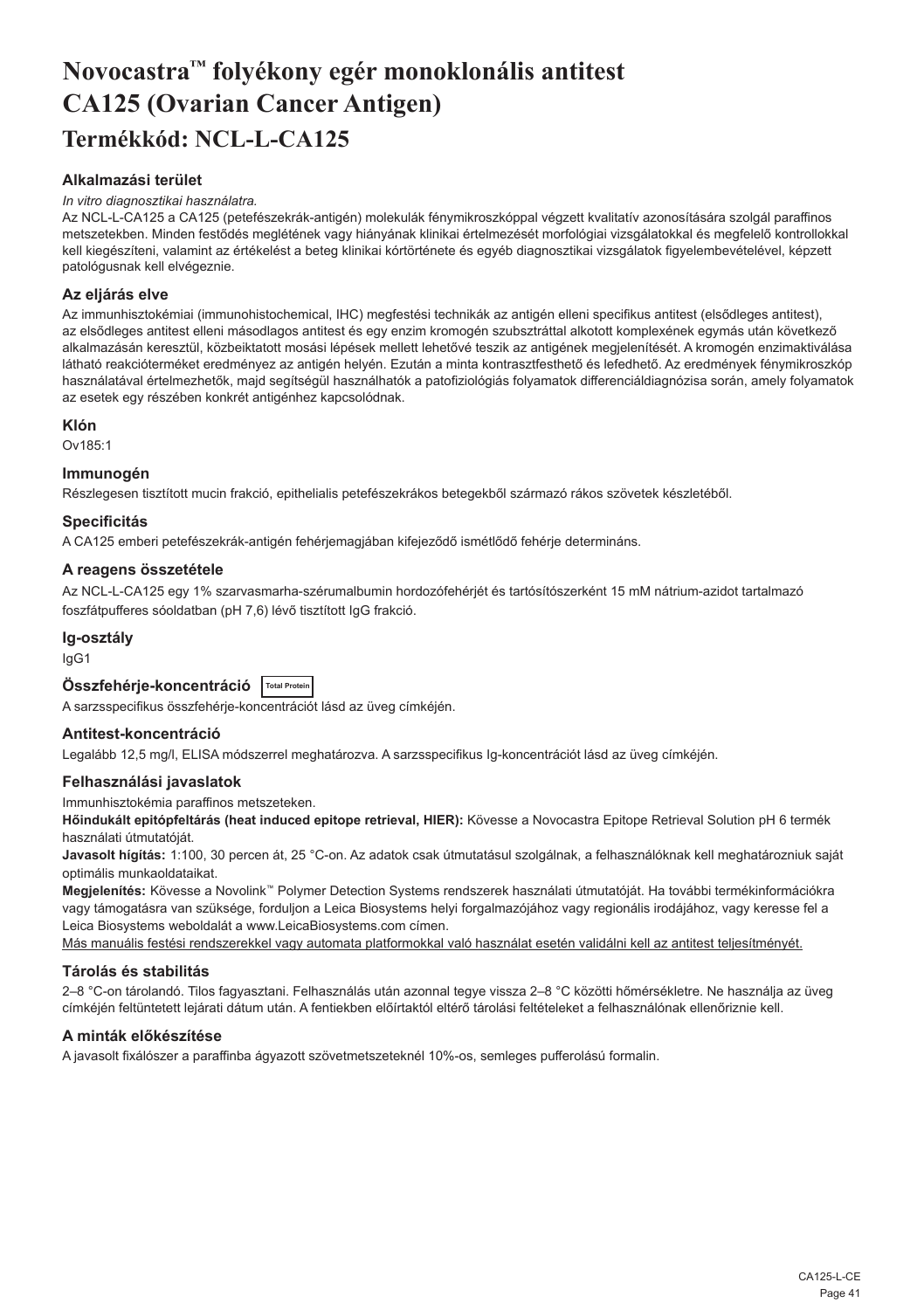# Novocastra™ folyékony egér monoklonális antitest CA125 (Ovarian Cancer Antigen)
# Termékkód: NCL-L-CA125

### Alkalmazási terület

*In vitro diagnosztikai használatra.*

Az NCL-L-CA125 a CA125 (petefészekrák-antigén) molekulák fénymikroszkóppal végzett kvalitatív azonosítására szolgál paraffinos metszetekben. Minden festődés meglétének vagy hiányának klinikai értelmezését morfológiai vizsgálatokkal és megfelelő kontrollokkal kell kiegészíteni, valamint az értékelést a beteg klinikai kórtörténete és egyéb diagnosztikai vizsgálatok figyelembevételével, képzett patológusnak kell elvégeznie.

### Az eljárás elve

Az immunhisztokémiai (immunohistochemical, IHC) megfestési technikák az antigén elleni specifikus antitest (elsődleges antitest), az elsődleges antitest elleni másodlagos antitest és egy enzim kromogén szubsztráttal alkotott komplexének egymás után következő alkalmazásán keresztül, közbeiktatott mosási lépések mellett lehetővé teszik az antigének megjelenítését. A kromogén enzimaktiválása látható reakcióterméket eredményez az antigén helyén. Ezután a minta kontrasztfesthető és lefedhető. Az eredmények fénymikroszkóp használatával értelmezhetők, majd segítségül használhatók a patofiziológiás folyamatok differenciáldiagnózisa során, amely folyamatok az esetek egy részében konkrét antigénhez kapcsolódnak.

### Klón

Ov185:1

### Immunogén

Részlegesen tisztított mucin frakció, epithelialis petefészekrákos betegekből származó rákos szövetek készletéből.

### Specificitás

A CA125 emberi petefészekrák-antigén fehérjemagjában kifejeződő ismétlődő fehérje determináns.

### A reagens összetétele

Az NCL-L-CA125 egy 1% szarvasmarha-szérumalbumin hordozófehérjét és tartósítószerként 15 mM nátrium-azidot tartalmazó foszfátpufferes sóoldatban (pH 7,6) lévő tisztított IgG frakció.

### Ig-osztály

IgG1

### Összfehérje-koncentráció Total Protein

A sarzsspecifikus összfehérje-koncentrációt lásd az üveg címkéjén.

### Antitest-koncentráció

Legalább 12,5 mg/l, ELISA módszerrel meghatározva. A sarzsspecifikus Ig-koncentrációt lásd az üveg címkéjén.

### Felhasználási javaslatok

Immunhisztokémia paraffinos metszeteken.

**Hőindukált epitópfeltárás (heat induced epitope retrieval, HIER):** Kövesse a Novocastra Epitope Retrieval Solution pH 6 termék használati útmutatóját.

**Javasolt hígítás:** 1:100, 30 percen át, 25 °C-on. Az adatok csak útmutatásul szolgálnak, a felhasználóknak kell meghatározniuk saját optimális munkaoldataikat.

**Megjelenítés:** Kövesse a Novolink™ Polymer Detection Systems rendszerek használati útmutatóját. Ha további termékinformációkra vagy támogatásra van szüksége, forduljon a Leica Biosystems helyi forgalmazójához vagy regionális irodájához, vagy keresse fel a Leica Biosystems weboldalát a www.LeicaBiosystems.com címen.

Más manuális festési rendszerekkel vagy automata platformokkal való használat esetén validálni kell az antitest teljesítményét.

### Tárolás és stabilitás

2–8 °C-on tárolandó. Tilos fagyasztani. Felhasználás után azonnal tegye vissza 2–8 °C közötti hőmérsékletre. Ne használja az üveg címkéjén feltüntetett lejárati dátum után. A fentiekben előírtaktól eltérő tárolási feltételeket a felhasználónak ellenőriznie kell.

### A minták előkészítése

A javasolt fixálószer a paraffinba ágyazott szövetmetszeteknél 10%-os, semleges pufferolású formalin.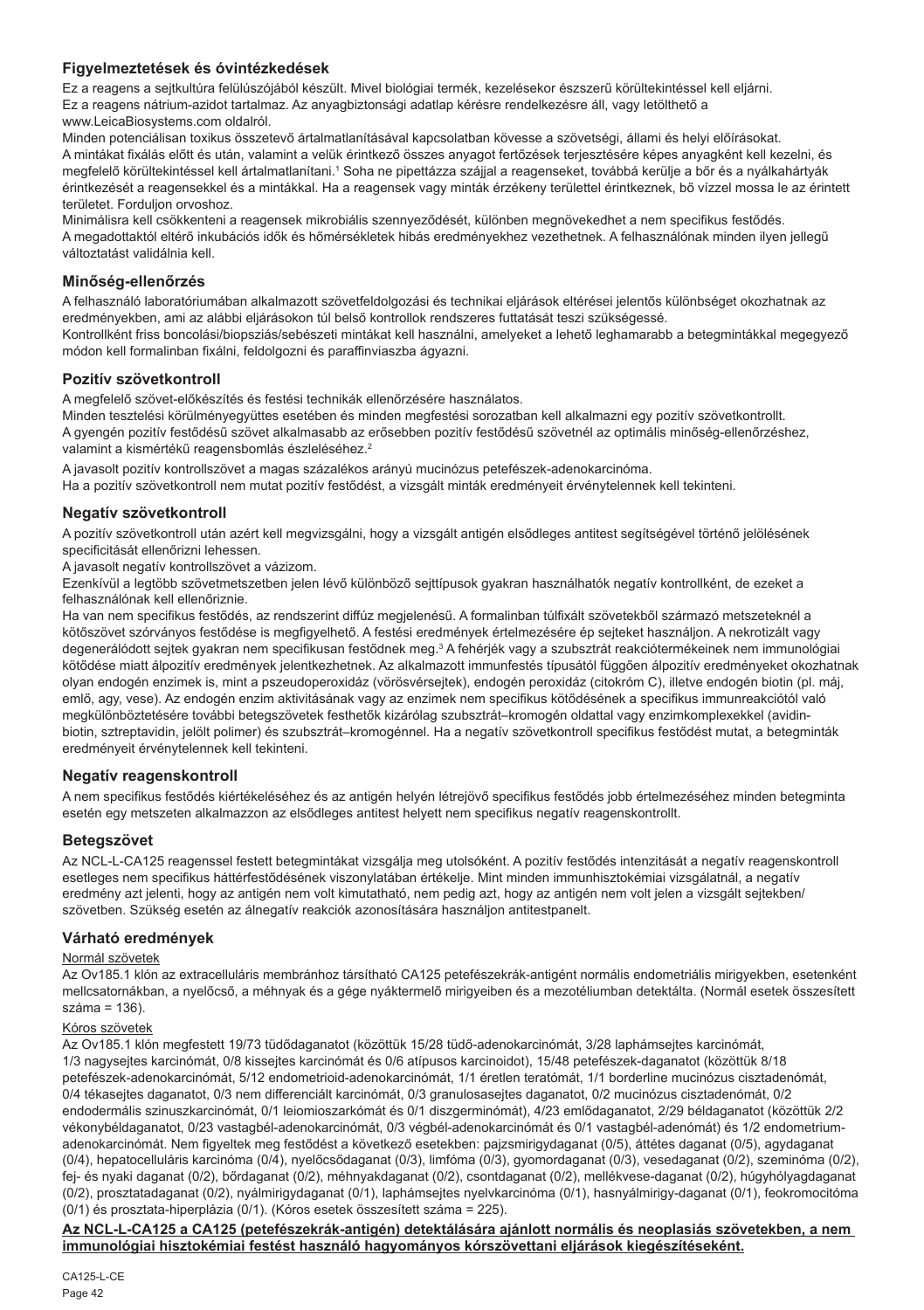## Figyelmeztetések és óvintézkedések

Ez a reagens a sejtkultúra felülúszójából készült. Mivel biológiai termék, kezelésekor észszerű körültekintéssel kell eljárni.
Ez a reagens nátrium-azidot tartalmaz. Az anyagbiztonsági adatlap kérésre rendelkezésre áll, vagy letölthető a www.LeicaBiosystems.com oldalról.
Minden potenciálisan toxikus összetevő ártalmatlanításával kapcsolatban kövesse a szövetségi, állami és helyi előírásokat.
A mintákat fixálás előtt és után, valamint a velük érintkező összes anyagot fertőzések terjesztésére képes anyagként kell kezelni, és megfelelő körültekintéssel kell ártalmatlanítani.[1] Soha ne pipettázza szájjal a reagenseket, továbbá kerülje a bőr és a nyálkahártyák érintkezését a reagensekkel és a mintákkal. Ha a reagensek vagy minták érzékeny területtel érintkeznek, bő vízzel mossa le az érintett területet. Forduljon orvoshoz.
Minimálisra kell csökkenteni a reagensek mikrobiális szennyeződését, különben megnövekedhet a nem specifikus festődés.
A megadottaktól eltérő inkubációs idők és hőmérsékletek hibás eredményekhez vezethetnek. A felhasználónak minden ilyen jellegű változtatást validálnia kell.

## Minőség-ellenőrzés

A felhasználó laboratóriumában alkalmazott szövetfeldolgozási és technikai eljárások eltérései jelentős különbséget okozhatnak az eredményekben, ami az alábbi eljárásokon túl belső kontrollok rendszeres futtatását teszi szükségessé.
Kontrollként friss boncolási/biopsziás/sebészeti mintákat kell használni, amelyeket a lehető leghamarabb a betegmintákkal megegyező módon kell formalinban fixálni, feldolgozni és paraffinviaszba ágyazni.

## Pozitív szövetkontroll

A megfelelő szövet-előkészítés és festési technikák ellenőrzésére használatos.
Minden tesztelési körülményegyüttes esetében és minden megfestési sorozatban kell alkalmazni egy pozitív szövetkontrollt.
A gyengén pozitív festődésű szövet alkalmasabb az erősebben pozitív festődésű szövetnél az optimális minőség-ellenőrzéshez, valamint a kismértékű reagensbomlás észleléséhez.[2]
A javasolt pozitív kontrollszövet a magas százalékos arányú mucinózus petefészek-adenokarcinóma.
Ha a pozitív szövetkontroll nem mutat pozitív festődést, a vizsgált minták eredményeit érvénytelennek kell tekinteni.

## Negatív szövetkontroll

A pozitív szövetkontroll után azért kell megvizsgálni, hogy a vizsgált antigén elsődleges antitest segítségével történő jelölésének specificitását ellenőrizni lehessen.
A javasolt negatív kontrollszövet a vázizom.
Ezenkívül a legtöbb szövetmetszetben jelen lévő különböző sejttípusok gyakran használhatók negatív kontrollként, de ezeket a felhasználónak kell ellenőriznie.
Ha van nem specifikus festődés, az rendszerint diffúz megjelenésű. A formalinban túlfixált szövetekből származó metszeteknél a kötőszövet szórványos festődése is megfigyelhető. A festési eredmények értelmezésére ép sejteket használjon. A nekrotizált vagy degenerálódott sejtek gyakran nem specifikusan festődnek meg.[3] A fehérjék vagy a szubsztrát reakciótermékeinek nem immunológiai kötődése miatt álpozitív eredmények jelentkezhetnek. Az alkalmazott immunfestés típusától függően álpozitív eredményeket okozhatnak olyan endogén enzimek is, mint a pszeudoperoxidáz (vörösvérsejtek), endogén peroxidáz (citokróm C), illetve endogén biotin (pl. máj, emlő, agy, vese). Az endogén enzim aktivitásának vagy az enzimek nem specifikus kötődésének a specifikus immunreakciótól való megkülönböztetésére további betegszövetek festhetők kizárólag szubsztrát–kromogén oldattal vagy enzimkomplexekkel (avidin-biotin, sztreptavidin, jelölt polimer) és szubsztrát–kromogénnel. Ha a negatív szövetkontroll specifikus festődést mutat, a betegminták eredményeit érvénytelennek kell tekinteni.

## Negatív reagenskontroll

A nem specifikus festődés kiértékeléséhez és az antigén helyén létrejövő specifikus festődés jobb értelmezéséhez minden betegminta esetén egy metszeten alkalmazzon az elsődleges antitest helyett nem specifikus negatív reagenskontrollt.

## Betegszövet

Az NCL-L-CA125 reagenssel festett betegmintákat vizsgálja meg utolsóként. A pozitív festődés intenzitását a negatív reagenskontroll esetleges nem specifikus háttérfestődésének viszonylatában értékelje. Mint minden immunhisztokémiai vizsgálatnál, a negatív eredmény azt jelenti, hogy az antigén nem volt kimutatható, nem pedig azt, hogy az antigén nem volt jelen a vizsgált sejtekben/szövetben. Szükség esetén az álnegatív reakciók azonosítására használjon antitestpanelt.

## Várható eredmények

### Normál szövetek

Az Ov185.1 klón az extracelluláris membránhoz társítható CA125 petefészekrák-antigént normális endometriális mirigyekben, esetenként mellcsatornákban, a nyelőcső, a méhnyak és a gége nyáktermelő mirigyeiben és a mezotéliumban detektálta. (Normál esetek összesített száma = 136).

### Kóros szövetek

Az Ov185.1 klón megfestett 19/73 tüdődaganatot (közöttük 15/28 tüdő-adenokarcinómát, 3/28 laphámsejtes karcinómát, 1/3 nagysejtes karcinómát, 0/8 kissejtes karcinómát és 0/6 atípusos karcinoidot), 15/48 petefészek-daganatot (közöttük 8/18 petefészek-adenokarcinómát, 5/12 endometrioid-adenokarcinómát, 1/1 éretlen teratómát, 1/1 borderline mucinózus cisztadenómát, 0/4 tékasejtes daganatot, 0/3 nem differenciált karcinómát, 0/3 granulosasejtes daganatot, 0/2 mucinózus cisztadenómát, 0/2 endodermális szinuszkarcinómát, 0/1 leiomioszarkómát és 0/1 diszgerminómát), 4/23 emlődaganatot, 2/29 béldaganatot (közöttük 2/2 vékonybéldaganatot, 0/23 vastagbél-adenokarcinómát, 0/3 végbél-adenokarcinómát és 0/1 vastagbél-adenómát) és 1/2 endometrium-adenokarcinómát. Nem figyeltek meg festődést a következő esetekben: pajzsmirigydaganat (0/5), áttétes daganat (0/5), agydaganat (0/4), hepatocelluláris karcinóma (0/4), nyelőcsődaganat (0/3), limfóma (0/3), gyomordaganat (0/3), vesedaganat (0/2), szeminóma (0/2), fej- és nyaki daganat (0/2), bőrdaganat (0/2), méhnyakdaganat (0/2), csontdaganat (0/2), mellékvese-daganat (0/2), húgyhólyagdaganat (0/2), prosztatadaganat (0/2), nyálmirigydaganat (0/1), laphámsejtes nyelvkarcinóma (0/1), hasnyálmirigy-daganat (0/1), feokromocitóma (0/1) és prosztata-hiperplázia (0/1). (Kóros esetek összesített száma = 225).

**Az NCL-L-CA125 a CA125 (petefészekrák-antigén) detektálására ajánlott normális és neoplasiás szövetekben, a nem immunológiai hisztokémiai festést használó hagyományos kórszövettani eljárások kiegészítéseként.**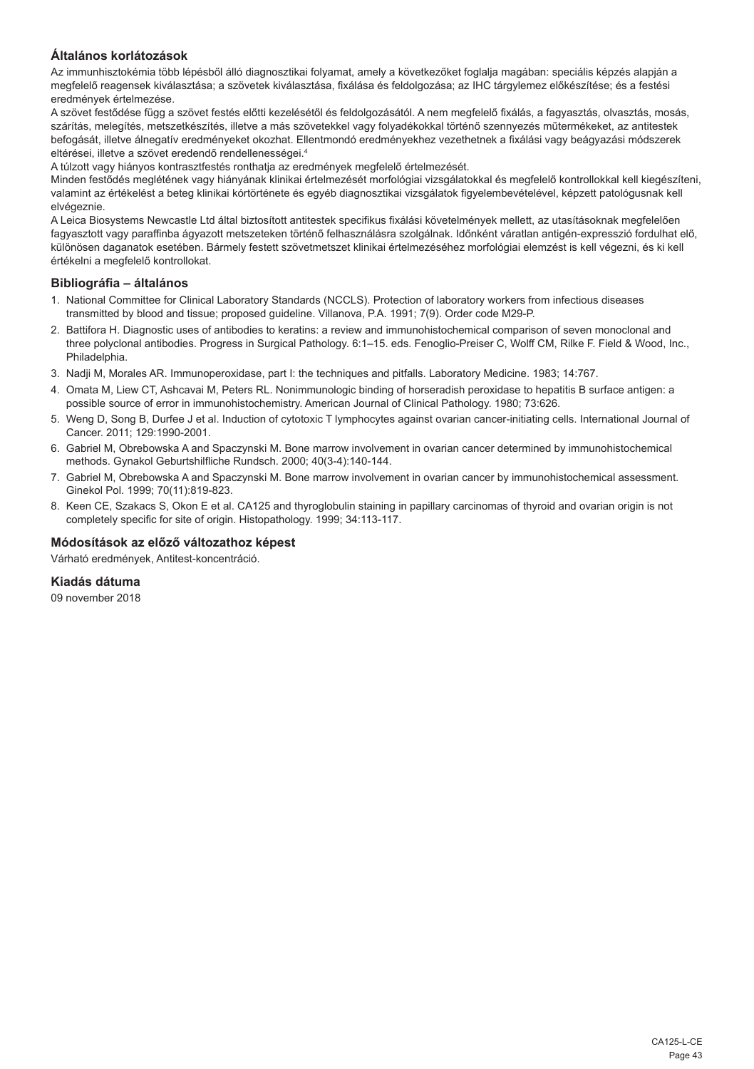## Általános korlátozások

Az immunhisztokémia több lépésből álló diagnosztikai folyamat, amely a következőket foglalja magában: speciális képzés alapján a megfelelő reagensek kiválasztása; a szövetek kiválasztása, fixálása és feldolgozása; az IHC tárgylemez előkészítése; és a festési eredmények értelmezése.

A szövet festődése függ a szövet festés előtti kezelésétől és feldolgozásától. A nem megfelelő fixálás, a fagyasztás, olvasztás, mosás, szárítás, melegítés, metszetkészítés, illetve a más szövetekkel vagy folyadékokkal történő szennyezés műtermékeket, az antitestek befogását, illetve álnegatív eredményeket okozhat. Ellentmondó eredményekhez vezethetnek a fixálási vagy beágyazási módszerek eltérései, illetve a szövet eredendő rendellenességei.[4]

A túlzott vagy hiányos kontrasztfestés ronthatja az eredmények megfelelő értelmezését.

Minden festődés meglétének vagy hiányának klinikai értelmezését morfológiai vizsgálatokkal és megfelelő kontrollokkal kell kiegészíteni, valamint az értékelést a beteg klinikai kórtörténete és egyéb diagnosztikai vizsgálatok figyelembevételével, képzett patológusnak kell elvégeznie.

A Leica Biosystems Newcastle Ltd által biztosított antitestek specifikus fixálási követelmények mellett, az utasításoknak megfelelően fagyasztott vagy paraffinba ágyazott metszeteken történő felhasználásra szolgálnak. Időnként váratlan antigén-expresszió fordulhat elő, különösen daganatok esetében. Bármely festett szövetmetszet klinikai értelmezéséhez morfológiai elemzést is kell végezni, és ki kell értékelni a megfelelő kontrollokat.

## Bibliográfia – általános

1. National Committee for Clinical Laboratory Standards (NCCLS). Protection of laboratory workers from infectious diseases transmitted by blood and tissue; proposed guideline. Villanova, P.A. 1991; 7(9). Order code M29-P.
2. Battifora H. Diagnostic uses of antibodies to keratins: a review and immunohistochemical comparison of seven monoclonal and three polyclonal antibodies. Progress in Surgical Pathology. 6:1–15. eds. Fenoglio-Preiser C, Wolff CM, Rilke F. Field & Wood, Inc., Philadelphia.
3. Nadji M, Morales AR. Immunoperoxidase, part I: the techniques and pitfalls. Laboratory Medicine. 1983; 14:767.
4. Omata M, Liew CT, Ashcavai M, Peters RL. Nonimmunologic binding of horseradish peroxidase to hepatitis B surface antigen: a possible source of error in immunohistochemistry. American Journal of Clinical Pathology. 1980; 73:626.
5. Weng D, Song B, Durfee J et al. Induction of cytotoxic T lymphocytes against ovarian cancer-initiating cells. International Journal of Cancer. 2011; 129:1990-2001.
6. Gabriel M, Obrebowska A and Spaczynski M. Bone marrow involvement in ovarian cancer determined by immunohistochemical methods. Gynakol Geburtshilfliche Rundsch. 2000; 40(3-4):140-144.
7. Gabriel M, Obrebowska A and Spaczynski M. Bone marrow involvement in ovarian cancer by immunohistochemical assessment. Ginekol Pol. 1999; 70(11):819-823.
8. Keen CE, Szakacs S, Okon E et al. CA125 and thyroglobulin staining in papillary carcinomas of thyroid and ovarian origin is not completely specific for site of origin. Histopathology. 1999; 34:113-117.

## Módosítások az előző változathoz képest

Várható eredmények, Antitest-koncentráció.

## Kiadás dátuma

09 november 2018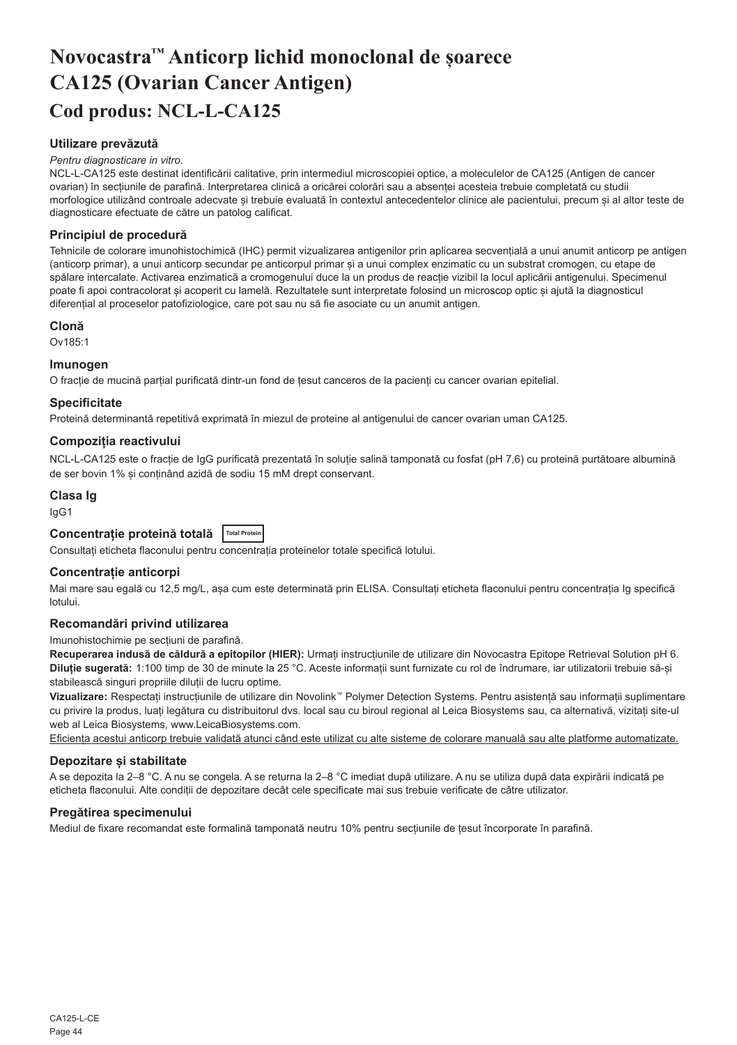# Novocastra™ Anticorp lichid monoclonal de șoarece CA125 (Ovarian Cancer Antigen)

## Cod produs: NCL-L-CA125

### Utilizare prevăzută

*Pentru diagnosticare in vitro.*

NCL-L-CA125 este destinat identificării calitative, prin intermediul microscopiei optice, a moleculelor de CA125 (Antigen de cancer ovarian) în secțiunile de parafină. Interpretarea clinică a oricărei colorări sau a absenței acesteia trebuie completată cu studii morfologice utilizând controale adecvate și trebuie evaluată în contextul antecedentelor clinice ale pacientului, precum și al altor teste de diagnosticare efectuate de către un patolog calificat.

### Principiul de procedură

Tehnicile de colorare imunohistochimică (IHC) permit vizualizarea antigenilor prin aplicarea secvențială a unui anumit anticorp pe antigen (anticorp primar), a unui anticorp secundar pe anticorpul primar și a unui complex enzimatic cu un substrat cromogen, cu etape de spălare intercalate. Activarea enzimatică a cromogenului duce la un produs de reacție vizibil la locul aplicării antigenului. Specimenul poate fi apoi contracolorat și acoperit cu lamelă. Rezultatele sunt interpretate folosind un microscop optic și ajută la diagnosticul diferențial al proceselor patofiziologice, care pot sau nu să fie asociate cu un anumit antigen.

### Clonă

Ov185:1

### Imunogen

O fracție de mucină parțial purificată dintr-un fond de țesut canceros de la pacienți cu cancer ovarian epitelial.

### Specificitate

Proteină determinantă repetitivă exprimată în miezul de proteine al antigenului de cancer ovarian uman CA125.

### Compoziția reactivului

NCL-L-CA125 este o fracție de IgG purificată prezentată în soluție salină tamponată cu fosfat (pH 7,6) cu proteină purtătoare albumină de ser bovin 1% și conținând azidă de sodiu 15 mM drept conservant.

### Clasa Ig

IgG1

### Concentrație proteină totală Total Protein

Consultați eticheta flaconului pentru concentrația proteinelor totale specifică lotului.

### Concentrație anticorpi

Mai mare sau egală cu 12,5 mg/L, așa cum este determinată prin ELISA. Consultați eticheta flaconului pentru concentrația Ig specifică lotului.

### Recomandări privind utilizarea

Imunohistochimie pe secțiuni de parafină.

**Recuperarea indusă de căldură a epitopilor (HIER):** Urmați instrucțiunile de utilizare din Novocastra Epitope Retrieval Solution pH 6.

**Diluție sugerată:** 1:100 timp de 30 de minute la 25 °C. Aceste informații sunt furnizate cu rol de îndrumare, iar utilizatorii trebuie să-și stabilească singuri propriile diluții de lucru optime.

**Vizualizare:** Respectați instrucțiunile de utilizare din Novolink™ Polymer Detection Systems. Pentru asistență sau informații suplimentare cu privire la produs, luați legătura cu distribuitorul dvs. local sau cu biroul regional al Leica Biosystems sau, ca alternativă, vizitați site-ul web al Leica Biosystems, www.LeicaBiosystems.com.

Eficiența acestui anticorp trebuie validată atunci când este utilizat cu alte sisteme de colorare manuală sau alte platforme automatizate.

### Depozitare și stabilitate

A se depozita la 2–8 °C. A nu se congela. A se returna la 2–8 °C imediat după utilizare. A nu se utiliza după data expirării indicată pe eticheta flaconului. Alte condiții de depozitare decât cele specificate mai sus trebuie verificate de către utilizator.

### Pregătirea specimenului

Mediul de fixare recomandat este formalină tamponată neutru 10% pentru secțiunile de țesut încorporate în parafină.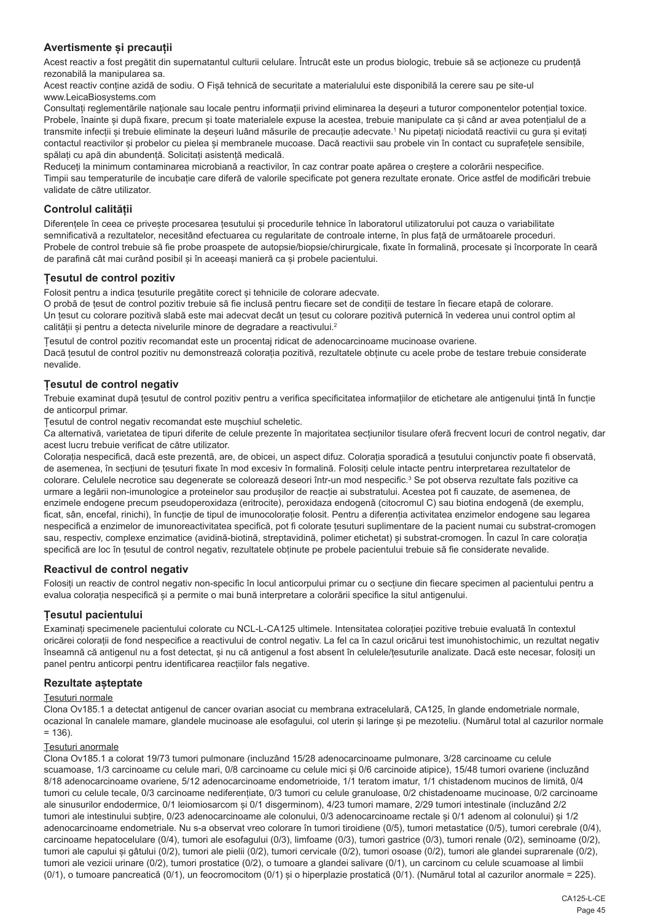## Avertismente și precauții

Acest reactiv a fost pregătit din supernatantul culturii celulare. Întrucât este un produs biologic, trebuie să se acționeze cu prudență rezonabilă la manipularea sa.

Acest reactiv conține azidă de sodiu. O Fișă tehnică de securitate a materialului este disponibilă la cerere sau pe site-ul www.LeicaBiosystems.com

Consultați reglementările naționale sau locale pentru informații privind eliminarea la deșeuri a tuturor componentelor potențial toxice. Probele, înainte și după fixare, precum și toate materialele expuse la acestea, trebuie manipulate ca și când ar avea potențialul de a transmite infecții și trebuie eliminate la deșeuri luând măsurile de precauție adecvate.[1] Nu pipetați niciodată reactivii cu gura și evitați contactul reactivilor și probelor cu pielea și membranele mucoase. Dacă reactivii sau probele vin în contact cu suprafețele sensibile, spălați cu apă din abundență. Solicitați asistență medicală.

Reduceți la minimum contaminarea microbiană a reactivilor, în caz contrar poate apărea o creștere a colorării nespecifice.

Timpii sau temperaturile de incubație care diferă de valorile specificate pot genera rezultate eronate. Orice astfel de modificări trebuie validate de către utilizator.

## Controlul calității

Diferențele în ceea ce privește procesarea țesutului și procedurile tehnice în laboratorul utilizatorului pot cauza o variabilitate semnificativă a rezultatelor, necesitând efectuarea cu regularitate de controale interne, în plus față de următoarele proceduri.

Probele de control trebuie să fie probe proaspete de autopsie/biopsie/chirurgicale, fixate în formalină, procesate și încorporate în ceară de parafină cât mai curând posibil și în aceeași manieră ca și probele pacientului.

## Țesutul de control pozitiv

Folosit pentru a indica țesuturile pregătite corect și tehnicile de colorare adecvate.

O probă de țesut de control pozitiv trebuie să fie inclusă pentru fiecare set de condiții de testare în fiecare etapă de colorare.

Un țesut cu colorare pozitivă slabă este mai adecvat decât un țesut cu colorare pozitivă puternică în vederea unui control optim al calității și pentru a detecta nivelurile minore de degradare a reactivului.[2]

Țesutul de control pozitiv recomandat este un procentaj ridicat de adenocarcinoame mucinoase ovariene.

Dacă țesutul de control pozitiv nu demonstrează colorația pozitivă, rezultatele obținute cu acele probe de testare trebuie considerate nevalide.

## Țesutul de control negativ

Trebuie examinat după țesutul de control pozitiv pentru a verifica specificitatea informațiilor de etichetare ale antigenului țintă în funcție de anticorpul primar.

Țesutul de control negativ recomandat este mușchiul scheletic.

Ca alternativă, varietatea de tipuri diferite de celule prezente în majoritatea secțiunilor tisulare oferă frecvent locuri de control negativ, dar acest lucru trebuie verificat de către utilizator.

Colorația nespecifică, dacă este prezentă, are, de obicei, un aspect difuz. Colorația sporadică a țesutului conjunctiv poate fi observată, de asemenea, în secțiuni de țesuturi fixate în mod excesiv în formalină. Folosiți celule intacte pentru interpretarea rezultatelor de colorare. Celulele necrotice sau degenerate se colorează deseori într-un mod nespecific.[3] Se pot observa rezultate fals pozitive ca urmare a legării non-imunologice a proteinelor sau produșilor de reacție ai substratului. Acestea pot fi cauzate, de asemenea, de enzimele endogene precum pseudoperoxidaza (eritrocite), peroxidaza endogenă (citocromul C) sau biotina endogenă (de exemplu, ficat, sân, encefal, rinichi), în funcție de tipul de imunocolorație folosit. Pentru a diferenția activitatea enzimelor endogene sau legarea nespecifică a enzimelor de imunoreactivitatea specifică, pot fi colorate țesuturi suplimentare de la pacient numai cu substrat-cromogen sau, respectiv, complexe enzimatice (avidină-biotină, streptavidină, polimer etichetat) și substrat-cromogen. În cazul în care colorația specifică are loc în țesutul de control negativ, rezultatele obținute pe probele pacientului trebuie să fie considerate nevalide.

## Reactivul de control negativ

Folosiți un reactiv de control negativ non-specific în locul anticorpului primar cu o secțiune din fiecare specimen al pacientului pentru a evalua colorația nespecifică și a permite o mai bună interpretare a colorării specifice la situl antigenului.

## Țesutul pacientului

Examinați specimenele pacientului colorate cu NCL-L-CA125 ultimele. Intensitatea colorației pozitive trebuie evaluată în contextul oricărei colorații de fond nespecifice a reactivului de control negativ. La fel ca în cazul oricărui test imunohistochimic, un rezultat negativ înseamnă că antigenul nu a fost detectat, și nu că antigenul a fost absent în celulele/țesuturile analizate. Dacă este necesar, folosiți un panel pentru anticorpi pentru identificarea reacțiilor fals negative.

## Rezultate așteptate

<u>Țesuturi normale</u>

Clona Ov185.1 a detectat antigenul de cancer ovarian asociat cu membrana extracelulară, CA125, în glande endometriale normale, ocazional în canalele mamare, glandele mucinoase ale esofagului, col uterin și laringe și pe mezoteliu. (Numărul total al cazurilor normale = 136).

<u>Țesuturi anormale</u>

Clona Ov185.1 a colorat 19/73 tumori pulmonare (incluzând 15/28 adenocarcinoame pulmonare, 3/28 carcinoame cu celule scuamoase, 1/3 carcinoame cu celule mari, 0/8 carcinoame cu celule mici și 0/6 carcinoide atipice), 15/48 tumori ovariene (incluzând 8/18 adenocarcinoame ovariene, 5/12 adenocarcinoame endometrioide, 1/1 teratom imatur, 1/1 chistadenom mucinos de limită, 0/4 tumori cu celule tecale, 0/3 carcinoame nediferențiate, 0/3 tumori cu celule granuloase, 0/2 chistadenoame mucinoase, 0/2 carcinoame ale sinusurilor endodermice, 0/1 leiomiosarcom și 0/1 disgerminom), 4/23 tumori mamare, 2/29 tumori intestinale (incluzând 2/2 tumori ale intestinului subțire, 0/23 adenocarcinoame ale colonului, 0/3 adenocarcinoame rectale și 0/1 adenom al colonului) și 1/2 adenocarcinoame endometriale. Nu s-a observat vreo colorare în tumori tiroidiene (0/5), tumori metastatice (0/5), tumori cerebrale (0/4), carcinoame hepatocelulare (0/4), tumori ale esofagului (0/3), limfoame (0/3), tumori gastrice (0/3), tumori renale (0/2), seminoame (0/2), tumori ale capului și gâtului (0/2), tumori ale pielii (0/2), tumori cervicale (0/2), tumori osoase (0/2), tumori ale glandei suprarenale (0/2), tumori ale vezicii urinare (0/2), tumori prostatice (0/2), o tumoare a glandei salivare (0/1), un carcinom cu celule scuamoase al limbii (0/1), o tumoare pancreatică (0/1), un feocromocitom (0/1) și o hiperplazie prostatică (0/1). (Numărul total al cazurilor anormale = 225).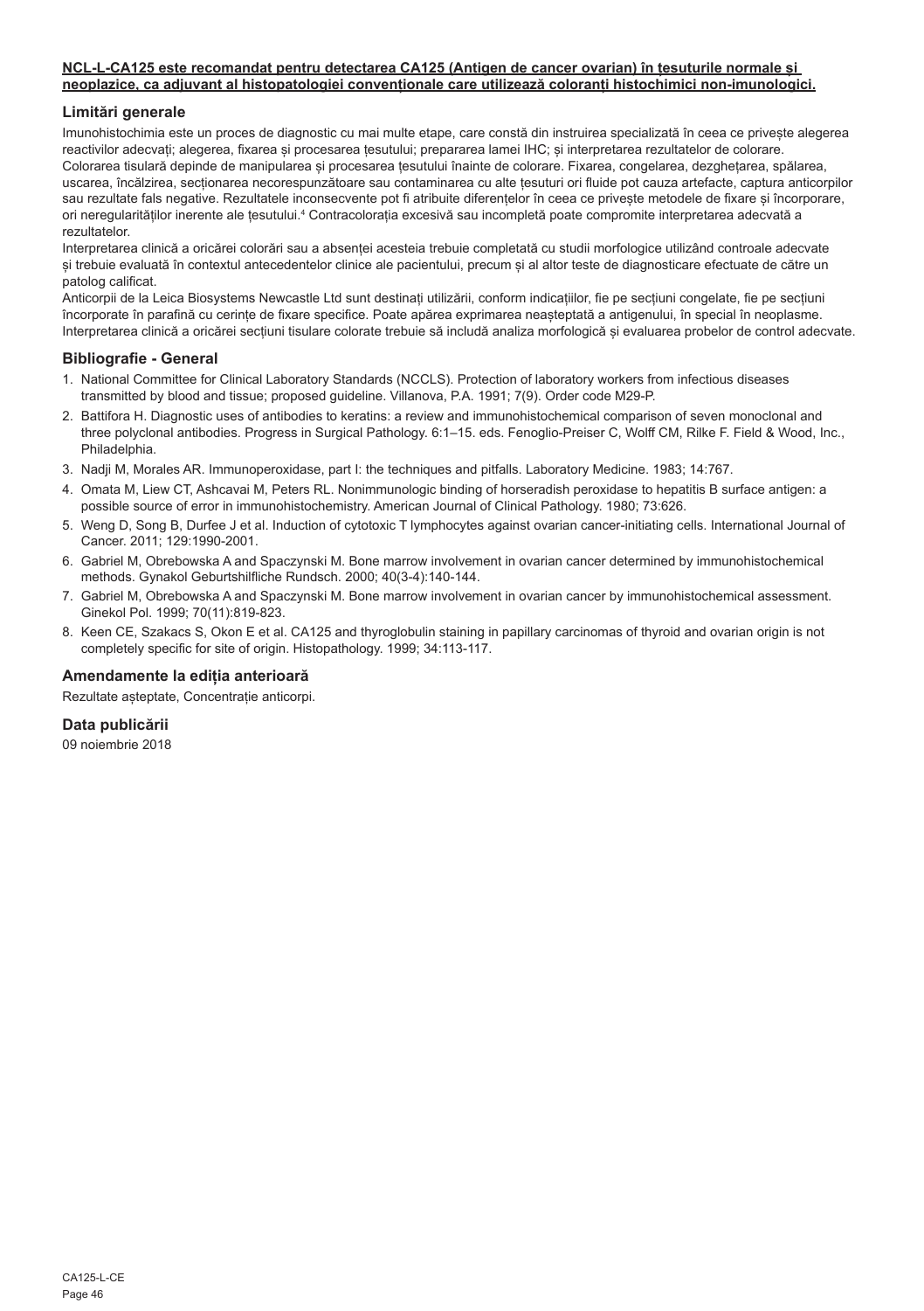**NCL-L-CA125 este recomandat pentru detectarea CA125 (Antigen de cancer ovarian) în țesuturile normale și neoplazice, ca adjuvant al histopatologiei convenționale care utilizează coloranți histochimici non-imunologici.**

## Limitări generale

Imunohistochimia este un proces de diagnostic cu mai multe etape, care constă din instruirea specializată în ceea ce privește alegerea reactivilor adecvați; alegerea, fixarea și procesarea țesutului; prepararea lamei IHC; și interpretarea rezultatelor de colorare.

Colorarea tisulară depinde de manipularea și procesarea țesutului înainte de colorare. Fixarea, congelarea, dezghețarea, spălarea, uscarea, încălzirea, secționarea necorespunzătoare sau contaminarea cu alte țesuturi ori fluide pot cauza artefacte, captura anticorpilor sau rezultate fals negative. Rezultatele inconsecvente pot fi atribuite diferențelor în ceea ce privește metodele de fixare și încorporare, ori neregularităților inerente ale țesutului.[4] Contracolorația excesivă sau incompletă poate compromite interpretarea adecvată a rezultatelor.

Interpretarea clinică a oricărei colorări sau a absenței acesteia trebuie completată cu studii morfologice utilizând controale adecvate și trebuie evaluată în contextul antecedentelor clinice ale pacientului, precum și al altor teste de diagnosticare efectuate de către un patolog calificat.

Anticorpii de la Leica Biosystems Newcastle Ltd sunt destinați utilizării, conform indicațiilor, fie pe secțiuni congelate, fie pe secțiuni încorporate în parafină cu cerințe de fixare specifice. Poate apărea exprimarea neașteptată a antigenului, în special în neoplasme. Interpretarea clinică a oricărei secțiuni tisulare colorate trebuie să includă analiza morfologică și evaluarea probelor de control adecvate.

## Bibliografie - General

1. National Committee for Clinical Laboratory Standards (NCCLS). Protection of laboratory workers from infectious diseases transmitted by blood and tissue; proposed guideline. Villanova, P.A. 1991; 7(9). Order code M29-P.
2. Battifora H. Diagnostic uses of antibodies to keratins: a review and immunohistochemical comparison of seven monoclonal and three polyclonal antibodies. Progress in Surgical Pathology. 6:1–15. eds. Fenoglio-Preiser C, Wolff CM, Rilke F. Field & Wood, Inc., Philadelphia.
3. Nadji M, Morales AR. Immunoperoxidase, part I: the techniques and pitfalls. Laboratory Medicine. 1983; 14:767.
4. Omata M, Liew CT, Ashcavai M, Peters RL. Nonimmunologic binding of horseradish peroxidase to hepatitis B surface antigen: a possible source of error in immunohistochemistry. American Journal of Clinical Pathology. 1980; 73:626.
5. Weng D, Song B, Durfee J et al. Induction of cytotoxic T lymphocytes against ovarian cancer-initiating cells. International Journal of Cancer. 2011; 129:1990-2001.
6. Gabriel M, Obrebowska A and Spaczynski M. Bone marrow involvement in ovarian cancer determined by immunohistochemical methods. Gynakol Geburtshilfliche Rundsch. 2000; 40(3-4):140-144.
7. Gabriel M, Obrebowska A and Spaczynski M. Bone marrow involvement in ovarian cancer by immunohistochemical assessment. Ginekol Pol. 1999; 70(11):819-823.
8. Keen CE, Szakacs S, Okon E et al. CA125 and thyroglobulin staining in papillary carcinomas of thyroid and ovarian origin is not completely specific for site of origin. Histopathology. 1999; 34:113-117.

## Amendamente la ediția anterioară

Rezultate așteptate, Concentrație anticorpi.

## Data publicării

09 noiembrie 2018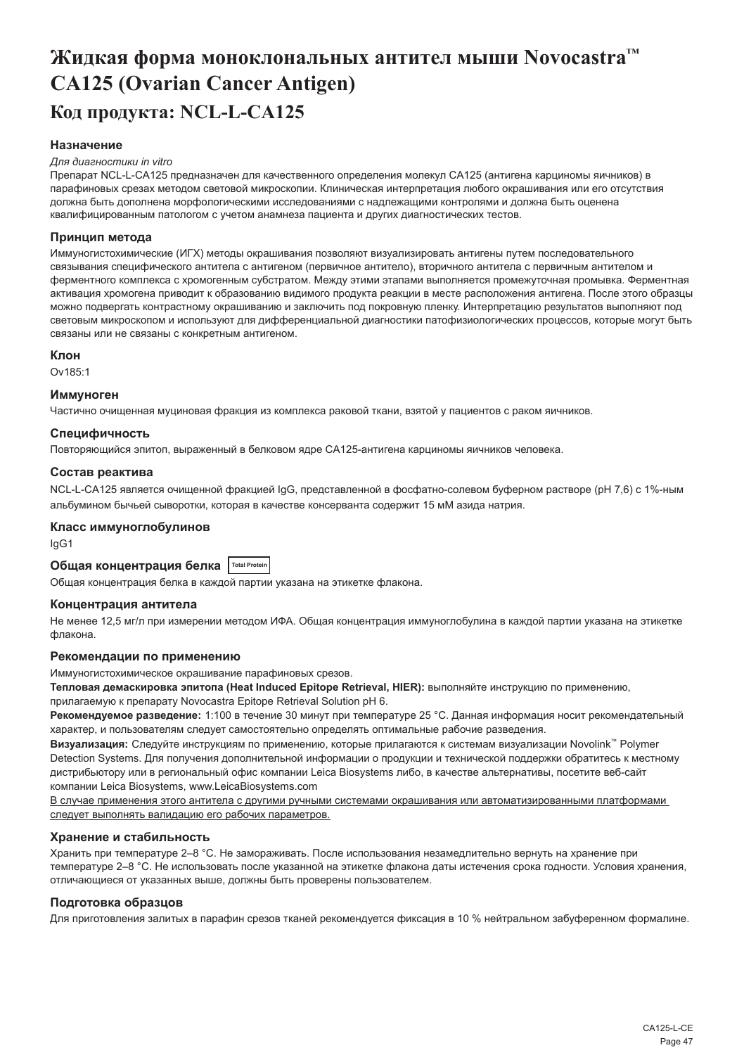# Жидкая форма моноклональных антител мыши Novocastra™ CA125 (Ovarian Cancer Antigen)

## Код продукта: NCL-L-CA125

### Назначение

*Для диагностики in vitro*

Препарат NCL-L-CA125 предназначен для качественного определения молекул CA125 (антигена карциномы яичников) в парафиновых срезах методом световой микроскопии. Клиническая интерпретация любого окрашивания или его отсутствия должна быть дополнена морфологическими исследованиями с надлежащими контролями и должна быть оценена квалифицированным патологом с учетом анамнеза пациента и других диагностических тестов.

### Принцип метода

Иммуногистохимические (ИГХ) методы окрашивания позволяют визуализировать антигены путем последовательного связывания специфического антитела с антигеном (первичное антитело), вторичного антитела с первичным антителом и ферментного комплекса с хромогенным субстратом. Между этими этапами выполняется промежуточная промывка. Ферментная активация хромогена приводит к образованию видимого продукта реакции в месте расположения антигена. После этого образцы можно подвергать контрастному окрашиванию и заключить под покровную пленку. Интерпретацию результатов выполняют под световым микроскопом и используют для дифференциальной диагностики патофизиологических процессов, которые могут быть связаны или не связаны с конкретным антигеном.

### Клон

Ov185:1

### Иммуноген

Частично очищенная муциновая фракция из комплекса раковой ткани, взятой у пациентов с раком яичников.

### Специфичность

Повторяющийся эпитоп, выраженный в белковом ядре CA125-антигена карциномы яичников человека.

### Состав реактива

NCL-L-CA125 является очищенной фракцией IgG, представленной в фосфатно-солевом буферном растворе (pH 7,6) с 1%-ным альбумином бычьей сыворотки, которая в качестве консерванта содержит 15 мМ азида натрия.

### Класс иммуноглобулинов

IgG1

### Общая концентрация белка Total Protein

Общая концентрация белка в каждой партии указана на этикетке флакона.

### Концентрация антитела

Не менее 12,5 мг/л при измерении методом ИФА. Общая концентрация иммуноглобулина в каждой партии указана на этикетке флакона.

### Рекомендации по применению

Иммуногистохимическое окрашивание парафиновых срезов.

**Тепловая демаскировка эпитопа (Heat Induced Epitope Retrieval, HIER):** выполняйте инструкцию по применению, прилагаемую к препарату Novocastra Epitope Retrieval Solution pH 6.

**Рекомендуемое разведение:** 1:100 в течение 30 минут при температуре 25 °C. Данная информация носит рекомендательный характер, и пользователям следует самостоятельно определять оптимальные рабочие разведения.

**Визуализация:** Следуйте инструкциям по применению, которые прилагаются к системам визуализации Novolink™ Polymer Detection Systems. Для получения дополнительной информации о продукции и технической поддержки обратитесь к местному дистрибьютору или в региональный офис компании Leica Biosystems либо, в качестве альтернативы, посетите веб-сайт компании Leica Biosystems, www.LeicaBiosystems.com

<u>В случае применения этого антитела с другими ручными системами окрашивания или автоматизированными платформами следует выполнять валидацию его рабочих параметров.</u>

### Хранение и стабильность

Хранить при температуре 2–8 °C. Не замораживать. После использования незамедлительно вернуть на хранение при температуре 2–8 °C. Не использовать после указанной на этикетке флакона даты истечения срока годности. Условия хранения, отличающиеся от указанных выше, должны быть проверены пользователем.

### Подготовка образцов

Для приготовления залитых в парафин срезов тканей рекомендуется фиксация в 10 % нейтральном забуференном формалине.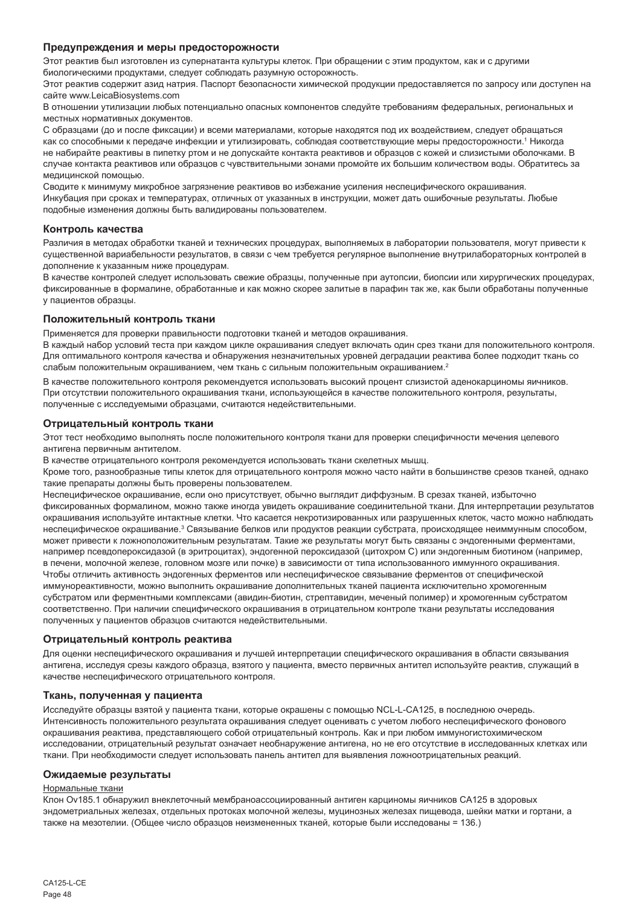### Предупреждения и меры предосторожности

Этот реактив был изготовлен из супернатанта культуры клеток. При обращении с этим продуктом, как и с другими биологическими продуктами, следует соблюдать разумную осторожность.

Этот реактив содержит азид натрия. Паспорт безопасности химической продукции предоставляется по запросу или доступен на сайте www.LeicaBiosystems.com

В отношении утилизации любых потенциально опасных компонентов следуйте требованиям федеральных, региональных и местных нормативных документов.

С образцами (до и после фиксации) и всеми материалами, которые находятся под их воздействием, следует обращаться как со способными к передаче инфекции и утилизировать, соблюдая соответствующие меры предосторожности.[1] Никогда не набирайте реактивы в пипетку ртом и не допускайте контакта реактивов и образцов с кожей и слизистыми оболочками. В случае контакта реактивов или образцов с чувствительными зонами промойте их большим количеством воды. Обратитесь за медицинской помощью.

Сводите к минимуму микробное загрязнение реактивов во избежание усиления неспецифического окрашивания.

Инкубация при сроках и температурах, отличных от указанных в инструкции, может дать ошибочные результаты. Любые подобные изменения должны быть валидированы пользователем.

### Контроль качества

Различия в методах обработки тканей и технических процедурах, выполняемых в лаборатории пользователя, могут привести к существенной вариабельности результатов, в связи с чем требуется регулярное выполнение внутрилабораторных контролей в дополнение к указанным ниже процедурам.

В качестве контролей следует использовать свежие образцы, полученные при аутопсии, биопсии или хирургических процедурах, фиксированные в формалине, обработанные и как можно скорее залитые в парафин так же, как были обработаны полученные у пациентов образцы.

### Положительный контроль ткани

Применяется для проверки правильности подготовки тканей и методов окрашивания.

В каждый набор условий теста при каждом цикле окрашивания следует включать один срез ткани для положительного контроля. Для оптимального контроля качества и обнаружения незначительных уровней деградации реактива более подходит ткань со слабым положительным окрашиванием, чем ткань с сильным положительным окрашиванием.[2]

В качестве положительного контроля рекомендуется использовать высокий процент слизистой аденокарциномы яичников.

При отсутствии положительного окрашивания ткани, использующейся в качестве положительного контроля, результаты, полученные с исследуемыми образцами, считаются недействительными.

### Отрицательный контроль ткани

Этот тест необходимо выполнять после положительного контроля ткани для проверки специфичности мечения целевого антигена первичным антителом.

В качестве отрицательного контроля рекомендуется использовать ткани скелетных мышц.

Кроме того, разнообразные типы клеток для отрицательного контроля можно часто найти в большинстве срезов тканей, однако такие препараты должны быть проверены пользователем.

Неспецифическое окрашивание, если оно присутствует, обычно выглядит диффузным. В срезах тканей, избыточно фиксированных формалином, можно также иногда увидеть окрашивание соединительной ткани. Для интерпретации результатов окрашивания используйте интактные клетки. Что касается некротизированных или разрушенных клеток, часто можно наблюдать неспецифическое окрашивание.[3] Связывание белков или продуктов реакции субстрата, происходящее неиммунным способом, может привести к ложноположительным результатам. Такие же результаты могут быть связаны с эндогенными ферментами, например псевдопероксидазой (в эритроцитах), эндогенной пероксидазой (цитохром C) или эндогенным биотином (например, в печени, молочной железе, головном мозге или почке) в зависимости от типа использованного иммунного окрашивания. Чтобы отличить активность эндогенных ферментов или неспецифическое связывание ферментов от специфической иммунореактивности, можно выполнить окрашивание дополнительных тканей пациента исключительно хромогенным субстратом или ферментными комплексами (авидин-биотин, стрептавидин, меченый полимер) и хромогенным субстратом соответственно. При наличии специфического окрашивания в отрицательном контроле ткани результаты исследования полученных у пациентов образцов считаются недействительными.

### Отрицательный контроль реактива

Для оценки неспецифического окрашивания и лучшей интерпретации специфического окрашивания в области связывания антигена, исследуя срезы каждого образца, взятого у пациента, вместо первичных антител используйте реактив, служащий в качестве неспецифического отрицательного контроля.

### Ткань, полученная у пациента

Исследуйте образцы взятой у пациента ткани, которые окрашены с помощью NCL-L-CA125, в последнюю очередь. Интенсивность положительного результата окрашивания следует оценивать с учетом любого неспецифического фонового окрашивания реактива, представляющего собой отрицательный контроль. Как и при любом иммуногистохимическом исследовании, отрицательный результат означает необнаружение антигена, но не его отсутствие в исследованных клетках или ткани. При необходимости следует использовать панель антител для выявления ложноотрицательных реакций.

### Ожидаемые результаты

Нормальные ткани

Клон Ov185.1 обнаружил внеклеточный мембраноассоциированный антиген карциномы яичников CA125 в здоровых эндометриальных железах, отдельных протоках молочной железы, муцинозных железах пищевода, шейки матки и гортани, а также на мезотелии. (Общее число образцов неизмененных тканей, которые были исследованы = 136.)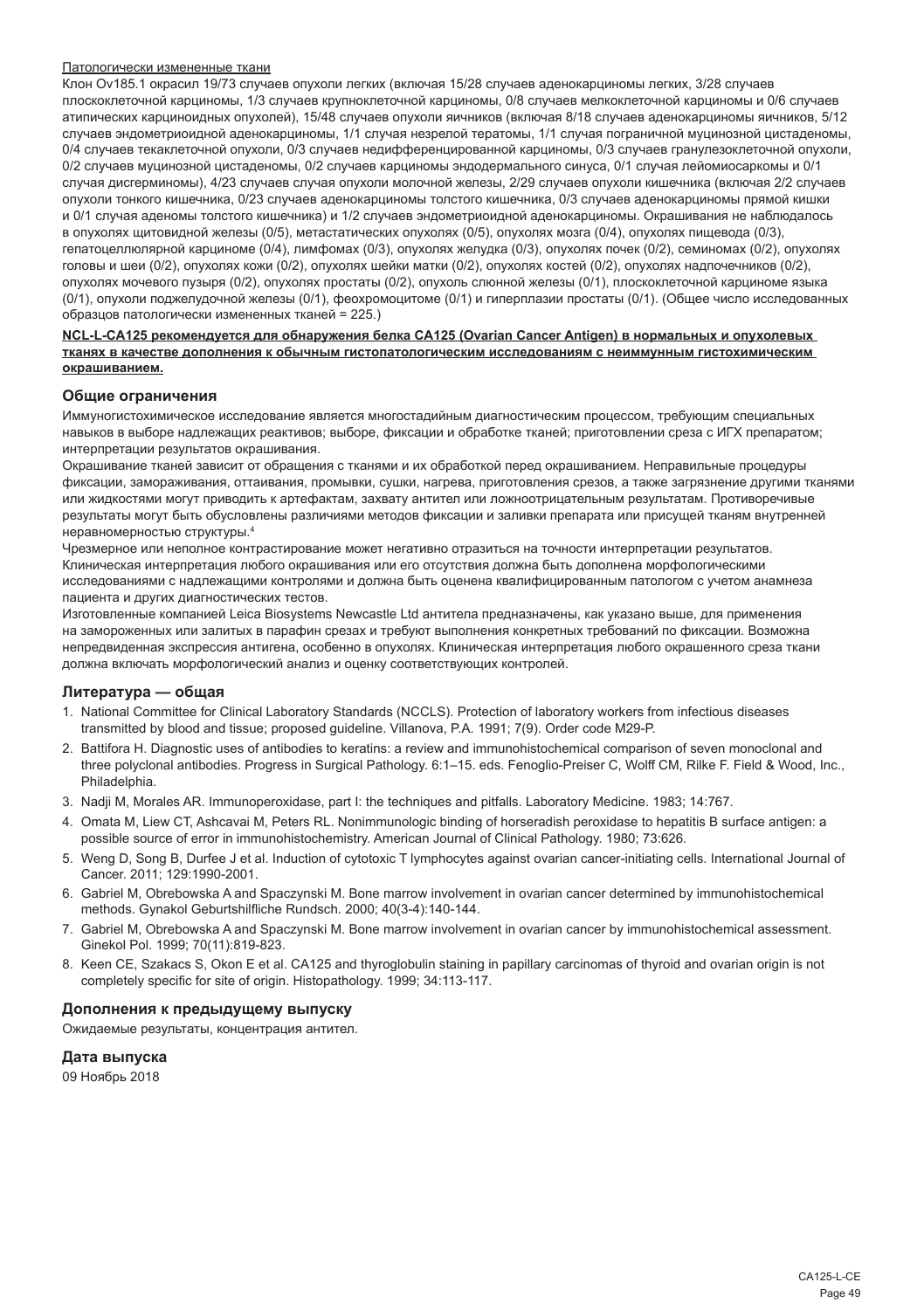Патологически измененные ткани

Клон Ov185.1 окрасил 19/73 случаев опухоли легких (включая 15/28 случаев аденокарциномы легких, 3/28 случаев плоскоклеточной карциномы, 1/3 случаев крупноклеточной карциномы, 0/8 случаев мелкоклеточной карциномы и 0/6 случаев атипических карциноидных опухолей), 15/48 случаев опухоли яичников (включая 8/18 случаев аденокарциномы яичников, 5/12 случаев эндометриоидной аденокарциномы, 1/1 случая незрелой тератомы, 1/1 случая пограничной муцинозной цистаденомы, 0/4 случаев текаклеточной опухоли, 0/3 случаев недифференцированной карциномы, 0/3 случаев гранулезоклеточной опухоли, 0/2 случаев муцинозной цистаденомы, 0/2 случаев карциномы эндодермального синуса, 0/1 случая лейомиосаркомы и 0/1 случая дисгерминомы), 4/23 случаев случая опухоли молочной железы, 2/29 случаев опухоли кишечника (включая 2/2 случаев опухоли тонкого кишечника, 0/23 случаев аденокарциномы толстого кишечника, 0/3 случаев аденокарциномы прямой кишки и 0/1 случая аденомы толстого кишечника) и 1/2 случаев эндометриоидной аденокарциномы. Окрашивания не наблюдалось в опухолях щитовидной железы (0/5), метастатических опухолях (0/5), опухолях мозга (0/4), опухолях пищевода (0/3), гепатоцеллюлярной карциноме (0/4), лимфомах (0/3), опухолях желудка (0/3), опухолях почек (0/2), семиномах (0/2), опухолях головы и шеи (0/2), опухолях кожи (0/2), опухолях шейки матки (0/2), опухолях костей (0/2), опухолях надпочечников (0/2), опухолях мочевого пузыря (0/2), опухолях простаты (0/2), опухоль слюнной железы (0/1), плоскоклеточной карциноме языка (0/1), опухоли поджелудочной железы (0/1), феохромоцитоме (0/1) и гиперплазии простаты (0/1). (Общее число исследованных образцов патологически измененных тканей = 225.)

**NCL-L-CA125 рекомендуется для обнаружения белка CA125 (Ovarian Cancer Antigen) в нормальных и опухолевых тканях в качестве дополнения к обычным гистопатологическим исследованиям с неиммунным гистохимическим окрашиванием.**

## Общие ограничения

Иммуногистохимическое исследование является многостадийным диагностическим процессом, требующим специальных навыков в выборе надлежащих реактивов; выборе, фиксации и обработке тканей; приготовлении среза с ИГХ препаратом; интерпретации результатов окрашивания.

Окрашивание тканей зависит от обращения с тканями и их обработкой перед окрашиванием. Неправильные процедуры фиксации, замораживания, оттаивания, промывки, сушки, нагрева, приготовления срезов, а также загрязнение другими тканями или жидкостями могут приводить к артефактам, захвату антител или ложноотрицательным результатам. Противоречивые результаты могут быть обусловлены различиями методов фиксации и заливки препарата или присущей тканям внутренней неравномерностью структуры.[4]

Чрезмерное или неполное контрастирование может негативно отразиться на точности интерпретации результатов. Клиническая интерпретация любого окрашивания или его отсутствия должна быть дополнена морфологическими исследованиями с надлежащими контролями и должна быть оценена квалифицированным патологом с учетом анамнеза пациента и других диагностических тестов.

Изготовленные компанией Leica Biosystems Newcastle Ltd антитела предназначены, как указано выше, для применения на замороженных или залитых в парафин срезах и требуют выполнения конкретных требований по фиксации. Возможна непредвиденная экспрессия антигена, особенно в опухолях. Клиническая интерпретация любого окрашенного среза ткани должна включать морфологический анализ и оценку соответствующих контролей.

## Литература — общая

1. National Committee for Clinical Laboratory Standards (NCCLS). Protection of laboratory workers from infectious diseases transmitted by blood and tissue; proposed guideline. Villanova, P.A. 1991; 7(9). Order code M29-P.
2. Battifora H. Diagnostic uses of antibodies to keratins: a review and immunohistochemical comparison of seven monoclonal and three polyclonal antibodies. Progress in Surgical Pathology. 6:1–15. eds. Fenoglio-Preiser C, Wolff CM, Rilke F. Field & Wood, Inc., Philadelphia.
3. Nadji M, Morales AR. Immunoperoxidase, part I: the techniques and pitfalls. Laboratory Medicine. 1983; 14:767.
4. Omata M, Liew CT, Ashcavai M, Peters RL. Nonimmunologic binding of horseradish peroxidase to hepatitis B surface antigen: a possible source of error in immunohistochemistry. American Journal of Clinical Pathology. 1980; 73:626.
5. Weng D, Song B, Durfee J et al. Induction of cytotoxic T lymphocytes against ovarian cancer-initiating cells. International Journal of Cancer. 2011; 129:1990-2001.
6. Gabriel M, Obrebowska A and Spaczynski M. Bone marrow involvement in ovarian cancer determined by immunohistochemical methods. Gynakol Geburtshilfliche Rundsch. 2000; 40(3-4):140-144.
7. Gabriel M, Obrebowska A and Spaczynski M. Bone marrow involvement in ovarian cancer by immunohistochemical assessment. Ginekol Pol. 1999; 70(11):819-823.
8. Keen CE, Szakacs S, Okon E et al. CA125 and thyroglobulin staining in papillary carcinomas of thyroid and ovarian origin is not completely specific for site of origin. Histopathology. 1999; 34:113-117.

## Дополнения к предыдущему выпуску

Ожидаемые результаты, концентрация антител.

## Дата выпуска

09 Ноябрь 2018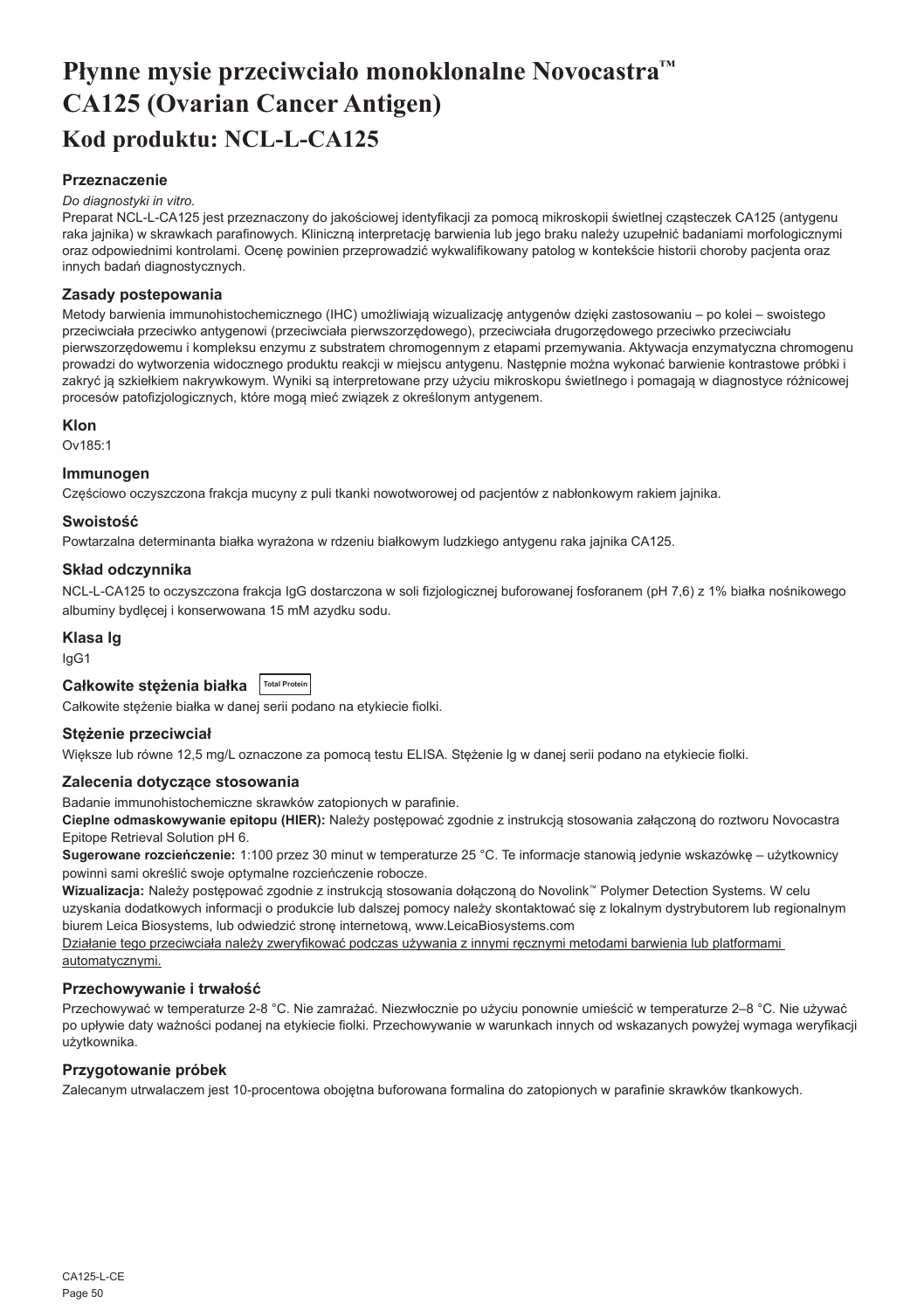# Płynne mysie przeciwciało monoklonalne Novocastra™ CA125 (Ovarian Cancer Antigen)

## Kod produktu: NCL-L-CA125

### Przeznaczenie

*Do diagnostyki in vitro.*

Preparat NCL-L-CA125 jest przeznaczony do jakościowej identyfikacji za pomocą mikroskopii świetlnej cząsteczek CA125 (antygenu raka jajnika) w skrawkach parafinowych. Kliniczną interpretację barwienia lub jego braku należy uzupełnić badaniami morfologicznymi oraz odpowiednimi kontrolami. Ocenę powinien przeprowadzić wykwalifikowany patolog w kontekście historii choroby pacjenta oraz innych badań diagnostycznych.

### Zasady postepowania

Metody barwienia immunohistochemicznego (IHC) umożliwiają wizualizację antygenów dzięki zastosowaniu – po kolei – swoistego przeciwciała przeciwko antygenowi (przeciwciała pierwszorzędowego), przeciwciała drugorzędowego przeciwko przeciwciału pierwszorzędowemu i kompleksu enzymu z substratem chromogennym z etapami przemywania. Aktywacja enzymatyczna chromogenu prowadzi do wytworzenia widocznego produktu reakcji w miejscu antygenu. Następnie można wykonać barwienie kontrastowe próbki i zakryć ją szkiełkiem nakrywkowym. Wyniki są interpretowane przy użyciu mikroskopu świetlnego i pomagają w diagnostyce różnicowej procesów patofizjologicznych, które mogą mieć związek z określonym antygenem.

### Klon

Ov185:1

### Immunogen

Częściowo oczyszczona frakcja mucyny z puli tkanki nowotworowej od pacjentów z nabłonkowym rakiem jajnika.

### Swoistość

Powtarzalna determinanta białka wyrażona w rdzeniu białkowym ludzkiego antygenu raka jajnika CA125.

### Skład odczynnika

NCL-L-CA125 to oczyszczona frakcja IgG dostarczona w soli fizjologicznej buforowanej fosforanem (pH 7,6) z 1% białka nośnikowego albuminy bydlęcej i konserwowana 15 mM azydku sodu.

### Klasa Ig

IgG1

### Całkowite stężenia białka Total Protein

Całkowite stężenie białka w danej serii podano na etykiecie fiolki.

### Stężenie przeciwciał

Większe lub równe 12,5 mg/L oznaczone za pomocą testu ELISA. Stężenie Ig w danej serii podano na etykiecie fiolki.

### Zalecenia dotyczące stosowania

Badanie immunohistochemiczne skrawków zatopionych w parafinie.

**Cieplne odmaskowywanie epitopu (HIER):** Należy postępować zgodnie z instrukcją stosowania załączoną do roztworu Novocastra Epitope Retrieval Solution pH 6.

**Sugerowane rozcieńczenie:** 1:100 przez 30 minut w temperaturze 25 °C. Te informacje stanowią jedynie wskazówkę – użytkownicy powinni sami określić swoje optymalne rozcieńczenie robocze.

**Wizualizacja:** Należy postępować zgodnie z instrukcją stosowania dołączoną do Novolink™ Polymer Detection Systems. W celu uzyskania dodatkowych informacji o produkcie lub dalszej pomocy należy skontaktować się z lokalnym dystrybutorem lub regionalnym biurem Leica Biosystems, lub odwiedzić stronę internetową, www.LeicaBiosystems.com

Działanie tego przeciwciała należy zweryfikować podczas używania z innymi ręcznymi metodami barwienia lub platformami automatycznymi.

### Przechowywanie i trwałość

Przechowywać w temperaturze 2-8 °C. Nie zamrażać. Niezwłocznie po użyciu ponownie umieścić w temperaturze 2–8 °C. Nie używać po upływie daty ważności podanej na etykiecie fiolki. Przechowywanie w warunkach innych od wskazanych powyżej wymaga weryfikacji użytkownika.

### Przygotowanie próbek

Zalecanym utrwalaczem jest 10-procentowa obojętna buforowana formalina do zatopionych w parafinie skrawków tkankowych.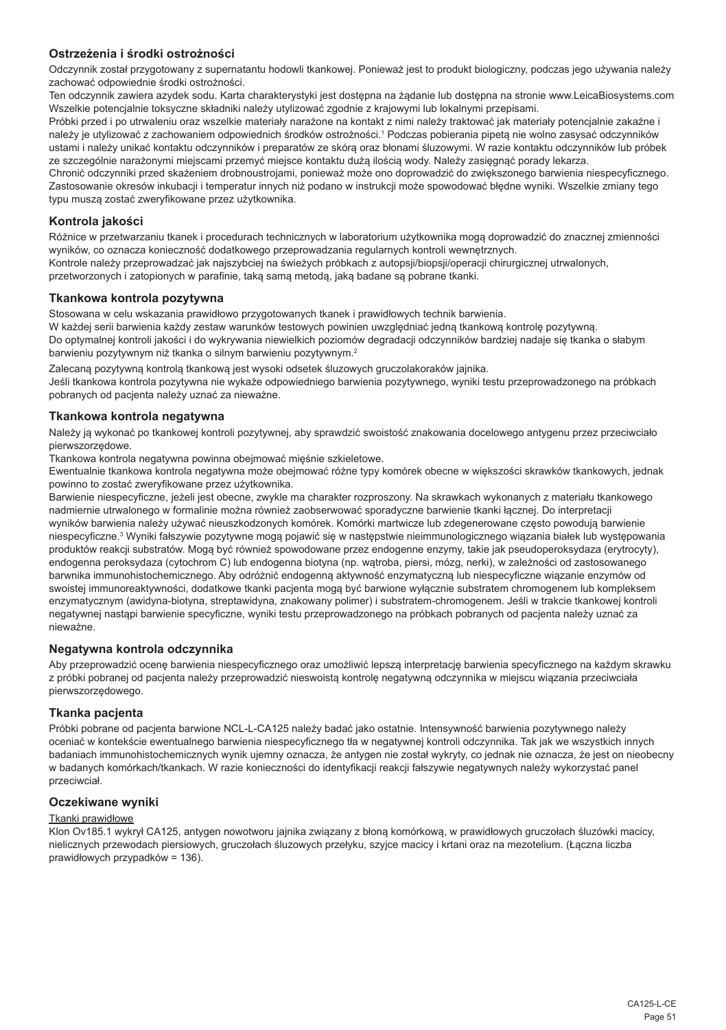## Ostrzeżenia i środki ostrożności

Odczynnik został przygotowany z supernatantu hodowli tkankowej. Ponieważ jest to produkt biologiczny, podczas jego używania należy zachować odpowiednie środki ostrożności.

Ten odczynnik zawiera azydek sodu. Karta charakterystyki jest dostępna na żądanie lub dostępna na stronie www.LeicaBiosystems.com

Wszelkie potencjalnie toksyczne składniki należy utylizować zgodnie z krajowymi lub lokalnymi przepisami.

Próbki przed i po utrwaleniu oraz wszelkie materiały narażone na kontakt z nimi należy traktować jak materiały potencjalnie zakaźne i należy je utylizować z zachowaniem odpowiednich środków ostrożności.[1] Podczas pobierania pipetą nie wolno zasysać odczynników ustami i należy unikać kontaktu odczynników i preparatów ze skórą oraz błonami śluzowymi. W razie kontaktu odczynników lub próbek ze szczególnie narażonymi miejscami przemyć miejsce kontaktu dużą ilością wody. Należy zasięgnąć porady lekarza.

Chronić odczynniki przed skażeniem drobnoustrojami, ponieważ może ono doprowadzić do zwiększonego barwienia niespecyficznego. Zastosowanie okresów inkubacji i temperatur innych niż podano w instrukcji może spowodować błędne wyniki. Wszelkie zmiany tego typu muszą zostać zweryfikowane przez użytkownika.

## Kontrola jakości

Różnice w przetwarzaniu tkanek i procedurach technicznych w laboratorium użytkownika mogą doprowadzić do znacznej zmienności wyników, co oznacza konieczność dodatkowego przeprowadzania regularnych kontroli wewnętrznych.

Kontrole należy przeprowadzać jak najszybciej na świeżych próbkach z autopsji/biopsji/operacji chirurgicznej utrwalonych, przetworzonych i zatopionych w parafinie, taką samą metodą, jaką badane są pobrane tkanki.

## Tkankowa kontrola pozytywna

Stosowana w celu wskazania prawidłowo przygotowanych tkanek i prawidłowych technik barwienia.

W każdej serii barwienia każdy zestaw warunków testowych powinien uwzględniać jedną tkankową kontrolę pozytywną.

Do optymalnej kontroli jakości i do wykrywania niewielkich poziomów degradacji odczynników bardziej nadaje się tkanka o słabym barwieniu pozytywnym niż tkanka o silnym barwieniu pozytywnym.[2]

Zalecaną pozytywną kontrolą tkankową jest wysoki odsetek śluzowych gruczolakoraków jajnika.

Jeśli tkankowa kontrola pozytywna nie wykaże odpowiedniego barwienia pozytywnego, wyniki testu przeprowadzonego na próbkach pobranych od pacjenta należy uznać za nieważne.

## Tkankowa kontrola negatywna

Należy ją wykonać po tkankowej kontroli pozytywnej, aby sprawdzić swoistość znakowania docelowego antygenu przez przeciwciało pierwszorzędowe.

Tkankowa kontrola negatywna powinna obejmować mięśnie szkieletowe.

Ewentualnie tkankowa kontrola negatywna może obejmować różne typy komórek obecne w większości skrawków tkankowych, jednak powinno to zostać zweryfikowane przez użytkownika.

Barwienie niespecyficzne, jeżeli jest obecne, zwykle ma charakter rozproszony. Na skrawkach wykonanych z materiału tkankowego nadmiernie utrwalonego w formalinie można również zaobserwować sporadyczne barwienie tkanki łącznej. Do interpretacji wyników barwienia należy używać nieuszkodzonych komórek. Komórki martwicze lub zdegenerowane często powodują barwienie niespecyficzne.[3] Wyniki fałszywie pozytywne mogą pojawić się w następstwie nieimmunologicznego wiązania białek lub występowania produktów reakcji substratów. Mogą być również spowodowane przez endogenne enzymy, takie jak pseudoperoksydaza (erytrocyty), endogenna peroksydaza (cytochrom C) lub endogenna biotyna (np. wątroba, piersi, mózg, nerki), w zależności od zastosowanego barwnika immunohistochemicznego. Aby odróżnić endogenną aktywność enzymatyczną lub niespecyficzne wiązanie enzymów od swoistej immunoreaktywności, dodatkowe tkanki pacjenta mogą być barwione wyłącznie substratem chromogenem lub kompleksem enzymatycznym (awidyna-biotyna, streptawidyna, znakowany polimer) i substratem-chromogenem. Jeśli w trakcie tkankowej kontroli negatywnej nastąpi barwienie specyficzne, wyniki testu przeprowadzonego na próbkach pobranych od pacjenta należy uznać za nieważne.

## Negatywna kontrola odczynnika

Aby przeprowadzić ocenę barwienia niespecyficznego oraz umożliwić lepszą interpretację barwienia specyficznego na każdym skrawku z próbki pobranej od pacjenta należy przeprowadzić nieswoistą kontrolę negatywną odczynnika w miejscu wiązania przeciwciała pierwszorzędowego.

## Tkanka pacjenta

Próbki pobrane od pacjenta barwione NCL-L-CA125 należy badać jako ostatnie. Intensywność barwienia pozytywnego należy oceniać w kontekście ewentualnego barwienia niespecyficznego tła w negatywnej kontroli odczynnika. Tak jak we wszystkich innych badaniach immunohistochemicznych wynik ujemny oznacza, że antygen nie został wykryty, co jednak nie oznacza, że jest on nieobecny w badanych komórkach/tkankach. W razie konieczności do identyfikacji reakcji fałszywie negatywnych należy wykorzystać panel przeciwciał.

## Oczekiwane wyniki

Tkanki prawidłowe

Klon Ov185.1 wykrył CA125, antygen nowotworu jajnika związany z błoną komórkową, w prawidłowych gruczołach śluzówki macicy, nielicznych przewodach piersiowych, gruczołach śluzowych przełyku, szyjce macicy i krtani oraz na mezotelium. (Łączna liczba prawidłowych przypadków = 136).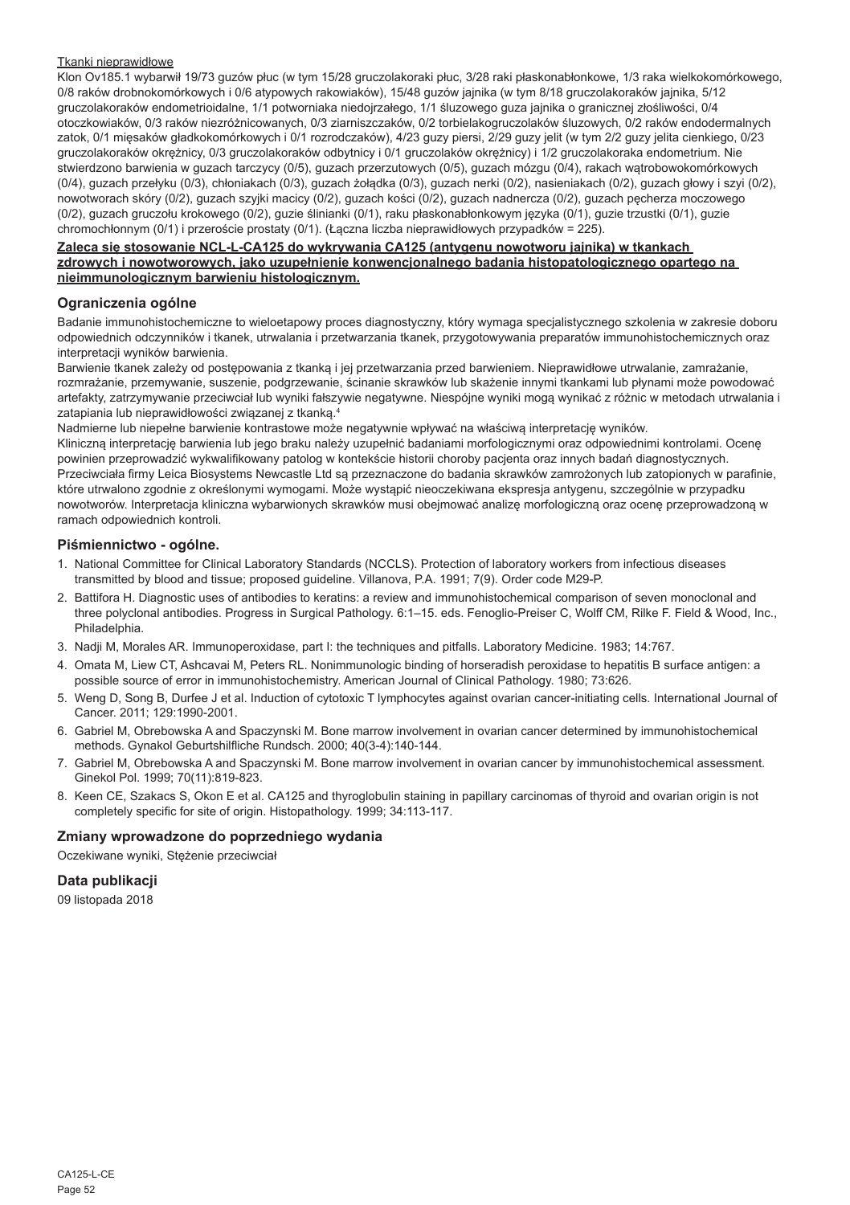Tkanki nieprawidłowe

Klon Ov185.1 wybarwił 19/73 guzów płuc (w tym 15/28 gruczolakoraki płuc, 3/28 raki płaskonabłonkowe, 1/3 raka wielkokomórkowego, 0/8 raków drobnokomórkowych i 0/6 atypowych rakowiaków), 15/48 guzów jajnika (w tym 8/18 gruczolakoraków jajnika, 5/12 gruczolakoraków endometrioidalne, 1/1 potworniaka niedojrzałego, 1/1 śluzowego guza jajnika o granicznej złośliwości, 0/4 otoczkowiaków, 0/3 raków niezróżnicowanych, 0/3 ziarniszczaków, 0/2 torbielakogruczolaków śluzowych, 0/2 raków endodermalnych zatok, 0/1 mięsaków gładkokomórkowych i 0/1 rozrodczaków), 4/23 guzy piersi, 2/29 guzy jelit (w tym 2/2 guzy jelita cienkiego, 0/23 gruczolakoraków okrężnicy, 0/3 gruczolakoraków odbytnicy i 0/1 gruczolaków okrężnicy) i 1/2 gruczolakoraka endometrium. Nie stwierdzono barwienia w guzach tarczycy (0/5), guzach przerzutowych (0/5), guzach mózgu (0/4), rakach wątrobowokomórkowych (0/4), guzach przełyku (0/3), chłoniakach (0/3), guzach żołądka (0/3), guzach nerki (0/2), nasieniakach (0/2), guzach głowy i szyi (0/2), nowotworach skóry (0/2), guzach szyjki macicy (0/2), guzach kości (0/2), guzach nadnercza (0/2), guzach pęcherza moczowego (0/2), guzach gruczołu krokowego (0/2), guzie ślinianki (0/1), raku płaskonabłonkowym języka (0/1), guzie trzustki (0/1), guzie chromochłonnym (0/1) i przeroście prostaty (0/1). (Łączna liczba nieprawidłowych przypadków = 225).

**Zaleca się stosowanie NCL-L-CA125 do wykrywania CA125 (antygenu nowotworu jajnika) w tkankach zdrowych i nowotworowych, jako uzupełnienie konwencjonalnego badania histopatologicznego opartego na nieimmunologicznym barwieniu histologicznym.**

## Ograniczenia ogólne

Badanie immunohistochemiczne to wieloetapowy proces diagnostyczny, który wymaga specjalistycznego szkolenia w zakresie doboru odpowiednich odczynników i tkanek, utrwalania i przetwarzania tkanek, przygotowywania preparatów immunohistochemicznych oraz interpretacji wyników barwienia.

Barwienie tkanek zależy od postępowania z tkanką i jej przetwarzania przed barwieniem. Nieprawidłowe utrwalanie, zamrażanie, rozmrażanie, przemywanie, suszenie, podgrzewanie, ścinanie skrawków lub skażenie innymi tkankami lub płynami może powodować artefakty, zatrzymywanie przeciwciał lub wyniki fałszywie negatywne. Niespójne wyniki mogą wynikać z różnic w metodach utrwalania i zatapiania lub nieprawidłowości związanej z tkanką.[4]

Nadmierne lub niepełne barwienie kontrastowe może negatywnie wpływać na właściwą interpretację wyników.

Kliniczną interpretację barwienia lub jego braku należy uzupełnić badaniami morfologicznymi oraz odpowiednimi kontrolami. Ocenę powinien przeprowadzić wykwalifikowany patolog w kontekście historii choroby pacjenta oraz innych badań diagnostycznych.

Przeciwciała firmy Leica Biosystems Newcastle Ltd są przeznaczone do badania skrawków zamrożonych lub zatopionych w parafinie, które utrwalono zgodnie z określonymi wymogami. Może wystąpić nieoczekiwana ekspresja antygenu, szczególnie w przypadku nowotworów. Interpretacja kliniczna wybarwionych skrawków musi obejmować analizę morfologiczną oraz ocenę przeprowadzoną w ramach odpowiednich kontroli.

## Piśmiennictwo - ogólne.

1. National Committee for Clinical Laboratory Standards (NCCLS). Protection of laboratory workers from infectious diseases transmitted by blood and tissue; proposed guideline. Villanova, P.A. 1991; 7(9). Order code M29-P.
2. Battifora H. Diagnostic uses of antibodies to keratins: a review and immunohistochemical comparison of seven monoclonal and three polyclonal antibodies. Progress in Surgical Pathology. 6:1–15. eds. Fenoglio-Preiser C, Wolff CM, Rilke F. Field & Wood, Inc., Philadelphia.
3. Nadji M, Morales AR. Immunoperoxidase, part I: the techniques and pitfalls. Laboratory Medicine. 1983; 14:767.
4. Omata M, Liew CT, Ashcavai M, Peters RL. Nonimmunologic binding of horseradish peroxidase to hepatitis B surface antigen: a possible source of error in immunohistochemistry. American Journal of Clinical Pathology. 1980; 73:626.
5. Weng D, Song B, Durfee J et al. Induction of cytotoxic T lymphocytes against ovarian cancer-initiating cells. International Journal of Cancer. 2011; 129:1990-2001.
6. Gabriel M, Obrebowska A and Spaczynski M. Bone marrow involvement in ovarian cancer determined by immunohistochemical methods. Gynakol Geburtshilfliche Rundsch. 2000; 40(3-4):140-144.
7. Gabriel M, Obrebowska A and Spaczynski M. Bone marrow involvement in ovarian cancer by immunohistochemical assessment. Ginekol Pol. 1999; 70(11):819-823.
8. Keen CE, Szakacs S, Okon E et al. CA125 and thyroglobulin staining in papillary carcinomas of thyroid and ovarian origin is not completely specific for site of origin. Histopathology. 1999; 34:113-117.

## Zmiany wprowadzone do poprzedniego wydania

Oczekiwane wyniki, Stężenie przeciwciał

## Data publikacji

09 listopada 2018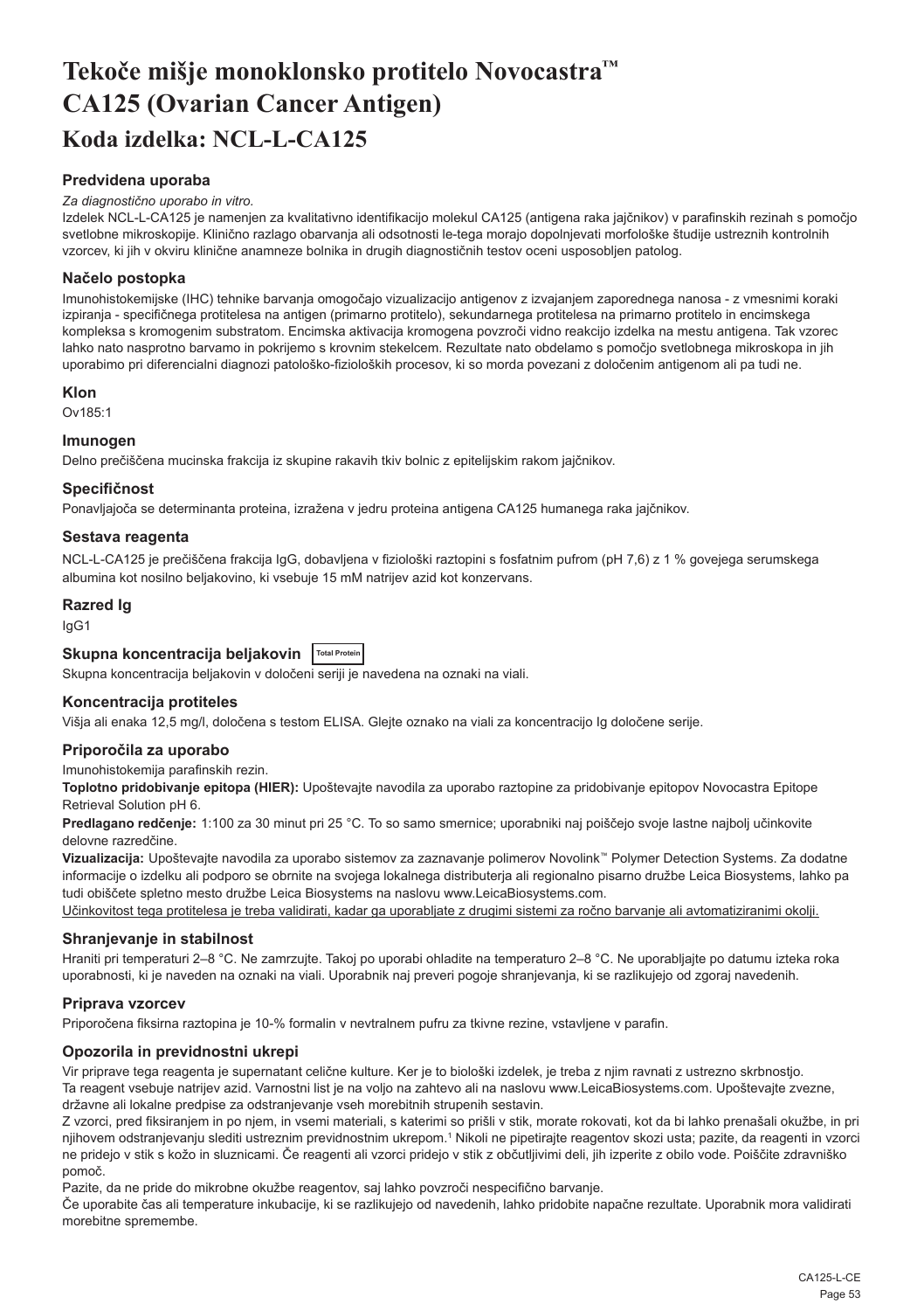# Tekoče mišje monoklonsko protitelo Novocastra™ CA125 (Ovarian Cancer Antigen)

## Koda izdelka: NCL-L-CA125

### Predvidena uporaba

*Za diagnostično uporabo in vitro.*

Izdelek NCL-L-CA125 je namenjen za kvalitativno identifikacijo molekul CA125 (antigena raka jajčnikov) v parafinskih rezinah s pomočjo svetlobne mikroskopije. Klinično razlago obarvanja ali odsotnosti le-tega morajo dopolnjevati morfološke študije ustreznih kontrolnih vzorcev, ki jih v okviru klinične anamneze bolnika in drugih diagnostičnih testov oceni usposobljen patolog.

### Načelo postopka

Imunohistokemijske (IHC) tehnike barvanja omogočajo vizualizacijo antigenov z izvajanjem zaporednega nanosa - z vmesnimi koraki izpiranja - specifičnega protitelesa na antigen (primarno protitelo), sekundarnega protitelesa na primarno protitelo in encimskega kompleksa s kromogenim substratom. Encimska aktivacija kromogena povzroči vidno reakcijo izdelka na mestu antigena. Tak vzorec lahko nato nasprotno barvamo in pokrijemo s krovnim stekelcem. Rezultate nato obdelamo s pomočjo svetlobnega mikroskopa in jih uporabimo pri diferencialni diagnozi patološko-fizioloških procesov, ki so morda povezani z določenim antigenom ali pa tudi ne.

### Klon

Ov185:1

### Imunogen

Delno prečiščena mucinska frakcija iz skupine rakavih tkiv bolnic z epitelijskim rakom jajčnikov.

### Specifičnost

Ponavljajoča se determinanta proteina, izražena v jedru proteina antigena CA125 humanega raka jajčnikov.

### Sestava reagenta

NCL-L-CA125 je prečiščena frakcija IgG, dobavljena v fiziološki raztopini s fosfatnim pufrom (pH 7,6) z 1 % govejega serumskega albumina kot nosilno beljakovino, ki vsebuje 15 mM natrijev azid kot konzervans.

### Razred Ig

IgG1

### Skupna koncentracija beljakovin Total Protein

Skupna koncentracija beljakovin v določeni seriji je navedena na oznaki na viali.

### Koncentracija protiteles

Višja ali enaka 12,5 mg/l, določena s testom ELISA. Glejte oznako na viali za koncentracijo Ig določene serije.

### Priporočila za uporabo

Imunohistokemija parafinskih rezin.

**Toplotno pridobivanje epitopa (HIER):** Upoštevajte navodila za uporabo raztopine za pridobivanje epitopov Novocastra Epitope Retrieval Solution pH 6.

**Predlagano redčenje:** 1:100 za 30 minut pri 25 °C. To so samo smernice; uporabniki naj poiščejo svoje lastne najbolj učinkovite delovne razredčine.

**Vizualizacija:** Upoštevajte navodila za uporabo sistemov za zaznavanje polimerov Novolink™ Polymer Detection Systems. Za dodatne informacije o izdelku ali podporo se obrnite na svojega lokalnega distributerja ali regionalno pisarno družbe Leica Biosystems, lahko pa tudi obiščete spletno mesto družbe Leica Biosystems na naslovu www.LeicaBiosystems.com.

Učinkovitost tega protitelesa je treba validirati, kadar ga uporabljate z drugimi sistemi za ročno barvanje ali avtomatiziranimi okolji.

### Shranjevanje in stabilnost

Hraniti pri temperaturi 2–8 °C. Ne zamrzujte. Takoj po uporabi ohladite na temperaturo 2–8 °C. Ne uporabljajte po datumu izteka roka uporabnosti, ki je naveden na oznaki na viali. Uporabnik naj preveri pogoje shranjevanja, ki se razlikujejo od zgoraj navedenih.

### Priprava vzorcev

Priporočena fiksirna raztopina je 10-% formalin v nevtralnem pufru za tkivne rezine, vstavljene v parafin.

### Opozorila in previdnostni ukrepi

Vir priprave tega reagenta je supernatant celične kulture. Ker je to biološki izdelek, je treba z njim ravnati z ustrezno skrbnostjo.

Ta reagent vsebuje natrijev azid. Varnostni list je na voljo na zahtevo ali na naslovu www.LeicaBiosystems.com. Upoštevajte zvezne, državne ali lokalne predpise za odstranjevanje vseh morebitnih strupenih sestavin.

Z vzorci, pred fiksiranjem in po njem, in vsemi materiali, s katerimi so prišli v stik, morate rokovati, kot da bi lahko prenašali okužbe, in pri njihovem odstranjevanju slediti ustreznim previdnostnim ukrepom.[1] Nikoli ne pipetirajte reagentov skozi usta; pazite, da reagenti in vzorci ne pridejo v stik s kožo in sluznicami. Če reagenti ali vzorci pridejo v stik z občutljivimi deli, jih izperite z obilo vode. Poiščite zdravniško pomoč.

Pazite, da ne pride do mikrobne okužbe reagentov, saj lahko povzroči nespecifično barvanje.

Če uporabite čas ali temperature inkubacije, ki se razlikujejo od navedenih, lahko pridobite napačne rezultate. Uporabnik mora validirati morebitne spremembe.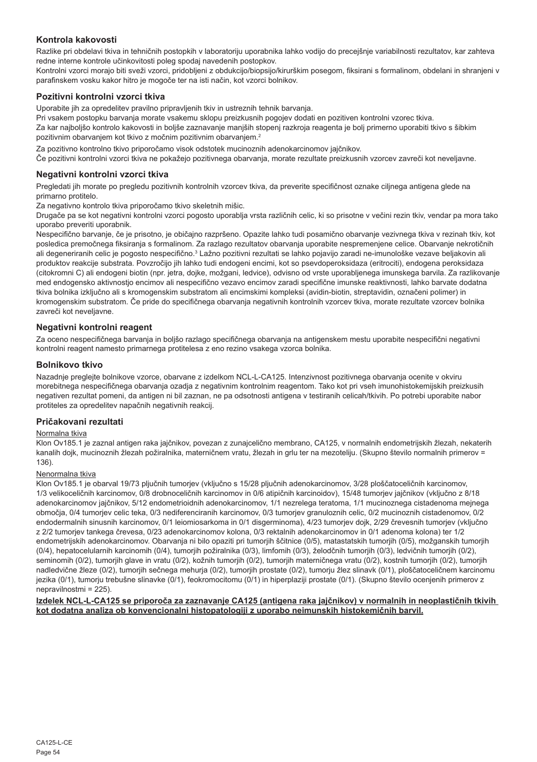## Kontrola kakovosti

Razlike pri obdelavi tkiva in tehničnih postopkih v laboratoriju uporabnika lahko vodijo do precejšnje variabilnosti rezultatov, kar zahteva redne interne kontrole učinkovitosti poleg spodaj navedenih postopkov.

Kontrolni vzorci morajo biti sveži vzorci, pridobljeni z obdukcijo/biopsijo/kirurškim posegom, fiksirani s formalinom, obdelani in shranjeni v parafinskem vosku kakor hitro je mogoče ter na isti način, kot vzorci bolnikov.

## Pozitivni kontrolni vzorci tkiva

Uporabite jih za opredelitev pravilno pripravljenih tkiv in ustreznih tehnik barvanja.

Pri vsakem postopku barvanja morate vsakemu sklopu preizkusnih pogojev dodati en pozitiven kontrolni vzorec tkiva.

Za kar najboljšo kontrolo kakovosti in boljše zaznavanje manjših stopenj razkroja reagenta je bolj primerno uporabiti tkivo s šibkim pozitivnim obarvanjem kot tkivo z močnim pozitivnim obarvanjem.[2]

Za pozitivno kontrolno tkivo priporočamo visok odstotek mucinoznih adenokarcinomov jajčnikov.

Če pozitivni kontrolni vzorci tkiva ne pokažejo pozitivnega obarvanja, morate rezultate preizkusnih vzorcev zavreči kot neveljavne.

## Negativni kontrolni vzorci tkiva

Pregledati jih morate po pregledu pozitivnih kontrolnih vzorcev tkiva, da preverite specifičnost oznake ciljnega antigena glede na primarno protitelo.

Za negativno kontrolo tkiva priporočamo tkivo skeletnih mišic.

Drugače pa se kot negativni kontrolni vzorci pogosto uporablja vrsta različnih celic, ki so prisotne v večini rezin tkiv, vendar pa mora tako uporabo preveriti uporabnik.

Nespecifično barvanje, če je prisotno, je običajno razpršeno. Opazite lahko tudi posamično obarvanje vezivnega tkiva v rezinah tkiv, kot posledica premočnega fiksiranja s formalinom. Za razlago rezultatov obarvanja uporabite nespremenjene celice. Obarvanje nekrotičnih ali degeneriranih celic je pogosto nespecifično.[3] Lažno pozitivni rezultati se lahko pojavijo zaradi ne-imunološke vezave beljakovin ali produktov reakcije substrata. Povzročijo jih lahko tudi endogeni encimi, kot so psevdoperoksidaza (eritrociti), endogena peroksidaza (citokromni C) ali endogeni biotin (npr. jetra, dojke, možgani, ledvice), odvisno od vrste uporabljenega imunskega barvila. Za razlikovanje med endogensko aktivnostjo encimov ali nespecifično vezavo encimov zaradi specifične imunske reaktivnosti, lahko barvate dodatna tkiva bolnika izključno ali s kromogenskim substratom ali encimskimi kompleksi (avidin-biotin, streptavidin, označeni polimer) in kromogenskim substratom. Če pride do specifičnega obarvanja negativnih kontrolnih vzorcev tkiva, morate rezultate vzorcev bolnika zavreči kot neveljavne.

## Negativni kontrolni reagent

Za oceno nespecifičnega barvanja in boljšo razlago specifičnega obarvanja na antigenskem mestu uporabite nespecifični negativni kontrolni reagent namesto primarnega protitelesa z eno rezino vsakega vzorca bolnika.

## Bolnikovo tkivo

Nazadnje preglejte bolnikove vzorce, obarvane z izdelkom NCL-L-CA125. Intenzivnost pozitivnega obarvanja ocenite v okviru morebitnega nespecifičnega obarvanja ozadja z negativnim kontrolnim reagentom. Tako kot pri vseh imunohistokemijskih preizkusih negativen rezultat pomeni, da antigen ni bil zaznan, ne pa odsotnosti antigena v testiranih celicah/tkivih. Po potrebi uporabite nabor protiteles za opredelitev napačnih negativnih reakcij.

## Pričakovani rezultati

Normalna tkiva

Klon Ov185.1 je zaznal antigen raka jajčnikov, povezan z zunajcelično membrano, CA125, v normalnih endometrijskih žlezah, nekaterih kanalih dojk, mucinoznih žlezah požiralnika, materničnem vratu, žlezah in grlu ter na mezoteliju. (Skupno število normalnih primerov = 136).

Nenormalna tkiva

Klon Ov185.1 je obarval 19/73 pljučnih tumorjev (vključno s 15/28 pljučnih adenokarcinomov, 3/28 ploščatoceličnih karcinomov, 1/3 velikoceličnih karcinomov, 0/8 drobnoceličnih karcinomov in 0/6 atipičnih karcinoidov), 15/48 tumorjev jajčnikov (vključno z 8/18 adenokarcinomov jajčnikov, 5/12 endometrioidnih adenokarcinomov, 1/1 nezrelega teratoma, 1/1 mucinoznega cistadenoma mejnega območja, 0/4 tumorjev celic teka, 0/3 nediferenciranih karcinomov, 0/3 tumorjev granuloznih celic, 0/2 mucinoznih cistadenomov, 0/2 endodermalnih sinusnih karcinomov, 0/1 leiomiosarkoma in 0/1 disgerminoma), 4/23 tumorjev dojk, 2/29 črevesnih tumorjev (vključno z 2/2 tumorjev tankega črevesa, 0/23 adenokarcinomov kolona, 0/3 rektalnih adenokarcinomov in 0/1 adenoma kolona) ter 1/2 endometrijskih adenokarcinomov. Obarvanja ni bilo opaziti pri tumorjih ščitnice (0/5), matastatskih tumorjih (0/5), možganskih tumorjih (0/4), hepatocelularnih karcinomih (0/4), tumorjih požiralnika (0/3), limfomih (0/3), želodčnih tumorjih (0/3), ledvičnih tumorjih (0/2), seminomih (0/2), tumorjih glave in vratu (0/2), kožnih tumorjih (0/2), tumorjih materničnega vratu (0/2), kostnih tumorjih (0/2), tumorjih nadledvične žleze (0/2), tumorjih sečnega mehurja (0/2), tumorjih prostate (0/2), tumorju žlez slinavk (0/1), ploščatoceličnem karcinomu jezika (0/1), tumorju trebušne slinavke (0/1), feokromocitomu (0/1) in hiperplaziji prostate (0/1). (Skupno število ocenjenih primerov z nepravilnostmi = 225).

**Izdelek NCL-L-CA125 se priporoča za zaznavanje CA125 (antigena raka jajčnikov) v normalnih in neoplastičnih tkivih kot dodatna analiza ob konvencionalni histopatologiji z uporabo neimunskih histokemičnih barvil.**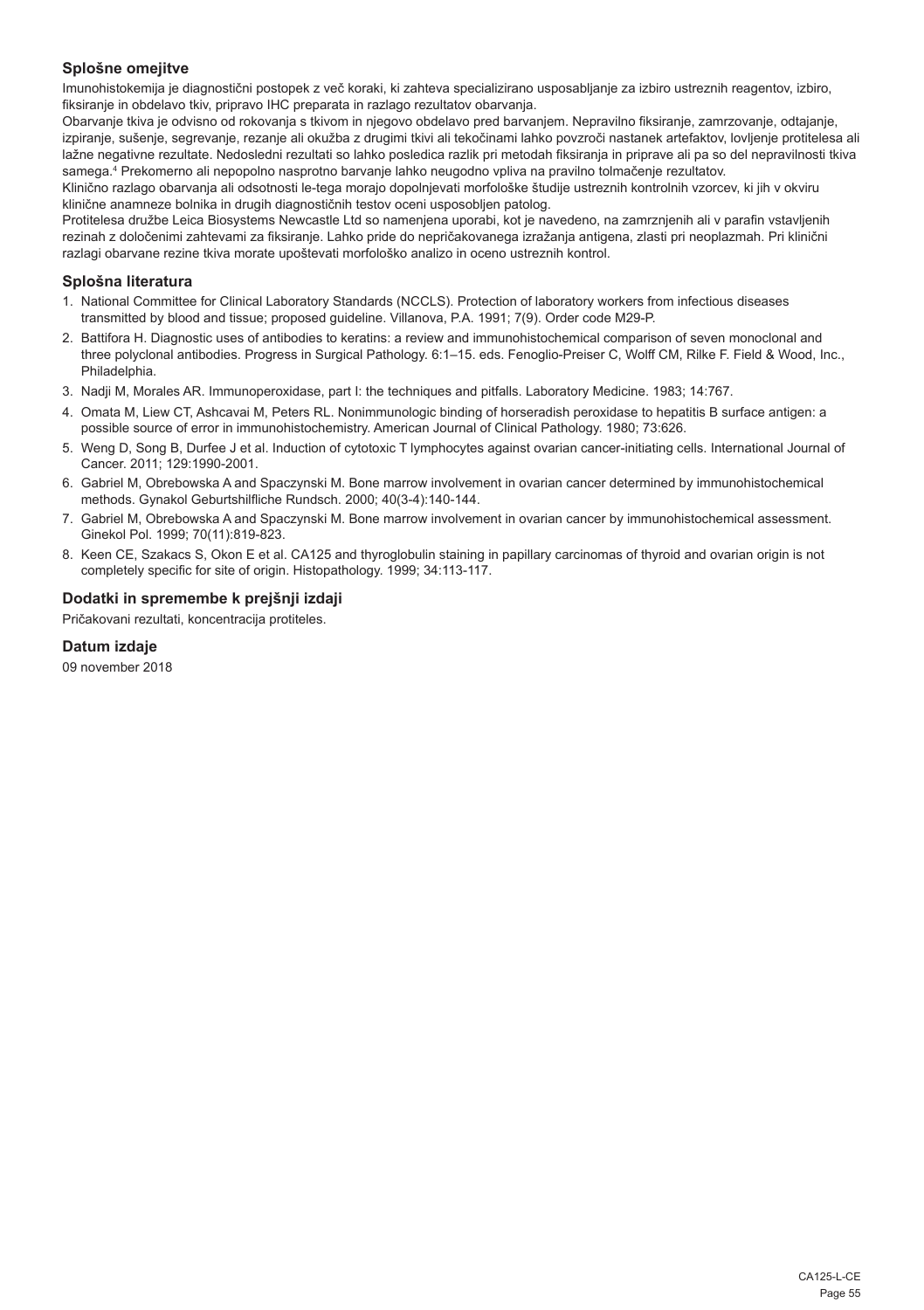## Splošne omejitve

Imunohistokemija je diagnostični postopek z več koraki, ki zahteva specializirano usposabljanje za izbiro ustreznih reagentov, izbiro, fiksiranje in obdelavo tkiv, pripravo IHC preparata in razlago rezultatov obarvanja.

Obarvanje tkiva je odvisno od rokovanja s tkivom in njegovo obdelavo pred barvanjem. Nepravilno fiksiranje, zamrzovanje, odtajanje, izpiranje, sušenje, segrevanje, rezanje ali okužba z drugimi tkivi ali tekočinami lahko povzroči nastanek artefaktov, lovljenje protitelesa ali lažne negativne rezultate. Nedosledni rezultati so lahko posledica razlik pri metodah fiksiranja in priprave ali pa so del nepravilnosti tkiva samega.[4] Prekomerno ali nepopolno nasprotno barvanje lahko neugodno vpliva na pravilno tolmačenje rezultatov.

Klinično razlago obarvanja ali odsotnosti le-tega morajo dopolnjevati morfološke študije ustreznih kontrolnih vzorcev, ki jih v okviru klinične anamneze bolnika in drugih diagnostičnih testov oceni usposobljen patolog.

Protitelesa družbe Leica Biosystems Newcastle Ltd so namenjena uporabi, kot je navedeno, na zamrznjenih ali v parafin vstavljenih rezinah z določenimi zahtevami za fiksiranje. Lahko pride do nepričakovanega izražanja antigena, zlasti pri neoplazmah. Pri klinični razlagi obarvane rezine tkiva morate upoštevati morfološko analizo in oceno ustreznih kontrol.

## Splošna literatura

1. National Committee for Clinical Laboratory Standards (NCCLS). Protection of laboratory workers from infectious diseases transmitted by blood and tissue; proposed guideline. Villanova, P.A. 1991; 7(9). Order code M29-P.
2. Battifora H. Diagnostic uses of antibodies to keratins: a review and immunohistochemical comparison of seven monoclonal and three polyclonal antibodies. Progress in Surgical Pathology. 6:1–15. eds. Fenoglio-Preiser C, Wolff CM, Rilke F. Field & Wood, Inc., Philadelphia.
3. Nadji M, Morales AR. Immunoperoxidase, part I: the techniques and pitfalls. Laboratory Medicine. 1983; 14:767.
4. Omata M, Liew CT, Ashcavai M, Peters RL. Nonimmunologic binding of horseradish peroxidase to hepatitis B surface antigen: a possible source of error in immunohistochemistry. American Journal of Clinical Pathology. 1980; 73:626.
5. Weng D, Song B, Durfee J et al. Induction of cytotoxic T lymphocytes against ovarian cancer-initiating cells. International Journal of Cancer. 2011; 129:1990-2001.
6. Gabriel M, Obrebowska A and Spaczynski M. Bone marrow involvement in ovarian cancer determined by immunohistochemical methods. Gynakol Geburtshilfliche Rundsch. 2000; 40(3-4):140-144.
7. Gabriel M, Obrebowska A and Spaczynski M. Bone marrow involvement in ovarian cancer by immunohistochemical assessment. Ginekol Pol. 1999; 70(11):819-823.
8. Keen CE, Szakacs S, Okon E et al. CA125 and thyroglobulin staining in papillary carcinomas of thyroid and ovarian origin is not completely specific for site of origin. Histopathology. 1999; 34:113-117.

## Dodatki in spremembe k prejšnji izdaji

Pričakovani rezultati, koncentracija protiteles.

## Datum izdaje

09 november 2018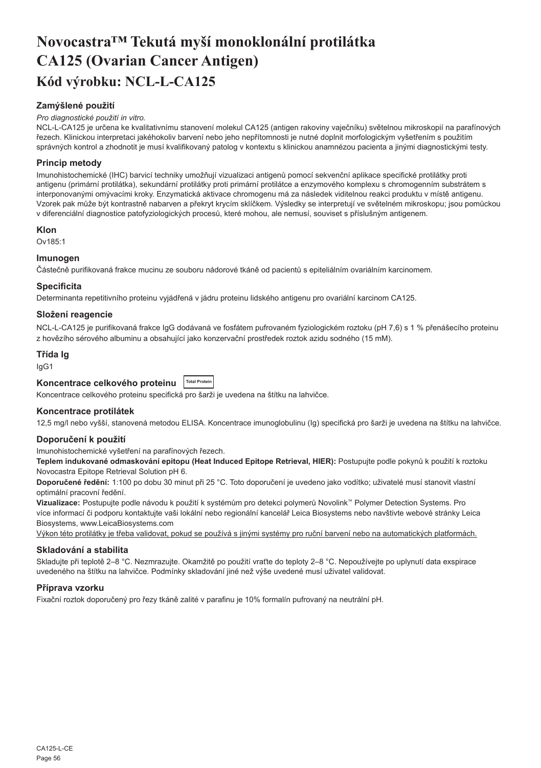# Novocastra™ Tekutá myší monoklonální protilátka CA125 (Ovarian Cancer Antigen)

## Kód výrobku: NCL-L-CA125

### Zamýšlené použití

*Pro diagnostické použití in vitro.*

NCL-L-CA125 je určena ke kvalitativnímu stanovení molekul CA125 (antigen rakoviny vaječníku) světelnou mikroskopií na parafínových řezech. Klinickou interpretaci jakéhokoliv barvení nebo jeho nepřítomnosti je nutné doplnit morfologickým vyšetřením s použitím správných kontrol a zhodnotit je musí kvalifikovaný patolog v kontextu s klinickou anamnézou pacienta a jinými diagnostickými testy.

### Princip metody

Imunohistochemické (IHC) barvicí techniky umožňují vizualizaci antigenů pomocí sekvenční aplikace specifické protilátky proti antigenu (primární protilátka), sekundární protilátky proti primární protilátce a enzymového komplexu s chromogenním substrátem s interponovanými omývacími kroky. Enzymatická aktivace chromogenu má za následek viditelnou reakci produktu v místě antigenu. Vzorek pak může být kontrastně nabarven a překryt krycím sklíčkem. Výsledky se interpretují ve světelném mikroskopu; jsou pomůckou v diferenciální diagnostice patofyziologických procesů, které mohou, ale nemusí, souviset s příslušným antigenem.

### Klon

Ov185:1

### Imunogen

Částečně purifikovaná frakce mucinu ze souboru nádorové tkáně od pacientů s epiteliálním ovariálním karcinomem.

### Specificita

Determinanta repetitivního proteinu vyjádřená v jádru proteinu lidského antigenu pro ovariální karcinom CA125.

### Složení reagencie

NCL-L-CA125 je purifikovaná frakce IgG dodávaná ve fosfátem pufrovaném fyziologickém roztoku (pH 7,6) s 1 % přenášecího proteinu z hovězího sérového albuminu a obsahující jako konzervační prostředek roztok azidu sodného (15 mM).

### Třída Ig

IgG1

### Koncentrace celkového proteinu Total Protein

Koncentrace celkového proteinu specifická pro šarži je uvedena na štítku na lahvičce.

### Koncentrace protilátek

12,5 mg/l nebo vyšší, stanovená metodou ELISA. Koncentrace imunoglobulinu (Ig) specifická pro šarži je uvedena na štítku na lahvičce.

### Doporučení k použití

Imunohistochemické vyšetření na parafínových řezech.

**Teplem indukované odmaskování epitopu (Heat Induced Epitope Retrieval, HIER):** Postupujte podle pokynů k použití k roztoku Novocastra Epitope Retrieval Solution pH 6.

**Doporučené ředění:** 1:100 po dobu 30 minut při 25 °C. Toto doporučení je uvedeno jako vodítko; uživatelé musí stanovit vlastní optimální pracovní ředění.

**Vizualizace:** Postupujte podle návodu k použití k systémům pro detekci polymerů Novolink™ Polymer Detection Systems. Pro více informací či podporu kontaktujte vaši lokální nebo regionální kancelář Leica Biosystems nebo navštivte webové stránky Leica Biosystems, www.LeicaBiosystems.com

Výkon této protilátky je třeba validovat, pokud se používá s jinými systémy pro ruční barvení nebo na automatických platformách.

### Skladování a stabilita

Skladujte při teplotě 2–8 °C. Nezmrazujte. Okamžitě po použití vraťte do teploty 2–8 °C. Nepoužívejte po uplynutí data exspirace uvedeného na štítku na lahvičce. Podmínky skladování jiné než výše uvedené musí uživatel validovat.

### Příprava vzorku

Fixační roztok doporučený pro řezy tkáně zalité v parafinu je 10% formalín pufrovaný na neutrální pH.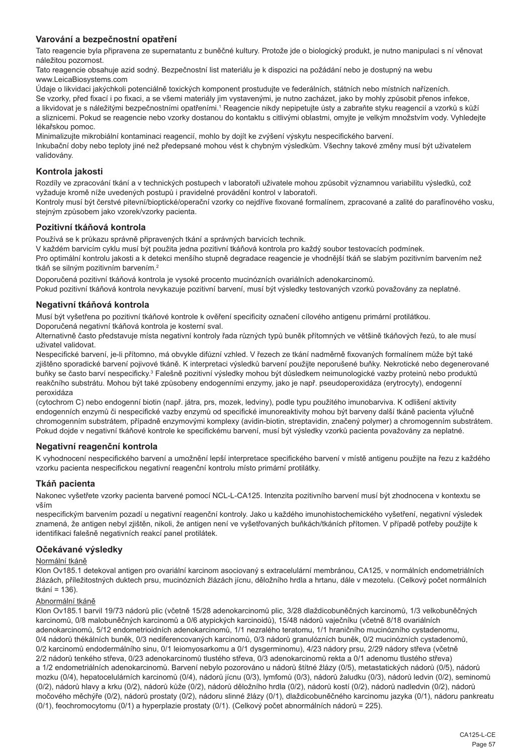## Varování a bezpečnostní opatření

Tato reagencie byla připravena ze supernatantu z buněčné kultury. Protože jde o biologický produkt, je nutno manipulaci s ní věnovat náležitou pozornost.

Tato reagencie obsahuje azid sodný. Bezpečnostní list materiálu je k dispozici na požádání nebo je dostupný na webu www.LeicaBiosystems.com

Údaje o likvidaci jakýchkoli potenciálně toxických komponent prostudujte ve federálních, státních nebo místních nařízeních.

Se vzorky, před fixací i po fixaci, a se všemi materiály jim vystavenými, je nutno zacházet, jako by mohly způsobit přenos infekce, a likvidovat je s náležitými bezpečnostními opatřeními.[1] Reagencie nikdy nepipetujte ústy a zabraňte styku reagencií a vzorků s kůží a sliznicemi. Pokud se reagencie nebo vzorky dostanou do kontaktu s citlivými oblastmi, omyjte je velkým množstvím vody. Vyhledejte lékařskou pomoc.

Minimalizujte mikrobiální kontaminaci reagencií, mohlo by dojít ke zvýšení výskytu nespecifického barvení.

Inkubační doby nebo teploty jiné než předepsané mohou vést k chybným výsledkům. Všechny takové změny musí být uživatelem validovány.

## Kontrola jakosti

Rozdíly ve zpracování tkání a v technických postupech v laboratoři uživatele mohou způsobit významnou variabilitu výsledků, což vyžaduje kromě níže uvedených postupů i pravidelné provádění kontrol v laboratoři.

Kontroly musí být čerstvé pitevní/bioptické/operační vzorky co nejdříve fixované formalínem, zpracované a zalité do parafínového vosku, stejným způsobem jako vzorek/vzorky pacienta.

## Pozitivní tkáňová kontrola

Používá se k průkazu správně připravených tkání a správných barvicích technik.

V každém barvicím cyklu musí být použita jedna pozitivní tkáňová kontrola pro každý soubor testovacích podmínek.

Pro optimální kontrolu jakosti a k detekci menšího stupně degradace reagencie je vhodnější tkáň se slabým pozitivním barvením než tkáň se silným pozitivním barvením.[2]

Doporučená pozitivní tkáňová kontrola je vysoké procento mucinózních ovariálních adenokarcinomů.

Pokud pozitivní tkáňová kontrola nevykazuje pozitivní barvení, musí být výsledky testovaných vzorků považovány za neplatné.

## Negativní tkáňová kontrola

Musí být vyšetřena po pozitivní tkáňové kontrole k ověření specificity označení cílového antigenu primární protilátkou.

Doporučená negativní tkáňová kontrola je kosterní sval.

Alternativně často představuje místa negativní kontroly řada různých typů buněk přítomných ve většině tkáňových řezů, to ale musí uživatel validovat.

Nespecifické barvení, je-li přítomno, má obvykle difúzní vzhled. V řezech ze tkání nadměrně fixovaných formalínem může být také zjištěno sporadické barvení pojivové tkáně. K interpretaci výsledků barvení použijte neporušené buňky. Nekrotické nebo degenerované buňky se často barví nespecificky.[3] Falešně pozitivní výsledky mohou být důsledkem neimunologické vazby proteinů nebo produktů reakčního substrátu. Mohou být také způsobeny endogenními enzymy, jako je např. pseudoperoxidáza (erytrocyty), endogenní peroxidáza (cytochrom C) nebo endogenní biotin (např. játra, prs, mozek, ledviny), podle typu použitého imunobarviva. K odlišení aktivity endogenních enzymů či nespecifické vazby enzymů od specifické imunoreaktivity mohou být barveny další tkáně pacienta výlučně chromogenním substrátem, případně enzymovými komplexy (avidin-biotin, streptavidin, značený polymer) a chromogenním substrátem. Pokud dojde v negativní tkáňové kontrole ke specifickému barvení, musí být výsledky vzorků pacienta považovány za neplatné.

## Negativní reagenční kontrola

K vyhodnocení nespecifického barvení a umožnění lepší interpretace specifického barvení v místě antigenu použijte na řezu z každého vzorku pacienta nespecifickou negativní reagenční kontrolu místo primární protilátky.

## Tkáň pacienta

Nakonec vyšetřete vzorky pacienta barvené pomocí NCL-L-CA125. Intenzita pozitivního barvení musí být zhodnocena v kontextu se vším nespecifickým barvením pozadí u negativní reagenční kontroly. Jako u každého imunohistochemického vyšetření, negativní výsledek znamená, že antigen nebyl zjištěn, nikoli, že antigen není ve vyšetřovaných buňkách/tkáních přítomen. V případě potřeby použijte k identifikaci falešně negativních reakcí panel protilátek.

## Očekávané výsledky

Normální tkáně

Klon Ov185.1 detekoval antigen pro ovariální karcinom asociovaný s extracelulární membránou, CA125, v normálních endometriálních žlázách, přležitostných duktech prsu, mucinózních žlázách jícnu, děložního hrdla a hrtanu, dále v mezotelu. (Celkový počet normálních tkání = 136).

Abnormální tkáně

Klon Ov185.1 barvil 19/73 nádorů plic (včetně 15/28 adenokarcinomů plic, 3/28 dlaždicobuněčných karcinomů, 1/3 velkobuněčných karcinomů, 0/8 malobuněčných karcinomů a 0/6 atypických karcinoidů), 15/48 nádorů vaječníku (včetně 8/18 ovariálních adenokarcinomů, 5/12 endometrioidních adenokarcinomů, 1/1 nezralého teratomu, 1/1 hraničního mucinózního cystadenomu, 0/4 nádorů thékálních buněk, 0/3 nediferencovaných karcinomů, 0/3 nádorů granulózních buněk, 0/2 mucinózních cystadenomů, 0/2 karcinomů endodermálního sinu, 0/1 leiomyosarkomu a 0/1 dysgerminomu), 4/23 nádory prsu, 2/29 nádory střeva (včetně 2/2 nádorů tenkého střeva, 0/23 adenokarcinomů tlustého střeva, 0/3 adenokarcinomů rekta a 0/1 adenomu tlustého střeva) a 1/2 endometriálních adenokarcinomů. Barvení nebylo pozorováno u nádorů štítné žlázy (0/5), metastatických nádorů (0/5), nádorů mozku (0/4), hepatocelulárních karcinomů (0/4), nádorů jícnu (0/3), lymfomů (0/3), nádorů žaludku (0/3), nádorů ledvin (0/2), seminomů (0/2), nádorů hlavy a krku (0/2), nádorů kůže (0/2), nádorů děložního hrdla (0/2), nádorů kostí (0/2), nádorů nadledvin (0/2), nádorů močového měchýře (0/2), nádorů prostaty (0/2), nádoru slinné žlázy (0/1), dlaždicobuněčného karcinomu jazyka (0/1), nádoru pankreatu (0/1), feochromocytomu (0/1) a hyperplazie prostaty (0/1). (Celkový počet abnormálních nádorů = 225).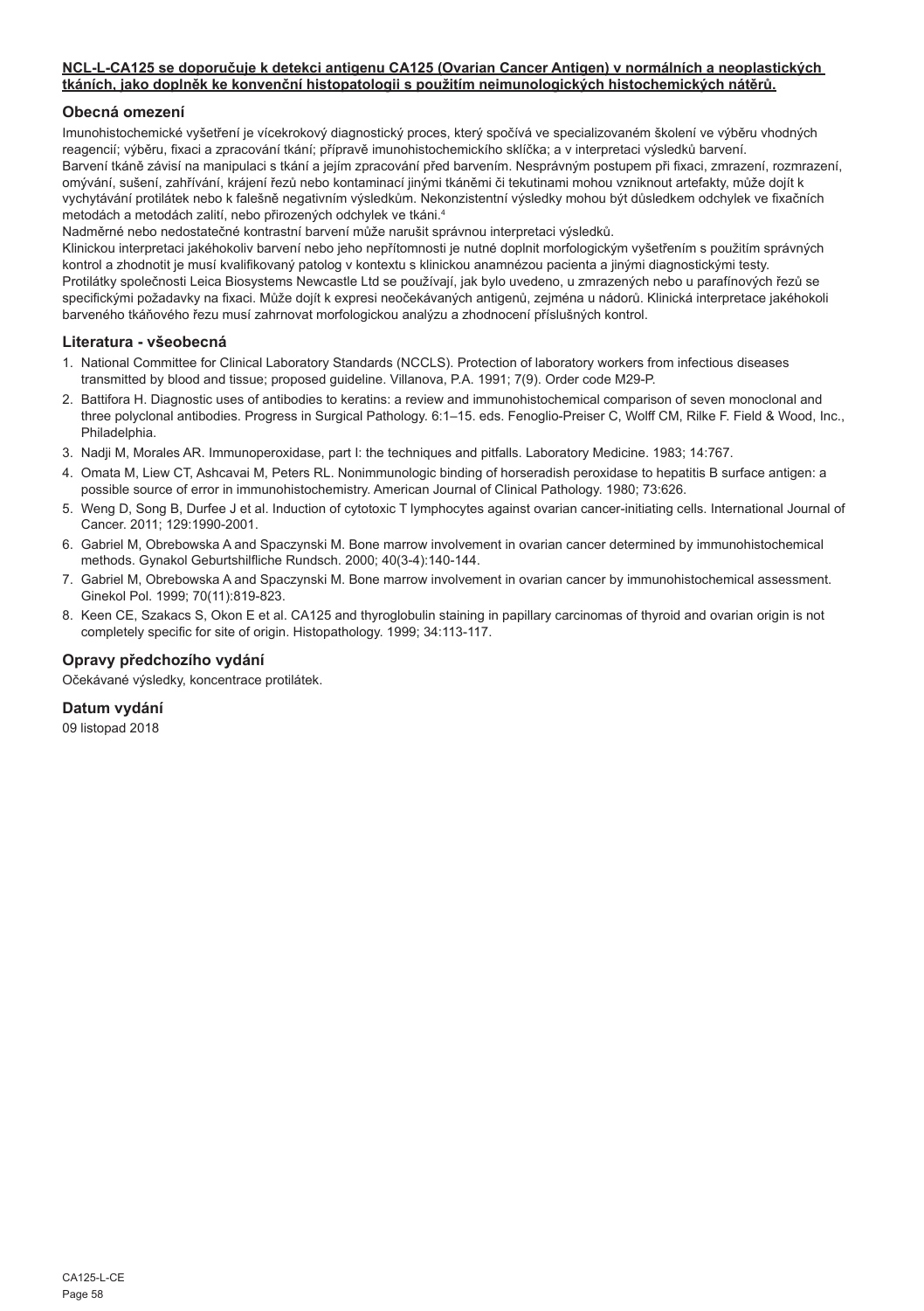**NCL-L-CA125 se doporučuje k detekci antigenu CA125 (Ovarian Cancer Antigen) v normálních a neoplastických tkáních, jako doplněk ke konvenční histopatologii s použitím neimunologických histochemických nátěrů.**

## Obecná omezení

Imunohistochemické vyšetření je vícekrokový diagnostický proces, který spočívá ve specializovaném školení ve výběru vhodných reagencií; výběru, fixaci a zpracování tkání; přípravě imunohistochemického sklíčka; a v interpretaci výsledků barvení.

Barvení tkáně závisí na manipulaci s tkání a jejím zpracování před barvením. Nesprávným postupem při fixaci, zmrazení, rozmrazení, omývání, sušení, zahřívání, krájení řezů nebo kontaminací jinými tkáněmi či tekutinami mohou vzniknout artefakty, může dojít k vychytávání protilátek nebo k falešně negativním výsledkům. Nekonzistentní výsledky mohou být důsledkem odchylek ve fixačních metodách a metodách zalití, nebo přirozených odchylek ve tkáni.[4]

Nadměrné nebo nedostatečné kontrastní barvení může narušit správnou interpretaci výsledků.

Klinickou interpretaci jakéhokoliv barvení nebo jeho nepřítomnosti je nutné doplnit morfologickým vyšetřením s použitím správných kontrol a zhodnotit je musí kvalifikovaný patolog v kontextu s klinickou anamnézou pacienta a jinými diagnostickými testy.

Protilátky společnosti Leica Biosystems Newcastle Ltd se používají, jak bylo uvedeno, u zmrazených nebo u parafínových řezů se specifickými požadavky na fixaci. Může dojít k expresi neočekávaných antigenů, zejména u nádorů. Klinická interpretace jakéhokoli barveného tkáňového řezu musí zahrnovat morfologickou analýzu a zhodnocení příslušných kontrol.

## Literatura - všeobecná

1. National Committee for Clinical Laboratory Standards (NCCLS). Protection of laboratory workers from infectious diseases transmitted by blood and tissue; proposed guideline. Villanova, P.A. 1991; 7(9). Order code M29-P.
2. Battifora H. Diagnostic uses of antibodies to keratins: a review and immunohistochemical comparison of seven monoclonal and three polyclonal antibodies. Progress in Surgical Pathology. 6:1–15. eds. Fenoglio-Preiser C, Wolff CM, Rilke F. Field & Wood, Inc., Philadelphia.
3. Nadji M, Morales AR. Immunoperoxidase, part I: the techniques and pitfalls. Laboratory Medicine. 1983; 14:767.
4. Omata M, Liew CT, Ashcavai M, Peters RL. Nonimmunologic binding of horseradish peroxidase to hepatitis B surface antigen: a possible source of error in immunohistochemistry. American Journal of Clinical Pathology. 1980; 73:626.
5. Weng D, Song B, Durfee J et al. Induction of cytotoxic T lymphocytes against ovarian cancer-initiating cells. International Journal of Cancer. 2011; 129:1990-2001.
6. Gabriel M, Obrebowska A and Spaczynski M. Bone marrow involvement in ovarian cancer determined by immunohistochemical methods. Gynakol Geburtshilfliche Rundsch. 2000; 40(3-4):140-144.
7. Gabriel M, Obrebowska A and Spaczynski M. Bone marrow involvement in ovarian cancer by immunohistochemical assessment. Ginekol Pol. 1999; 70(11):819-823.
8. Keen CE, Szakacs S, Okon E et al. CA125 and thyroglobulin staining in papillary carcinomas of thyroid and ovarian origin is not completely specific for site of origin. Histopathology. 1999; 34:113-117.

## Opravy předchozího vydání

Očekávané výsledky, koncentrace protilátek.

## Datum vydání

09 listopad 2018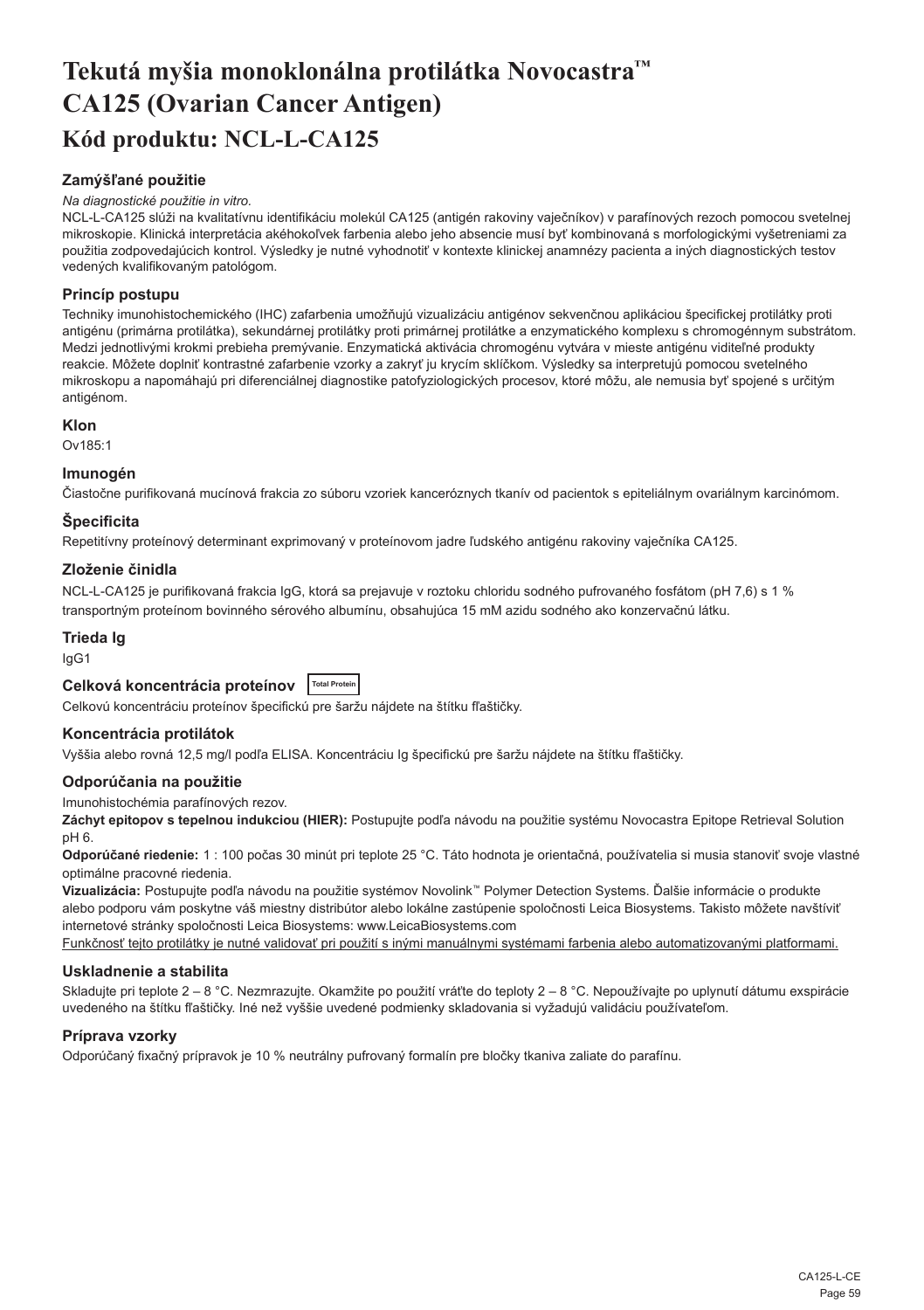# Tekutá myšia monoklonálna protilátka Novocastra™ CA125 (Ovarian Cancer Antigen)

## Kód produktu: NCL-L-CA125

### Zamýšľané použitie

*Na diagnostické použitie in vitro.*

NCL-L-CA125 slúži na kvalitatívnu identifikáciu molekúl CA125 (antigén rakoviny vaječníkov) v parafínových rezoch pomocou svetelnej mikroskopie. Klinická interpretácia akéhokoľvek farbenia alebo jeho absencie musí byť kombinovaná s morfologickými vyšetreniami za použitia zodpovedajúcich kontrol. Výsledky je nutné vyhodnotiť v kontexte klinickej anamnézy pacienta a iných diagnostických testov vedených kvalifikovaným patológom.

### Princíp postupu

Techniky imunohistochemického (IHC) zafarbenia umožňujú vizualizáciu antigénov sekvenčnou aplikáciou špecifickej protilátky proti antigénu (primárna protilátka), sekundárnej protilátky proti primárnej protilátke a enzymatického komplexu s chromogénnym substrátom. Medzi jednotlivými krokmi prebieha premývanie. Enzymatická aktivácia chromogénu vytvára v mieste antigénu viditeľné produkty reakcie. Môžete doplniť kontrastné zafarbenie vzorky a zakryť ju krycím sklíčkom. Výsledky sa interpretujú pomocou svetelného mikroskopu a napomáhajú pri diferenciálnej diagnostike patofyziologických procesov, ktoré môžu, ale nemusia byť spojené s určitým antigénom.

### Klon

Ov185:1

### Imunogén

Čiastočne purifikovaná mucínová frakcia zo súboru vzoriek kanceróznych tkanív od pacientok s epiteliálnym ovariálnym karcinómom.

### Špecificita

Repetitívny proteínový determinant exprimovaný v proteínovom jadre ľudského antigénu rakoviny vaječníka CA125.

### Zloženie činidla

NCL-L-CA125 je purifikovaná frakcia IgG, ktorá sa prejavuje v roztoku chloridu sodného pufrovaného fosfátom (pH 7,6) s 1 % transportným proteínom bovinného sérového albumínu, obsahujúca 15 mM azidu sodného ako konzervačnú látku.

### Trieda Ig

IgG1

### Celková koncentrácia proteínov Total Protein

Celkovú koncentráciu proteínov špecifickú pre šaržu nájdete na štítku fľaštičky.

### Koncentrácia protilátok

Vyššia alebo rovná 12,5 mg/l podľa ELISA. Koncentráciu Ig špecifickú pre šaržu nájdete na štítku fľaštičky.

### Odporúčania na použitie

Imunohistochémia parafínových rezov.

**Záchyt epitopov s tepelnou indukciou (HIER):** Postupujte podľa návodu na použitie systému Novocastra Epitope Retrieval Solution pH 6.

**Odporúčané riedenie:** 1 : 100 počas 30 minút pri teplote 25 °C. Táto hodnota je orientačná, používatelia si musia stanoviť svoje vlastné optimálne pracovné riedenia.

**Vizualizácia:** Postupujte podľa návodu na použitie systémov Novolink™ Polymer Detection Systems. Ďalšie informácie o produkte alebo podporu vám poskytne váš miestny distribútor alebo lokálne zastúpenie spoločnosti Leica Biosystems. Takisto môžete navštíviť internetové stránky spoločnosti Leica Biosystems: www.LeicaBiosystems.com

Funkčnosť tejto protilátky je nutné validovať pri použití s inými manuálnymi systémami farbenia alebo automatizovanými platformami.

### Uskladnenie a stabilita

Skladujte pri teplote 2 – 8 °C. Nezmrazujte. Okamžite po použití vráťte do teploty 2 – 8 °C. Nepoužívajte po uplynutí dátumu exspirácie uvedeného na štítku fľaštičky. Iné než vyššie uvedené podmienky skladovania si vyžadujú validáciu používateľom.

### Príprava vzorky

Odporúčaný fixačný prípravok je 10 % neutrálny pufrovaný formalín pre bločky tkaniva zaliate do parafínu.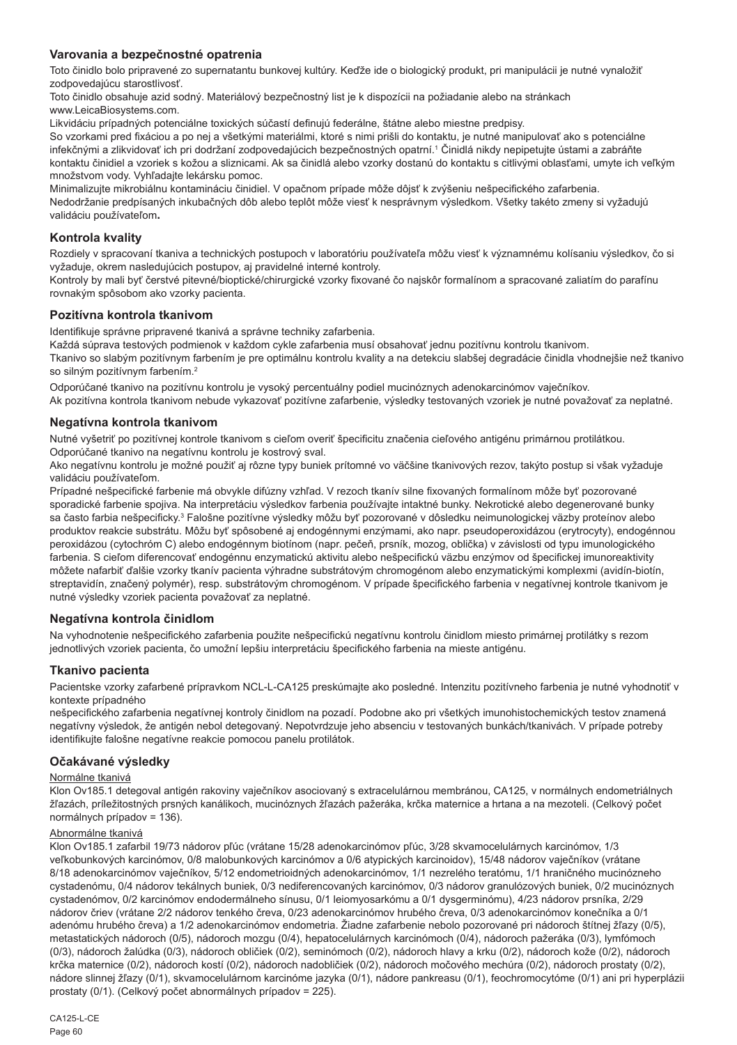## Varovania a bezpečnostné opatrenia

Toto činidlo bolo pripravené zo supernatantu bunkovej kultúry. Keďže ide o biologický produkt, pri manipulácii je nutné vynaložiť zodpovedajúcu starostlivosť.

Toto činidlo obsahuje azid sodný. Materiálový bezpečnostný list je k dispozícii na požiadanie alebo na stránkach www.LeicaBiosystems.com.

Likvidáciu prípadných potenciálne toxických súčastí definujú federálne, štátne alebo miestne predpisy.

So vzorkami pred fixáciou a po nej a všetkými materiálmi, ktoré s nimi prišli do kontaktu, je nutné manipulovať ako s potenciálne infekčnými a zlikvidovať ich pri dodržaní zodpovedajúcich bezpečnostných opatrní.[1] Činidlá nikdy nepipetujte ústami a zabráňte kontaktu činidiel a vzoriek s kožou a sliznicami. Ak sa činidlá alebo vzorky dostanú do kontaktu s citlivými oblasťami, umyte ich veľkým množstvom vody. Vyhľadajte lekársku pomoc.

Minimalizujte mikrobiálnu kontamináciu činidiel. V opačnom prípade môže dôjsť k zvýšeniu nešpecifického zafarbenia.

Nedodržanie predpísaných inkubačných dôb alebo teplôt môže viesť k nesprávnym výsledkom. Všetky takéto zmeny si vyžadujú validáciu používateľom**.**

## Kontrola kvality

Rozdiely v spracovaní tkaniva a technických postupoch v laboratóriu používateľa môžu viesť k významnému kolísaniu výsledkov, čo si vyžaduje, okrem nasledujúcich postupov, aj pravidelné interné kontroly.

Kontroly by mali byť čerstvé pitevné/bioptické/chirurgické vzorky fixované čo najskôr formalínom a spracované zaliatím do parafínu rovnakým spôsobom ako vzorky pacienta.

## Pozitívna kontrola tkanivom

Identifikuje správne pripravené tkanivá a správne techniky zafarbenia.

Každá súprava testových podmienok v každom cykle zafarbenia musí obsahovať jednu pozitívnu kontrolu tkanivom.

Tkanivo so slabým pozitívnym farbením je pre optimálnu kontrolu kvality a na detekciu slabšej degradácie činidla vhodnejšie než tkanivo so silným pozitívnym farbením.[2]

Odporúčané tkanivo na pozitívnu kontrolu je vysoký percentuálny podiel mucinóznych adenokarcinómov vaječníkov.

Ak pozitívna kontrola tkanivom nebude vykazovať pozitívne zafarbenie, výsledky testovaných vzoriek je nutné považovať za neplatné.

## Negatívna kontrola tkanivom

Nutné vyšetriť po pozitívnej kontrole tkanivom s cieľom overiť špecificitu značenia cieľového antigénu primárnou protilátkou.

Odporúčané tkanivo na negatívnu kontrolu je kostrový sval.

Ako negatívnu kontrolu je možné použiť aj rôzne typy buniek prítomné vo väčšine tkanivových rezov, takýto postup si však vyžaduje validáciu používateľom.

Prípadné nešpecifické farbenie má obvykle difúzny vzhľad. V rezoch tkanív silne fixovaných formalínom môže byť pozorované sporadické farbenie spojiva. Na interpretáciu výsledkov farbenia používajte intaktné bunky. Nekrotické alebo degenerované bunky sa často farbia nešpecificky.[3] Falošne pozitívne výsledky môžu byť pozorované v dôsledku neimunologickej väzby proteínov alebo produktov reakcie substrátu. Môžu byť spôsobené aj endogénnymi enzýmami, ako napr. pseudoperoxidázou (erytrocyty), endogénnou peroxidázou (cytochróm C) alebo endogénnym biotínom (napr. pečeň, prsník, mozog, oblička) v závislosti od typu imunologického farbenia. S cieľom diferencovať endogénnu enzymatickú aktivitu alebo nešpecifickú väzbu enzýmov od špecifickej imunoreaktivity môžete nafarbiť ďalšie vzorky tkanív pacienta výhradne substrátovým chromogénom alebo enzymatickými komplexmi (avidín-biotín, streptavidín, značený polymér), resp. substrátovým chromogénom. V prípade špecifického farbenia v negatívnej kontrole tkanivom je nutné výsledky vzoriek pacienta považovať za neplatné.

## Negatívna kontrola činidlom

Na vyhodnotenie nešpecifického zafarbenia použite nešpecifickú negatívnu kontrolu činidlom miesto primárnej protilátky s rezom jednotlivých vzoriek pacienta, čo umožní lepšiu interpretáciu špecifického farbenia na mieste antigénu.

## Tkanivo pacienta

Pacientske vzorky zafarbené prípravkom NCL-L-CA125 preskúmajte ako posledné. Intenzitu pozitívneho farbenia je nutné vyhodnotiť v kontexte prípadného nešpecifického zafarbenia negatívnej kontroly činidlom na pozadí. Podobne ako pri všetkých imunohistochemických testov znamená negatívny výsledok, že antigén nebol detegovaný. Nepotvrdzuje jeho absenciu v testovaných bunkách/tkanivách. V prípade potreby identifikujte falošne negatívne reakcie pomocou panelu protilátok.

## Očakávané výsledky

Normálne tkanivá

Klon Ov185.1 detegoval antigén rakoviny vaječníkov asociovaný s extracelulárnou membránou, CA125, v normálnych endometriálnych žľazách, príležitostných prsných kanálikoch, mucinóznych žľazách pažeráka, krčka maternice a hrtana a na mezoteli. (Celkový počet normálnych prípadov = 136).

Abnormálne tkanivá

Klon Ov185.1 zafarbil 19/73 nádorov pľúc (vrátane 15/28 adenokarcinómov pľúc, 3/28 skvamocelulárnych karcinómov, 1/3 veľkobunkových karcinómov, 0/8 malobunkových karcinómov a 0/6 atypických karcinoidov), 15/48 nádorov vaječníkov (vrátane 8/18 adenokarcinómov vaječníkov, 5/12 endometrioidných adenokarcinómov, 1/1 nezrelého teratómu, 1/1 hraničného mucinózneho cystadenómu, 0/4 nádorov tekálnych buniek, 0/3 nediferencovaných karcinómov, 0/3 nádorov granulózových buniek, 0/2 mucinóznych cystadenómov, 0/2 karcinómov endodermálneho sínusu, 0/1 leiomyosarkómu a 0/1 dysgerminómu), 4/23 nádorov prsníka, 2/29 nádorov čriev (vrátane 2/2 nádorov tenkého čreva, 0/23 adenokarcinómov hrubého čreva, 0/3 adenokarcinómov konečníka a 0/1 adenómu hrubého čreva) a 1/2 adenokarcinómov endometria. Žiadne zafarbenie nebolo pozorované pri nádoroch štítnej žľazy (0/5), metastatických nádoroch (0/5), nádoroch mozgu (0/4), hepatocelulárnych karcinómoch (0/4), nádoroch pažeráka (0/3), lymfómoch (0/3), nádoroch žalúdka (0/3), nádoroch obličiek (0/2), seminómoch (0/2), nádoroch hlavy a krku (0/2), nádoroch kože (0/2), nádoroch krčka maternice (0/2), nádoroch kostí (0/2), nádoroch nadobličiek (0/2), nádoroch močového mechúra (0/2), nádoroch prostaty (0/2), nádore slinnej žľazy (0/1), skvamocelulárnom karcinóme jazyka (0/1), nádore pankreasu (0/1), feochromocytóme (0/1) ani pri hyperplázii prostaty (0/1). (Celkový počet abnormálnych prípadov = 225).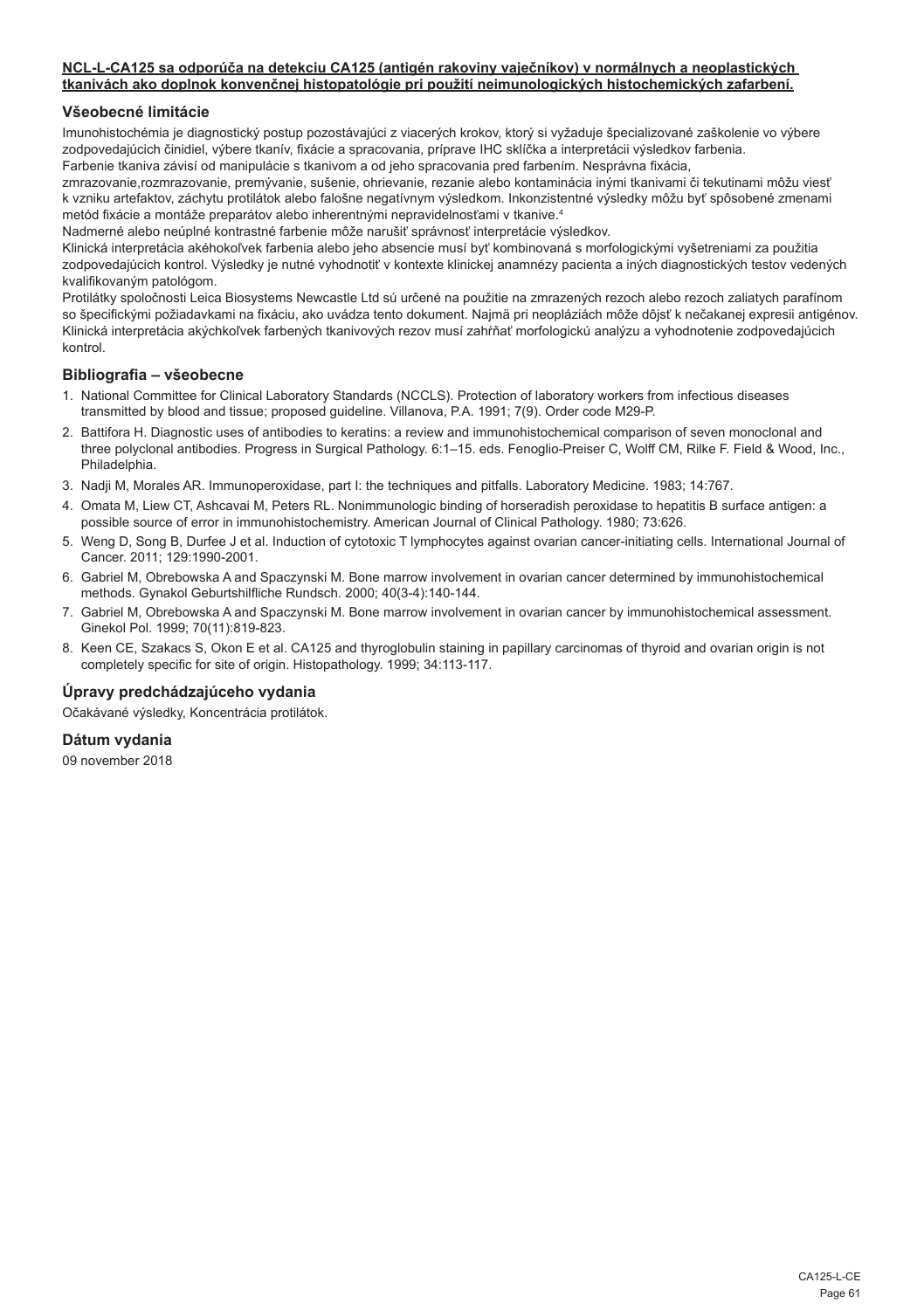**NCL-L-CA125 sa odporúča na detekciu CA125 (antigén rakoviny vaječníkov) v normálnych a neoplastických tkanivách ako doplnok konvenčnej histopatológie pri použití neimunologických histochemických zafarbení.**

## Všeobecné limitácie

Imunohistochémia je diagnostický postup pozostávajúci z viacerých krokov, ktorý si vyžaduje špecializované zaškolenie vo výbere zodpovedajúcich činidiel, výbere tkanív, fixácie a spracovania, príprave IHC sklíčka a interpretácii výsledkov farbenia.

Farbenie tkaniva závisí od manipulácie s tkanivom a od jeho spracovania pred farbením. Nesprávna fixácia, zmrazovanie,rozmrazovanie, premývanie, sušenie, ohrievanie, rezanie alebo kontaminácia inými tkanivami či tekutinami môžu viesť k vzniku artefaktov, záchytu protilátok alebo falošne negatívnym výsledkom. Inkonzistentné výsledky môžu byť spôsobené zmenami metód fixácie a montáže preparátov alebo inherentnými nepravidelnosťami v tkanive.[4]

Nadmerné alebo neúplné kontrastné farbenie môže narušiť správnosť interpretácie výsledkov.

Klinická interpretácia akéhokoľvek farbenia alebo jeho absencie musí byť kombinovaná s morfologickými vyšetreniami za použitia zodpovedajúcich kontrol. Výsledky je nutné vyhodnotiť v kontexte klinickej anamnézy pacienta a iných diagnostických testov vedených kvalifikovaným patológom.

Protilátky spoločnosti Leica Biosystems Newcastle Ltd sú určené na použitie na zmrazených rezoch alebo rezoch zaliatych parafínom so špecifickými požiadavkami na fixáciu, ako uvádza tento dokument. Najmä pri neopláziách môže dôjsť k nečakanej expresii antigénov. Klinická interpretácia akýchkoľvek farbených tkanivových rezov musí zahŕňať morfologickú analýzu a vyhodnotenie zodpovedajúcich kontrol.

## Bibliografia – všeobecne

1. National Committee for Clinical Laboratory Standards (NCCLS). Protection of laboratory workers from infectious diseases transmitted by blood and tissue; proposed guideline. Villanova, P.A. 1991; 7(9). Order code M29-P.
2. Battifora H. Diagnostic uses of antibodies to keratins: a review and immunohistochemical comparison of seven monoclonal and three polyclonal antibodies. Progress in Surgical Pathology. 6:1–15. eds. Fenoglio-Preiser C, Wolff CM, Rilke F. Field & Wood, Inc., Philadelphia.
3. Nadji M, Morales AR. Immunoperoxidase, part I: the techniques and pitfalls. Laboratory Medicine. 1983; 14:767.
4. Omata M, Liew CT, Ashcavai M, Peters RL. Nonimmunologic binding of horseradish peroxidase to hepatitis B surface antigen: a possible source of error in immunohistochemistry. American Journal of Clinical Pathology. 1980; 73:626.
5. Weng D, Song B, Durfee J et al. Induction of cytotoxic T lymphocytes against ovarian cancer-initiating cells. International Journal of Cancer. 2011; 129:1990-2001.
6. Gabriel M, Obrebowska A and Spaczynski M. Bone marrow involvement in ovarian cancer determined by immunohistochemical methods. Gynakol Geburtshilfliche Rundsch. 2000; 40(3-4):140-144.
7. Gabriel M, Obrebowska A and Spaczynski M. Bone marrow involvement in ovarian cancer by immunohistochemical assessment. Ginekol Pol. 1999; 70(11):819-823.
8. Keen CE, Szakacs S, Okon E et al. CA125 and thyroglobulin staining in papillary carcinomas of thyroid and ovarian origin is not completely specific for site of origin. Histopathology. 1999; 34:113-117.

## Úpravy predchádzajúceho vydania

Očakávané výsledky, Koncentrácia protilátok.

## Dátum vydania

09 november 2018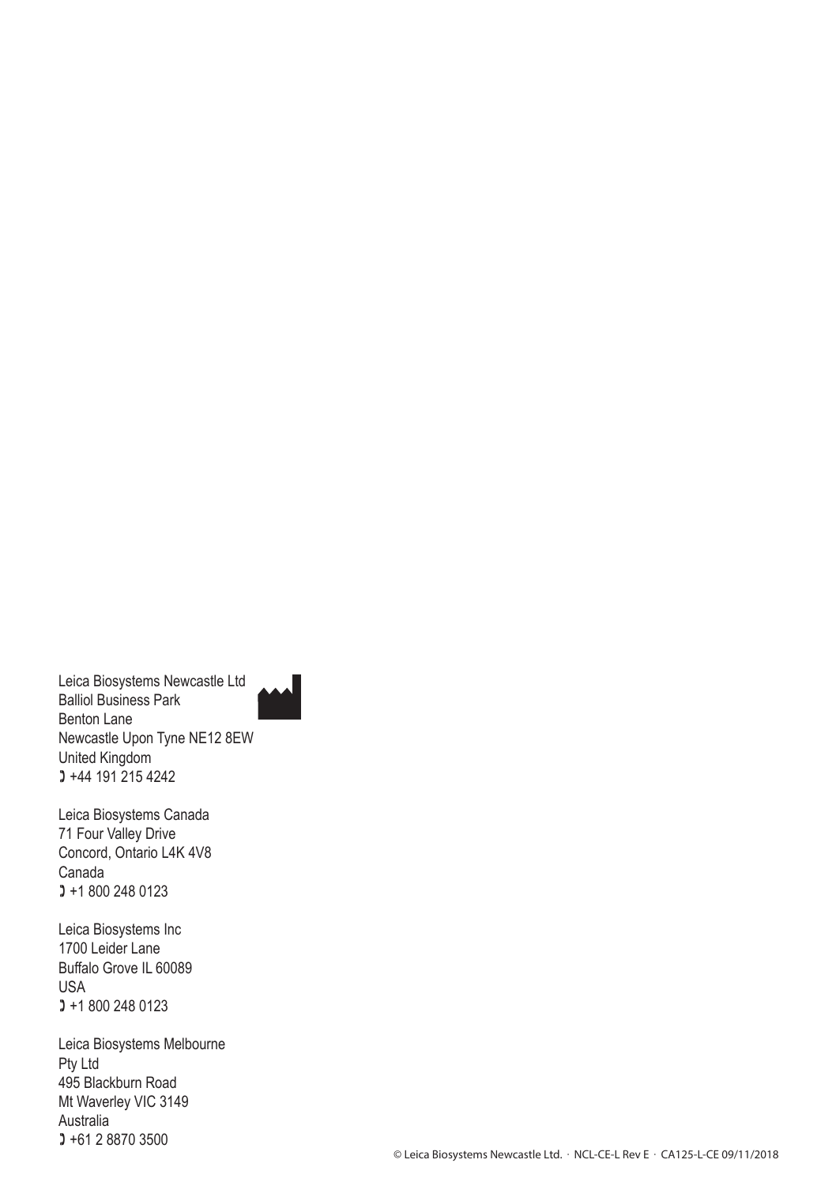Leica Biosystems Newcastle Ltd
Balliol Business Park
Benton Lane
Newcastle Upon Tyne NE12 8EW
United Kingdom
+44 191 215 4242

Leica Biosystems Canada
71 Four Valley Drive
Concord, Ontario L4K 4V8
Canada
+1 800 248 0123

Leica Biosystems Inc
1700 Leider Lane
Buffalo Grove IL 60089
USA
+1 800 248 0123

Leica Biosystems Melbourne
Pty Ltd
495 Blackburn Road
Mt Waverley VIC 3149
Australia
+61 2 8870 3500

© Leica Biosystems Newcastle Ltd. · NCL-CE-L Rev E · CA125-L-CE 09/11/2018